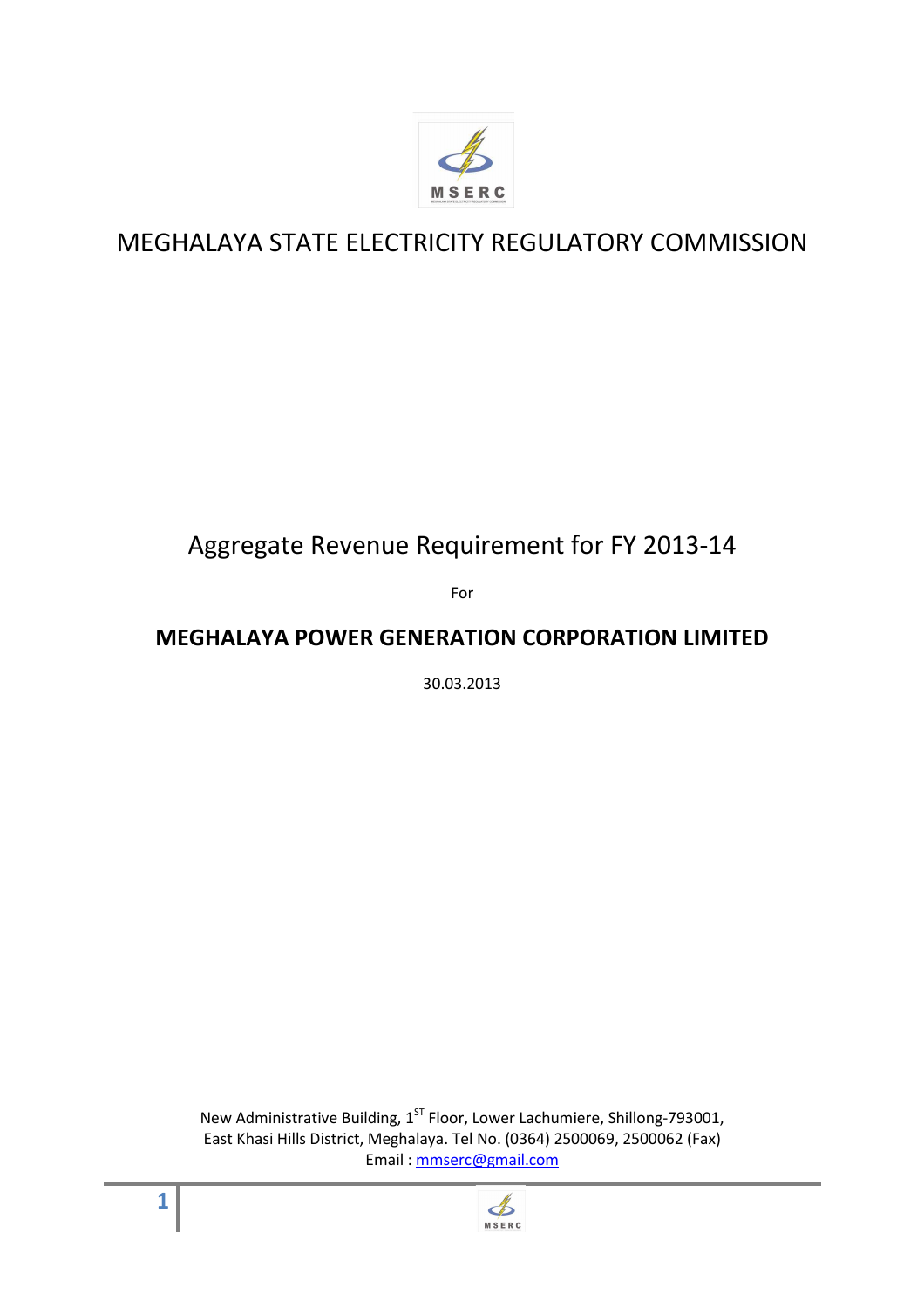# MEGHALAYA STATE ELECTRICITY REGULATORY COMMISSION

## Aggregate Revenue Requirement for FY 2013-14

For

## MEGHALAYA POWER GENERATION CORPORATION LIMITED

30.03.2013

New Administrative Building, 1[ST] Floor, Lower Lachumiere, Shillong-793001, East Khasi Hills District, Meghalaya. Tel No. (0364) 2500069, 2500062 (Fax)
Email : mmserc@gmail.com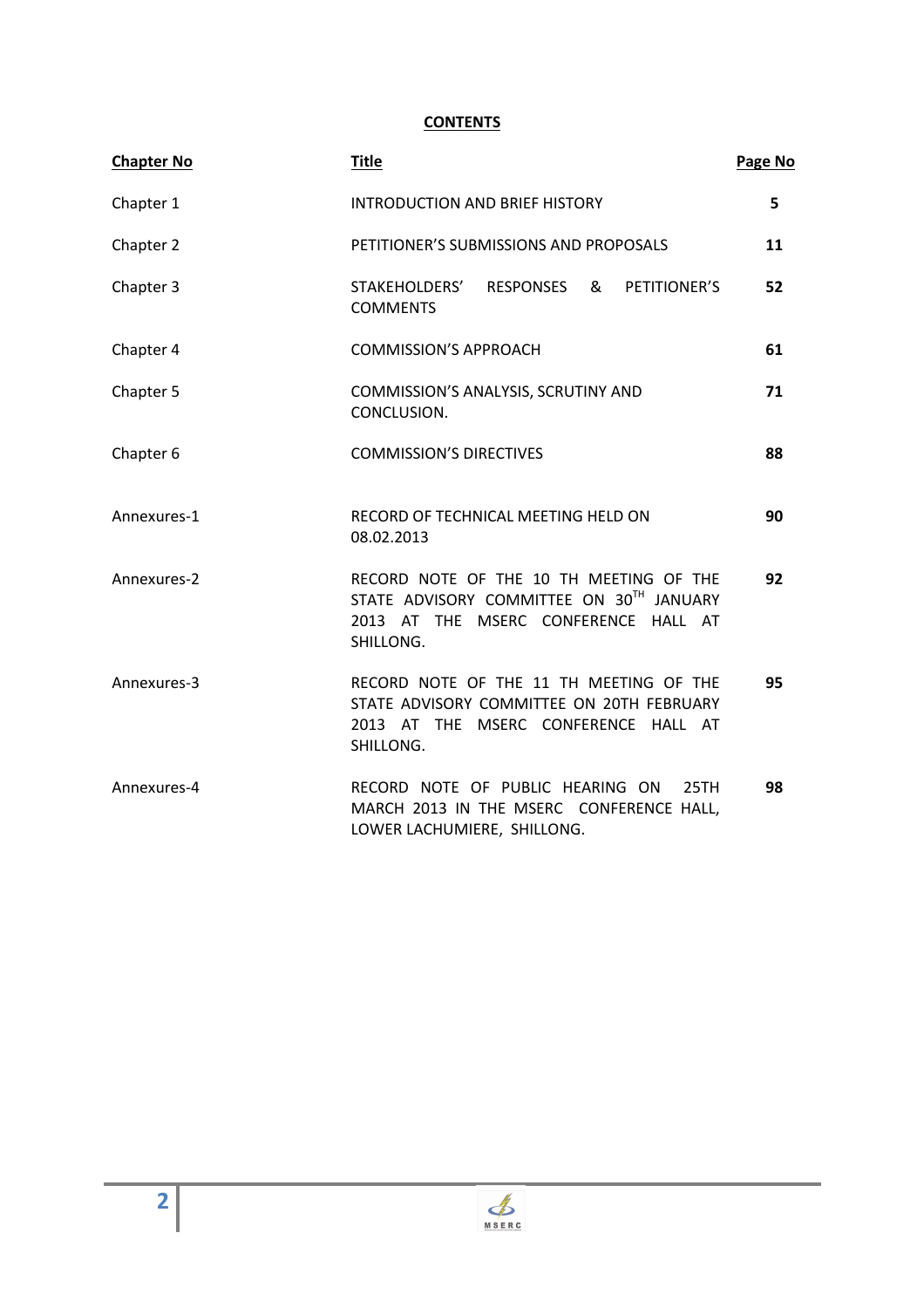# CONTENTS

| Chapter No | Title | Page No |
|---|---|---|
| Chapter 1 | INTRODUCTION AND BRIEF HISTORY | 5 |
| Chapter 2 | PETITIONER'S SUBMISSIONS AND PROPOSALS | 11 |
| Chapter 3 | STAKEHOLDERS' RESPONSES & PETITIONER'S COMMENTS | 52 |
| Chapter 4 | COMMISSION'S APPROACH | 61 |
| Chapter 5 | COMMISSION'S ANALYSIS, SCRUTINY AND CONCLUSION. | 71 |
| Chapter 6 | COMMISSION'S DIRECTIVES | 88 |
| Annexures-1 | RECORD OF TECHNICAL MEETING HELD ON 08.02.2013 | 90 |
| Annexures-2 | RECORD NOTE OF THE 10 TH MEETING OF THE STATE ADVISORY COMMITTEE ON 30TH JANUARY 2013 AT THE MSERC CONFERENCE HALL AT SHILLONG. | 92 |
| Annexures-3 | RECORD NOTE OF THE 11 TH MEETING OF THE STATE ADVISORY COMMITTEE ON 20TH FEBRUARY 2013 AT THE MSERC CONFERENCE HALL AT SHILLONG. | 95 |
| Annexures-4 | RECORD NOTE OF PUBLIC HEARING ON 25TH MARCH 2013 IN THE MSERC CONFERENCE HALL, LOWER LACHUMIERE, SHILLONG. | 98 |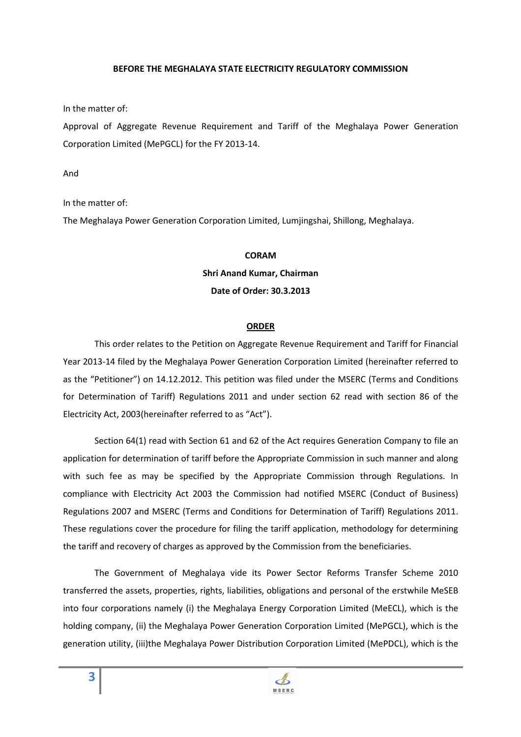**BEFORE THE MEGHALAYA STATE ELECTRICITY REGULATORY COMMISSION**

In the matter of:

Approval of Aggregate Revenue Requirement and Tariff of the Meghalaya Power Generation Corporation Limited (MePGCL) for the FY 2013-14.

And

In the matter of:

The Meghalaya Power Generation Corporation Limited, Lumjingshai, Shillong, Meghalaya.

**CORAM**

**Shri Anand Kumar, Chairman**

**Date of Order: 30.3.2013**

**ORDER**

This order relates to the Petition on Aggregate Revenue Requirement and Tariff for Financial Year 2013-14 filed by the Meghalaya Power Generation Corporation Limited (hereinafter referred to as the "Petitioner") on 14.12.2012. This petition was filed under the MSERC (Terms and Conditions for Determination of Tariff) Regulations 2011 and under section 62 read with section 86 of the Electricity Act, 2003(hereinafter referred to as "Act").

Section 64(1) read with Section 61 and 62 of the Act requires Generation Company to file an application for determination of tariff before the Appropriate Commission in such manner and along with such fee as may be specified by the Appropriate Commission through Regulations. In compliance with Electricity Act 2003 the Commission had notified MSERC (Conduct of Business) Regulations 2007 and MSERC (Terms and Conditions for Determination of Tariff) Regulations 2011. These regulations cover the procedure for filing the tariff application, methodology for determining the tariff and recovery of charges as approved by the Commission from the beneficiaries.

The Government of Meghalaya vide its Power Sector Reforms Transfer Scheme 2010 transferred the assets, properties, rights, liabilities, obligations and personal of the erstwhile MeSEB into four corporations namely (i) the Meghalaya Energy Corporation Limited (MeECL), which is the holding company, (ii) the Meghalaya Power Generation Corporation Limited (MePGCL), which is the generation utility, (iii)the Meghalaya Power Distribution Corporation Limited (MePDCL), which is the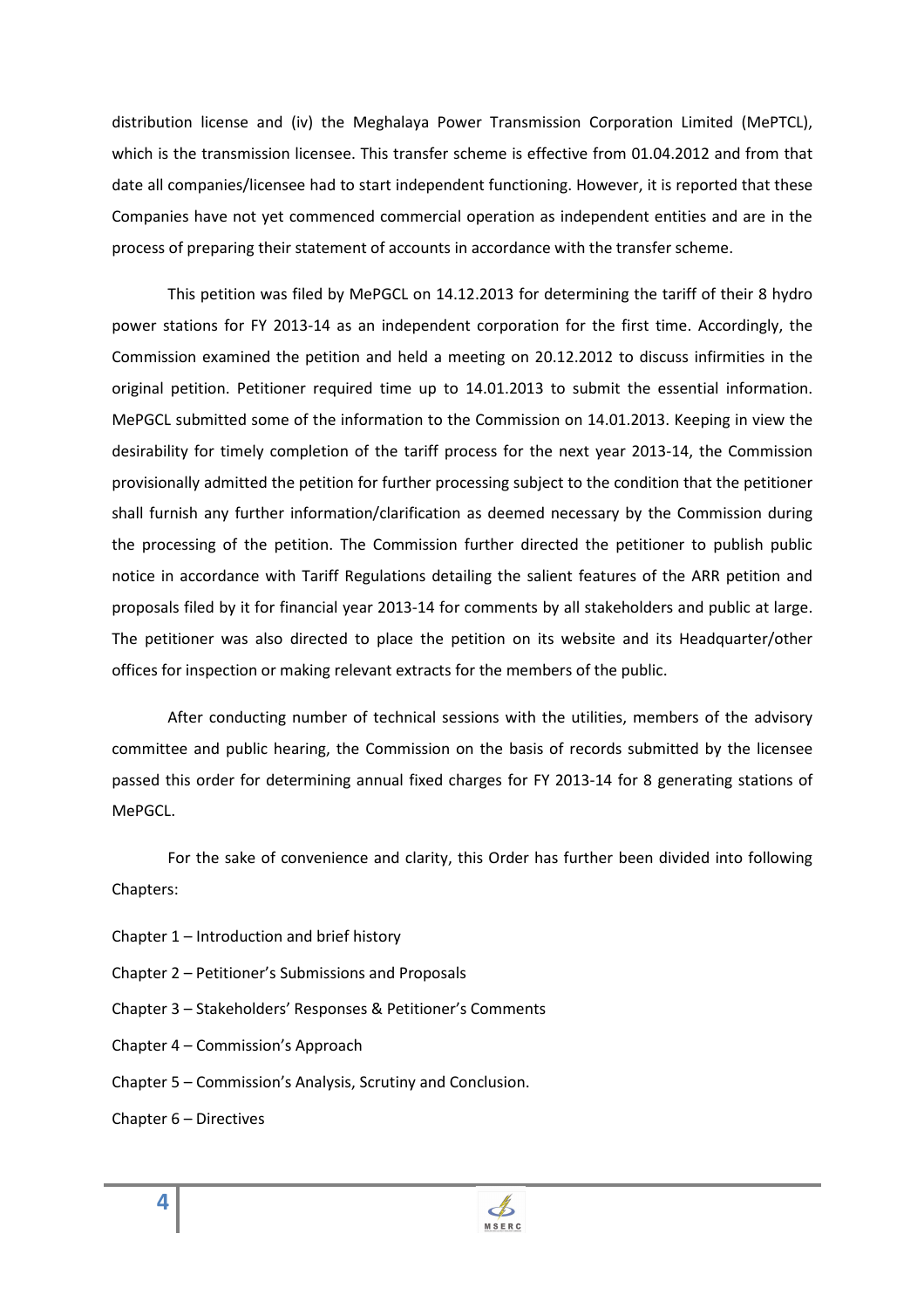distribution license and (iv) the Meghalaya Power Transmission Corporation Limited (MePTCL), which is the transmission licensee. This transfer scheme is effective from 01.04.2012 and from that date all companies/licensee had to start independent functioning. However, it is reported that these Companies have not yet commenced commercial operation as independent entities and are in the process of preparing their statement of accounts in accordance with the transfer scheme.

This petition was filed by MePGCL on 14.12.2013 for determining the tariff of their 8 hydro power stations for FY 2013-14 as an independent corporation for the first time. Accordingly, the Commission examined the petition and held a meeting on 20.12.2012 to discuss infirmities in the original petition. Petitioner required time up to 14.01.2013 to submit the essential information. MePGCL submitted some of the information to the Commission on 14.01.2013. Keeping in view the desirability for timely completion of the tariff process for the next year 2013-14, the Commission provisionally admitted the petition for further processing subject to the condition that the petitioner shall furnish any further information/clarification as deemed necessary by the Commission during the processing of the petition. The Commission further directed the petitioner to publish public notice in accordance with Tariff Regulations detailing the salient features of the ARR petition and proposals filed by it for financial year 2013-14 for comments by all stakeholders and public at large. The petitioner was also directed to place the petition on its website and its Headquarter/other offices for inspection or making relevant extracts for the members of the public.

After conducting number of technical sessions with the utilities, members of the advisory committee and public hearing, the Commission on the basis of records submitted by the licensee passed this order for determining annual fixed charges for FY 2013-14 for 8 generating stations of MePGCL.

For the sake of convenience and clarity, this Order has further been divided into following Chapters:

Chapter 1 – Introduction and brief history

Chapter 2 – Petitioner's Submissions and Proposals

Chapter 3 – Stakeholders' Responses & Petitioner's Comments

Chapter 4 – Commission's Approach

Chapter 5 – Commission's Analysis, Scrutiny and Conclusion.

Chapter 6 – Directives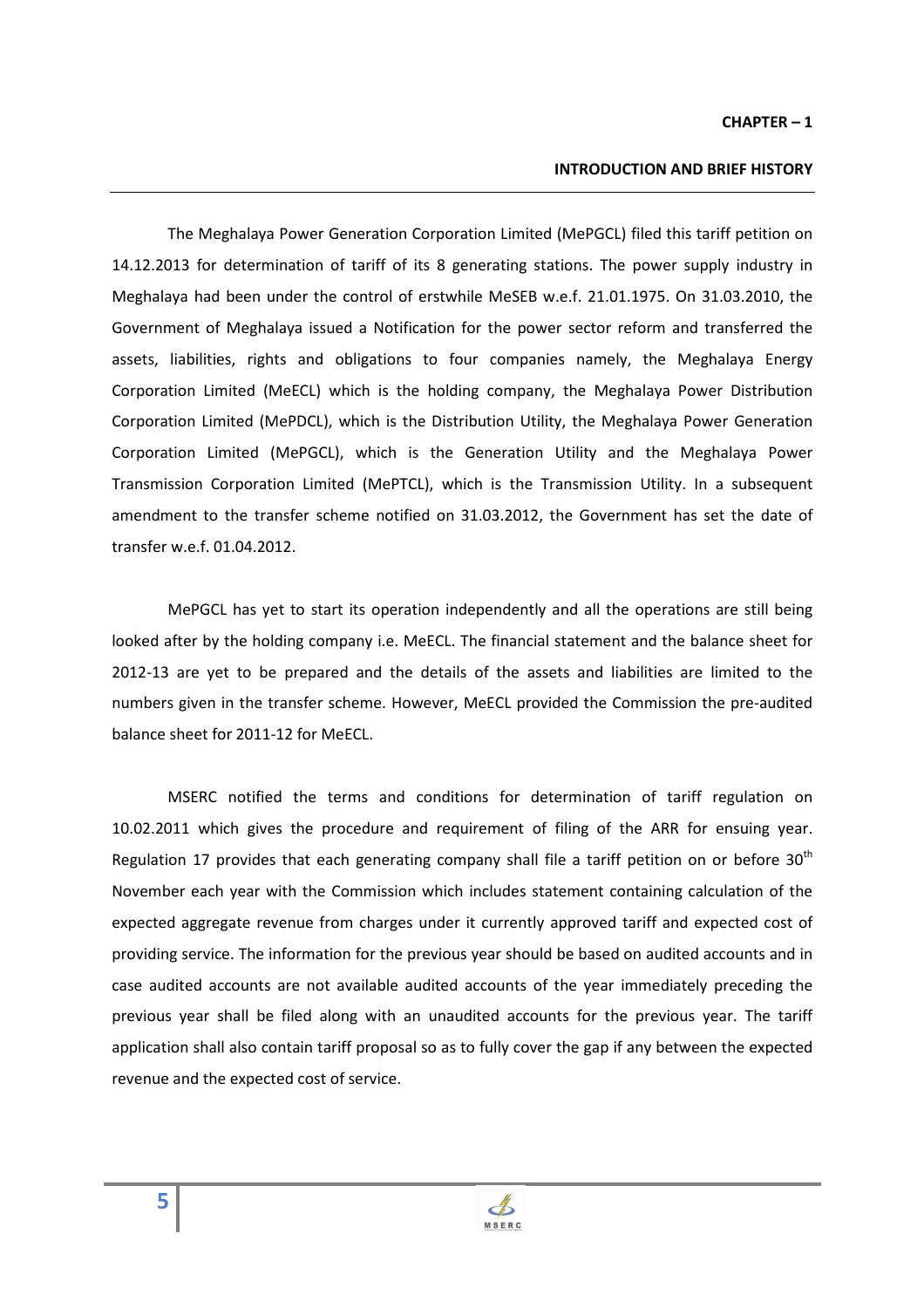# CHAPTER – 1

## INTRODUCTION AND BRIEF HISTORY

The Meghalaya Power Generation Corporation Limited (MePGCL) filed this tariff petition on 14.12.2013 for determination of tariff of its 8 generating stations. The power supply industry in Meghalaya had been under the control of erstwhile MeSEB w.e.f. 21.01.1975. On 31.03.2010, the Government of Meghalaya issued a Notification for the power sector reform and transferred the assets, liabilities, rights and obligations to four companies namely, the Meghalaya Energy Corporation Limited (MeECL) which is the holding company, the Meghalaya Power Distribution Corporation Limited (MePDCL), which is the Distribution Utility, the Meghalaya Power Generation Corporation Limited (MePGCL), which is the Generation Utility and the Meghalaya Power Transmission Corporation Limited (MePTCL), which is the Transmission Utility. In a subsequent amendment to the transfer scheme notified on 31.03.2012, the Government has set the date of transfer w.e.f. 01.04.2012.

MePGCL has yet to start its operation independently and all the operations are still being looked after by the holding company i.e. MeECL. The financial statement and the balance sheet for 2012-13 are yet to be prepared and the details of the assets and liabilities are limited to the numbers given in the transfer scheme. However, MeECL provided the Commission the pre-audited balance sheet for 2011-12 for MeECL.

MSERC notified the terms and conditions for determination of tariff regulation on 10.02.2011 which gives the procedure and requirement of filing of the ARR for ensuing year. Regulation 17 provides that each generating company shall file a tariff petition on or before 30th November each year with the Commission which includes statement containing calculation of the expected aggregate revenue from charges under it currently approved tariff and expected cost of providing service. The information for the previous year should be based on audited accounts and in case audited accounts are not available audited accounts of the year immediately preceding the previous year shall be filed along with an unaudited accounts for the previous year. The tariff application shall also contain tariff proposal so as to fully cover the gap if any between the expected revenue and the expected cost of service.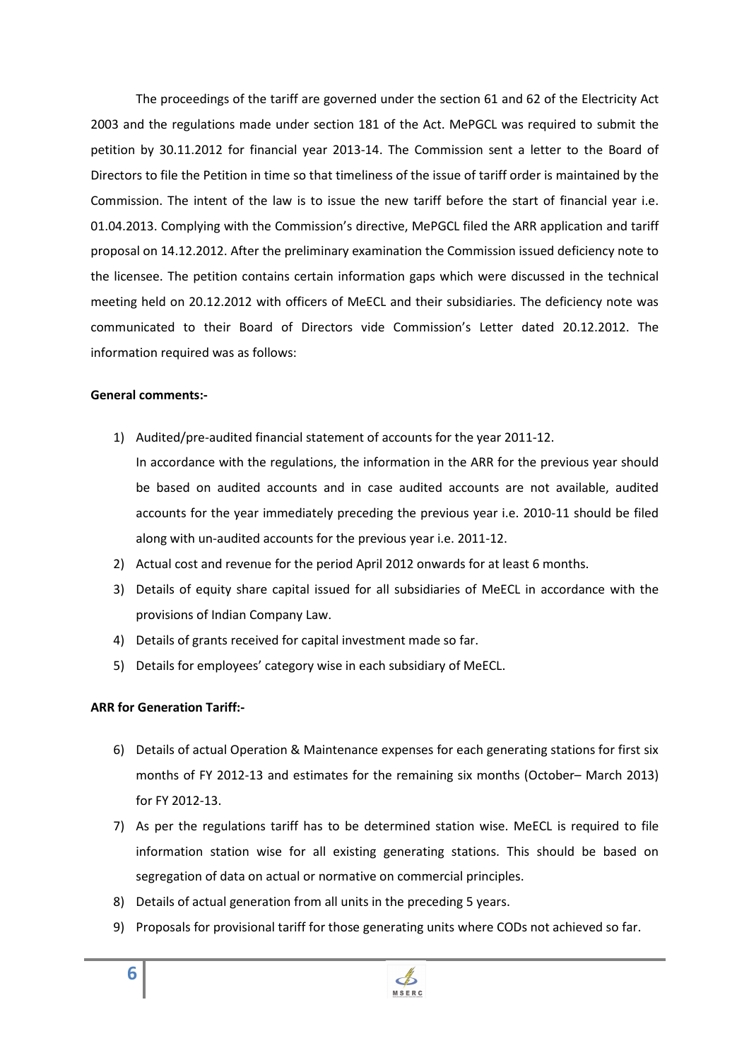The proceedings of the tariff are governed under the section 61 and 62 of the Electricity Act 2003 and the regulations made under section 181 of the Act. MePGCL was required to submit the petition by 30.11.2012 for financial year 2013-14. The Commission sent a letter to the Board of Directors to file the Petition in time so that timeliness of the issue of tariff order is maintained by the Commission. The intent of the law is to issue the new tariff before the start of financial year i.e. 01.04.2013. Complying with the Commission's directive, MePGCL filed the ARR application and tariff proposal on 14.12.2012. After the preliminary examination the Commission issued deficiency note to the licensee. The petition contains certain information gaps which were discussed in the technical meeting held on 20.12.2012 with officers of MeECL and their subsidiaries. The deficiency note was communicated to their Board of Directors vide Commission's Letter dated 20.12.2012. The information required was as follows:

**General comments:-**

1) Audited/pre-audited financial statement of accounts for the year 2011-12.
   In accordance with the regulations, the information in the ARR for the previous year should be based on audited accounts and in case audited accounts are not available, audited accounts for the year immediately preceding the previous year i.e. 2010-11 should be filed along with un-audited accounts for the previous year i.e. 2011-12.
2) Actual cost and revenue for the period April 2012 onwards for at least 6 months.
3) Details of equity share capital issued for all subsidiaries of MeECL in accordance with the provisions of Indian Company Law.
4) Details of grants received for capital investment made so far.
5) Details for employees' category wise in each subsidiary of MeECL.

**ARR for Generation Tariff:-**

6) Details of actual Operation & Maintenance expenses for each generating stations for first six months of FY 2012-13 and estimates for the remaining six months (October– March 2013) for FY 2012-13.
7) As per the regulations tariff has to be determined station wise. MeECL is required to file information station wise for all existing generating stations. This should be based on segregation of data on actual or normative on commercial principles.
8) Details of actual generation from all units in the preceding 5 years.
9) Proposals for provisional tariff for those generating units where CODs not achieved so far.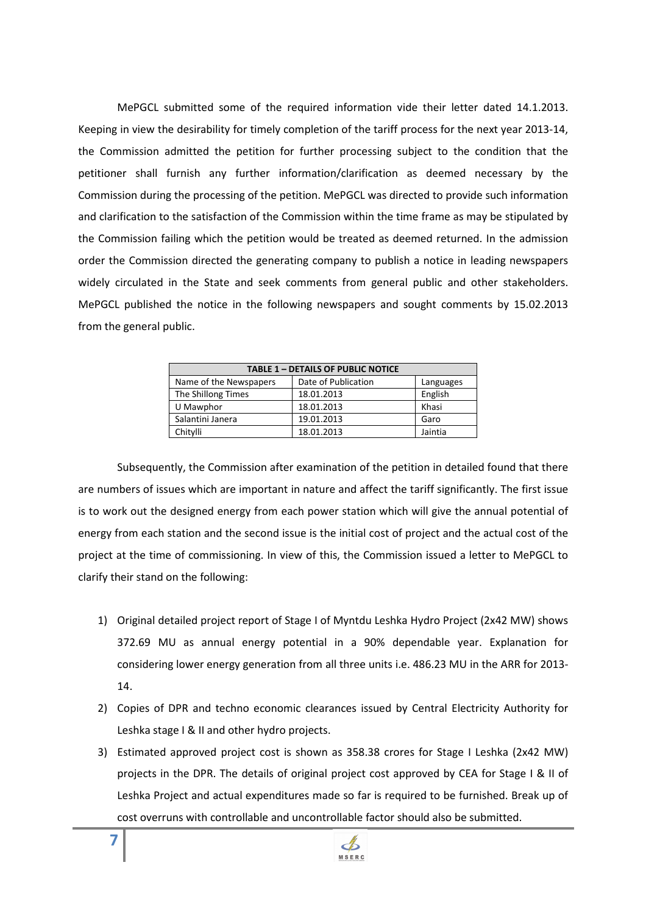MePGCL submitted some of the required information vide their letter dated 14.1.2013. Keeping in view the desirability for timely completion of the tariff process for the next year 2013-14, the Commission admitted the petition for further processing subject to the condition that the petitioner shall furnish any further information/clarification as deemed necessary by the Commission during the processing of the petition. MePGCL was directed to provide such information and clarification to the satisfaction of the Commission within the time frame as may be stipulated by the Commission failing which the petition would be treated as deemed returned. In the admission order the Commission directed the generating company to publish a notice in leading newspapers widely circulated in the State and seek comments from general public and other stakeholders. MePGCL published the notice in the following newspapers and sought comments by 15.02.2013 from the general public.

**TABLE 1 – DETAILS OF PUBLIC NOTICE**

| Name of the Newspapers | Date of Publication | Languages |
|---|---|---|
| The Shillong Times | 18.01.2013 | English |
| U Mawphor | 18.01.2013 | Khasi |
| Salantini Janera | 19.01.2013 | Garo |
| Chitylli | 18.01.2013 | Jaintia |

Subsequently, the Commission after examination of the petition in detailed found that there are numbers of issues which are important in nature and affect the tariff significantly. The first issue is to work out the designed energy from each power station which will give the annual potential of energy from each station and the second issue is the initial cost of project and the actual cost of the project at the time of commissioning. In view of this, the Commission issued a letter to MePGCL to clarify their stand on the following:

1) Original detailed project report of Stage I of Myntdu Leshka Hydro Project (2x42 MW) shows 372.69 MU as annual energy potential in a 90% dependable year. Explanation for considering lower energy generation from all three units i.e. 486.23 MU in the ARR for 2013-14.
2) Copies of DPR and techno economic clearances issued by Central Electricity Authority for Leshka stage I & II and other hydro projects.
3) Estimated approved project cost is shown as 358.38 crores for Stage I Leshka (2x42 MW) projects in the DPR. The details of original project cost approved by CEA for Stage I & II of Leshka Project and actual expenditures made so far is required to be furnished. Break up of cost overruns with controllable and uncontrollable factor should also be submitted.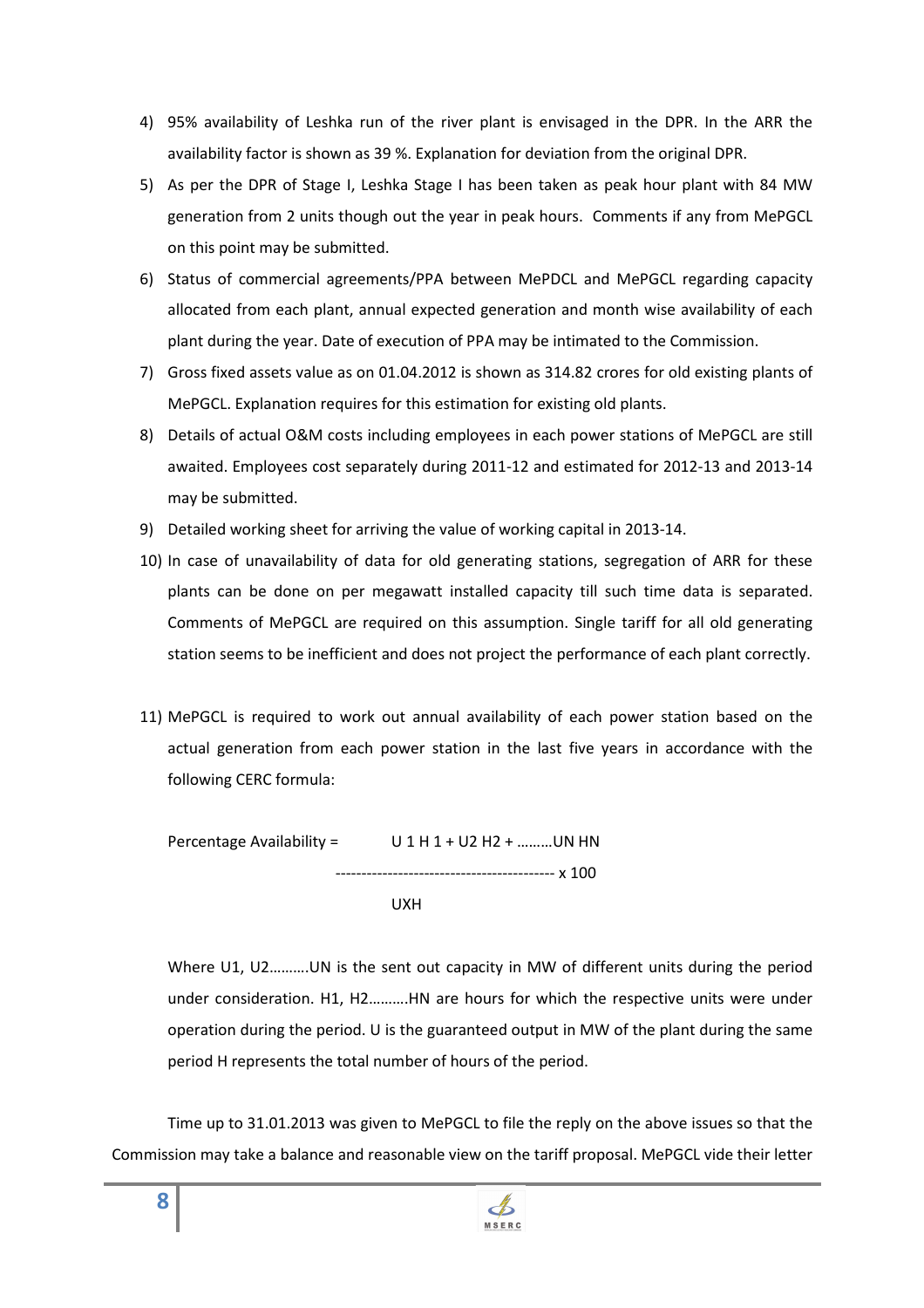4) 95% availability of Leshka run of the river plant is envisaged in the DPR. In the ARR the availability factor is shown as 39 %. Explanation for deviation from the original DPR.
5) As per the DPR of Stage I, Leshka Stage I has been taken as peak hour plant with 84 MW generation from 2 units though out the year in peak hours. Comments if any from MePGCL on this point may be submitted.
6) Status of commercial agreements/PPA between MePDCL and MePGCL regarding capacity allocated from each plant, annual expected generation and month wise availability of each plant during the year. Date of execution of PPA may be intimated to the Commission.
7) Gross fixed assets value as on 01.04.2012 is shown as 314.82 crores for old existing plants of MePGCL. Explanation requires for this estimation for existing old plants.
8) Details of actual O&M costs including employees in each power stations of MePGCL are still awaited. Employees cost separately during 2011-12 and estimated for 2012-13 and 2013-14 may be submitted.
9) Detailed working sheet for arriving the value of working capital in 2013-14.
10) In case of unavailability of data for old generating stations, segregation of ARR for these plants can be done on per megawatt installed capacity till such time data is separated. Comments of MePGCL are required on this assumption. Single tariff for all old generating station seems to be inefficient and does not project the performance of each plant correctly.
11) MePGCL is required to work out annual availability of each power station based on the actual generation from each power station in the last five years in accordance with the following CERC formula:

$$\text{Percentage Availability} = \frac{U1\,H1 + U2\,H2 + \ldots\ldots\ldots UN\,HN}{U \times H} \times 100$$

Where U1, U2……….UN is the sent out capacity in MW of different units during the period under consideration. H1, H2……….HN are hours for which the respective units were under operation during the period. U is the guaranteed output in MW of the plant during the same period H represents the total number of hours of the period.

Time up to 31.01.2013 was given to MePGCL to file the reply on the above issues so that the Commission may take a balance and reasonable view on the tariff proposal. MePGCL vide their letter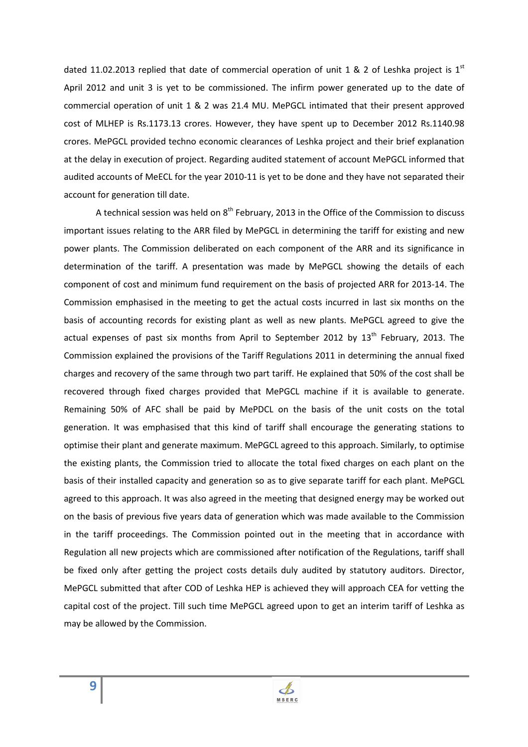dated 11.02.2013 replied that date of commercial operation of unit 1 & 2 of Leshka project is 1st April 2012 and unit 3 is yet to be commissioned. The infirm power generated up to the date of commercial operation of unit 1 & 2 was 21.4 MU. MePGCL intimated that their present approved cost of MLHEP is Rs.1173.13 crores. However, they have spent up to December 2012 Rs.1140.98 crores. MePGCL provided techno economic clearances of Leshka project and their brief explanation at the delay in execution of project. Regarding audited statement of account MePGCL informed that audited accounts of MeECL for the year 2010-11 is yet to be done and they have not separated their account for generation till date.

A technical session was held on 8th February, 2013 in the Office of the Commission to discuss important issues relating to the ARR filed by MePGCL in determining the tariff for existing and new power plants. The Commission deliberated on each component of the ARR and its significance in determination of the tariff. A presentation was made by MePGCL showing the details of each component of cost and minimum fund requirement on the basis of projected ARR for 2013-14. The Commission emphasised in the meeting to get the actual costs incurred in last six months on the basis of accounting records for existing plant as well as new plants. MePGCL agreed to give the actual expenses of past six months from April to September 2012 by 13th February, 2013. The Commission explained the provisions of the Tariff Regulations 2011 in determining the annual fixed charges and recovery of the same through two part tariff. He explained that 50% of the cost shall be recovered through fixed charges provided that MePGCL machine if it is available to generate. Remaining 50% of AFC shall be paid by MePDCL on the basis of the unit costs on the total generation. It was emphasised that this kind of tariff shall encourage the generating stations to optimise their plant and generate maximum. MePGCL agreed to this approach. Similarly, to optimise the existing plants, the Commission tried to allocate the total fixed charges on each plant on the basis of their installed capacity and generation so as to give separate tariff for each plant. MePGCL agreed to this approach. It was also agreed in the meeting that designed energy may be worked out on the basis of previous five years data of generation which was made available to the Commission in the tariff proceedings. The Commission pointed out in the meeting that in accordance with Regulation all new projects which are commissioned after notification of the Regulations, tariff shall be fixed only after getting the project costs details duly audited by statutory auditors. Director, MePGCL submitted that after COD of Leshka HEP is achieved they will approach CEA for vetting the capital cost of the project. Till such time MePGCL agreed upon to get an interim tariff of Leshka as may be allowed by the Commission.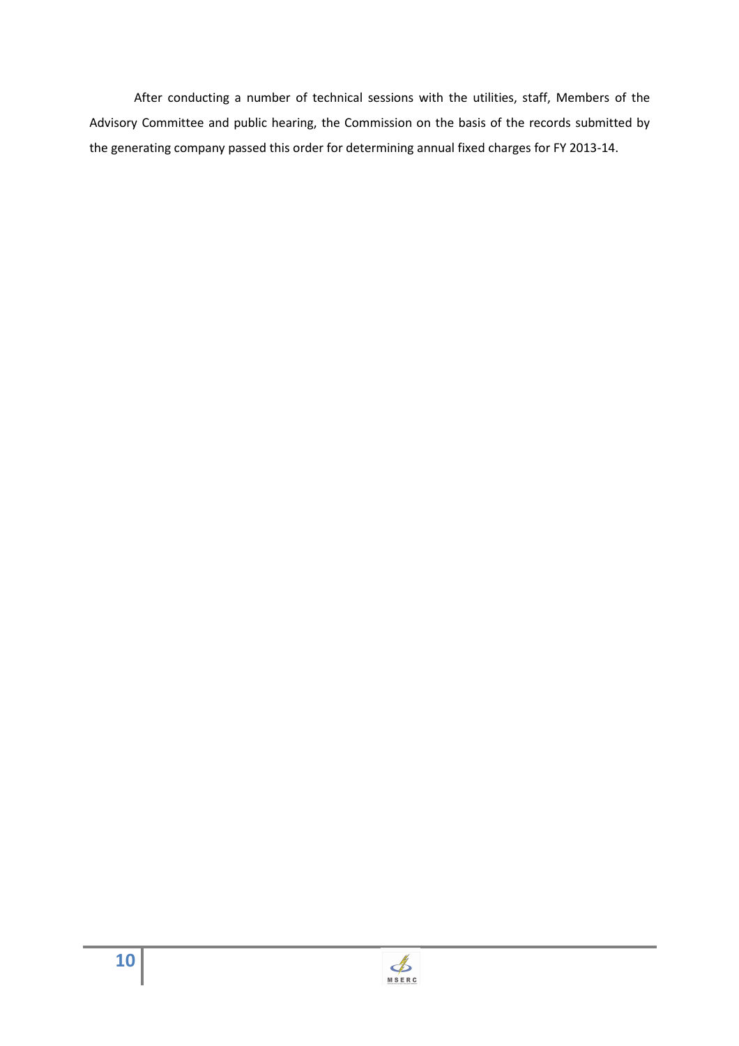After conducting a number of technical sessions with the utilities, staff, Members of the Advisory Committee and public hearing, the Commission on the basis of the records submitted by the generating company passed this order for determining annual fixed charges for FY 2013-14.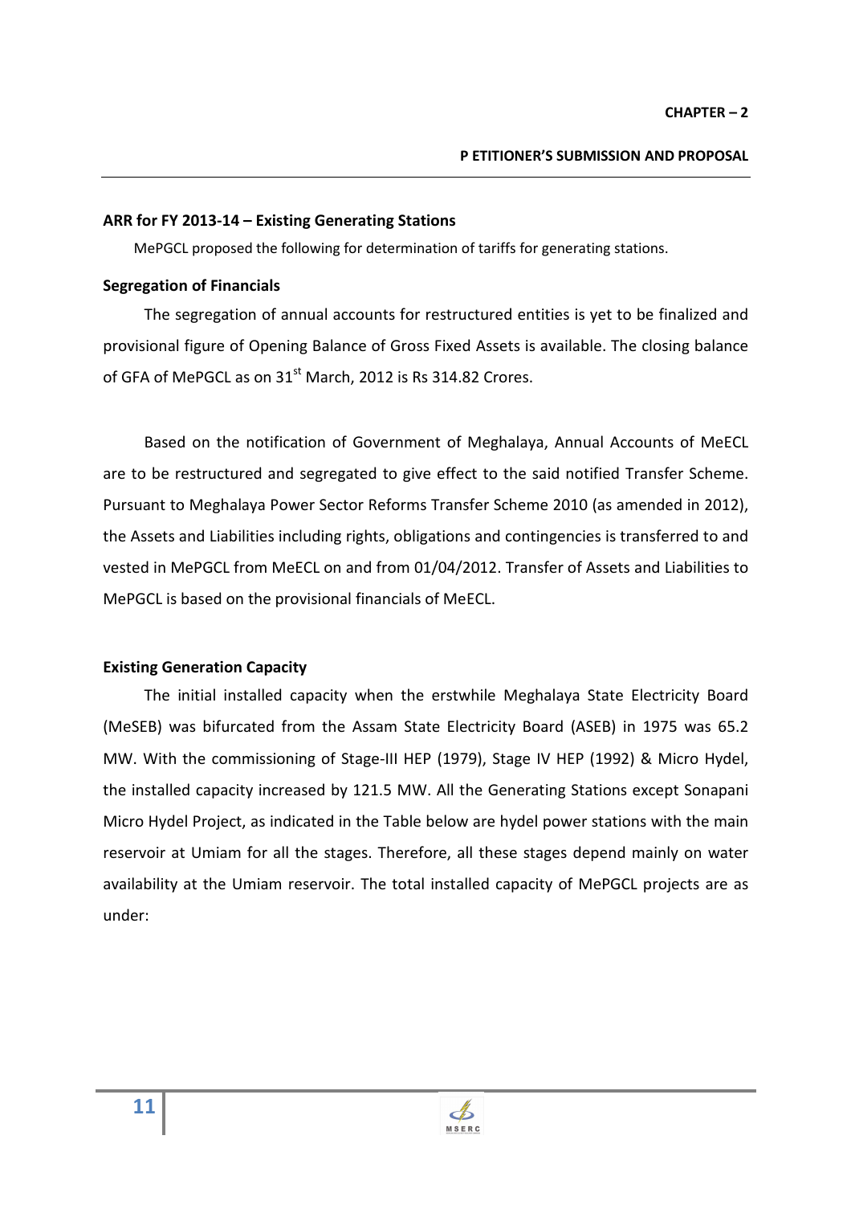**CHAPTER – 2**

**P ETITIONER'S SUBMISSION AND PROPOSAL**

**ARR for FY 2013-14 – Existing Generating Stations**

MePGCL proposed the following for determination of tariffs for generating stations.

**Segregation of Financials**

The segregation of annual accounts for restructured entities is yet to be finalized and provisional figure of Opening Balance of Gross Fixed Assets is available. The closing balance of GFA of MePGCL as on 31st March, 2012 is Rs 314.82 Crores.

Based on the notification of Government of Meghalaya, Annual Accounts of MeECL are to be restructured and segregated to give effect to the said notified Transfer Scheme. Pursuant to Meghalaya Power Sector Reforms Transfer Scheme 2010 (as amended in 2012), the Assets and Liabilities including rights, obligations and contingencies is transferred to and vested in MePGCL from MeECL on and from 01/04/2012. Transfer of Assets and Liabilities to MePGCL is based on the provisional financials of MeECL.

**Existing Generation Capacity**

The initial installed capacity when the erstwhile Meghalaya State Electricity Board (MeSEB) was bifurcated from the Assam State Electricity Board (ASEB) in 1975 was 65.2 MW. With the commissioning of Stage-III HEP (1979), Stage IV HEP (1992) & Micro Hydel, the installed capacity increased by 121.5 MW. All the Generating Stations except Sonapani Micro Hydel Project, as indicated in the Table below are hydel power stations with the main reservoir at Umiam for all the stages. Therefore, all these stages depend mainly on water availability at the Umiam reservoir. The total installed capacity of MePGCL projects are as under: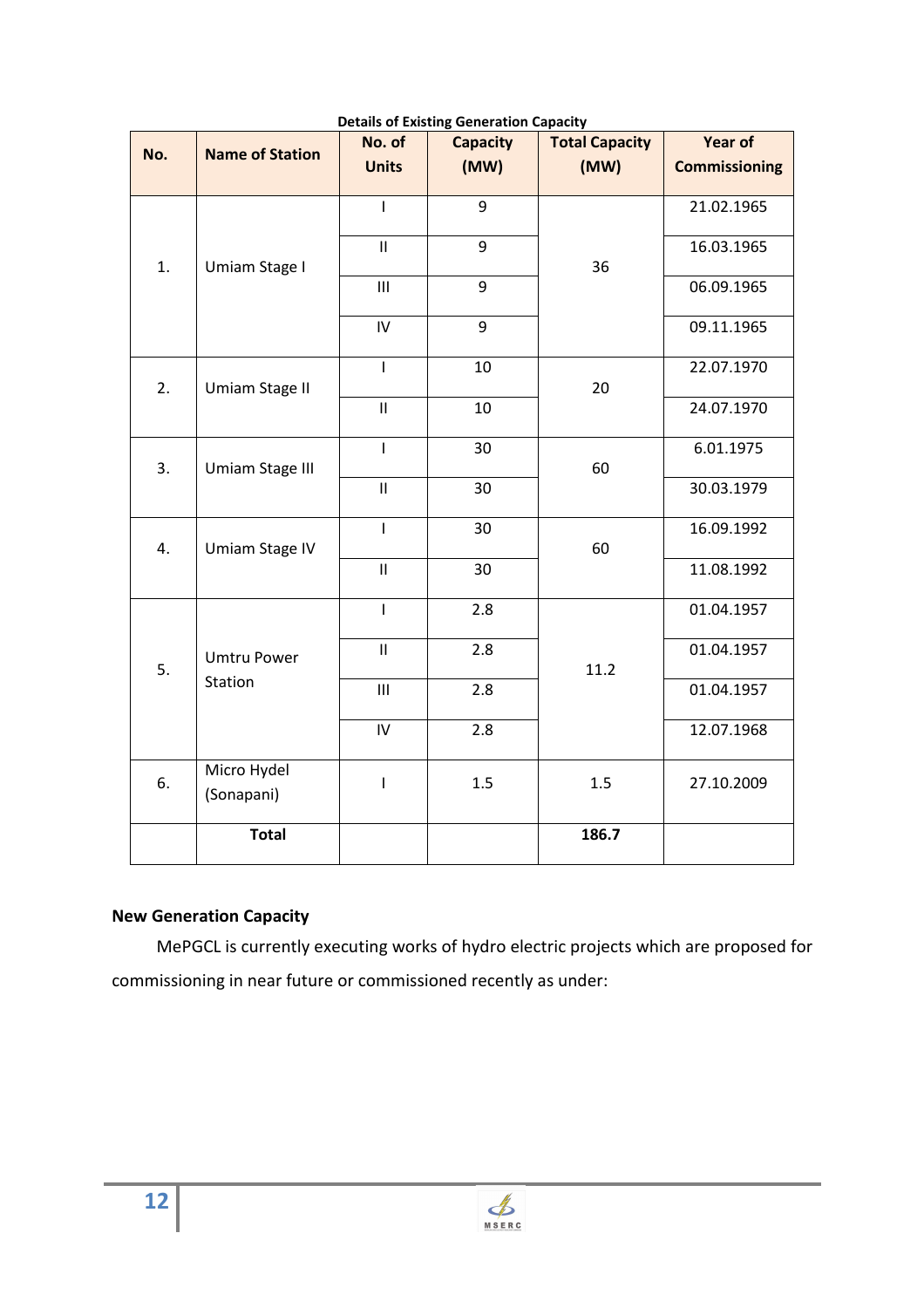**Details of Existing Generation Capacity**

| No. | Name of Station | No. of Units | Capacity (MW) | Total Capacity (MW) | Year of Commissioning |
|---|---|---|---|---|---|
| 1. | Umiam Stage I | I | 9 | 36 | 21.02.1965 |
| | | II | 9 | | 16.03.1965 |
| | | III | 9 | | 06.09.1965 |
| | | IV | 9 | | 09.11.1965 |
| 2. | Umiam Stage II | I | 10 | 20 | 22.07.1970 |
| | | II | 10 | | 24.07.1970 |
| 3. | Umiam Stage III | I | 30 | 60 | 6.01.1975 |
| | | II | 30 | | 30.03.1979 |
| 4. | Umiam Stage IV | I | 30 | 60 | 16.09.1992 |
| | | II | 30 | | 11.08.1992 |
| 5. | Umtru Power Station | I | 2.8 | 11.2 | 01.04.1957 |
| | | II | 2.8 | | 01.04.1957 |
| | | III | 2.8 | | 01.04.1957 |
| | | IV | 2.8 | | 12.07.1968 |
| 6. | Micro Hydel (Sonapani) | I | 1.5 | 1.5 | 27.10.2009 |
| | **Total** | | | **186.7** | |

**New Generation Capacity**

MePGCL is currently executing works of hydro electric projects which are proposed for commissioning in near future or commissioned recently as under: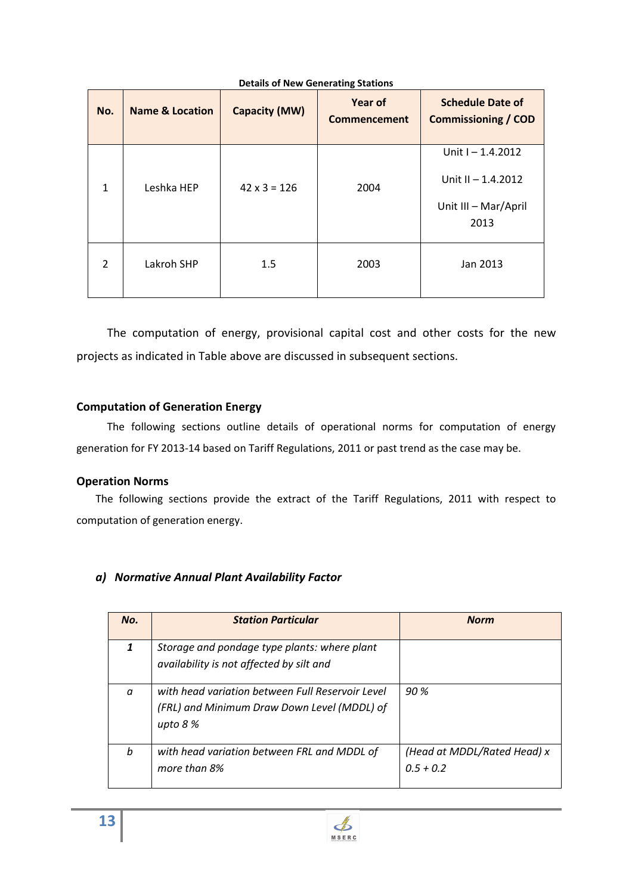**Details of New Generating Stations**

| No. | Name & Location | Capacity (MW) | Year of Commencement | Schedule Date of Commissioning / COD |
|---|---|---|---|---|
| 1 | Leshka HEP | 42 x 3 = 126 | 2004 | Unit I – 1.4.2012<br>Unit II – 1.4.2012<br>Unit III – Mar/April 2013 |
| 2 | Lakroh SHP | 1.5 | 2003 | Jan 2013 |

The computation of energy, provisional capital cost and other costs for the new projects as indicated in Table above are discussed in subsequent sections.

### Computation of Generation Energy

The following sections outline details of operational norms for computation of energy generation for FY 2013-14 based on Tariff Regulations, 2011 or past trend as the case may be.

### Operation Norms

The following sections provide the extract of the Tariff Regulations, 2011 with respect to computation of generation energy.

#### *a) Normative Annual Plant Availability Factor*

| *No.* | *Station Particular* | *Norm* |
|---|---|---|
| *1* | *Storage and pondage type plants: where plant availability is not affected by silt and* | |
| *a* | *with head variation between Full Reservoir Level (FRL) and Minimum Draw Down Level (MDDL) of upto 8 %* | *90 %* |
| *b* | *with head variation between FRL and MDDL of more than 8%* | *(Head at MDDL/Rated Head) x 0.5 + 0.2* |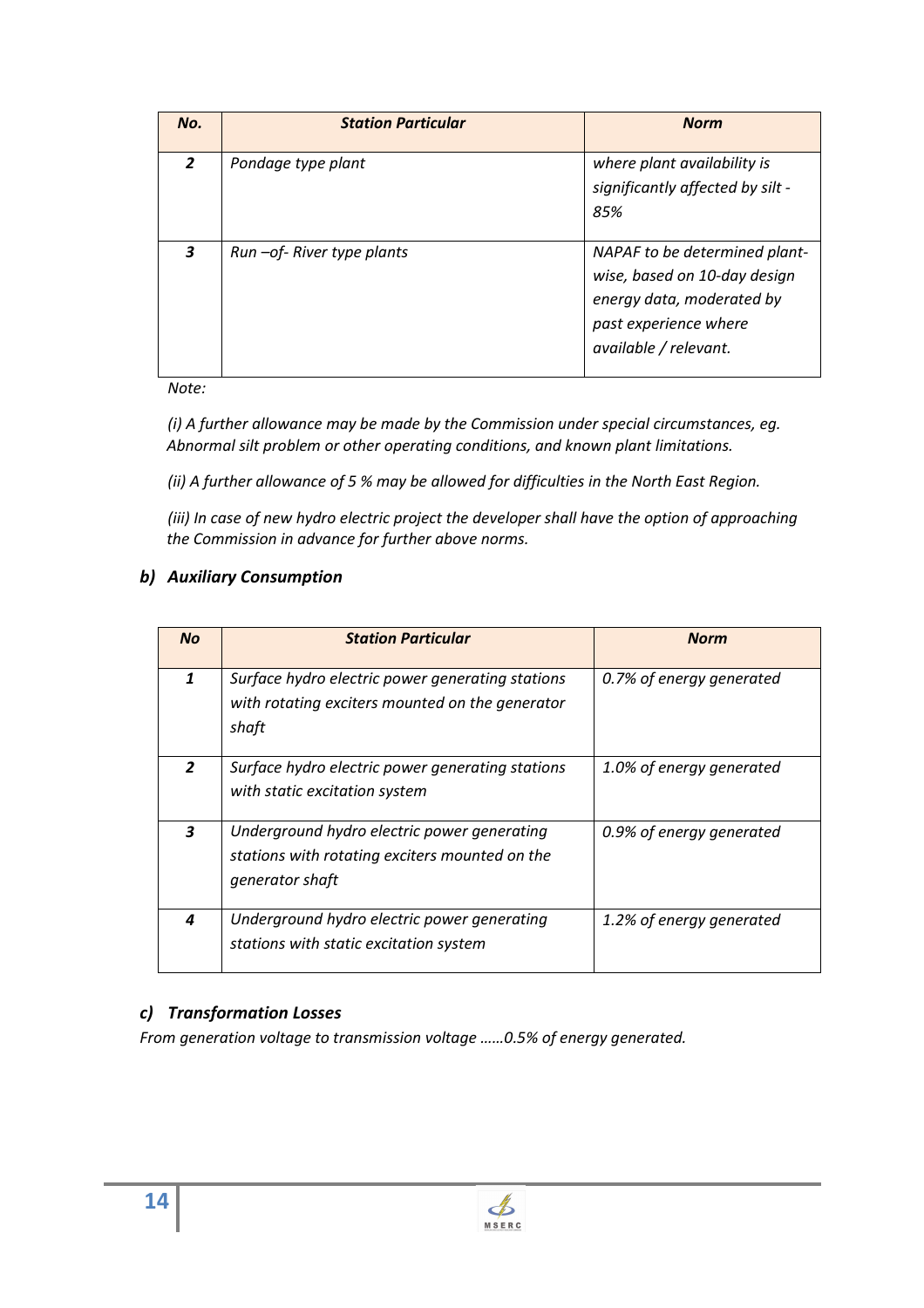| No. | Station Particular | Norm |
|---|---|---|
| 2 | Pondage type plant | where plant availability is significantly affected by silt - 85% |
| 3 | Run –of- River type plants | NAPAF to be determined plant-wise, based on 10-day design energy data, moderated by past experience where available / relevant. |

*Note:*

*(i) A further allowance may be made by the Commission under special circumstances, eg. Abnormal silt problem or other operating conditions, and known plant limitations.*

*(ii) A further allowance of 5 % may be allowed for difficulties in the North East Region.*

*(iii) In case of new hydro electric project the developer shall have the option of approaching the Commission in advance for further above norms.*

### b) Auxiliary Consumption

| No | Station Particular | Norm |
|---|---|---|
| 1 | Surface hydro electric power generating stations with rotating exciters mounted on the generator shaft | 0.7% of energy generated |
| 2 | Surface hydro electric power generating stations with static excitation system | 1.0% of energy generated |
| 3 | Underground hydro electric power generating stations with rotating exciters mounted on the generator shaft | 0.9% of energy generated |
| 4 | Underground hydro electric power generating stations with static excitation system | 1.2% of energy generated |

### c) Transformation Losses

*From generation voltage to transmission voltage ……0.5% of energy generated.*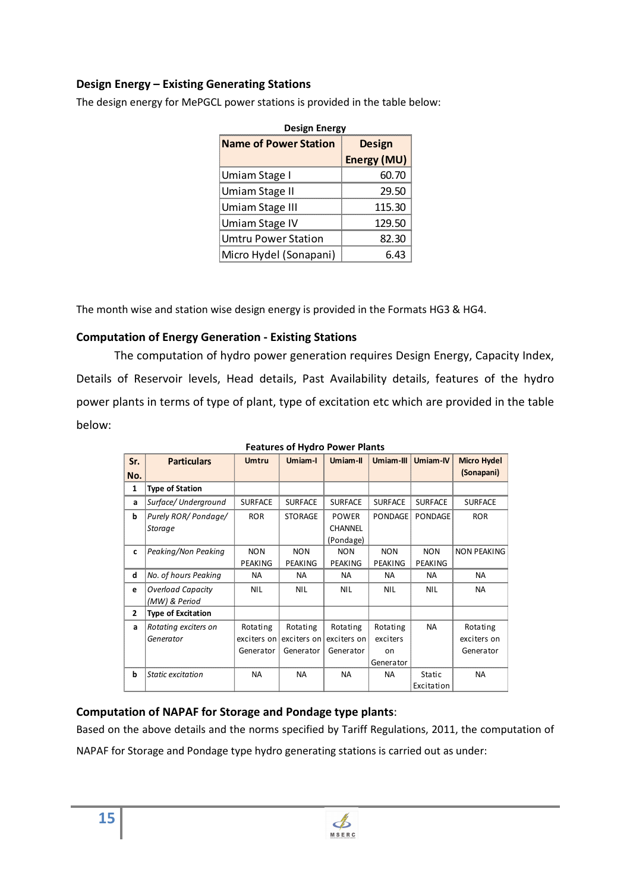### Design Energy – Existing Generating Stations

The design energy for MePGCL power stations is provided in the table below:

**Design Energy**

| Name of Power Station | Design Energy (MU) |
|---|---|
| Umiam Stage I | 60.70 |
| Umiam Stage II | 29.50 |
| Umiam Stage III | 115.30 |
| Umiam Stage IV | 129.50 |
| Umtru Power Station | 82.30 |
| Micro Hydel (Sonapani) | 6.43 |

The month wise and station wise design energy is provided in the Formats HG3 & HG4.

### Computation of Energy Generation - Existing Stations

The computation of hydro power generation requires Design Energy, Capacity Index, Details of Reservoir levels, Head details, Past Availability details, features of the hydro power plants in terms of type of plant, type of excitation etc which are provided in the table below:

**Features of Hydro Power Plants**

| Sr. No. | Particulars | Umtru | Umiam-I | Umiam-II | Umiam-III | Umiam-IV | Micro Hydel (Sonapani) |
|---|---|---|---|---|---|---|---|
| 1 | **Type of Station** | | | | | | |
| a | *Surface/ Underground* | SURFACE | SURFACE | SURFACE | SURFACE | SURFACE | SURFACE |
| b | *Purely ROR/ Pondage/ Storage* | ROR | STORAGE | POWER CHANNEL (Pondage) | PONDAGE | PONDAGE | ROR |
| c | *Peaking/Non Peaking* | NON PEAKING | NON PEAKING | NON PEAKING | NON PEAKING | NON PEAKING | NON PEAKING |
| d | *No. of hours Peaking* | NA | NA | NA | NA | NA | NA |
| e | *Overload Capacity (MW) & Period* | NIL | NIL | NIL | NIL | NIL | NA |
| 2 | **Type of Excitation** | | | | | | |
| a | *Rotating exciters on Generator* | Rotating exciters on Generator | Rotating exciters on Generator | Rotating exciters on Generator | Rotating exciters on Generator | NA | Rotating exciters on Generator |
| b | *Static excitation* | NA | NA | NA | NA | Static Excitation | NA |

### Computation of NAPAF for Storage and Pondage type plants:

Based on the above details and the norms specified by Tariff Regulations, 2011, the computation of NAPAF for Storage and Pondage type hydro generating stations is carried out as under: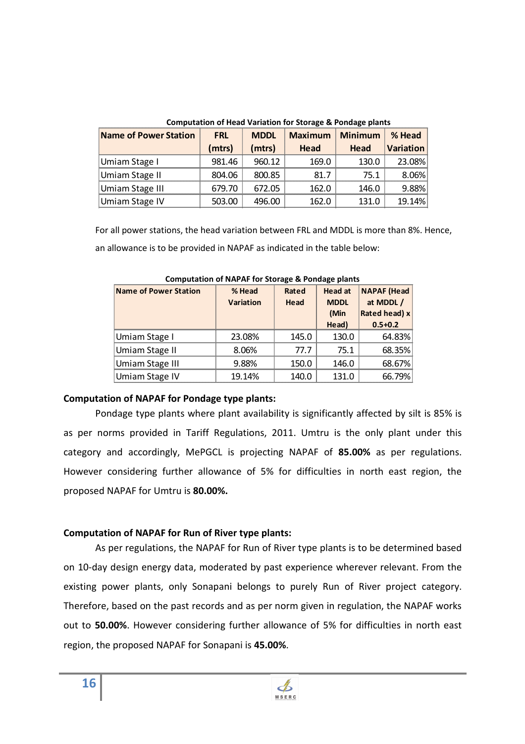**Computation of Head Variation for Storage & Pondage plants**

| Name of Power Station | FRL (mtrs) | MDDL (mtrs) | Maximum Head | Minimum Head | % Head Variation |
|---|---|---|---|---|---|
| Umiam Stage I | 981.46 | 960.12 | 169.0 | 130.0 | 23.08% |
| Umiam Stage II | 804.06 | 800.85 | 81.7 | 75.1 | 8.06% |
| Umiam Stage III | 679.70 | 672.05 | 162.0 | 146.0 | 9.88% |
| Umiam Stage IV | 503.00 | 496.00 | 162.0 | 131.0 | 19.14% |

For all power stations, the head variation between FRL and MDDL is more than 8%. Hence, an allowance is to be provided in NAPAF as indicated in the table below:

**Computation of NAPAF for Storage & Pondage plants**

| Name of Power Station | % Head Variation | Rated Head | Head at MDDL (Min Head) | NAPAF (Head at MDDL / Rated head) x 0.5+0.2 |
|---|---|---|---|---|
| Umiam Stage I | 23.08% | 145.0 | 130.0 | 64.83% |
| Umiam Stage II | 8.06% | 77.7 | 75.1 | 68.35% |
| Umiam Stage III | 9.88% | 150.0 | 146.0 | 68.67% |
| Umiam Stage IV | 19.14% | 140.0 | 131.0 | 66.79% |

**Computation of NAPAF for Pondage type plants:**

Pondage type plants where plant availability is significantly affected by silt is 85% is as per norms provided in Tariff Regulations, 2011. Umtru is the only plant under this category and accordingly, MePGCL is projecting NAPAF of **85.00%** as per regulations. However considering further allowance of 5% for difficulties in north east region, the proposed NAPAF for Umtru is **80.00%.**

**Computation of NAPAF for Run of River type plants:**

As per regulations, the NAPAF for Run of River type plants is to be determined based on 10-day design energy data, moderated by past experience wherever relevant. From the existing power plants, only Sonapani belongs to purely Run of River project category. Therefore, based on the past records and as per norm given in regulation, the NAPAF works out to **50.00%**. However considering further allowance of 5% for difficulties in north east region, the proposed NAPAF for Sonapani is **45.00%**.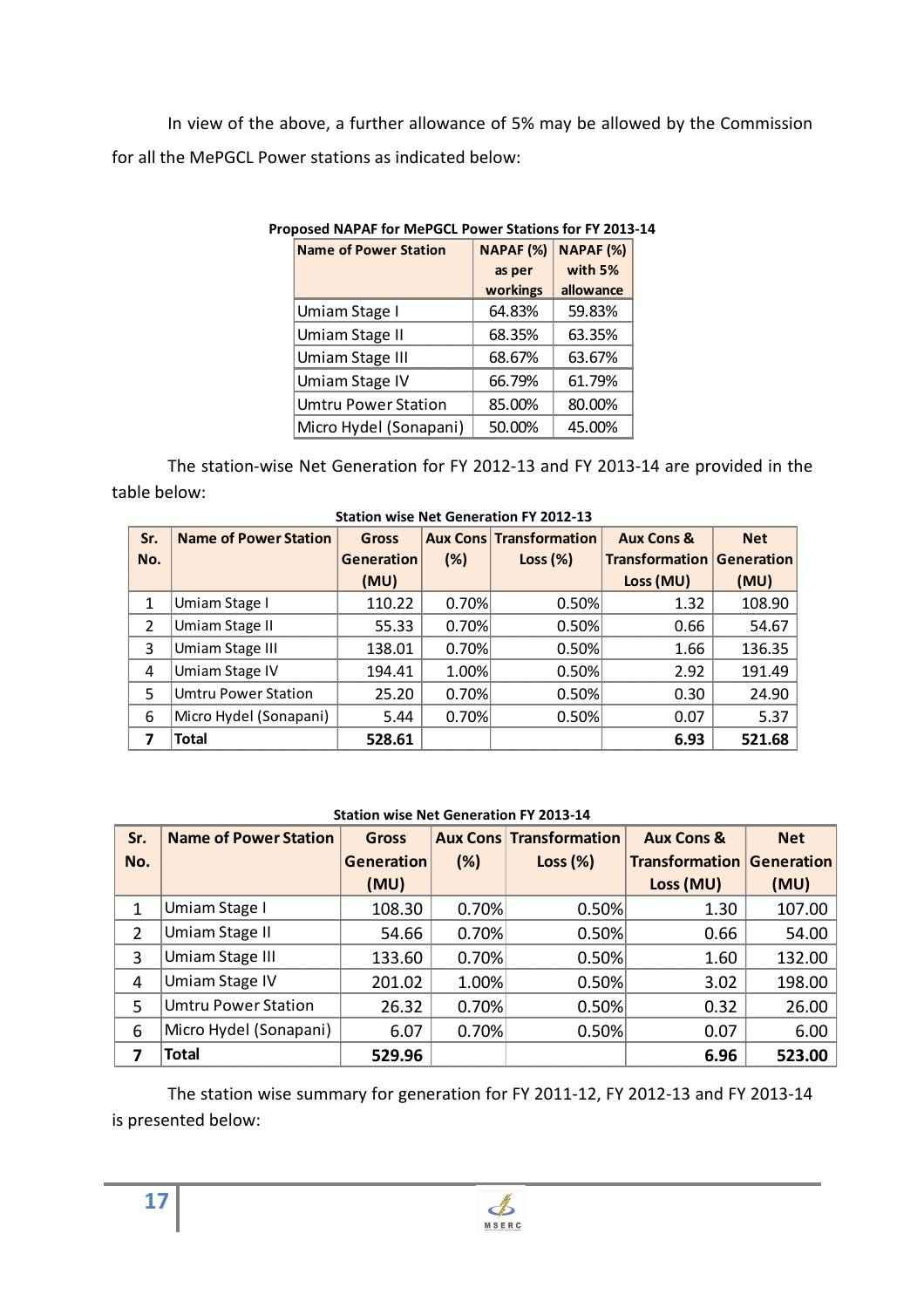In view of the above, a further allowance of 5% may be allowed by the Commission for all the MePGCL Power stations as indicated below:

**Proposed NAPAF for MePGCL Power Stations for FY 2013-14**

| Name of Power Station | NAPAF (%) as per workings | NAPAF (%) with 5% allowance |
|---|---|---|
| Umiam Stage I | 64.83% | 59.83% |
| Umiam Stage II | 68.35% | 63.35% |
| Umiam Stage III | 68.67% | 63.67% |
| Umiam Stage IV | 66.79% | 61.79% |
| Umtru Power Station | 85.00% | 80.00% |
| Micro Hydel (Sonapani) | 50.00% | 45.00% |

The station-wise Net Generation for FY 2012-13 and FY 2013-14 are provided in the table below:

**Station wise Net Generation FY 2012-13**

| Sr. No. | Name of Power Station | Gross Generation (MU) | Aux Cons (%) | Transformation Loss (%) | Aux Cons & Transformation Loss (MU) | Net Generation (MU) |
|---|---|---|---|---|---|---|
| 1 | Umiam Stage I | 110.22 | 0.70% | 0.50% | 1.32 | 108.90 |
| 2 | Umiam Stage II | 55.33 | 0.70% | 0.50% | 0.66 | 54.67 |
| 3 | Umiam Stage III | 138.01 | 0.70% | 0.50% | 1.66 | 136.35 |
| 4 | Umiam Stage IV | 194.41 | 1.00% | 0.50% | 2.92 | 191.49 |
| 5 | Umtru Power Station | 25.20 | 0.70% | 0.50% | 0.30 | 24.90 |
| 6 | Micro Hydel (Sonapani) | 5.44 | 0.70% | 0.50% | 0.07 | 5.37 |
| **7** | **Total** | **528.61** | | | **6.93** | **521.68** |

**Station wise Net Generation FY 2013-14**

| Sr. No. | Name of Power Station | Gross Generation (MU) | Aux Cons (%) | Transformation Loss (%) | Aux Cons & Transformation Loss (MU) | Net Generation (MU) |
|---|---|---|---|---|---|---|
| 1 | Umiam Stage I | 108.30 | 0.70% | 0.50% | 1.30 | 107.00 |
| 2 | Umiam Stage II | 54.66 | 0.70% | 0.50% | 0.66 | 54.00 |
| 3 | Umiam Stage III | 133.60 | 0.70% | 0.50% | 1.60 | 132.00 |
| 4 | Umiam Stage IV | 201.02 | 1.00% | 0.50% | 3.02 | 198.00 |
| 5 | Umtru Power Station | 26.32 | 0.70% | 0.50% | 0.32 | 26.00 |
| 6 | Micro Hydel (Sonapani) | 6.07 | 0.70% | 0.50% | 0.07 | 6.00 |
| **7** | **Total** | **529.96** | | | **6.96** | **523.00** |

The station wise summary for generation for FY 2011-12, FY 2012-13 and FY 2013-14 is presented below: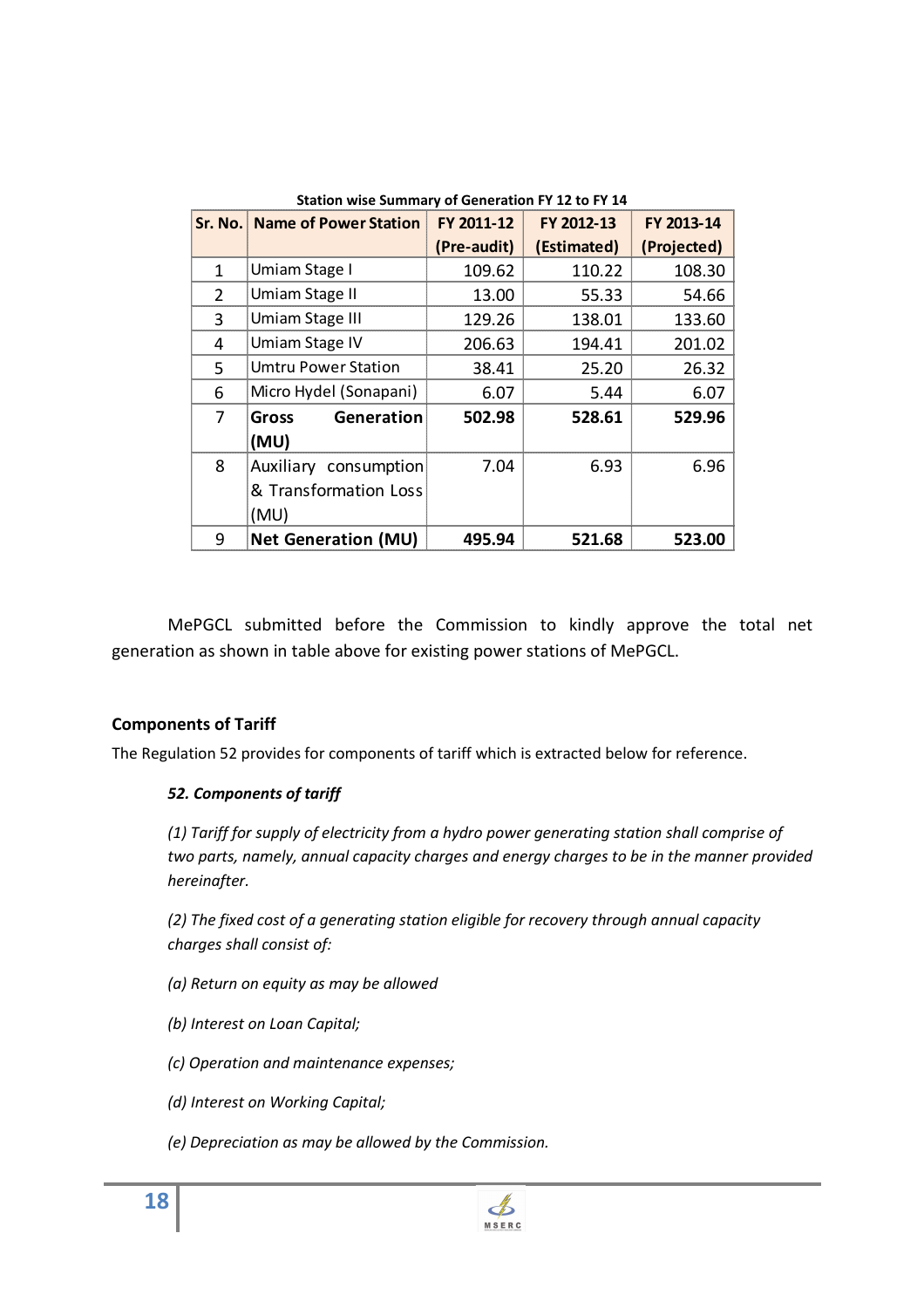**Station wise Summary of Generation FY 12 to FY 14**

| Sr. No. | Name of Power Station | FY 2011-12 (Pre-audit) | FY 2012-13 (Estimated) | FY 2013-14 (Projected) |
|---|---|---|---|---|
| 1 | Umiam Stage I | 109.62 | 110.22 | 108.30 |
| 2 | Umiam Stage II | 13.00 | 55.33 | 54.66 |
| 3 | Umiam Stage III | 129.26 | 138.01 | 133.60 |
| 4 | Umiam Stage IV | 206.63 | 194.41 | 201.02 |
| 5 | Umtru Power Station | 38.41 | 25.20 | 26.32 |
| 6 | Micro Hydel (Sonapani) | 6.07 | 5.44 | 6.07 |
| 7 | **Gross Generation (MU)** | **502.98** | **528.61** | **529.96** |
| 8 | Auxiliary consumption & Transformation Loss (MU) | 7.04 | 6.93 | 6.96 |
| 9 | **Net Generation (MU)** | **495.94** | **521.68** | **523.00** |

MePGCL submitted before the Commission to kindly approve the total net generation as shown in table above for existing power stations of MePGCL.

**Components of Tariff**

The Regulation 52 provides for components of tariff which is extracted below for reference.

***52. Components of tariff***

*(1) Tariff for supply of electricity from a hydro power generating station shall comprise of two parts, namely, annual capacity charges and energy charges to be in the manner provided hereinafter.*

*(2) The fixed cost of a generating station eligible for recovery through annual capacity charges shall consist of:*

*(a) Return on equity as may be allowed*

*(b) Interest on Loan Capital;*

*(c) Operation and maintenance expenses;*

*(d) Interest on Working Capital;*

*(e) Depreciation as may be allowed by the Commission.*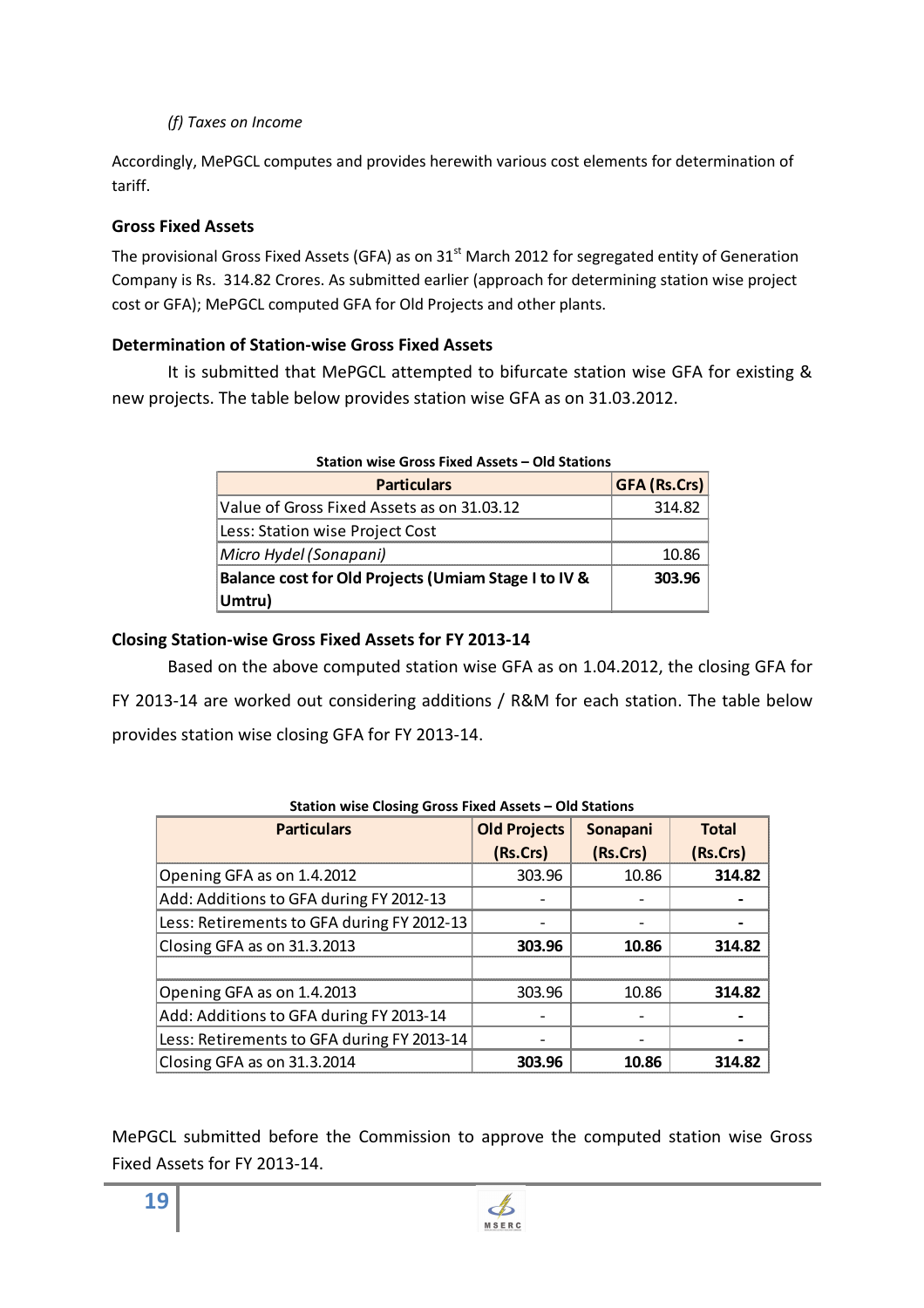*(f) Taxes on Income*

Accordingly, MePGCL computes and provides herewith various cost elements for determination of tariff.

### Gross Fixed Assets

The provisional Gross Fixed Assets (GFA) as on 31[st] March 2012 for segregated entity of Generation Company is Rs. 314.82 Crores. As submitted earlier (approach for determining station wise project cost or GFA); MePGCL computed GFA for Old Projects and other plants.

### Determination of Station-wise Gross Fixed Assets

It is submitted that MePGCL attempted to bifurcate station wise GFA for existing & new projects. The table below provides station wise GFA as on 31.03.2012.

**Station wise Gross Fixed Assets – Old Stations**

| Particulars | GFA (Rs.Crs) |
|---|---|
| Value of Gross Fixed Assets as on 31.03.12 | 314.82 |
| Less: Station wise Project Cost | |
| *Micro Hydel (Sonapani)* | 10.86 |
| **Balance cost for Old Projects (Umiam Stage I to IV & Umtru)** | **303.96** |

### Closing Station-wise Gross Fixed Assets for FY 2013-14

Based on the above computed station wise GFA as on 1.04.2012, the closing GFA for FY 2013-14 are worked out considering additions / R&M for each station. The table below provides station wise closing GFA for FY 2013-14.

**Station wise Closing Gross Fixed Assets – Old Stations**

| Particulars | Old Projects (Rs.Crs) | Sonapani (Rs.Crs) | Total (Rs.Crs) |
|---|---|---|---|
| Opening GFA as on 1.4.2012 | 303.96 | 10.86 | **314.82** |
| Add: Additions to GFA during FY 2012-13 | - | - | **-** |
| Less: Retirements to GFA during FY 2012-13 | - | - | **-** |
| Closing GFA as on 31.3.2013 | **303.96** | **10.86** | **314.82** |
| | | | |
| Opening GFA as on 1.4.2013 | 303.96 | 10.86 | **314.82** |
| Add: Additions to GFA during FY 2013-14 | - | - | **-** |
| Less: Retirements to GFA during FY 2013-14 | - | - | **-** |
| Closing GFA as on 31.3.2014 | **303.96** | **10.86** | **314.82** |

MePGCL submitted before the Commission to approve the computed station wise Gross Fixed Assets for FY 2013-14.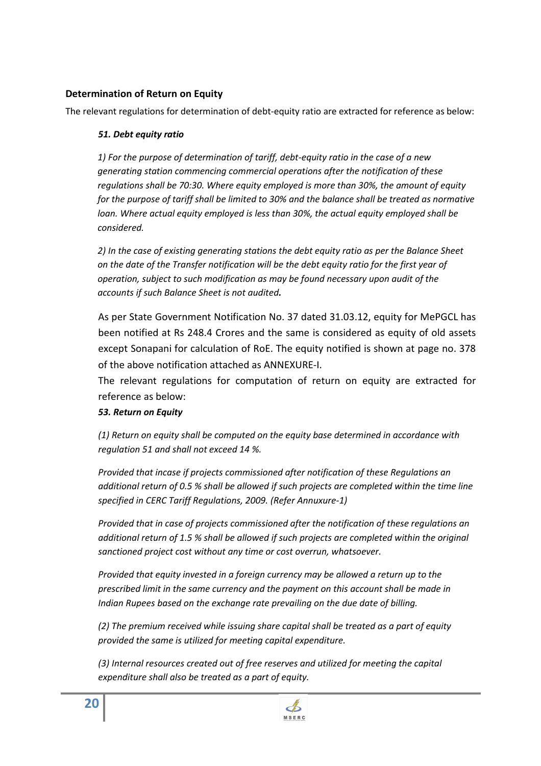### Determination of Return on Equity

The relevant regulations for determination of debt-equity ratio are extracted for reference as below:

> ***51. Debt equity ratio***
>
> *1) For the purpose of determination of tariff, debt-equity ratio in the case of a new generating station commencing commercial operations after the notification of these regulations shall be 70:30. Where equity employed is more than 30%, the amount of equity for the purpose of tariff shall be limited to 30% and the balance shall be treated as normative loan. Where actual equity employed is less than 30%, the actual equity employed shall be considered.*
>
> *2) In the case of existing generating stations the debt equity ratio as per the Balance Sheet on the date of the Transfer notification will be the debt equity ratio for the first year of operation, subject to such modification as may be found necessary upon audit of the accounts if such Balance Sheet is not audited.*

As per State Government Notification No. 37 dated 31.03.12, equity for MePGCL has been notified at Rs 248.4 Crores and the same is considered as equity of old assets except Sonapani for calculation of RoE. The equity notified is shown at page no. 378 of the above notification attached as ANNEXURE-I.

The relevant regulations for computation of return on equity are extracted for reference as below:

> ***53. Return on Equity***
>
> *(1) Return on equity shall be computed on the equity base determined in accordance with regulation 51 and shall not exceed 14 %.*
>
> *Provided that incase if projects commissioned after notification of these Regulations an additional return of 0.5 % shall be allowed if such projects are completed within the time line specified in CERC Tariff Regulations, 2009. (Refer Annuxure-1)*
>
> *Provided that in case of projects commissioned after the notification of these regulations an additional return of 1.5 % shall be allowed if such projects are completed within the original sanctioned project cost without any time or cost overrun, whatsoever.*
>
> *Provided that equity invested in a foreign currency may be allowed a return up to the prescribed limit in the same currency and the payment on this account shall be made in Indian Rupees based on the exchange rate prevailing on the due date of billing.*
>
> *(2) The premium received while issuing share capital shall be treated as a part of equity provided the same is utilized for meeting capital expenditure.*
>
> *(3) Internal resources created out of free reserves and utilized for meeting the capital expenditure shall also be treated as a part of equity.*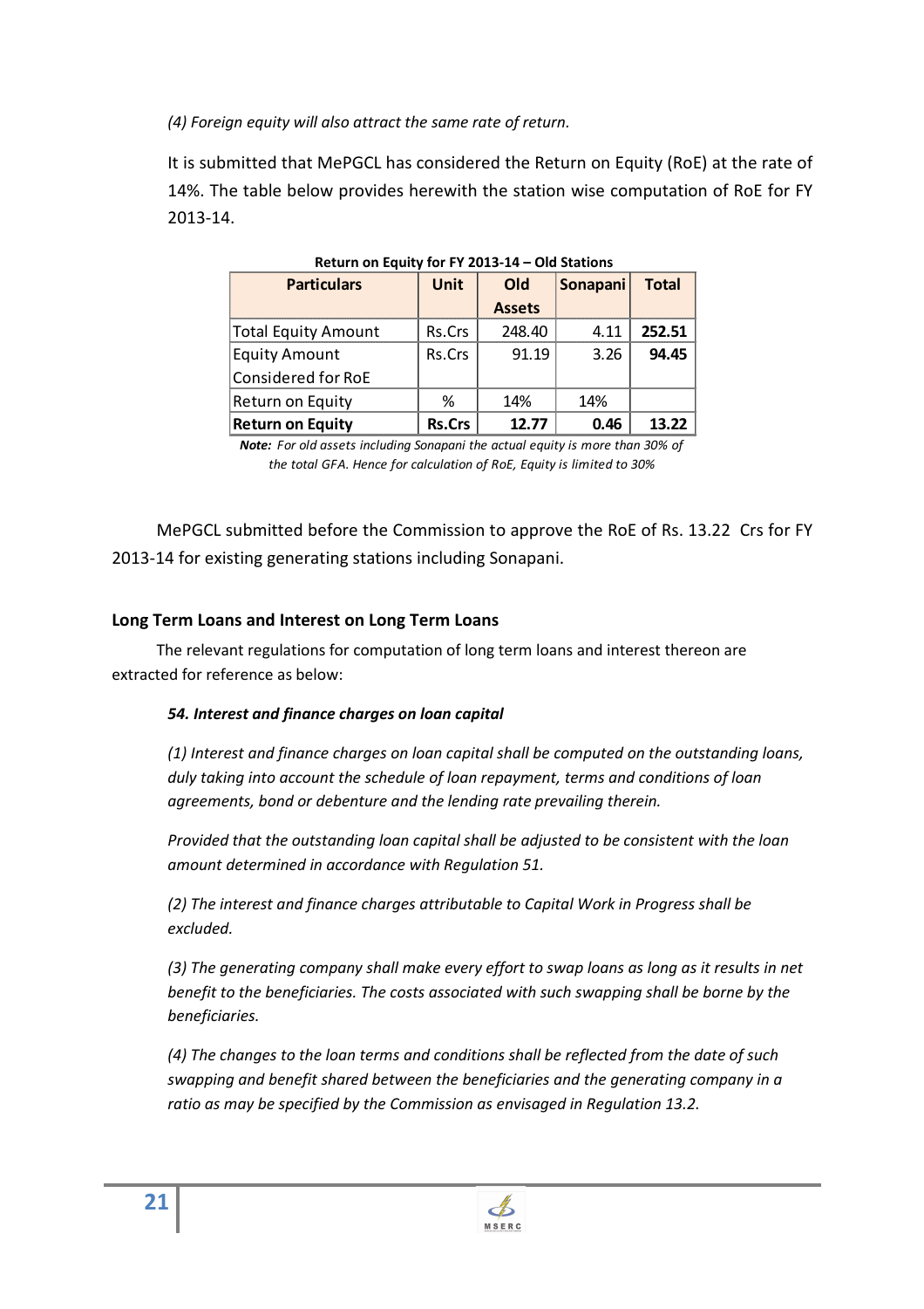*(4) Foreign equity will also attract the same rate of return.*

It is submitted that MePGCL has considered the Return on Equity (RoE) at the rate of 14%. The table below provides herewith the station wise computation of RoE for FY 2013-14.

**Return on Equity for FY 2013-14 – Old Stations**

| Particulars | Unit | Old Assets | Sonapani | Total |
|---|---|---|---|---|
| Total Equity Amount | Rs.Crs | 248.40 | 4.11 | **252.51** |
| Equity Amount Considered for RoE | Rs.Crs | 91.19 | 3.26 | **94.45** |
| Return on Equity | % | 14% | 14% | |
| **Return on Equity** | **Rs.Crs** | **12.77** | **0.46** | **13.22** |

***Note:*** *For old assets including Sonapani the actual equity is more than 30% of the total GFA. Hence for calculation of RoE, Equity is limited to 30%*

MePGCL submitted before the Commission to approve the RoE of Rs. 13.22 Crs for FY 2013-14 for existing generating stations including Sonapani.

### Long Term Loans and Interest on Long Term Loans

The relevant regulations for computation of long term loans and interest thereon are extracted for reference as below:

***54. Interest and finance charges on loan capital***

*(1) Interest and finance charges on loan capital shall be computed on the outstanding loans, duly taking into account the schedule of loan repayment, terms and conditions of loan agreements, bond or debenture and the lending rate prevailing therein.*

*Provided that the outstanding loan capital shall be adjusted to be consistent with the loan amount determined in accordance with Regulation 51.*

*(2) The interest and finance charges attributable to Capital Work in Progress shall be excluded.*

*(3) The generating company shall make every effort to swap loans as long as it results in net benefit to the beneficiaries. The costs associated with such swapping shall be borne by the beneficiaries.*

*(4) The changes to the loan terms and conditions shall be reflected from the date of such swapping and benefit shared between the beneficiaries and the generating company in a ratio as may be specified by the Commission as envisaged in Regulation 13.2.*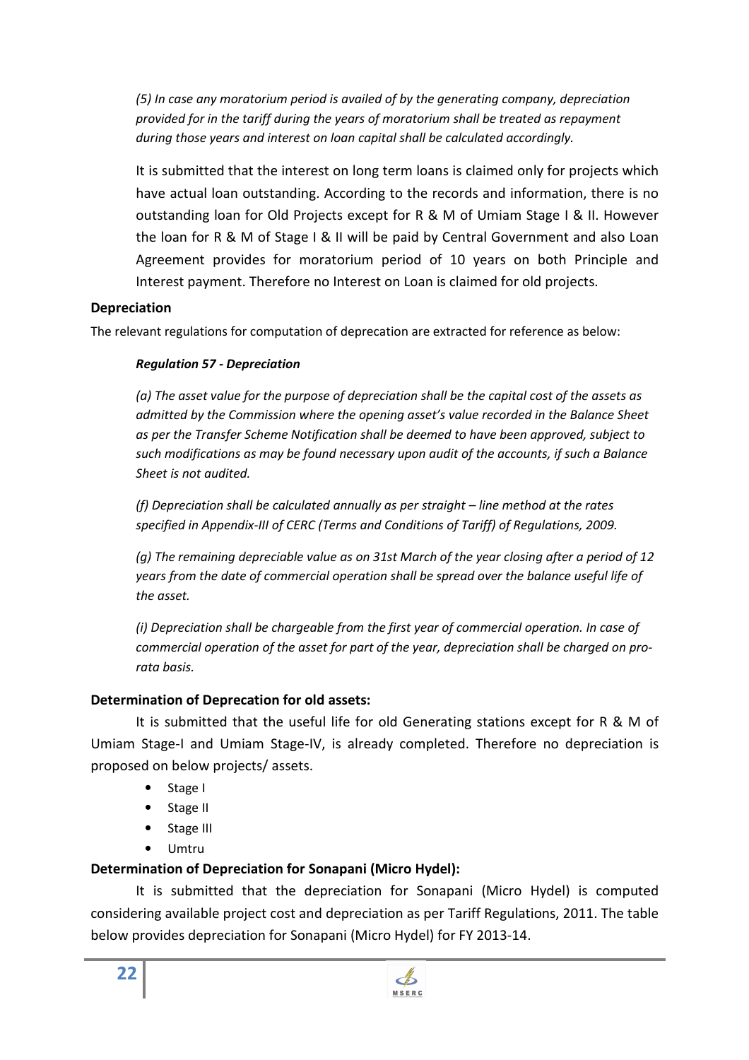*(5) In case any moratorium period is availed of by the generating company, depreciation provided for in the tariff during the years of moratorium shall be treated as repayment during those years and interest on loan capital shall be calculated accordingly.*

It is submitted that the interest on long term loans is claimed only for projects which have actual loan outstanding. According to the records and information, there is no outstanding loan for Old Projects except for R & M of Umiam Stage I & II. However the loan for R & M of Stage I & II will be paid by Central Government and also Loan Agreement provides for moratorium period of 10 years on both Principle and Interest payment. Therefore no Interest on Loan is claimed for old projects.

**Depreciation**

The relevant regulations for computation of deprecation are extracted for reference as below:

***Regulation 57 - Depreciation***

*(a) The asset value for the purpose of depreciation shall be the capital cost of the assets as admitted by the Commission where the opening asset's value recorded in the Balance Sheet as per the Transfer Scheme Notification shall be deemed to have been approved, subject to such modifications as may be found necessary upon audit of the accounts, if such a Balance Sheet is not audited.*

*(f) Depreciation shall be calculated annually as per straight – line method at the rates specified in Appendix-III of CERC (Terms and Conditions of Tariff) of Regulations, 2009.*

*(g) The remaining depreciable value as on 31st March of the year closing after a period of 12 years from the date of commercial operation shall be spread over the balance useful life of the asset.*

*(i) Depreciation shall be chargeable from the first year of commercial operation. In case of commercial operation of the asset for part of the year, depreciation shall be charged on pro-rata basis.*

**Determination of Deprecation for old assets:**

It is submitted that the useful life for old Generating stations except for R & M of Umiam Stage-I and Umiam Stage-IV, is already completed. Therefore no depreciation is proposed on below projects/ assets.

- Stage I
- Stage II
- Stage III
- Umtru

**Determination of Depreciation for Sonapani (Micro Hydel):**

It is submitted that the depreciation for Sonapani (Micro Hydel) is computed considering available project cost and depreciation as per Tariff Regulations, 2011. The table below provides depreciation for Sonapani (Micro Hydel) for FY 2013-14.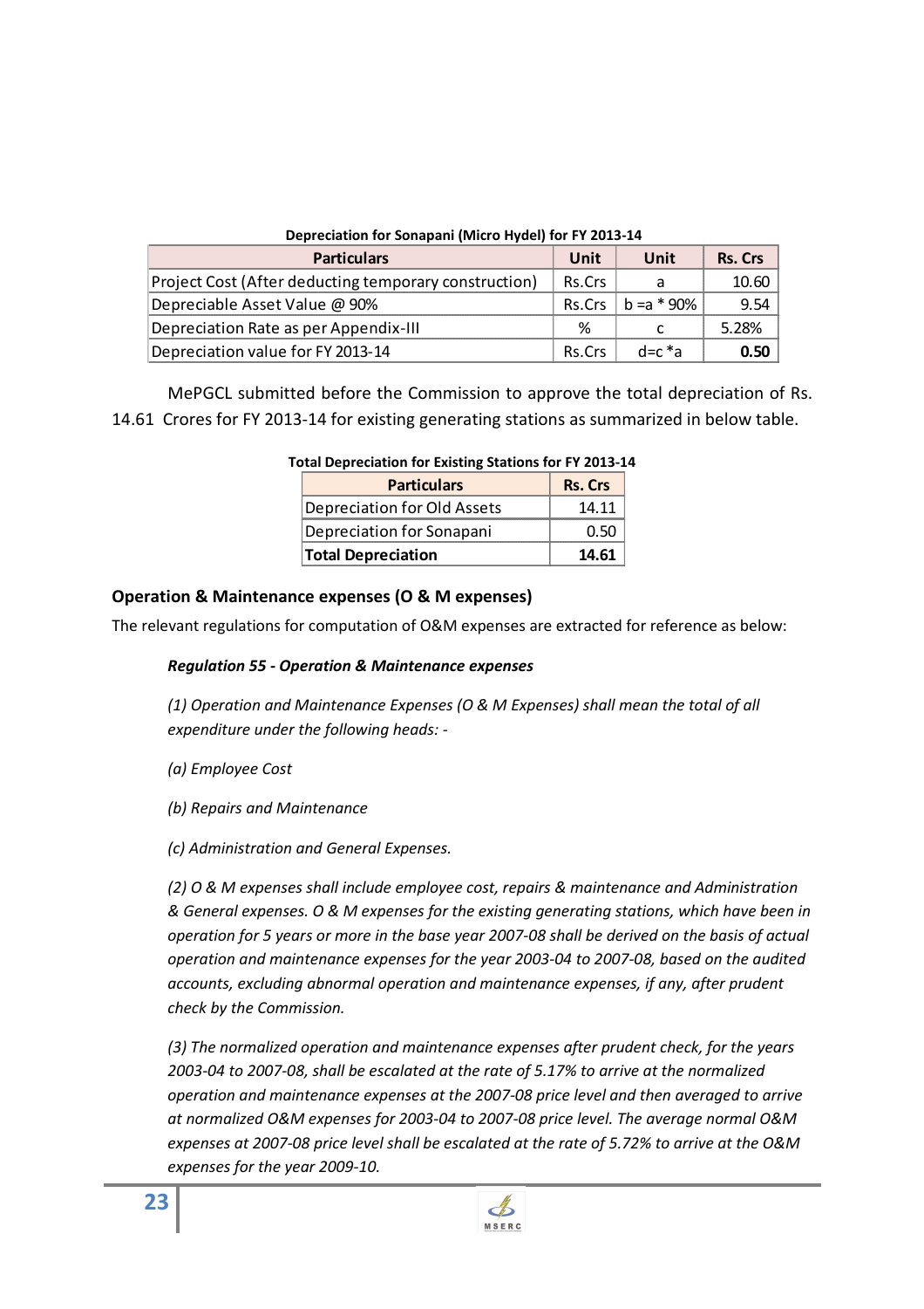**Depreciation for Sonapani (Micro Hydel) for FY 2013-14**

| Particulars | Unit | Unit | Rs. Crs |
|---|---|---|---|
| Project Cost (After deducting temporary construction) | Rs.Crs | a | 10.60 |
| Depreciable Asset Value @ 90% | Rs.Crs | b =a * 90% | 9.54 |
| Depreciation Rate as per Appendix-III | % | c | 5.28% |
| Depreciation value for FY 2013-14 | Rs.Crs | d=c *a | **0.50** |

MePGCL submitted before the Commission to approve the total depreciation of Rs. 14.61 Crores for FY 2013-14 for existing generating stations as summarized in below table.

**Total Depreciation for Existing Stations for FY 2013-14**

| Particulars | Rs. Crs |
|---|---|
| Depreciation for Old Assets | 14.11 |
| Depreciation for Sonapani | 0.50 |
| **Total Depreciation** | **14.61** |

### Operation & Maintenance expenses (O & M expenses)

The relevant regulations for computation of O&M expenses are extracted for reference as below:

***Regulation 55 - Operation & Maintenance expenses***

*(1) Operation and Maintenance Expenses (O & M Expenses) shall mean the total of all expenditure under the following heads: -*

*(a) Employee Cost*

*(b) Repairs and Maintenance*

*(c) Administration and General Expenses.*

*(2) O & M expenses shall include employee cost, repairs & maintenance and Administration & General expenses. O & M expenses for the existing generating stations, which have been in operation for 5 years or more in the base year 2007-08 shall be derived on the basis of actual operation and maintenance expenses for the year 2003-04 to 2007-08, based on the audited accounts, excluding abnormal operation and maintenance expenses, if any, after prudent check by the Commission.*

*(3) The normalized operation and maintenance expenses after prudent check, for the years 2003-04 to 2007-08, shall be escalated at the rate of 5.17% to arrive at the normalized operation and maintenance expenses at the 2007-08 price level and then averaged to arrive at normalized O&M expenses for 2003-04 to 2007-08 price level. The average normal O&M expenses at 2007-08 price level shall be escalated at the rate of 5.72% to arrive at the O&M expenses for the year 2009-10.*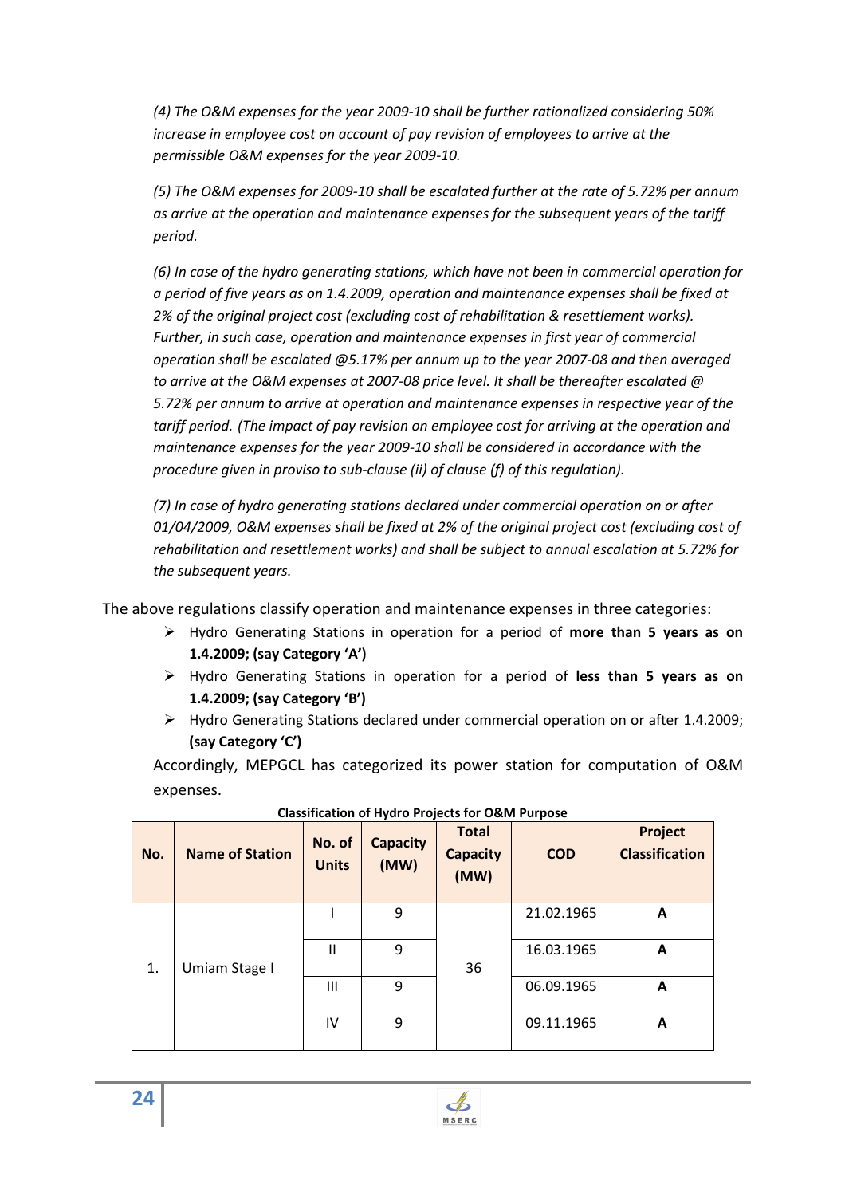*(4) The O&M expenses for the year 2009-10 shall be further rationalized considering 50% increase in employee cost on account of pay revision of employees to arrive at the permissible O&M expenses for the year 2009-10.*

*(5) The O&M expenses for 2009-10 shall be escalated further at the rate of 5.72% per annum as arrive at the operation and maintenance expenses for the subsequent years of the tariff period.*

*(6) In case of the hydro generating stations, which have not been in commercial operation for a period of five years as on 1.4.2009, operation and maintenance expenses shall be fixed at 2% of the original project cost (excluding cost of rehabilitation & resettlement works). Further, in such case, operation and maintenance expenses in first year of commercial operation shall be escalated @5.17% per annum up to the year 2007-08 and then averaged to arrive at the O&M expenses at 2007-08 price level. It shall be thereafter escalated @ 5.72% per annum to arrive at operation and maintenance expenses in respective year of the tariff period. (The impact of pay revision on employee cost for arriving at the operation and maintenance expenses for the year 2009-10 shall be considered in accordance with the procedure given in proviso to sub-clause (ii) of clause (f) of this regulation).*

*(7) In case of hydro generating stations declared under commercial operation on or after 01/04/2009, O&M expenses shall be fixed at 2% of the original project cost (excluding cost of rehabilitation and resettlement works) and shall be subject to annual escalation at 5.72% for the subsequent years.*

The above regulations classify operation and maintenance expenses in three categories:

- Hydro Generating Stations in operation for a period of **more than 5 years as on 1.4.2009; (say Category 'A')**
- Hydro Generating Stations in operation for a period of **less than 5 years as on 1.4.2009; (say Category 'B')**
- Hydro Generating Stations declared under commercial operation on or after 1.4.2009; **(say Category 'C')**

Accordingly, MEPGCL has categorized its power station for computation of O&M expenses.

**Classification of Hydro Projects for O&M Purpose**

| No. | Name of Station | No. of Units | Capacity (MW) | Total Capacity (MW) | COD | Project Classification |
|---|---|---|---|---|---|---|
| 1. | Umiam Stage I | I | 9 | 36 | 21.02.1965 | A |
| | | II | 9 | | 16.03.1965 | A |
| | | III | 9 | | 06.09.1965 | A |
| | | IV | 9 | | 09.11.1965 | A |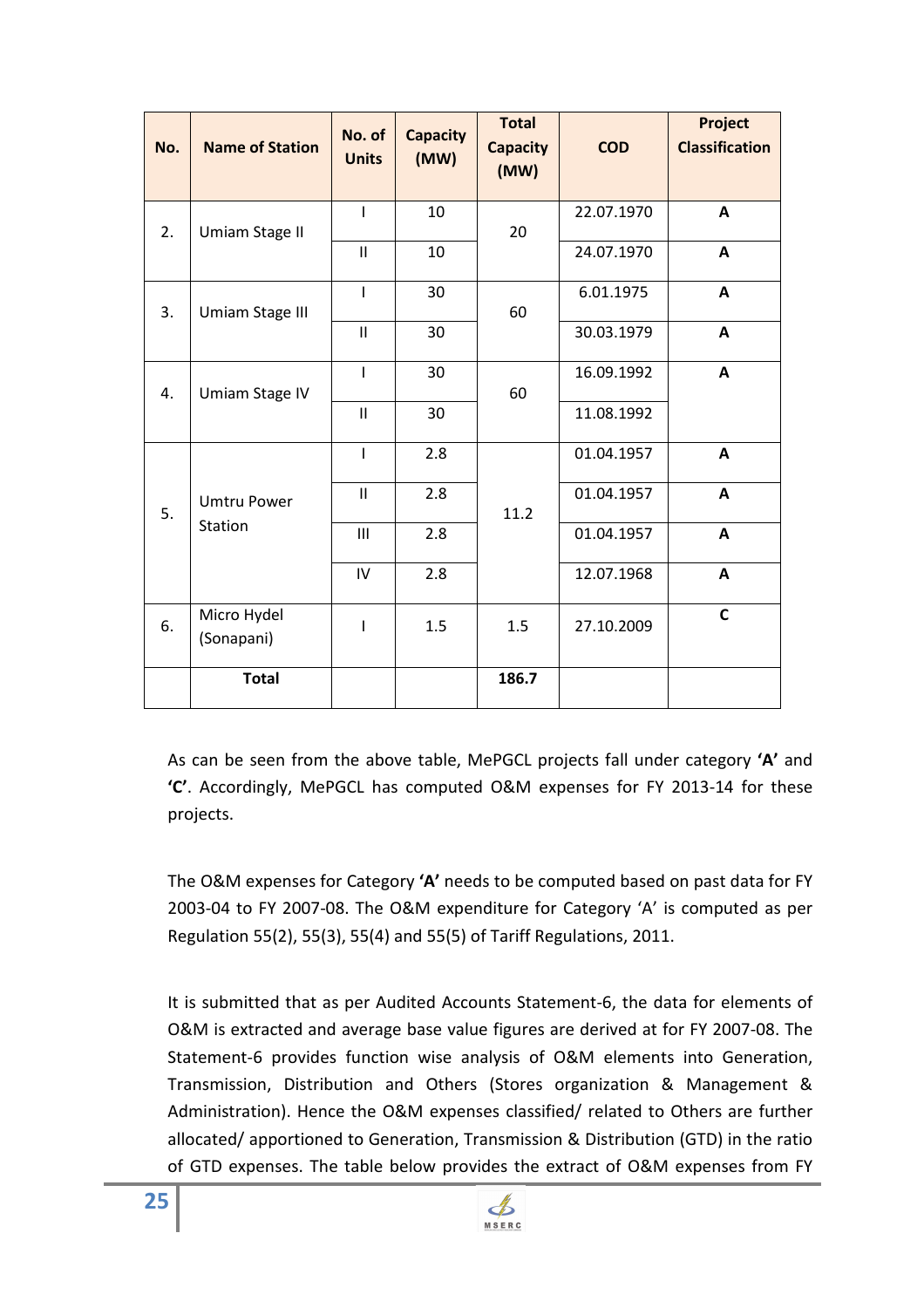| No. | Name of Station | No. of Units | Capacity (MW) | Total Capacity (MW) | COD | Project Classification |
|---|---|---|---|---|---|---|
| 2. | Umiam Stage II | I | 10 | 20 | 22.07.1970 | **A** |
| | | II | 10 | | 24.07.1970 | **A** |
| 3. | Umiam Stage III | I | 30 | 60 | 6.01.1975 | **A** |
| | | II | 30 | | 30.03.1979 | **A** |
| 4. | Umiam Stage IV | I | 30 | 60 | 16.09.1992 | **A** |
| | | II | 30 | | 11.08.1992 | |
| 5. | Umtru Power Station | I | 2.8 | 11.2 | 01.04.1957 | **A** |
| | | II | 2.8 | | 01.04.1957 | **A** |
| | | III | 2.8 | | 01.04.1957 | **A** |
| | | IV | 2.8 | | 12.07.1968 | **A** |
| 6. | Micro Hydel (Sonapani) | I | 1.5 | 1.5 | 27.10.2009 | **C** |
| | **Total** | | | **186.7** | | |

As can be seen from the above table, MePGCL projects fall under category **'A'** and **'C'**. Accordingly, MePGCL has computed O&M expenses for FY 2013-14 for these projects.

The O&M expenses for Category **'A'** needs to be computed based on past data for FY 2003-04 to FY 2007-08. The O&M expenditure for Category 'A' is computed as per Regulation 55(2), 55(3), 55(4) and 55(5) of Tariff Regulations, 2011.

It is submitted that as per Audited Accounts Statement-6, the data for elements of O&M is extracted and average base value figures are derived at for FY 2007-08. The Statement-6 provides function wise analysis of O&M elements into Generation, Transmission, Distribution and Others (Stores organization & Management & Administration). Hence the O&M expenses classified/ related to Others are further allocated/ apportioned to Generation, Transmission & Distribution (GTD) in the ratio of GTD expenses. The table below provides the extract of O&M expenses from FY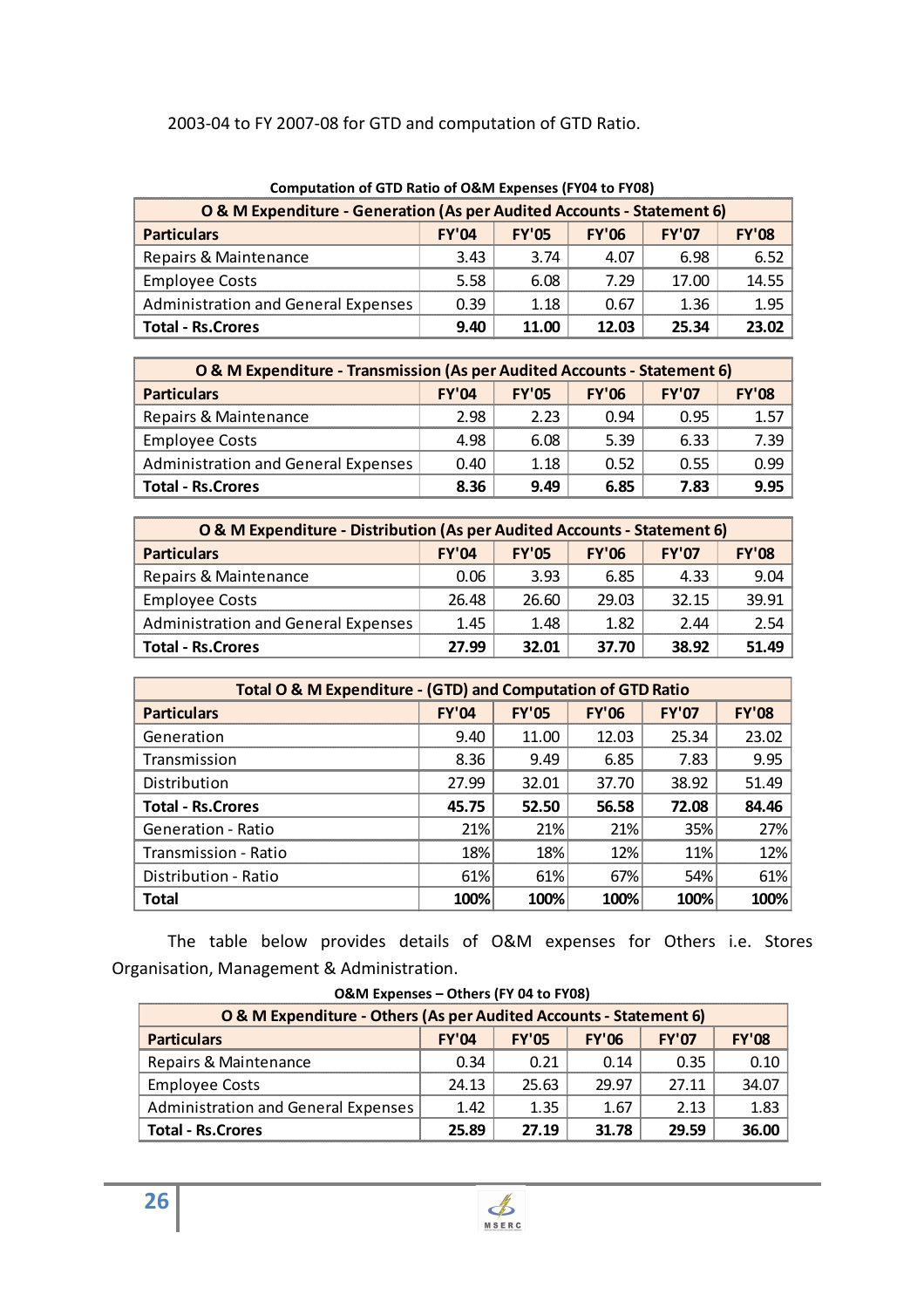2003-04 to FY 2007-08 for GTD and computation of GTD Ratio.

**Computation of GTD Ratio of O&M Expenses (FY04 to FY08)**

| O & M Expenditure - Generation (As per Audited Accounts - Statement 6) | | | | | |
|---|---|---|---|---|---|
| **Particulars** | **FY'04** | **FY'05** | **FY'06** | **FY'07** | **FY'08** |
| Repairs & Maintenance | 3.43 | 3.74 | 4.07 | 6.98 | 6.52 |
| Employee Costs | 5.58 | 6.08 | 7.29 | 17.00 | 14.55 |
| Administration and General Expenses | 0.39 | 1.18 | 0.67 | 1.36 | 1.95 |
| **Total - Rs.Crores** | **9.40** | **11.00** | **12.03** | **25.34** | **23.02** |

| O & M Expenditure - Transmission (As per Audited Accounts - Statement 6) | | | | | |
|---|---|---|---|---|---|
| **Particulars** | **FY'04** | **FY'05** | **FY'06** | **FY'07** | **FY'08** |
| Repairs & Maintenance | 2.98 | 2.23 | 0.94 | 0.95 | 1.57 |
| Employee Costs | 4.98 | 6.08 | 5.39 | 6.33 | 7.39 |
| Administration and General Expenses | 0.40 | 1.18 | 0.52 | 0.55 | 0.99 |
| **Total - Rs.Crores** | **8.36** | **9.49** | **6.85** | **7.83** | **9.95** |

| O & M Expenditure - Distribution (As per Audited Accounts - Statement 6) | | | | | |
|---|---|---|---|---|---|
| **Particulars** | **FY'04** | **FY'05** | **FY'06** | **FY'07** | **FY'08** |
| Repairs & Maintenance | 0.06 | 3.93 | 6.85 | 4.33 | 9.04 |
| Employee Costs | 26.48 | 26.60 | 29.03 | 32.15 | 39.91 |
| Administration and General Expenses | 1.45 | 1.48 | 1.82 | 2.44 | 2.54 |
| **Total - Rs.Crores** | **27.99** | **32.01** | **37.70** | **38.92** | **51.49** |

| Total O & M Expenditure - (GTD) and Computation of GTD Ratio | | | | | |
|---|---|---|---|---|---|
| **Particulars** | **FY'04** | **FY'05** | **FY'06** | **FY'07** | **FY'08** |
| Generation | 9.40 | 11.00 | 12.03 | 25.34 | 23.02 |
| Transmission | 8.36 | 9.49 | 6.85 | 7.83 | 9.95 |
| Distribution | 27.99 | 32.01 | 37.70 | 38.92 | 51.49 |
| **Total - Rs.Crores** | **45.75** | **52.50** | **56.58** | **72.08** | **84.46** |
| Generation - Ratio | 21% | 21% | 21% | 35% | 27% |
| Transmission - Ratio | 18% | 18% | 12% | 11% | 12% |
| Distribution - Ratio | 61% | 61% | 67% | 54% | 61% |
| **Total** | **100%** | **100%** | **100%** | **100%** | **100%** |

The table below provides details of O&M expenses for Others i.e. Stores Organisation, Management & Administration.

**O&M Expenses – Others (FY 04 to FY08)**

| O & M Expenditure - Others (As per Audited Accounts - Statement 6) | | | | | |
|---|---|---|---|---|---|
| **Particulars** | **FY'04** | **FY'05** | **FY'06** | **FY'07** | **FY'08** |
| Repairs & Maintenance | 0.34 | 0.21 | 0.14 | 0.35 | 0.10 |
| Employee Costs | 24.13 | 25.63 | 29.97 | 27.11 | 34.07 |
| Administration and General Expenses | 1.42 | 1.35 | 1.67 | 2.13 | 1.83 |
| **Total - Rs.Crores** | **25.89** | **27.19** | **31.78** | **29.59** | **36.00** |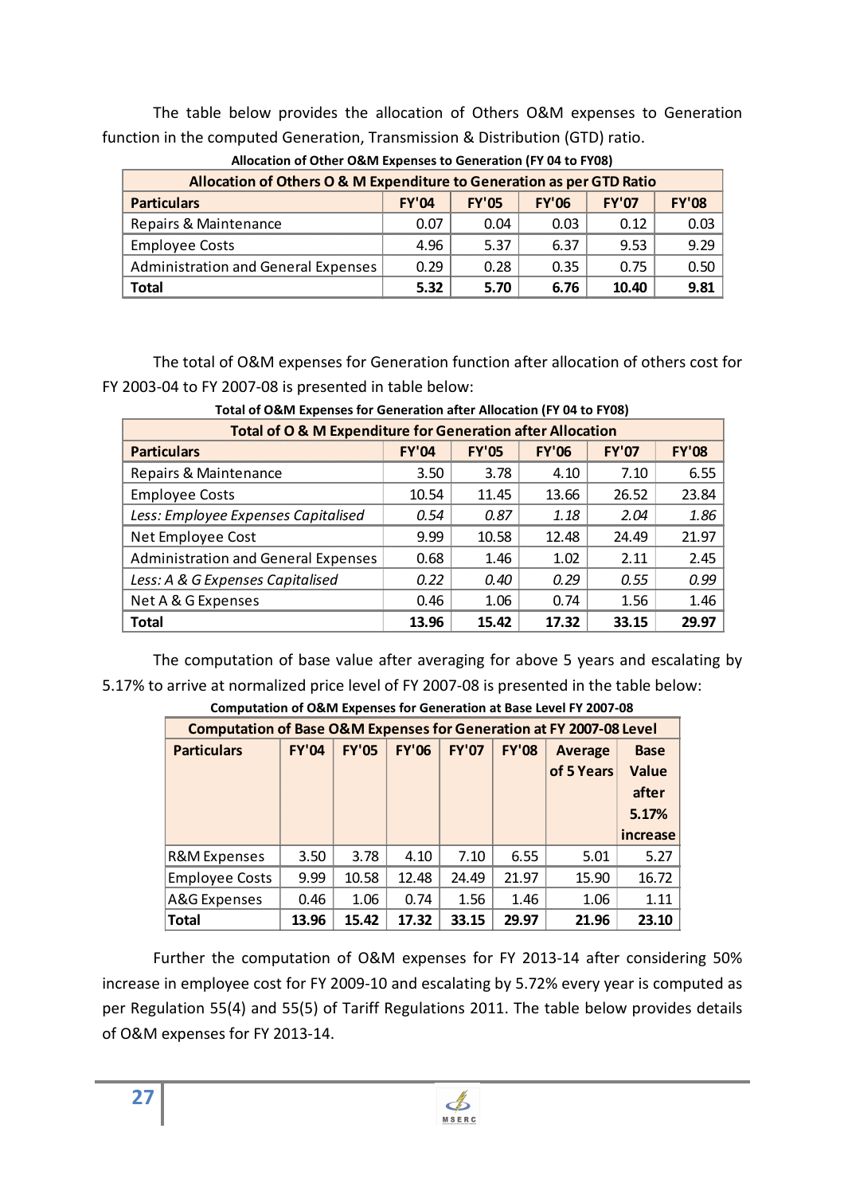The table below provides the allocation of Others O&M expenses to Generation function in the computed Generation, Transmission & Distribution (GTD) ratio.

**Allocation of Other O&M Expenses to Generation (FY 04 to FY08)**

| Allocation of Others O & M Expenditure to Generation as per GTD Ratio | | | | | |
|---|---|---|---|---|---|
| **Particulars** | **FY'04** | **FY'05** | **FY'06** | **FY'07** | **FY'08** |
| Repairs & Maintenance | 0.07 | 0.04 | 0.03 | 0.12 | 0.03 |
| Employee Costs | 4.96 | 5.37 | 6.37 | 9.53 | 9.29 |
| Administration and General Expenses | 0.29 | 0.28 | 0.35 | 0.75 | 0.50 |
| **Total** | **5.32** | **5.70** | **6.76** | **10.40** | **9.81** |

The total of O&M expenses for Generation function after allocation of others cost for FY 2003-04 to FY 2007-08 is presented in table below:

**Total of O&M Expenses for Generation after Allocation (FY 04 to FY08)**

| Total of O & M Expenditure for Generation after Allocation | | | | | |
|---|---|---|---|---|---|
| **Particulars** | **FY'04** | **FY'05** | **FY'06** | **FY'07** | **FY'08** |
| Repairs & Maintenance | 3.50 | 3.78 | 4.10 | 7.10 | 6.55 |
| Employee Costs | 10.54 | 11.45 | 13.66 | 26.52 | 23.84 |
| *Less: Employee Expenses Capitalised* | *0.54* | *0.87* | *1.18* | *2.04* | *1.86* |
| Net Employee Cost | 9.99 | 10.58 | 12.48 | 24.49 | 21.97 |
| Administration and General Expenses | 0.68 | 1.46 | 1.02 | 2.11 | 2.45 |
| *Less: A & G Expenses Capitalised* | *0.22* | *0.40* | *0.29* | *0.55* | *0.99* |
| Net A & G Expenses | 0.46 | 1.06 | 0.74 | 1.56 | 1.46 |
| **Total** | **13.96** | **15.42** | **17.32** | **33.15** | **29.97** |

The computation of base value after averaging for above 5 years and escalating by 5.17% to arrive at normalized price level of FY 2007-08 is presented in the table below:

**Computation of O&M Expenses for Generation at Base Level FY 2007-08**

| Computation of Base O&M Expenses for Generation at FY 2007-08 Level | | | | | | | |
|---|---|---|---|---|---|---|---|
| **Particulars** | **FY'04** | **FY'05** | **FY'06** | **FY'07** | **FY'08** | **Average of 5 Years** | **Base Value after 5.17% increase** |
| R&M Expenses | 3.50 | 3.78 | 4.10 | 7.10 | 6.55 | 5.01 | 5.27 |
| Employee Costs | 9.99 | 10.58 | 12.48 | 24.49 | 21.97 | 15.90 | 16.72 |
| A&G Expenses | 0.46 | 1.06 | 0.74 | 1.56 | 1.46 | 1.06 | 1.11 |
| **Total** | **13.96** | **15.42** | **17.32** | **33.15** | **29.97** | **21.96** | **23.10** |

Further the computation of O&M expenses for FY 2013-14 after considering 50% increase in employee cost for FY 2009-10 and escalating by 5.72% every year is computed as per Regulation 55(4) and 55(5) of Tariff Regulations 2011. The table below provides details of O&M expenses for FY 2013-14.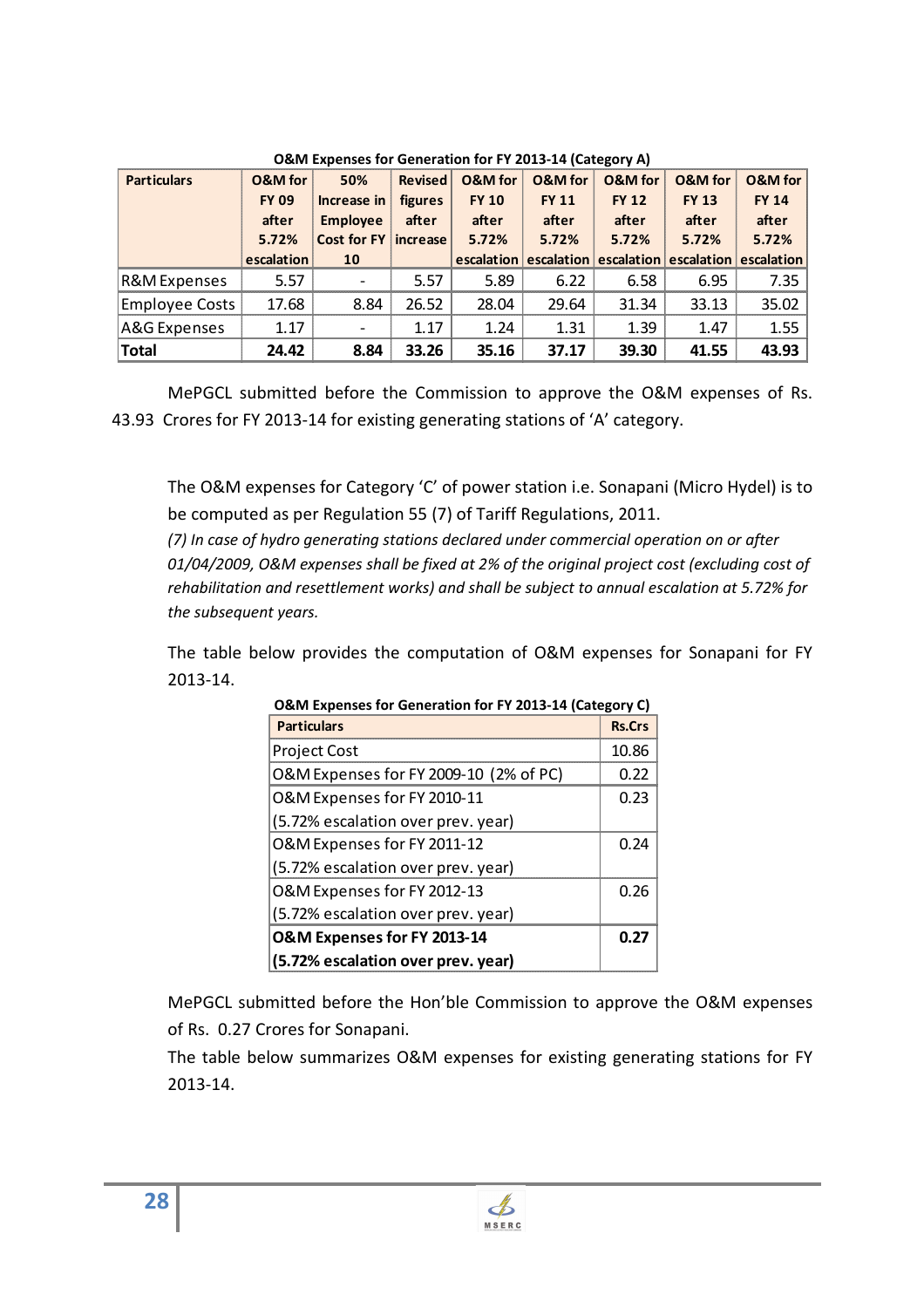**O&M Expenses for Generation for FY 2013-14 (Category A)**

| Particulars | O&M for FY 09 after 5.72% escalation | 50% Increase in Employee Cost for FY 10 | Revised figures after increase | O&M for FY 10 after 5.72% escalation | O&M for FY 11 after 5.72% escalation | O&M for FY 12 after 5.72% escalation | O&M for FY 13 after 5.72% escalation | O&M for FY 14 after 5.72% escalation |
|---|---|---|---|---|---|---|---|---|
| R&M Expenses | 5.57 | - | 5.57 | 5.89 | 6.22 | 6.58 | 6.95 | 7.35 |
| Employee Costs | 17.68 | 8.84 | 26.52 | 28.04 | 29.64 | 31.34 | 33.13 | 35.02 |
| A&G Expenses | 1.17 | - | 1.17 | 1.24 | 1.31 | 1.39 | 1.47 | 1.55 |
| **Total** | **24.42** | **8.84** | **33.26** | **35.16** | **37.17** | **39.30** | **41.55** | **43.93** |

MePGCL submitted before the Commission to approve the O&M expenses of Rs. 43.93 Crores for FY 2013-14 for existing generating stations of 'A' category.

The O&M expenses for Category 'C' of power station i.e. Sonapani (Micro Hydel) is to be computed as per Regulation 55 (7) of Tariff Regulations, 2011.

*(7) In case of hydro generating stations declared under commercial operation on or after 01/04/2009, O&M expenses shall be fixed at 2% of the original project cost (excluding cost of rehabilitation and resettlement works) and shall be subject to annual escalation at 5.72% for the subsequent years.*

The table below provides the computation of O&M expenses for Sonapani for FY 2013-14.

**O&M Expenses for Generation for FY 2013-14 (Category C)**

| Particulars | Rs.Crs |
|---|---|
| Project Cost | 10.86 |
| O&M Expenses for FY 2009-10 (2% of PC) | 0.22 |
| O&M Expenses for FY 2010-11 (5.72% escalation over prev. year) | 0.23 |
| O&M Expenses for FY 2011-12 (5.72% escalation over prev. year) | 0.24 |
| O&M Expenses for FY 2012-13 (5.72% escalation over prev. year) | 0.26 |
| **O&M Expenses for FY 2013-14 (5.72% escalation over prev. year)** | **0.27** |

MePGCL submitted before the Hon'ble Commission to approve the O&M expenses of Rs. 0.27 Crores for Sonapani.

The table below summarizes O&M expenses for existing generating stations for FY 2013-14.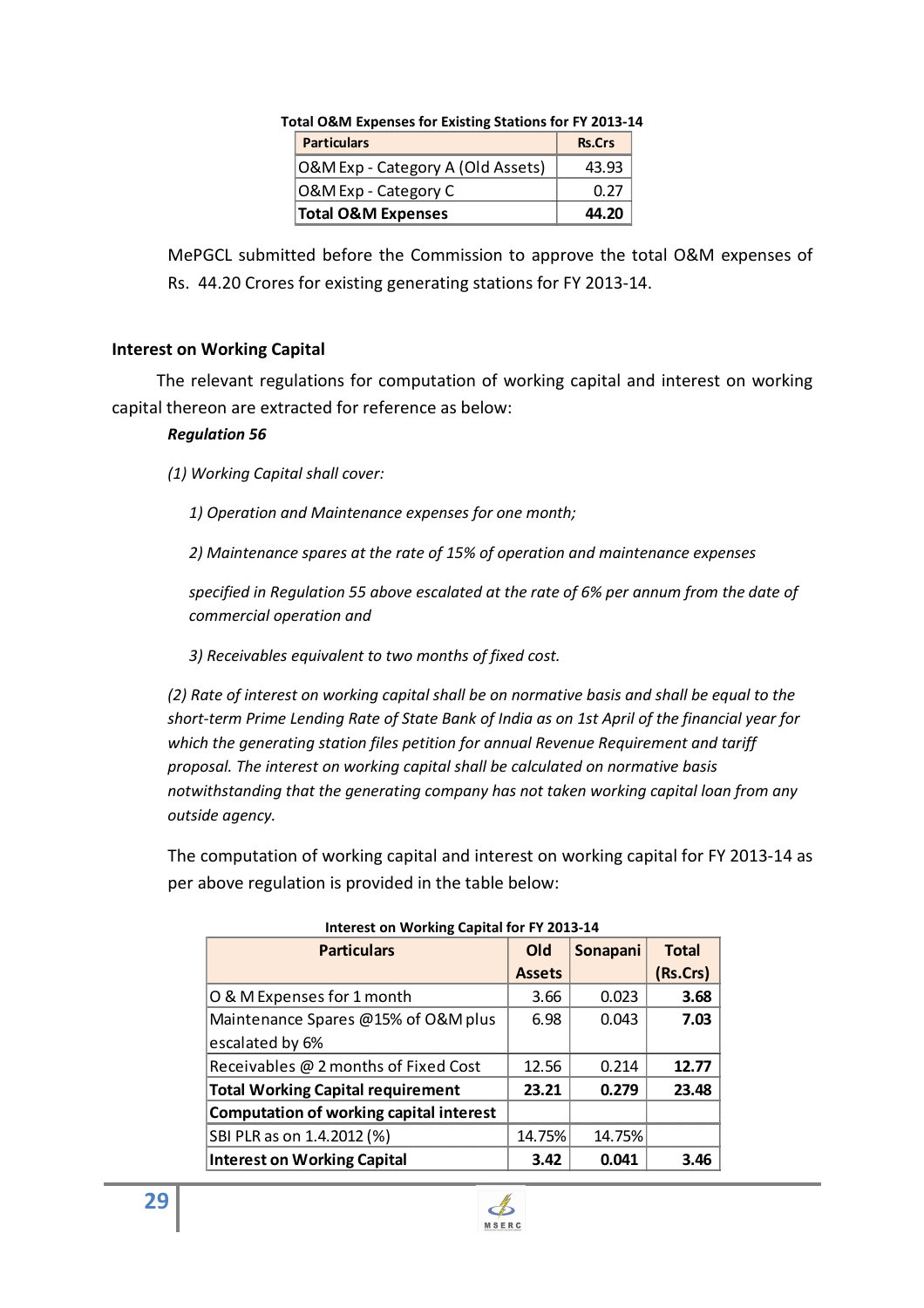**Total O&M Expenses for Existing Stations for FY 2013-14**

| Particulars | Rs.Crs |
|---|---|
| O&M Exp - Category A (Old Assets) | 43.93 |
| O&M Exp - Category C | 0.27 |
| **Total O&M Expenses** | **44.20** |

MePGCL submitted before the Commission to approve the total O&M expenses of Rs. 44.20 Crores for existing generating stations for FY 2013-14.

### Interest on Working Capital

The relevant regulations for computation of working capital and interest on working capital thereon are extracted for reference as below:

***Regulation 56***

*(1) Working Capital shall cover:*

*1) Operation and Maintenance expenses for one month;*

*2) Maintenance spares at the rate of 15% of operation and maintenance expenses*

*specified in Regulation 55 above escalated at the rate of 6% per annum from the date of commercial operation and*

*3) Receivables equivalent to two months of fixed cost.*

*(2) Rate of interest on working capital shall be on normative basis and shall be equal to the short-term Prime Lending Rate of State Bank of India as on 1st April of the financial year for which the generating station files petition for annual Revenue Requirement and tariff proposal. The interest on working capital shall be calculated on normative basis notwithstanding that the generating company has not taken working capital loan from any outside agency.*

The computation of working capital and interest on working capital for FY 2013-14 as per above regulation is provided in the table below:

**Interest on Working Capital for FY 2013-14**

| Particulars | Old Assets | Sonapani | Total (Rs.Crs) |
|---|---|---|---|
| O & M Expenses for 1 month | 3.66 | 0.023 | **3.68** |
| Maintenance Spares @15% of O&M plus escalated by 6% | 6.98 | 0.043 | **7.03** |
| Receivables @ 2 months of Fixed Cost | 12.56 | 0.214 | **12.77** |
| **Total Working Capital requirement** | **23.21** | **0.279** | **23.48** |
| **Computation of working capital interest** | | | |
| SBI PLR as on 1.4.2012 (%) | 14.75% | 14.75% | |
| **Interest on Working Capital** | **3.42** | **0.041** | **3.46** |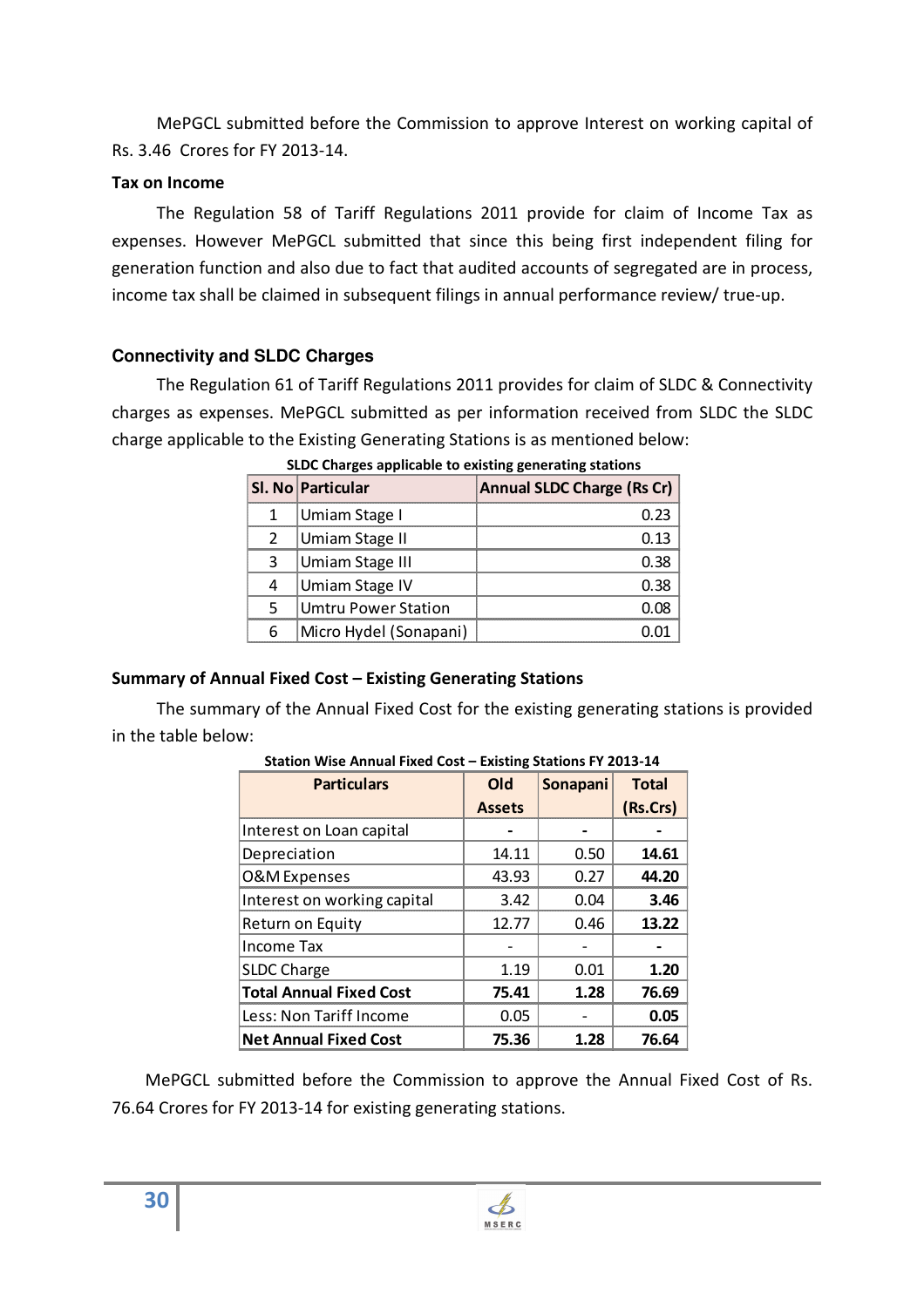MePGCL submitted before the Commission to approve Interest on working capital of Rs. 3.46 Crores for FY 2013-14.

**Tax on Income**

The Regulation 58 of Tariff Regulations 2011 provide for claim of Income Tax as expenses. However MePGCL submitted that since this being first independent filing for generation function and also due to fact that audited accounts of segregated are in process, income tax shall be claimed in subsequent filings in annual performance review/ true-up.

## Connectivity and SLDC Charges

The Regulation 61 of Tariff Regulations 2011 provides for claim of SLDC & Connectivity charges as expenses. MePGCL submitted as per information received from SLDC the SLDC charge applicable to the Existing Generating Stations is as mentioned below:

**SLDC Charges applicable to existing generating stations**

| Sl. No | Particular | Annual SLDC Charge (Rs Cr) |
|---|---|---|
| 1 | Umiam Stage I | 0.23 |
| 2 | Umiam Stage II | 0.13 |
| 3 | Umiam Stage III | 0.38 |
| 4 | Umiam Stage IV | 0.38 |
| 5 | Umtru Power Station | 0.08 |
| 6 | Micro Hydel (Sonapani) | 0.01 |

## Summary of Annual Fixed Cost – Existing Generating Stations

The summary of the Annual Fixed Cost for the existing generating stations is provided in the table below:

**Station Wise Annual Fixed Cost – Existing Stations FY 2013-14**

| Particulars | Old Assets | Sonapani | Total (Rs.Crs) |
|---|---|---|---|
| Interest on Loan capital | - | - | **-** |
| Depreciation | 14.11 | 0.50 | **14.61** |
| O&M Expenses | 43.93 | 0.27 | **44.20** |
| Interest on working capital | 3.42 | 0.04 | **3.46** |
| Return on Equity | 12.77 | 0.46 | **13.22** |
| Income Tax | - | - | **-** |
| SLDC Charge | 1.19 | 0.01 | **1.20** |
| **Total Annual Fixed Cost** | **75.41** | **1.28** | **76.69** |
| Less: Non Tariff Income | 0.05 | - | **0.05** |
| **Net Annual Fixed Cost** | **75.36** | **1.28** | **76.64** |

MePGCL submitted before the Commission to approve the Annual Fixed Cost of Rs. 76.64 Crores for FY 2013-14 for existing generating stations.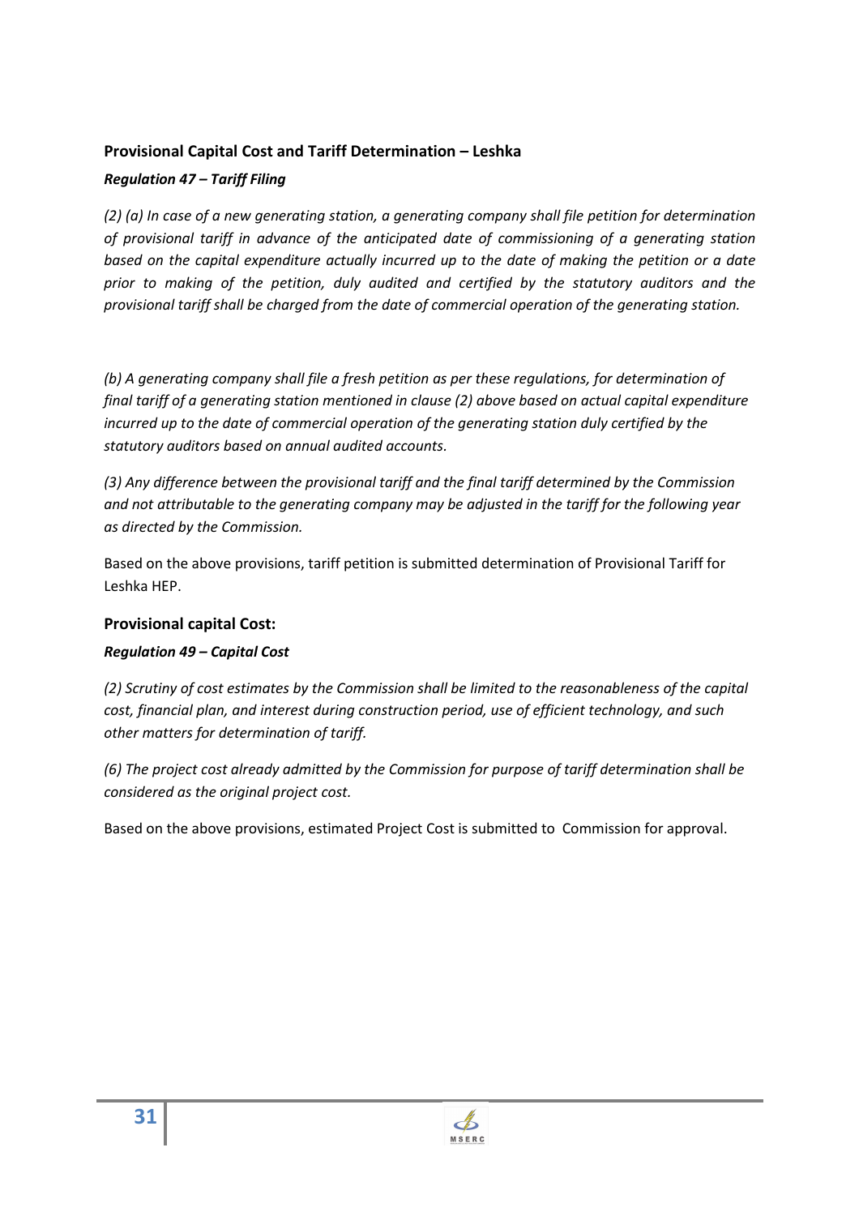## Provisional Capital Cost and Tariff Determination – Leshka

### *Regulation 47 – Tariff Filing*

*(2) (a) In case of a new generating station, a generating company shall file petition for determination of provisional tariff in advance of the anticipated date of commissioning of a generating station based on the capital expenditure actually incurred up to the date of making the petition or a date prior to making of the petition, duly audited and certified by the statutory auditors and the provisional tariff shall be charged from the date of commercial operation of the generating station.*

*(b) A generating company shall file a fresh petition as per these regulations, for determination of final tariff of a generating station mentioned in clause (2) above based on actual capital expenditure incurred up to the date of commercial operation of the generating station duly certified by the statutory auditors based on annual audited accounts.*

*(3) Any difference between the provisional tariff and the final tariff determined by the Commission and not attributable to the generating company may be adjusted in the tariff for the following year as directed by the Commission.*

Based on the above provisions, tariff petition is submitted determination of Provisional Tariff for Leshka HEP.

## Provisional capital Cost:

### *Regulation 49 – Capital Cost*

*(2) Scrutiny of cost estimates by the Commission shall be limited to the reasonableness of the capital cost, financial plan, and interest during construction period, use of efficient technology, and such other matters for determination of tariff.*

*(6) The project cost already admitted by the Commission for purpose of tariff determination shall be considered as the original project cost.*

Based on the above provisions, estimated Project Cost is submitted to Commission for approval.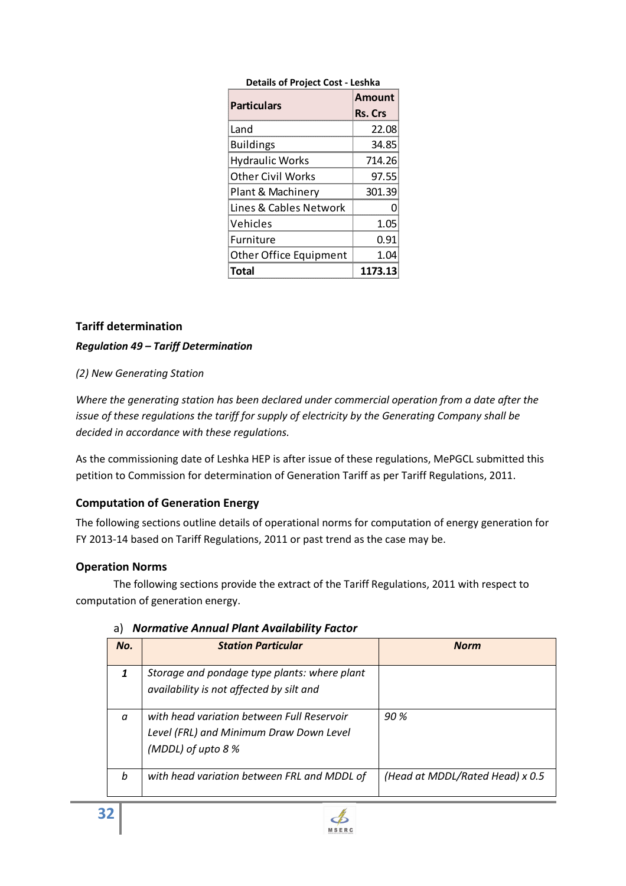**Details of Project Cost - Leshka**

| Particulars | Amount Rs. Crs |
|---|---|
| Land | 22.08 |
| Buildings | 34.85 |
| Hydraulic Works | 714.26 |
| Other Civil Works | 97.55 |
| Plant & Machinery | 301.39 |
| Lines & Cables Network | 0 |
| Vehicles | 1.05 |
| Furniture | 0.91 |
| Other Office Equipment | 1.04 |
| **Total** | **1173.13** |

### Tariff determination

***Regulation 49 – Tariff Determination***

*(2) New Generating Station*

*Where the generating station has been declared under commercial operation from a date after the issue of these regulations the tariff for supply of electricity by the Generating Company shall be decided in accordance with these regulations.*

As the commissioning date of Leshka HEP is after issue of these regulations, MePGCL submitted this petition to Commission for determination of Generation Tariff as per Tariff Regulations, 2011.

### Computation of Generation Energy

The following sections outline details of operational norms for computation of energy generation for FY 2013-14 based on Tariff Regulations, 2011 or past trend as the case may be.

### Operation Norms

The following sections provide the extract of the Tariff Regulations, 2011 with respect to computation of generation energy.

a) ***Normative Annual Plant Availability Factor***

| *No.* | *Station Particular* | *Norm* |
|---|---|---|
| *1* | *Storage and pondage type plants: where plant availability is not affected by silt and* | |
| *a* | *with head variation between Full Reservoir Level (FRL) and Minimum Draw Down Level (MDDL) of upto 8 %* | *90 %* |
| *b* | *with head variation between FRL and MDDL of* | *(Head at MDDL/Rated Head) x 0.5* |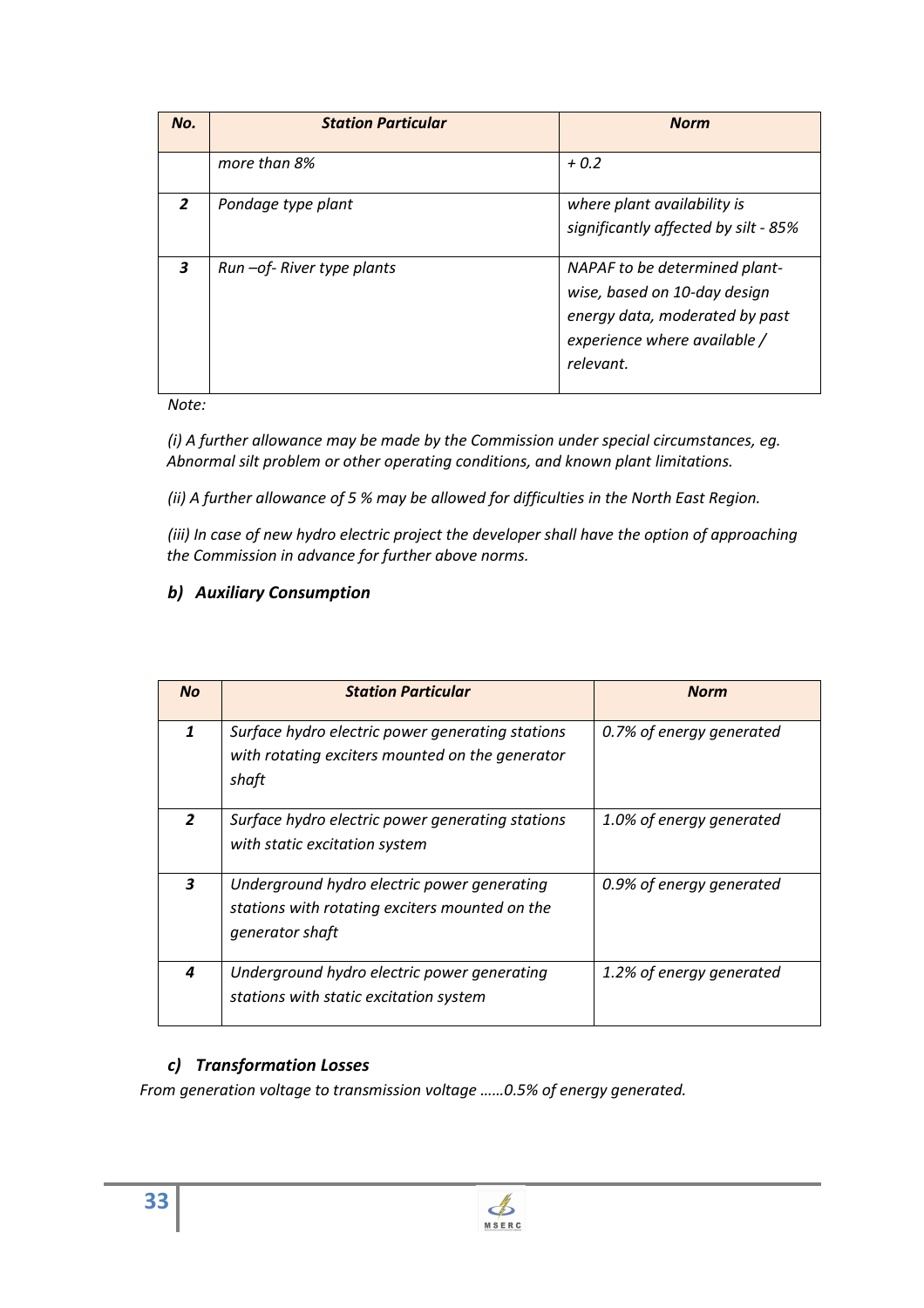| No. | Station Particular | Norm |
| --- | --- | --- |
| | *more than 8%* | *+ 0.2* |
| **2** | *Pondage type plant* | *where plant availability is significantly affected by silt - 85%* |
| **3** | *Run –of- River type plants* | *NAPAF to be determined plant-wise, based on 10-day design energy data, moderated by past experience where available / relevant.* |

*Note:*

*(i) A further allowance may be made by the Commission under special circumstances, eg. Abnormal silt problem or other operating conditions, and known plant limitations.*

*(ii) A further allowance of 5 % may be allowed for difficulties in the North East Region.*

*(iii) In case of new hydro electric project the developer shall have the option of approaching the Commission in advance for further above norms.*

### *b) Auxiliary Consumption*

| No | Station Particular | Norm |
| --- | --- | --- |
| **1** | *Surface hydro electric power generating stations with rotating exciters mounted on the generator shaft* | *0.7% of energy generated* |
| **2** | *Surface hydro electric power generating stations with static excitation system* | *1.0% of energy generated* |
| **3** | *Underground hydro electric power generating stations with rotating exciters mounted on the generator shaft* | *0.9% of energy generated* |
| **4** | *Underground hydro electric power generating stations with static excitation system* | *1.2% of energy generated* |

### *c) Transformation Losses*

*From generation voltage to transmission voltage ……0.5% of energy generated.*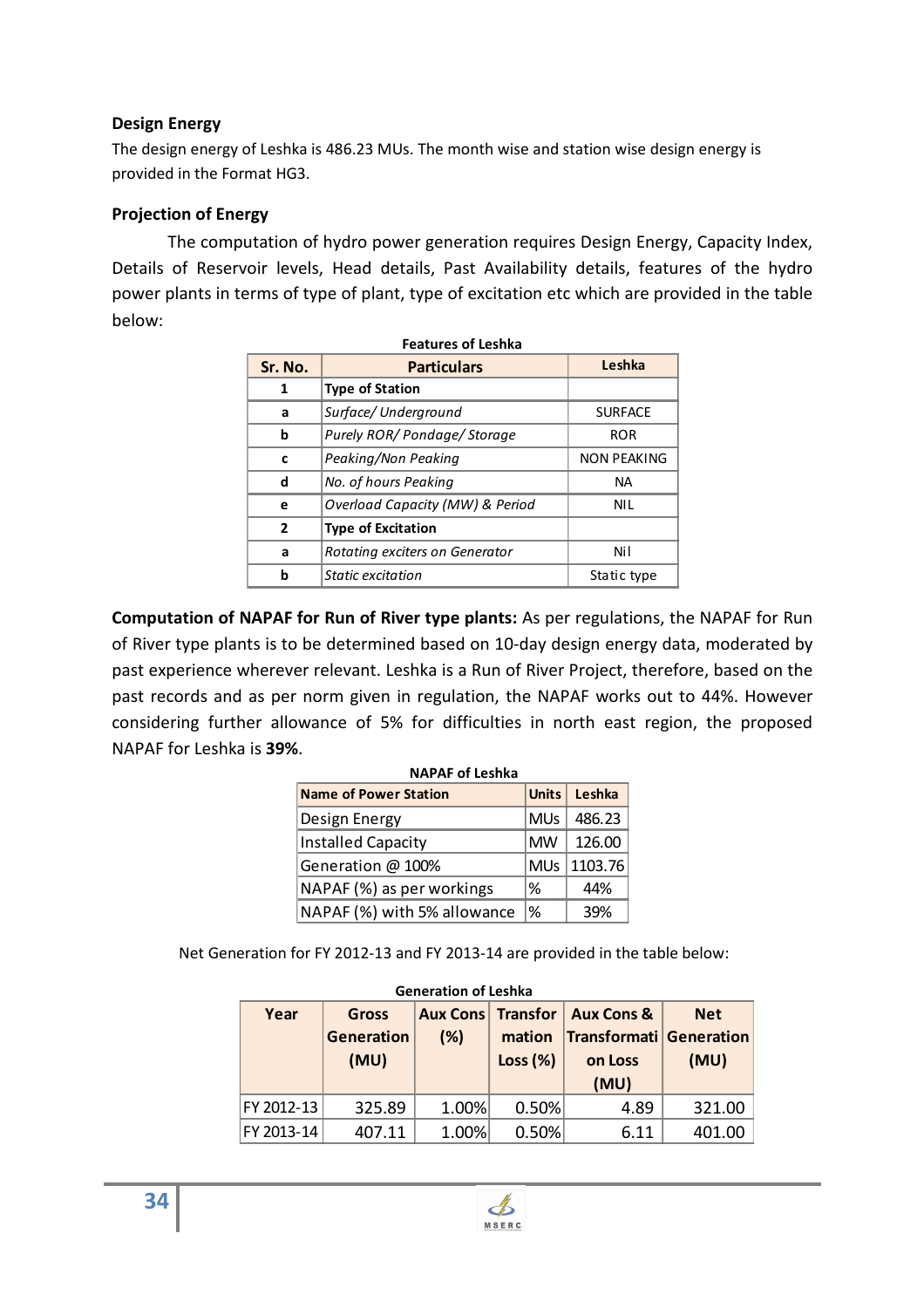**Design Energy**

The design energy of Leshka is 486.23 MUs. The month wise and station wise design energy is provided in the Format HG3.

**Projection of Energy**

The computation of hydro power generation requires Design Energy, Capacity Index, Details of Reservoir levels, Head details, Past Availability details, features of the hydro power plants in terms of type of plant, type of excitation etc which are provided in the table below:

**Features of Leshka**

| Sr. No. | Particulars | Leshka |
|---|---|---|
| 1 | **Type of Station** | |
| a | *Surface/ Underground* | SURFACE |
| b | *Purely ROR/ Pondage/ Storage* | ROR |
| c | *Peaking/Non Peaking* | NON PEAKING |
| d | *No. of hours Peaking* | NA |
| e | *Overload Capacity (MW) & Period* | NIL |
| 2 | **Type of Excitation** | |
| a | *Rotating exciters on Generator* | Nil |
| b | *Static excitation* | Static type |

**Computation of NAPAF for Run of River type plants:** As per regulations, the NAPAF for Run of River type plants is to be determined based on 10-day design energy data, moderated by past experience wherever relevant. Leshka is a Run of River Project, therefore, based on the past records and as per norm given in regulation, the NAPAF works out to 44%. However considering further allowance of 5% for difficulties in north east region, the proposed NAPAF for Leshka is **39%**.

**NAPAF of Leshka**

| Name of Power Station | Units | Leshka |
|---|---|---|
| Design Energy | MUs | 486.23 |
| Installed Capacity | MW | 126.00 |
| Generation @ 100% | MUs | 1103.76 |
| NAPAF (%) as per workings | % | 44% |
| NAPAF (%) with 5% allowance | % | 39% |

Net Generation for FY 2012-13 and FY 2013-14 are provided in the table below:

**Generation of Leshka**

| Year | Gross Generation (MU) | Aux Cons (%) | Transformation Loss (%) | Aux Cons & Transformation Loss (MU) | Net Generation (MU) |
|---|---|---|---|---|---|
| FY 2012-13 | 325.89 | 1.00% | 0.50% | 4.89 | 321.00 |
| FY 2013-14 | 407.11 | 1.00% | 0.50% | 6.11 | 401.00 |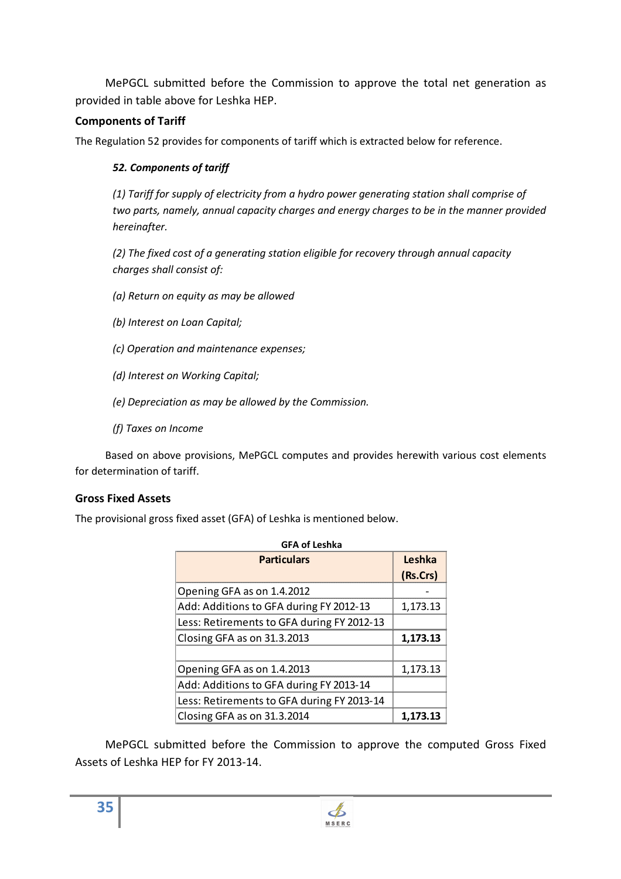MePGCL submitted before the Commission to approve the total net generation as provided in table above for Leshka HEP.

### Components of Tariff

The Regulation 52 provides for components of tariff which is extracted below for reference.

> ***52. Components of tariff***
>
> *(1) Tariff for supply of electricity from a hydro power generating station shall comprise of two parts, namely, annual capacity charges and energy charges to be in the manner provided hereinafter.*
>
> *(2) The fixed cost of a generating station eligible for recovery through annual capacity charges shall consist of:*
>
> *(a) Return on equity as may be allowed*
>
> *(b) Interest on Loan Capital;*
>
> *(c) Operation and maintenance expenses;*
>
> *(d) Interest on Working Capital;*
>
> *(e) Depreciation as may be allowed by the Commission.*
>
> *(f) Taxes on Income*

Based on above provisions, MePGCL computes and provides herewith various cost elements for determination of tariff.

### Gross Fixed Assets

The provisional gross fixed asset (GFA) of Leshka is mentioned below.

**GFA of Leshka**

| Particulars | Leshka (Rs.Crs) |
|---|---|
| Opening GFA as on 1.4.2012 | - |
| Add: Additions to GFA during FY 2012-13 | 1,173.13 |
| Less: Retirements to GFA during FY 2012-13 | |
| Closing GFA as on 31.3.2013 | **1,173.13** |
| | |
| Opening GFA as on 1.4.2013 | 1,173.13 |
| Add: Additions to GFA during FY 2013-14 | |
| Less: Retirements to GFA during FY 2013-14 | |
| Closing GFA as on 31.3.2014 | **1,173.13** |

MePGCL submitted before the Commission to approve the computed Gross Fixed Assets of Leshka HEP for FY 2013-14.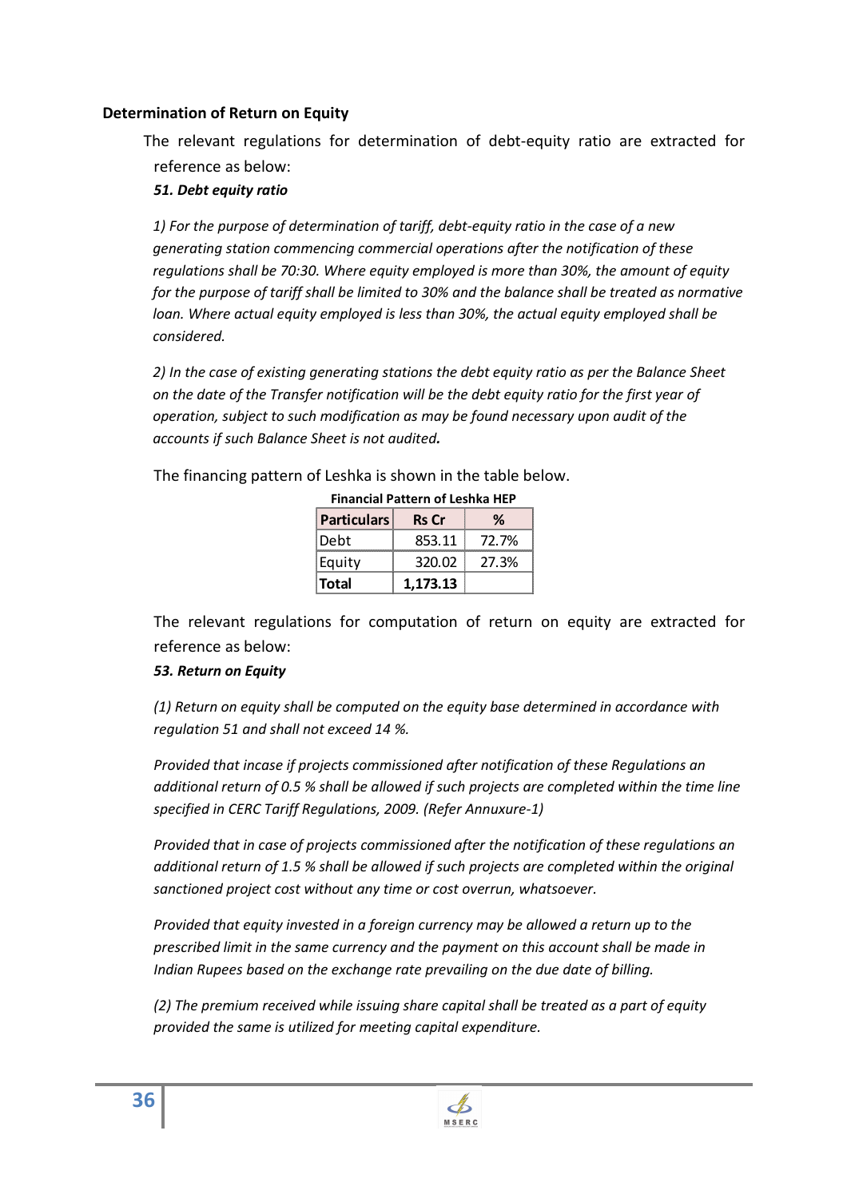## Determination of Return on Equity

The relevant regulations for determination of debt-equity ratio are extracted for reference as below:

***51. Debt equity ratio***

*1) For the purpose of determination of tariff, debt-equity ratio in the case of a new generating station commencing commercial operations after the notification of these regulations shall be 70:30. Where equity employed is more than 30%, the amount of equity for the purpose of tariff shall be limited to 30% and the balance shall be treated as normative loan. Where actual equity employed is less than 30%, the actual equity employed shall be considered.*

*2) In the case of existing generating stations the debt equity ratio as per the Balance Sheet on the date of the Transfer notification will be the debt equity ratio for the first year of operation, subject to such modification as may be found necessary upon audit of the accounts if such Balance Sheet is not audited.*

The financing pattern of Leshka is shown in the table below.

**Financial Pattern of Leshka HEP**

| Particulars | Rs Cr | % |
|---|---|---|
| Debt | 853.11 | 72.7% |
| Equity | 320.02 | 27.3% |
| **Total** | **1,173.13** | |

The relevant regulations for computation of return on equity are extracted for reference as below:

***53. Return on Equity***

*(1) Return on equity shall be computed on the equity base determined in accordance with regulation 51 and shall not exceed 14 %.*

*Provided that incase if projects commissioned after notification of these Regulations an additional return of 0.5 % shall be allowed if such projects are completed within the time line specified in CERC Tariff Regulations, 2009. (Refer Annuxure-1)*

*Provided that in case of projects commissioned after the notification of these regulations an additional return of 1.5 % shall be allowed if such projects are completed within the original sanctioned project cost without any time or cost overrun, whatsoever.*

*Provided that equity invested in a foreign currency may be allowed a return up to the prescribed limit in the same currency and the payment on this account shall be made in Indian Rupees based on the exchange rate prevailing on the due date of billing.*

*(2) The premium received while issuing share capital shall be treated as a part of equity provided the same is utilized for meeting capital expenditure.*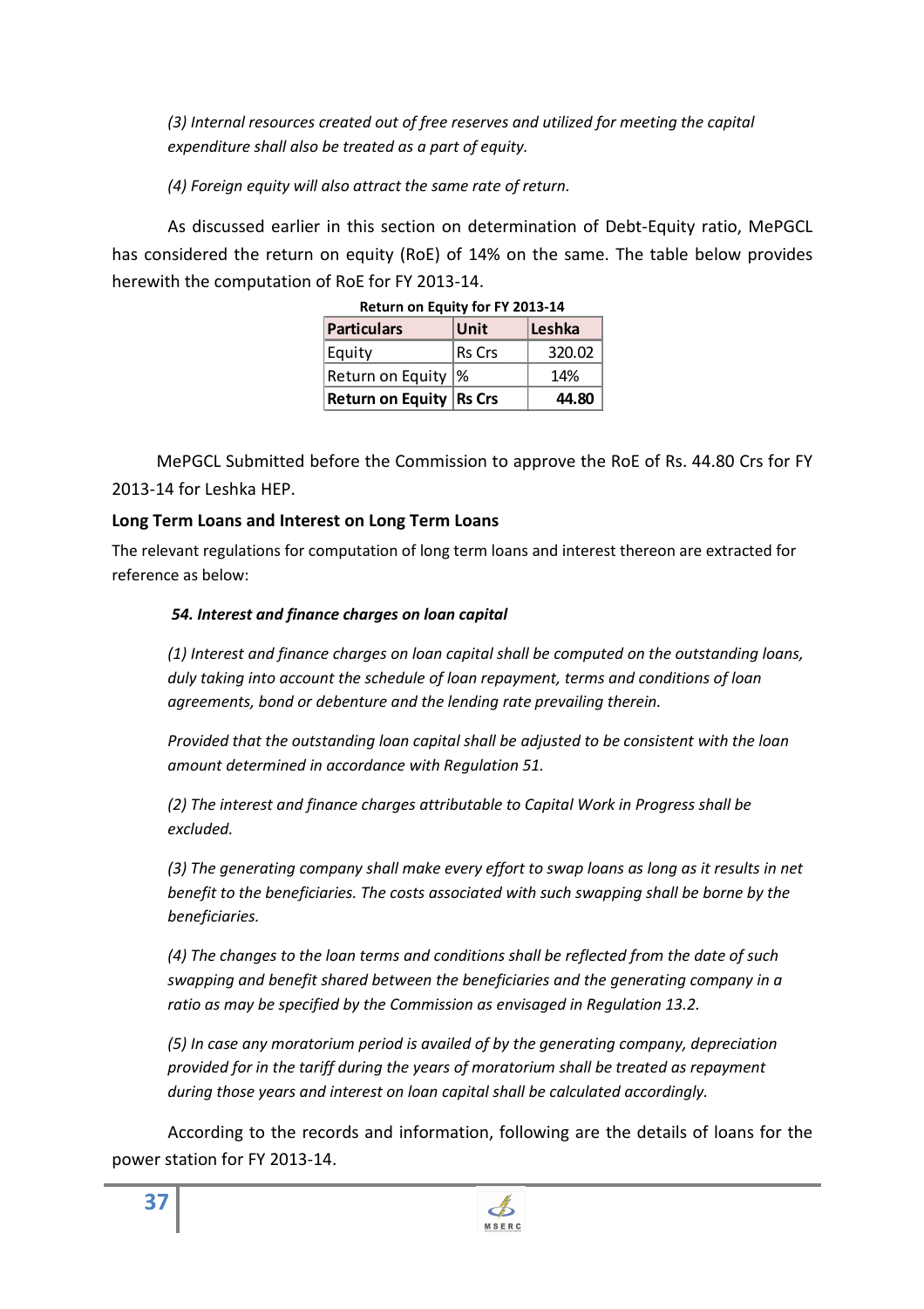*(3) Internal resources created out of free reserves and utilized for meeting the capital expenditure shall also be treated as a part of equity.*

*(4) Foreign equity will also attract the same rate of return.*

As discussed earlier in this section on determination of Debt-Equity ratio, MePGCL has considered the return on equity (RoE) of 14% on the same. The table below provides herewith the computation of RoE for FY 2013-14.

**Return on Equity for FY 2013-14**

| Particulars | Unit | Leshka |
|---|---|---|
| Equity | Rs Crs | 320.02 |
| Return on Equity | % | 14% |
| **Return on Equity** | **Rs Crs** | **44.80** |

MePGCL Submitted before the Commission to approve the RoE of Rs. 44.80 Crs for FY 2013-14 for Leshka HEP.

**Long Term Loans and Interest on Long Term Loans**

The relevant regulations for computation of long term loans and interest thereon are extracted for reference as below:

***54. Interest and finance charges on loan capital***

*(1) Interest and finance charges on loan capital shall be computed on the outstanding loans, duly taking into account the schedule of loan repayment, terms and conditions of loan agreements, bond or debenture and the lending rate prevailing therein.*

*Provided that the outstanding loan capital shall be adjusted to be consistent with the loan amount determined in accordance with Regulation 51.*

*(2) The interest and finance charges attributable to Capital Work in Progress shall be excluded.*

*(3) The generating company shall make every effort to swap loans as long as it results in net benefit to the beneficiaries. The costs associated with such swapping shall be borne by the beneficiaries.*

*(4) The changes to the loan terms and conditions shall be reflected from the date of such swapping and benefit shared between the beneficiaries and the generating company in a ratio as may be specified by the Commission as envisaged in Regulation 13.2.*

*(5) In case any moratorium period is availed of by the generating company, depreciation provided for in the tariff during the years of moratorium shall be treated as repayment during those years and interest on loan capital shall be calculated accordingly.*

According to the records and information, following are the details of loans for the power station for FY 2013-14.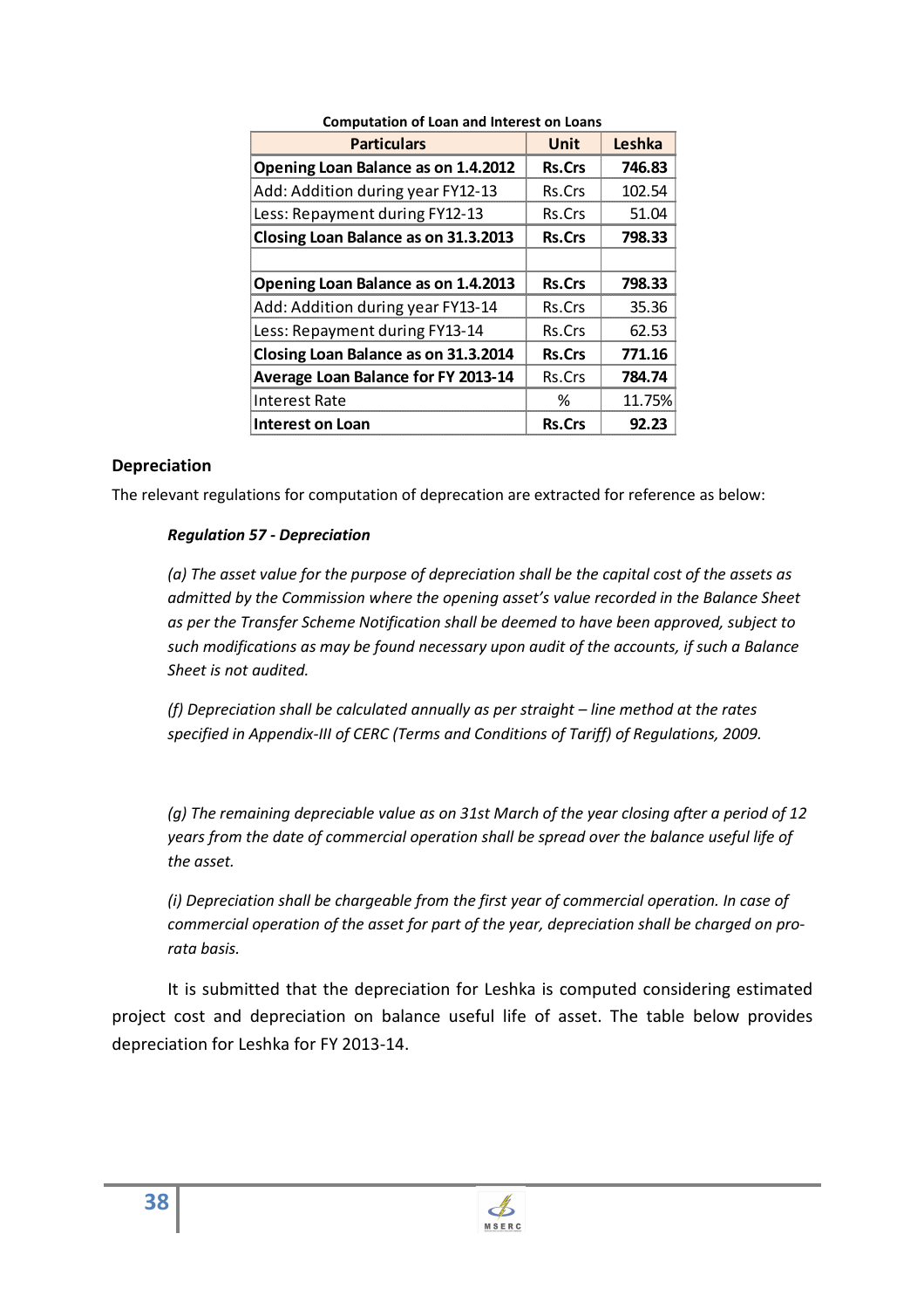**Computation of Loan and Interest on Loans**

| Particulars | Unit | Leshka |
|---|---|---|
| **Opening Loan Balance as on 1.4.2012** | **Rs.Crs** | **746.83** |
| Add: Addition during year FY12-13 | Rs.Crs | 102.54 |
| Less: Repayment during FY12-13 | Rs.Crs | 51.04 |
| **Closing Loan Balance as on 31.3.2013** | **Rs.Crs** | **798.33** |
| | | |
| **Opening Loan Balance as on 1.4.2013** | **Rs.Crs** | **798.33** |
| Add: Addition during year FY13-14 | Rs.Crs | 35.36 |
| Less: Repayment during FY13-14 | Rs.Crs | 62.53 |
| **Closing Loan Balance as on 31.3.2014** | **Rs.Crs** | **771.16** |
| **Average Loan Balance for FY 2013-14** | Rs.Crs | **784.74** |
| Interest Rate | % | 11.75% |
| **Interest on Loan** | **Rs.Crs** | **92.23** |

### Depreciation

The relevant regulations for computation of deprecation are extracted for reference as below:

***Regulation 57 - Depreciation***

*(a) The asset value for the purpose of depreciation shall be the capital cost of the assets as admitted by the Commission where the opening asset's value recorded in the Balance Sheet as per the Transfer Scheme Notification shall be deemed to have been approved, subject to such modifications as may be found necessary upon audit of the accounts, if such a Balance Sheet is not audited.*

*(f) Depreciation shall be calculated annually as per straight – line method at the rates specified in Appendix-III of CERC (Terms and Conditions of Tariff) of Regulations, 2009.*

*(g) The remaining depreciable value as on 31st March of the year closing after a period of 12 years from the date of commercial operation shall be spread over the balance useful life of the asset.*

*(i) Depreciation shall be chargeable from the first year of commercial operation. In case of commercial operation of the asset for part of the year, depreciation shall be charged on pro-rata basis.*

It is submitted that the depreciation for Leshka is computed considering estimated project cost and depreciation on balance useful life of asset. The table below provides depreciation for Leshka for FY 2013-14.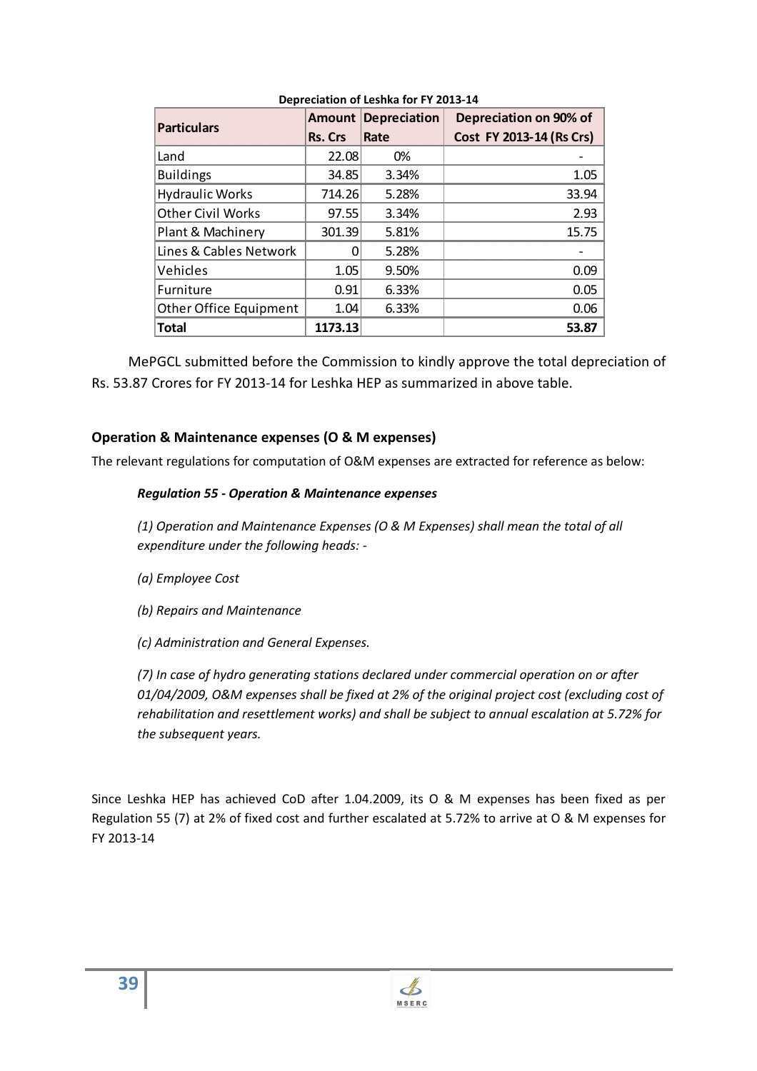**Depreciation of Leshka for FY 2013-14**

| Particulars | Amount Rs. Crs | Depreciation Rate | Depreciation on 90% of Cost FY 2013-14 (Rs Crs) |
|---|---|---|---|
| Land | 22.08 | 0% | - |
| Buildings | 34.85 | 3.34% | 1.05 |
| Hydraulic Works | 714.26 | 5.28% | 33.94 |
| Other Civil Works | 97.55 | 3.34% | 2.93 |
| Plant & Machinery | 301.39 | 5.81% | 15.75 |
| Lines & Cables Network | 0 | 5.28% | - |
| Vehicles | 1.05 | 9.50% | 0.09 |
| Furniture | 0.91 | 6.33% | 0.05 |
| Other Office Equipment | 1.04 | 6.33% | 0.06 |
| **Total** | **1173.13** | | **53.87** |

MePGCL submitted before the Commission to kindly approve the total depreciation of Rs. 53.87 Crores for FY 2013-14 for Leshka HEP as summarized in above table.

### Operation & Maintenance expenses (O & M expenses)

The relevant regulations for computation of O&M expenses are extracted for reference as below:

***Regulation 55 - Operation & Maintenance expenses***

*(1) Operation and Maintenance Expenses (O & M Expenses) shall mean the total of all expenditure under the following heads: -*

*(a) Employee Cost*

*(b) Repairs and Maintenance*

*(c) Administration and General Expenses.*

*(7) In case of hydro generating stations declared under commercial operation on or after 01/04/2009, O&M expenses shall be fixed at 2% of the original project cost (excluding cost of rehabilitation and resettlement works) and shall be subject to annual escalation at 5.72% for the subsequent years.*

Since Leshka HEP has achieved CoD after 1.04.2009, its O & M expenses has been fixed as per Regulation 55 (7) at 2% of fixed cost and further escalated at 5.72% to arrive at O & M expenses for FY 2013-14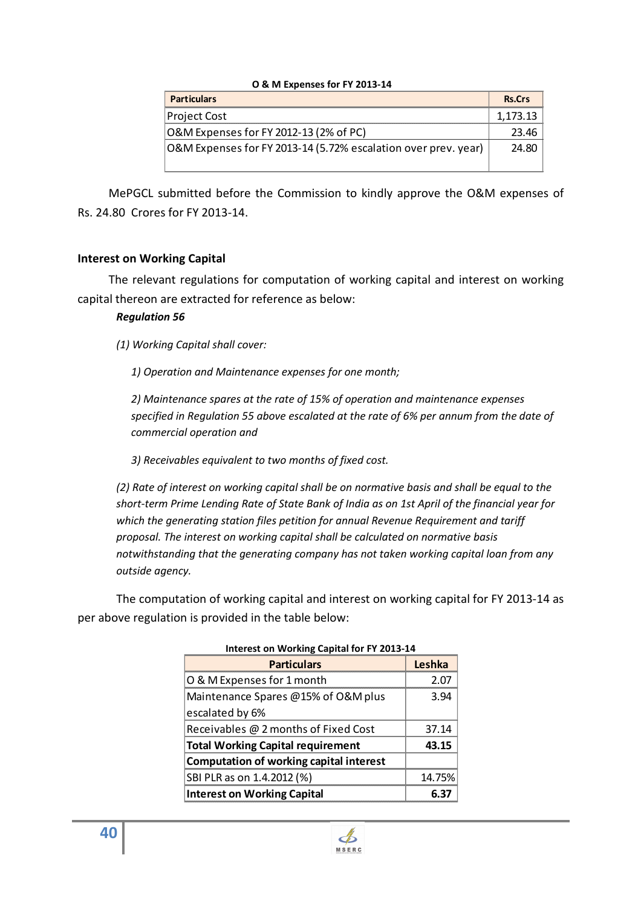**O & M Expenses for FY 2013-14**

| Particulars | Rs.Crs |
|---|---|
| Project Cost | 1,173.13 |
| O&M Expenses for FY 2012-13 (2% of PC) | 23.46 |
| O&M Expenses for FY 2013-14 (5.72% escalation over prev. year) | 24.80 |

MePGCL submitted before the Commission to kindly approve the O&M expenses of Rs. 24.80 Crores for FY 2013-14.

### Interest on Working Capital

The relevant regulations for computation of working capital and interest on working capital thereon are extracted for reference as below:

***Regulation 56***

*(1) Working Capital shall cover:*

*1) Operation and Maintenance expenses for one month;*

*2) Maintenance spares at the rate of 15% of operation and maintenance expenses specified in Regulation 55 above escalated at the rate of 6% per annum from the date of commercial operation and*

*3) Receivables equivalent to two months of fixed cost.*

*(2) Rate of interest on working capital shall be on normative basis and shall be equal to the short-term Prime Lending Rate of State Bank of India as on 1st April of the financial year for which the generating station files petition for annual Revenue Requirement and tariff proposal. The interest on working capital shall be calculated on normative basis notwithstanding that the generating company has not taken working capital loan from any outside agency.*

The computation of working capital and interest on working capital for FY 2013-14 as per above regulation is provided in the table below:

**Interest on Working Capital for FY 2013-14**

| Particulars | Leshka |
|---|---|
| O & M Expenses for 1 month | 2.07 |
| Maintenance Spares @15% of O&M plus escalated by 6% | 3.94 |
| Receivables @ 2 months of Fixed Cost | 37.14 |
| **Total Working Capital requirement** | **43.15** |
| **Computation of working capital interest** | |
| SBI PLR as on 1.4.2012 (%) | 14.75% |
| **Interest on Working Capital** | **6.37** |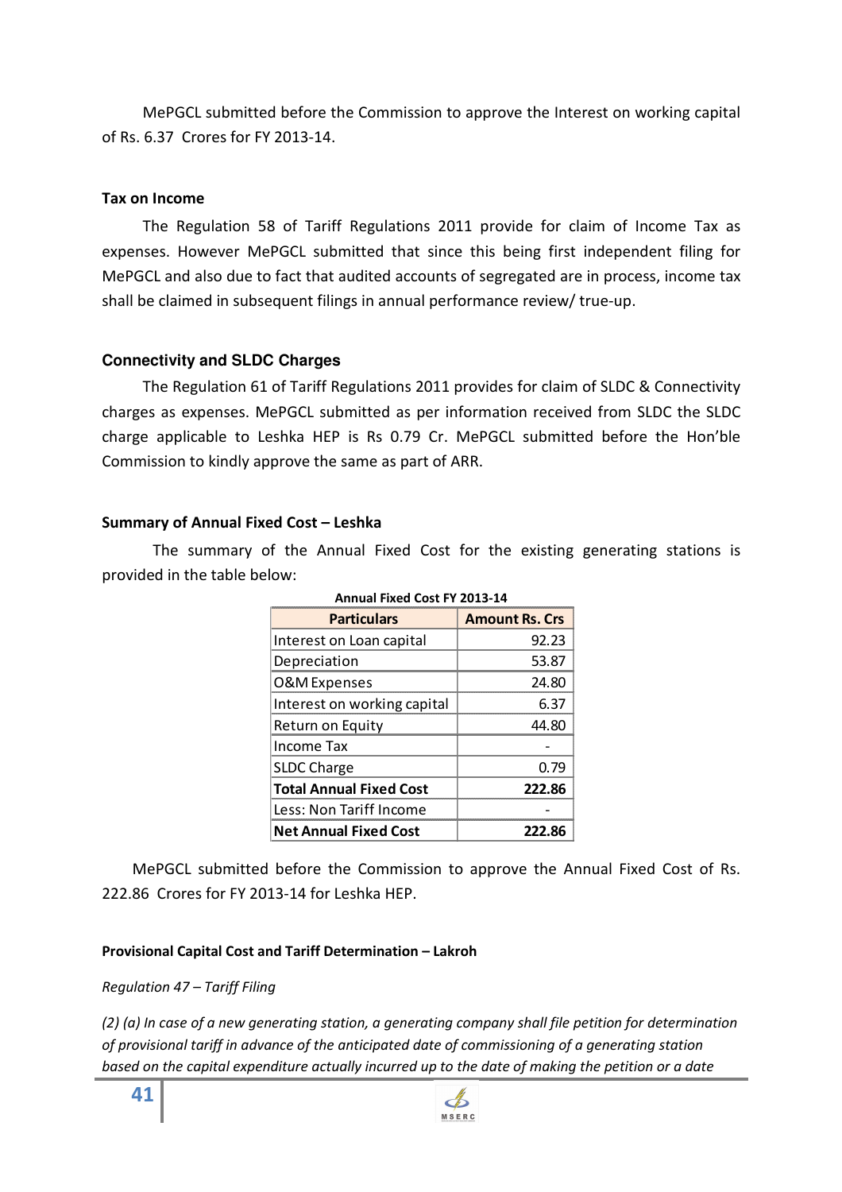MePGCL submitted before the Commission to approve the Interest on working capital of Rs. 6.37 Crores for FY 2013-14.

**Tax on Income**

The Regulation 58 of Tariff Regulations 2011 provide for claim of Income Tax as expenses. However MePGCL submitted that since this being first independent filing for MePGCL and also due to fact that audited accounts of segregated are in process, income tax shall be claimed in subsequent filings in annual performance review/ true-up.

**Connectivity and SLDC Charges**

The Regulation 61 of Tariff Regulations 2011 provides for claim of SLDC & Connectivity charges as expenses. MePGCL submitted as per information received from SLDC the SLDC charge applicable to Leshka HEP is Rs 0.79 Cr. MePGCL submitted before the Hon'ble Commission to kindly approve the same as part of ARR.

**Summary of Annual Fixed Cost – Leshka**

The summary of the Annual Fixed Cost for the existing generating stations is provided in the table below:

**Annual Fixed Cost FY 2013-14**

| Particulars | Amount Rs. Crs |
|---|---|
| Interest on Loan capital | 92.23 |
| Depreciation | 53.87 |
| O&M Expenses | 24.80 |
| Interest on working capital | 6.37 |
| Return on Equity | 44.80 |
| Income Tax | - |
| SLDC Charge | 0.79 |
| **Total Annual Fixed Cost** | **222.86** |
| Less: Non Tariff Income | - |
| **Net Annual Fixed Cost** | **222.86** |

MePGCL submitted before the Commission to approve the Annual Fixed Cost of Rs. 222.86 Crores for FY 2013-14 for Leshka HEP.

**Provisional Capital Cost and Tariff Determination – Lakroh**

*Regulation 47 – Tariff Filing*

*(2) (a) In case of a new generating station, a generating company shall file petition for determination of provisional tariff in advance of the anticipated date of commissioning of a generating station based on the capital expenditure actually incurred up to the date of making the petition or a date*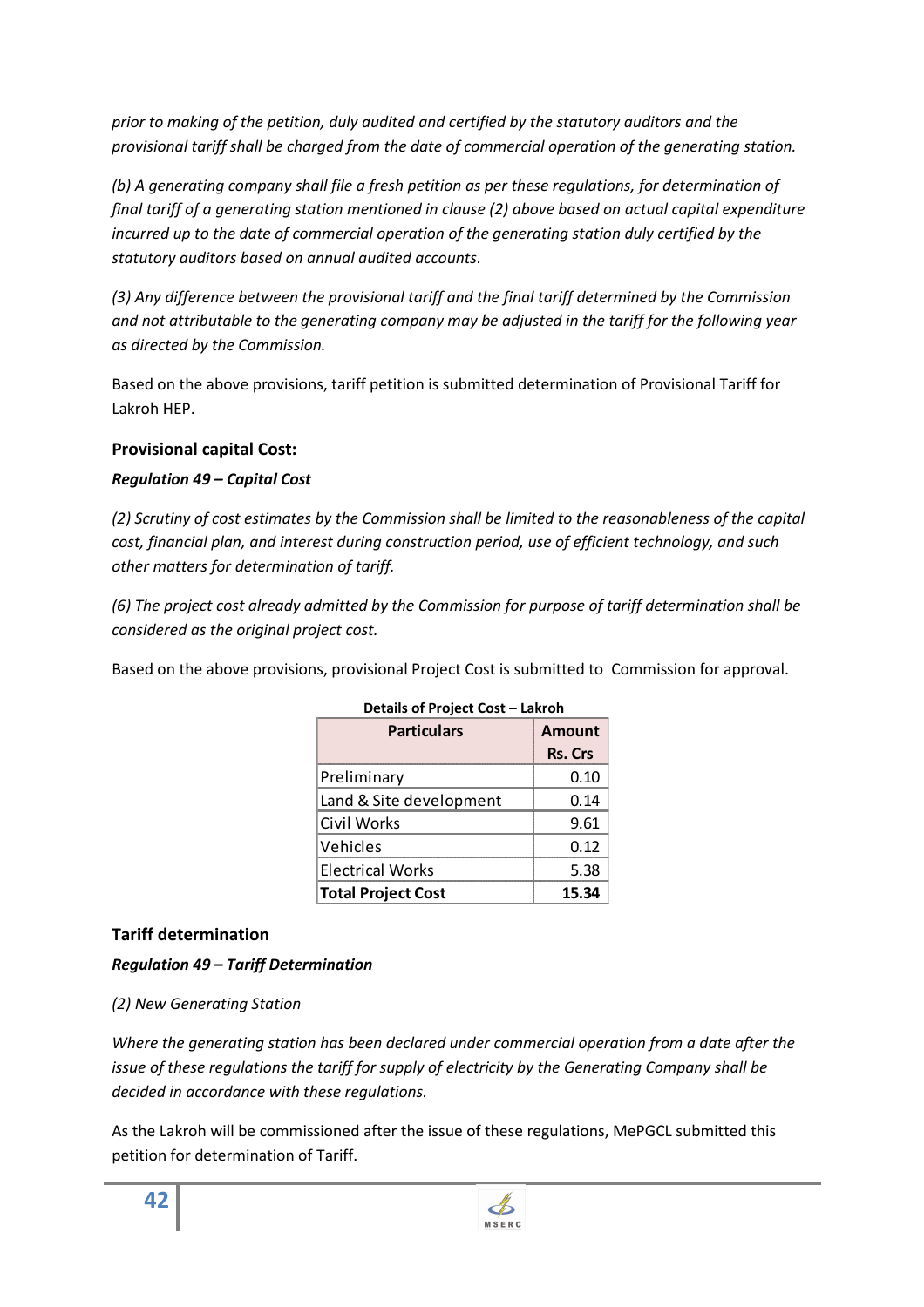*prior to making of the petition, duly audited and certified by the statutory auditors and the provisional tariff shall be charged from the date of commercial operation of the generating station.*

*(b) A generating company shall file a fresh petition as per these regulations, for determination of final tariff of a generating station mentioned in clause (2) above based on actual capital expenditure incurred up to the date of commercial operation of the generating station duly certified by the statutory auditors based on annual audited accounts.*

*(3) Any difference between the provisional tariff and the final tariff determined by the Commission and not attributable to the generating company may be adjusted in the tariff for the following year as directed by the Commission.*

Based on the above provisions, tariff petition is submitted determination of Provisional Tariff for Lakroh HEP.

### Provisional capital Cost:

***Regulation 49 – Capital Cost***

*(2) Scrutiny of cost estimates by the Commission shall be limited to the reasonableness of the capital cost, financial plan, and interest during construction period, use of efficient technology, and such other matters for determination of tariff.*

*(6) The project cost already admitted by the Commission for purpose of tariff determination shall be considered as the original project cost.*

Based on the above provisions, provisional Project Cost is submitted to Commission for approval.

**Details of Project Cost – Lakroh**

| Particulars | Amount Rs. Crs |
|---|---|
| Preliminary | 0.10 |
| Land & Site development | 0.14 |
| Civil Works | 9.61 |
| Vehicles | 0.12 |
| Electrical Works | 5.38 |
| **Total Project Cost** | **15.34** |

### Tariff determination

***Regulation 49 – Tariff Determination***

*(2) New Generating Station*

*Where the generating station has been declared under commercial operation from a date after the issue of these regulations the tariff for supply of electricity by the Generating Company shall be decided in accordance with these regulations.*

As the Lakroh will be commissioned after the issue of these regulations, MePGCL submitted this petition for determination of Tariff.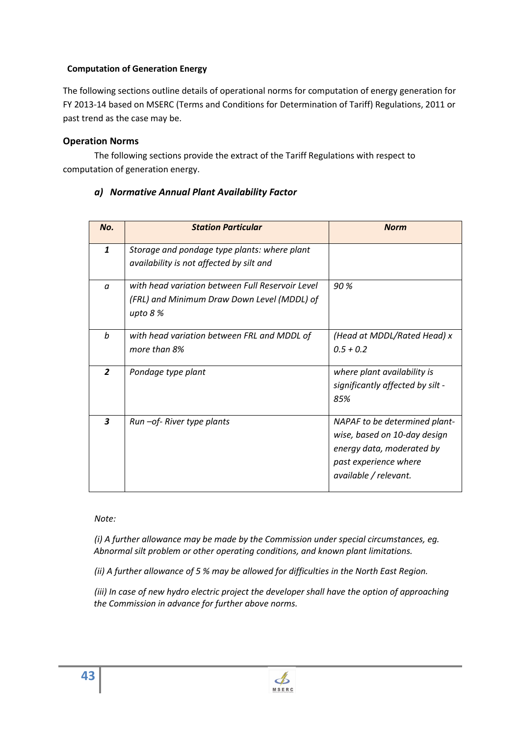**Computation of Generation Energy**

The following sections outline details of operational norms for computation of energy generation for FY 2013-14 based on MSERC (Terms and Conditions for Determination of Tariff) Regulations, 2011 or past trend as the case may be.

### Operation Norms

The following sections provide the extract of the Tariff Regulations with respect to computation of generation energy.

#### *a) Normative Annual Plant Availability Factor*

| ***No.*** | ***Station Particular*** | ***Norm*** |
|---|---|---|
| ***1*** | *Storage and pondage type plants: where plant availability is not affected by silt and* | |
| *a* | *with head variation between Full Reservoir Level (FRL) and Minimum Draw Down Level (MDDL) of upto 8 %* | *90 %* |
| *b* | *with head variation between FRL and MDDL of more than 8%* | *(Head at MDDL/Rated Head) x 0.5 + 0.2* |
| ***2*** | *Pondage type plant* | *where plant availability is significantly affected by silt - 85%* |
| ***3*** | *Run –of- River type plants* | *NAPAF to be determined plant-wise, based on 10-day design energy data, moderated by past experience where available / relevant.* |

*Note:*

*(i) A further allowance may be made by the Commission under special circumstances, eg. Abnormal silt problem or other operating conditions, and known plant limitations.*

*(ii) A further allowance of 5 % may be allowed for difficulties in the North East Region.*

*(iii) In case of new hydro electric project the developer shall have the option of approaching the Commission in advance for further above norms.*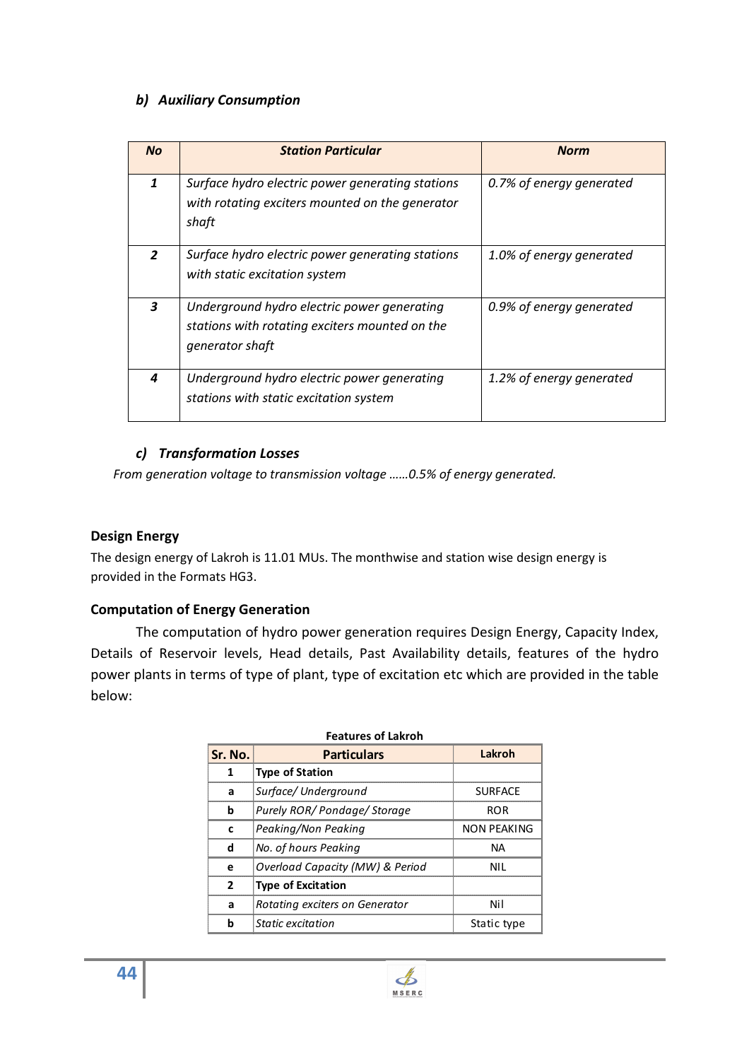### *b) Auxiliary Consumption*

| *No* | *Station Particular* | *Norm* |
|---|---|---|
| *1* | *Surface hydro electric power generating stations with rotating exciters mounted on the generator shaft* | *0.7% of energy generated* |
| *2* | *Surface hydro electric power generating stations with static excitation system* | *1.0% of energy generated* |
| *3* | *Underground hydro electric power generating stations with rotating exciters mounted on the generator shaft* | *0.9% of energy generated* |
| *4* | *Underground hydro electric power generating stations with static excitation system* | *1.2% of energy generated* |

### *c) Transformation Losses*

*From generation voltage to transmission voltage ……0.5% of energy generated.*

**Design Energy**

The design energy of Lakroh is 11.01 MUs. The monthwise and station wise design energy is provided in the Formats HG3.

**Computation of Energy Generation**

The computation of hydro power generation requires Design Energy, Capacity Index, Details of Reservoir levels, Head details, Past Availability details, features of the hydro power plants in terms of type of plant, type of excitation etc which are provided in the table below:

**Features of Lakroh**

| Sr. No. | Particulars | Lakroh |
|---|---|---|
| 1 | **Type of Station** | |
| a | *Surface/ Underground* | SURFACE |
| b | *Purely ROR/ Pondage/ Storage* | ROR |
| c | *Peaking/Non Peaking* | NON PEAKING |
| d | *No. of hours Peaking* | NA |
| e | *Overload Capacity (MW) & Period* | NIL |
| 2 | **Type of Excitation** | |
| a | *Rotating exciters on Generator* | Nil |
| b | *Static excitation* | Static type |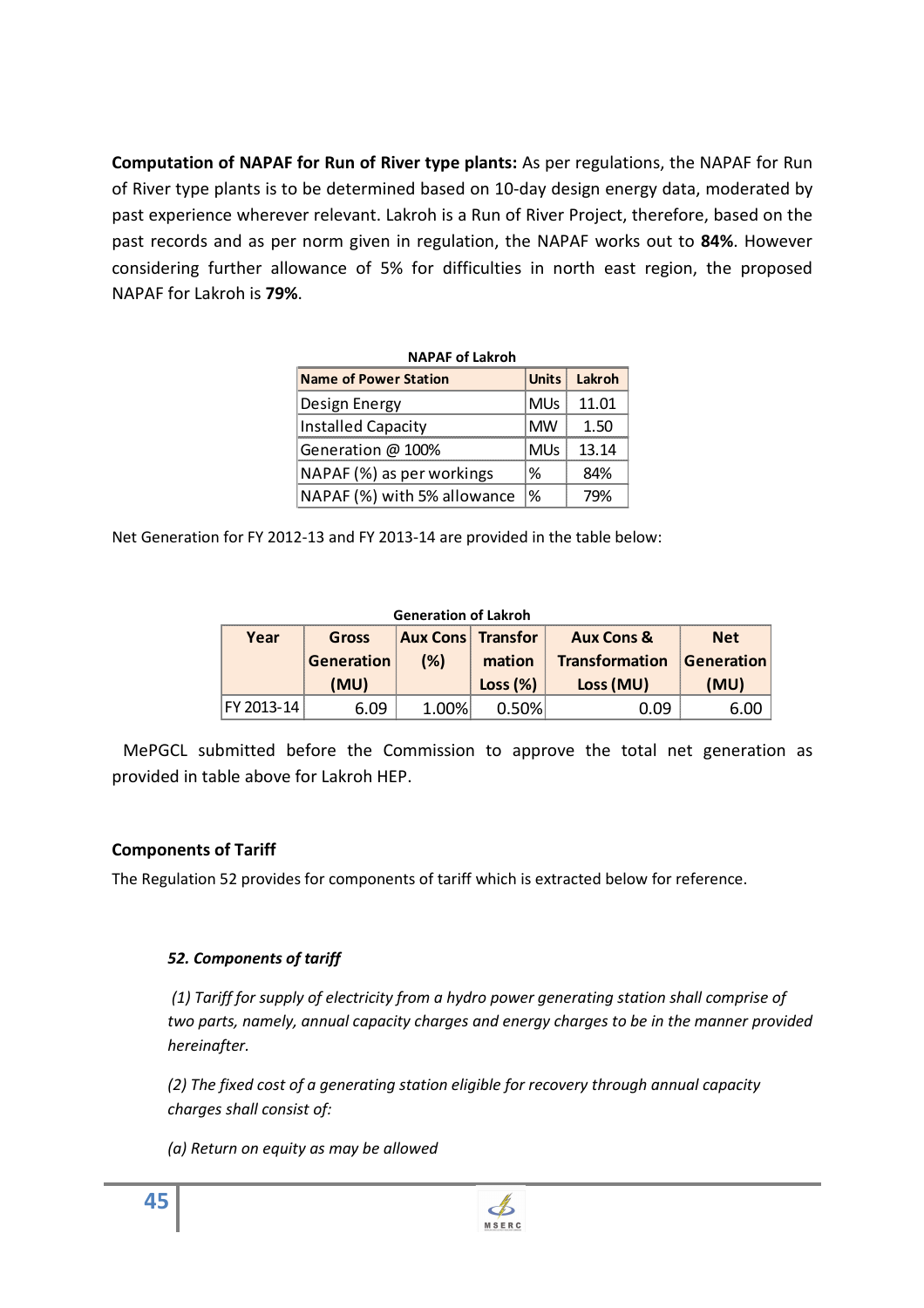**Computation of NAPAF for Run of River type plants:** As per regulations, the NAPAF for Run of River type plants is to be determined based on 10-day design energy data, moderated by past experience wherever relevant. Lakroh is a Run of River Project, therefore, based on the past records and as per norm given in regulation, the NAPAF works out to **84%**. However considering further allowance of 5% for difficulties in north east region, the proposed NAPAF for Lakroh is **79%**.

**NAPAF of Lakroh**

| Name of Power Station | Units | Lakroh |
|---|---|---|
| Design Energy | MUs | 11.01 |
| Installed Capacity | MW | 1.50 |
| Generation @ 100% | MUs | 13.14 |
| NAPAF (%) as per workings | % | 84% |
| NAPAF (%) with 5% allowance | % | 79% |

Net Generation for FY 2012-13 and FY 2013-14 are provided in the table below:

**Generation of Lakroh**

| Year | Gross Generation (MU) | Aux Cons (%) | Transformation Loss (%) | Aux Cons & Transformation Loss (MU) | Net Generation (MU) |
|---|---|---|---|---|---|
| FY 2013-14 | 6.09 | 1.00% | 0.50% | 0.09 | 6.00 |

MePGCL submitted before the Commission to approve the total net generation as provided in table above for Lakroh HEP.

### Components of Tariff

The Regulation 52 provides for components of tariff which is extracted below for reference.

***52. Components of tariff***

*(1) Tariff for supply of electricity from a hydro power generating station shall comprise of two parts, namely, annual capacity charges and energy charges to be in the manner provided hereinafter.*

*(2) The fixed cost of a generating station eligible for recovery through annual capacity charges shall consist of:*

*(a) Return on equity as may be allowed*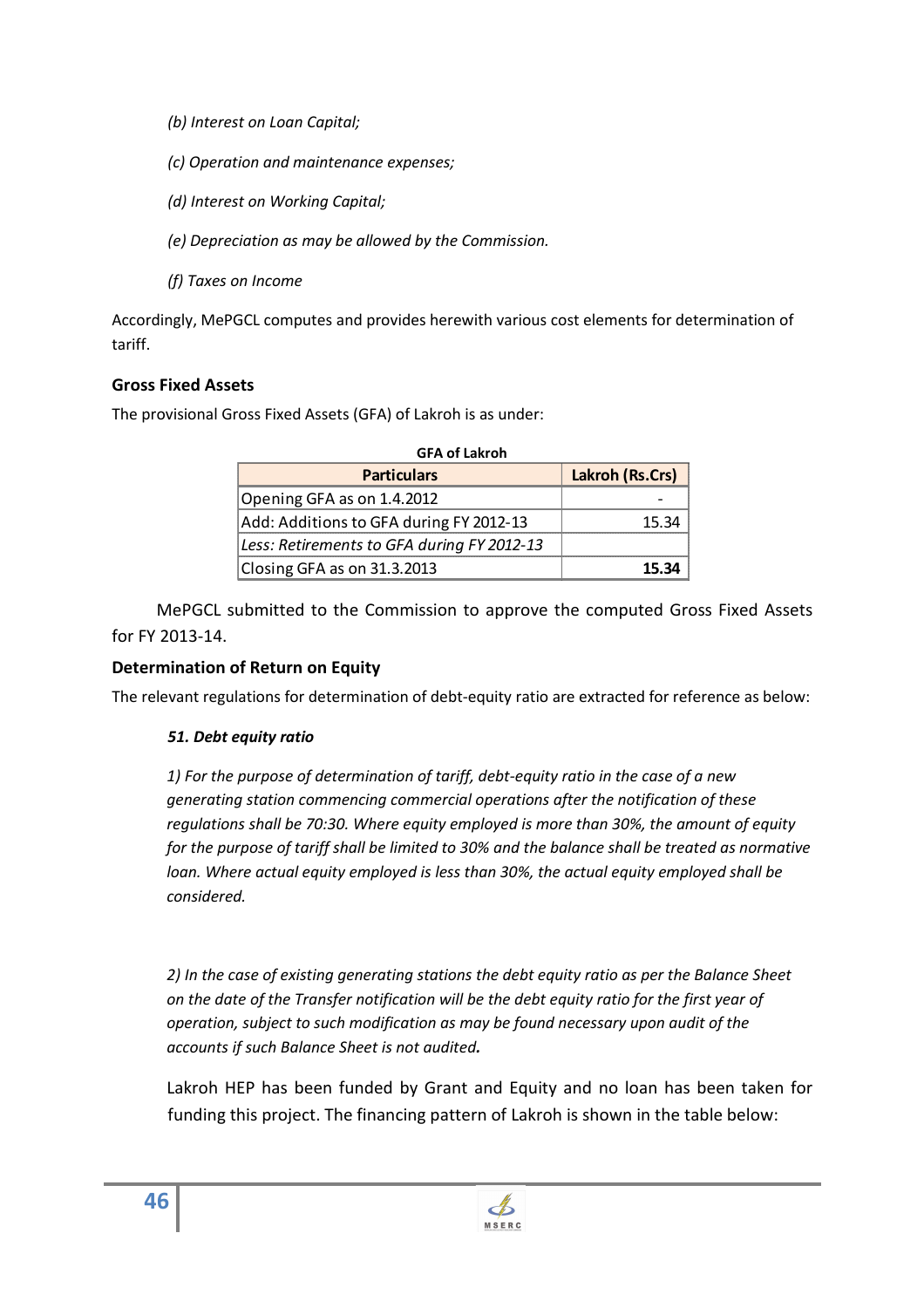*(b) Interest on Loan Capital;*

*(c) Operation and maintenance expenses;*

*(d) Interest on Working Capital;*

*(e) Depreciation as may be allowed by the Commission.*

*(f) Taxes on Income*

Accordingly, MePGCL computes and provides herewith various cost elements for determination of tariff.

**Gross Fixed Assets**

The provisional Gross Fixed Assets (GFA) of Lakroh is as under:

**GFA of Lakroh**

| Particulars | Lakroh (Rs.Crs) |
|---|---|
| Opening GFA as on 1.4.2012 | - |
| Add: Additions to GFA during FY 2012-13 | 15.34 |
| *Less: Retirements to GFA during FY 2012-13* | |
| Closing GFA as on 31.3.2013 | **15.34** |

MePGCL submitted to the Commission to approve the computed Gross Fixed Assets for FY 2013-14.

**Determination of Return on Equity**

The relevant regulations for determination of debt-equity ratio are extracted for reference as below:

***51. Debt equity ratio***

*1) For the purpose of determination of tariff, debt-equity ratio in the case of a new generating station commencing commercial operations after the notification of these regulations shall be 70:30. Where equity employed is more than 30%, the amount of equity for the purpose of tariff shall be limited to 30% and the balance shall be treated as normative loan. Where actual equity employed is less than 30%, the actual equity employed shall be considered.*

*2) In the case of existing generating stations the debt equity ratio as per the Balance Sheet on the date of the Transfer notification will be the debt equity ratio for the first year of operation, subject to such modification as may be found necessary upon audit of the accounts if such Balance Sheet is not audited.*

Lakroh HEP has been funded by Grant and Equity and no loan has been taken for funding this project. The financing pattern of Lakroh is shown in the table below: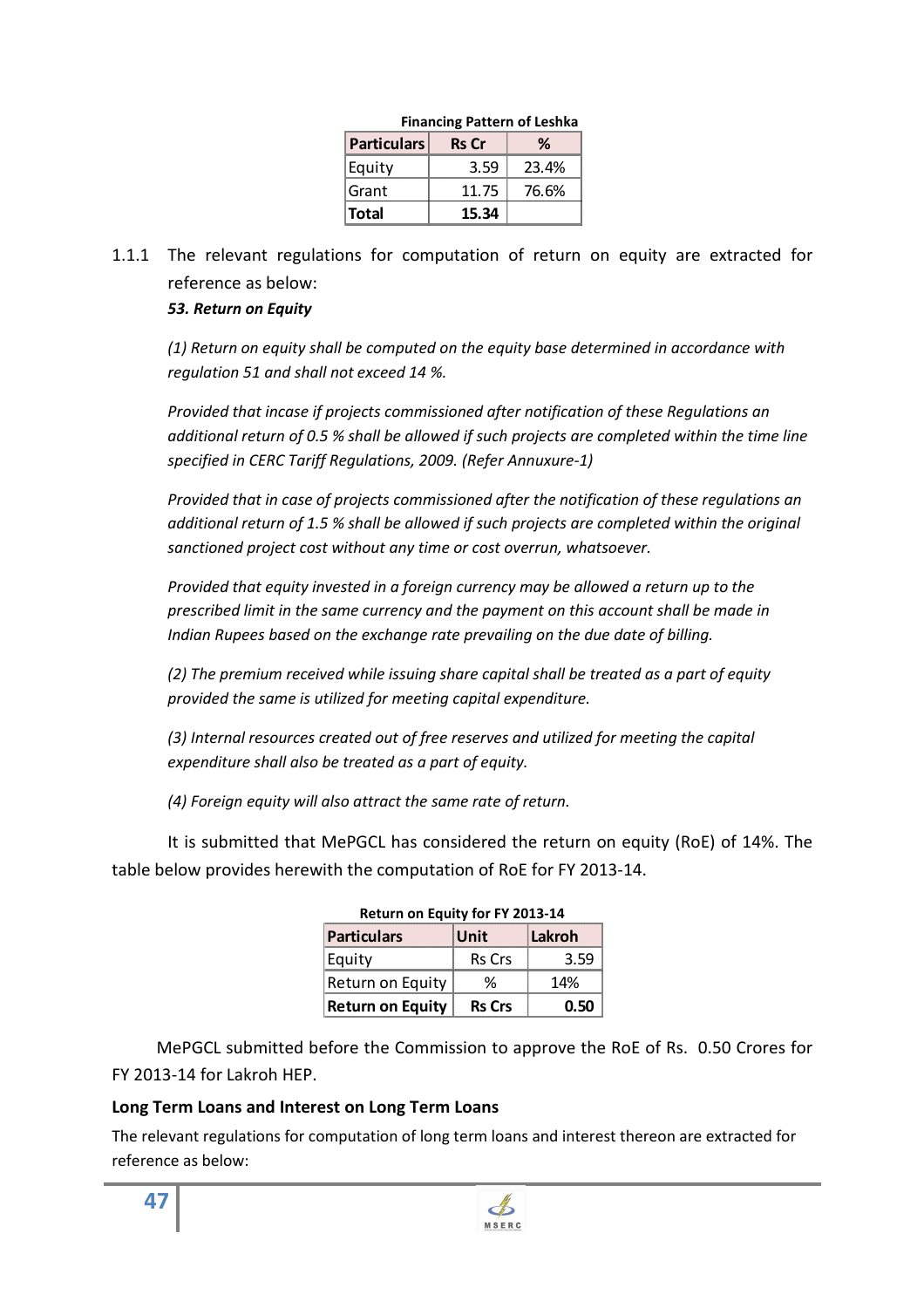**Financing Pattern of Leshka**

| Particulars | Rs Cr | % |
|---|---|---|
| Equity | 3.59 | 23.4% |
| Grant | 11.75 | 76.6% |
| **Total** | **15.34** | |

1.1.1 The relevant regulations for computation of return on equity are extracted for reference as below:

***53. Return on Equity***

*(1) Return on equity shall be computed on the equity base determined in accordance with regulation 51 and shall not exceed 14 %.*

*Provided that incase if projects commissioned after notification of these Regulations an additional return of 0.5 % shall be allowed if such projects are completed within the time line specified in CERC Tariff Regulations, 2009. (Refer Annuxure-1)*

*Provided that in case of projects commissioned after the notification of these regulations an additional return of 1.5 % shall be allowed if such projects are completed within the original sanctioned project cost without any time or cost overrun, whatsoever.*

*Provided that equity invested in a foreign currency may be allowed a return up to the prescribed limit in the same currency and the payment on this account shall be made in Indian Rupees based on the exchange rate prevailing on the due date of billing.*

*(2) The premium received while issuing share capital shall be treated as a part of equity provided the same is utilized for meeting capital expenditure.*

*(3) Internal resources created out of free reserves and utilized for meeting the capital expenditure shall also be treated as a part of equity.*

*(4) Foreign equity will also attract the same rate of return.*

It is submitted that MePGCL has considered the return on equity (RoE) of 14%. The table below provides herewith the computation of RoE for FY 2013-14.

**Return on Equity for FY 2013-14**

| Particulars | Unit | Lakroh |
|---|---|---|
| Equity | Rs Crs | 3.59 |
| Return on Equity | % | 14% |
| **Return on Equity** | **Rs Crs** | **0.50** |

MePGCL submitted before the Commission to approve the RoE of Rs. 0.50 Crores for FY 2013-14 for Lakroh HEP.

**Long Term Loans and Interest on Long Term Loans**

The relevant regulations for computation of long term loans and interest thereon are extracted for reference as below: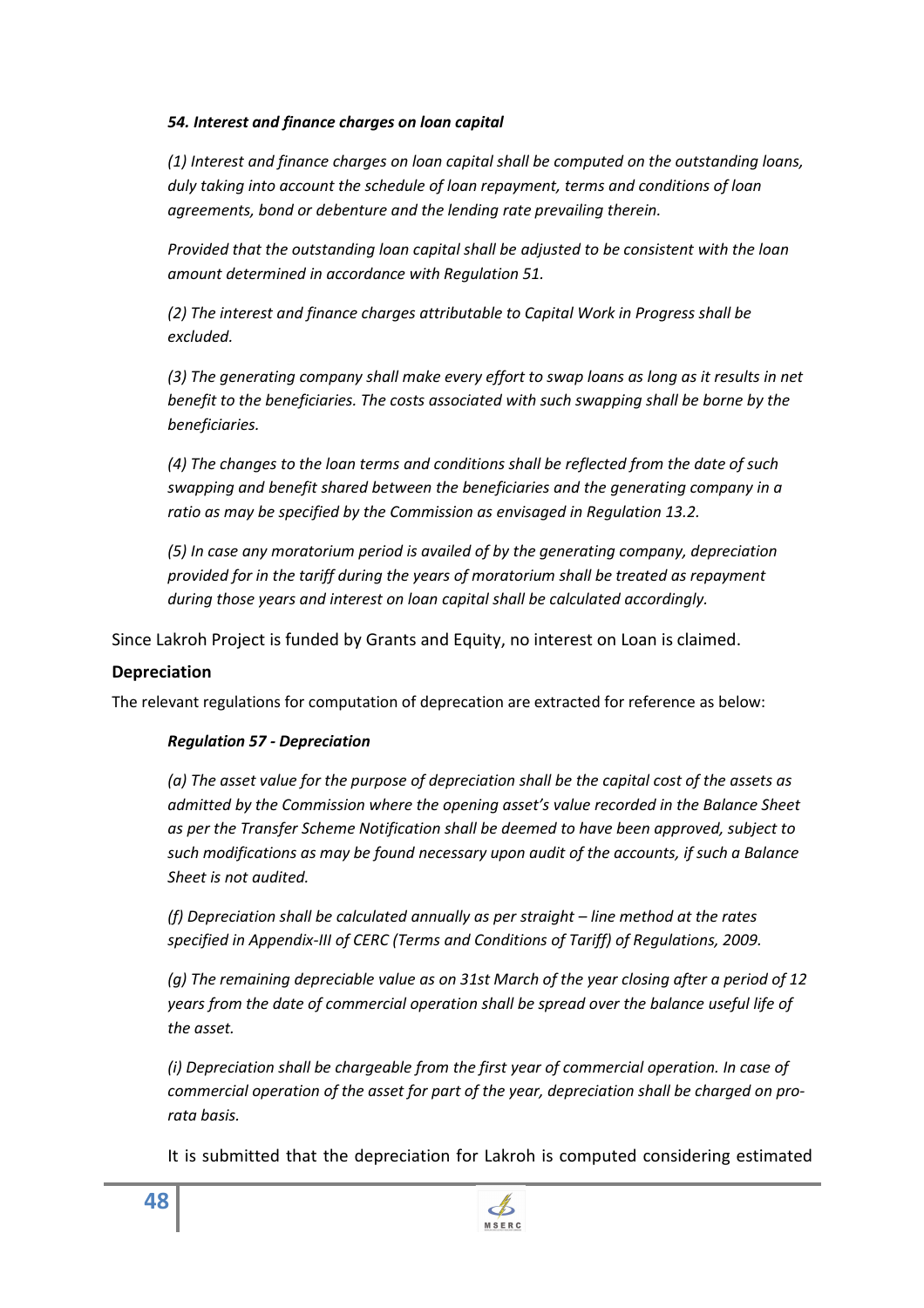***54. Interest and finance charges on loan capital***

*(1) Interest and finance charges on loan capital shall be computed on the outstanding loans, duly taking into account the schedule of loan repayment, terms and conditions of loan agreements, bond or debenture and the lending rate prevailing therein.*

*Provided that the outstanding loan capital shall be adjusted to be consistent with the loan amount determined in accordance with Regulation 51.*

*(2) The interest and finance charges attributable to Capital Work in Progress shall be excluded.*

*(3) The generating company shall make every effort to swap loans as long as it results in net benefit to the beneficiaries. The costs associated with such swapping shall be borne by the beneficiaries.*

*(4) The changes to the loan terms and conditions shall be reflected from the date of such swapping and benefit shared between the beneficiaries and the generating company in a ratio as may be specified by the Commission as envisaged in Regulation 13.2.*

*(5) In case any moratorium period is availed of by the generating company, depreciation provided for in the tariff during the years of moratorium shall be treated as repayment during those years and interest on loan capital shall be calculated accordingly.*

Since Lakroh Project is funded by Grants and Equity, no interest on Loan is claimed.

**Depreciation**

The relevant regulations for computation of deprecation are extracted for reference as below:

***Regulation 57 - Depreciation***

*(a) The asset value for the purpose of depreciation shall be the capital cost of the assets as admitted by the Commission where the opening asset's value recorded in the Balance Sheet as per the Transfer Scheme Notification shall be deemed to have been approved, subject to such modifications as may be found necessary upon audit of the accounts, if such a Balance Sheet is not audited.*

*(f) Depreciation shall be calculated annually as per straight – line method at the rates specified in Appendix-III of CERC (Terms and Conditions of Tariff) of Regulations, 2009.*

*(g) The remaining depreciable value as on 31st March of the year closing after a period of 12 years from the date of commercial operation shall be spread over the balance useful life of the asset.*

*(i) Depreciation shall be chargeable from the first year of commercial operation. In case of commercial operation of the asset for part of the year, depreciation shall be charged on pro-rata basis.*

It is submitted that the depreciation for Lakroh is computed considering estimated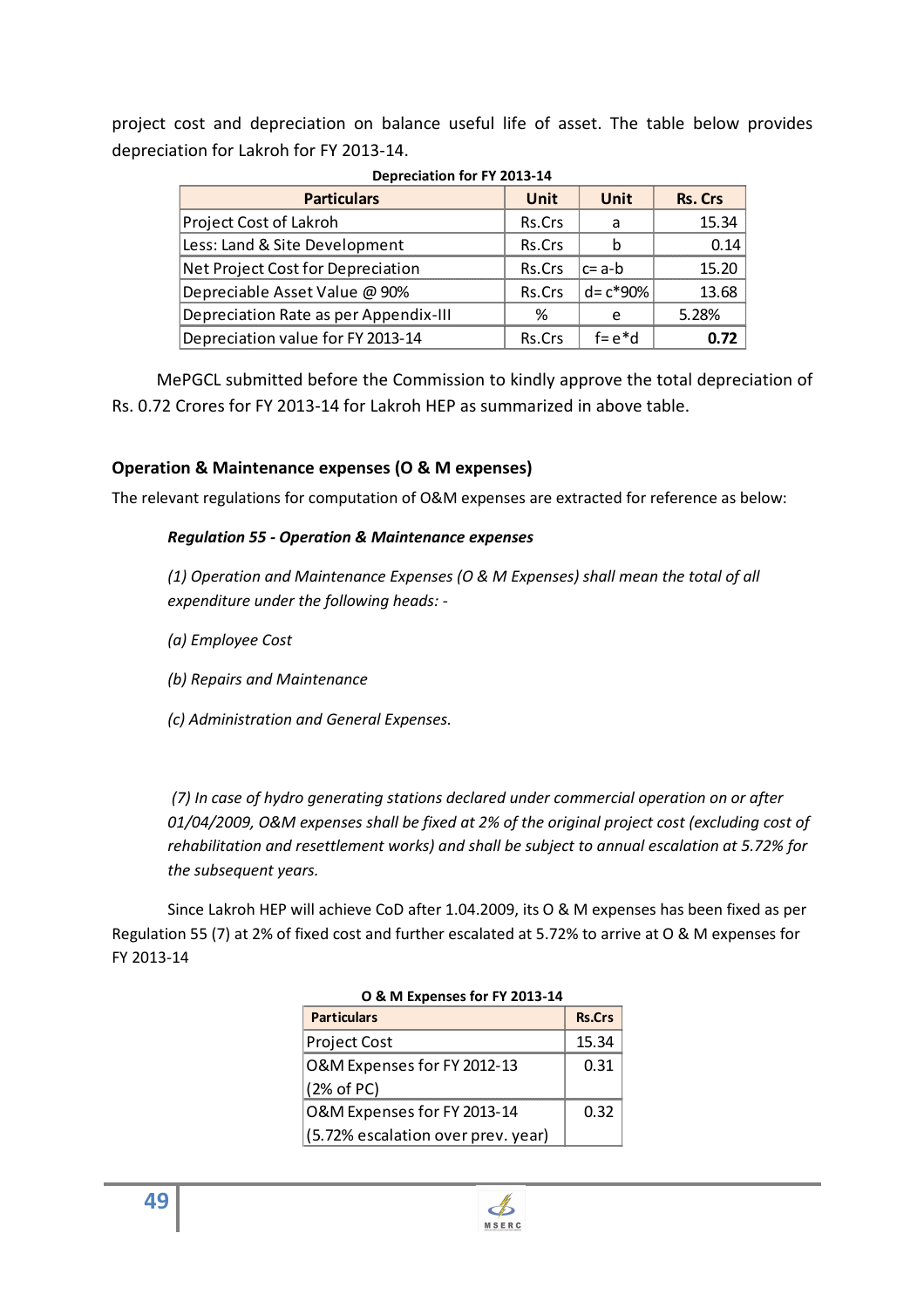project cost and depreciation on balance useful life of asset. The table below provides depreciation for Lakroh for FY 2013-14.

**Depreciation for FY 2013-14**

| Particulars | Unit | Unit | Rs. Crs |
|---|---|---|---|
| Project Cost of Lakroh | Rs.Crs | a | 15.34 |
| Less: Land & Site Development | Rs.Crs | b | 0.14 |
| Net Project Cost for Depreciation | Rs.Crs | c= a-b | 15.20 |
| Depreciable Asset Value @ 90% | Rs.Crs | d= c*90% | 13.68 |
| Depreciation Rate as per Appendix-III | % | e | 5.28% |
| Depreciation value for FY 2013-14 | Rs.Crs | f= e*d | **0.72** |

MePGCL submitted before the Commission to kindly approve the total depreciation of Rs. 0.72 Crores for FY 2013-14 for Lakroh HEP as summarized in above table.

### Operation & Maintenance expenses (O & M expenses)

The relevant regulations for computation of O&M expenses are extracted for reference as below:

***Regulation 55 - Operation & Maintenance expenses***

*(1) Operation and Maintenance Expenses (O & M Expenses) shall mean the total of all expenditure under the following heads: -*

*(a) Employee Cost*

*(b) Repairs and Maintenance*

*(c) Administration and General Expenses.*

*(7) In case of hydro generating stations declared under commercial operation on or after 01/04/2009, O&M expenses shall be fixed at 2% of the original project cost (excluding cost of rehabilitation and resettlement works) and shall be subject to annual escalation at 5.72% for the subsequent years.*

Since Lakroh HEP will achieve CoD after 1.04.2009, its O & M expenses has been fixed as per Regulation 55 (7) at 2% of fixed cost and further escalated at 5.72% to arrive at O & M expenses for FY 2013-14

**O & M Expenses for FY 2013-14**

| Particulars | Rs.Crs |
|---|---|
| Project Cost | 15.34 |
| O&M Expenses for FY 2012-13 (2% of PC) | 0.31 |
| O&M Expenses for FY 2013-14 (5.72% escalation over prev. year) | 0.32 |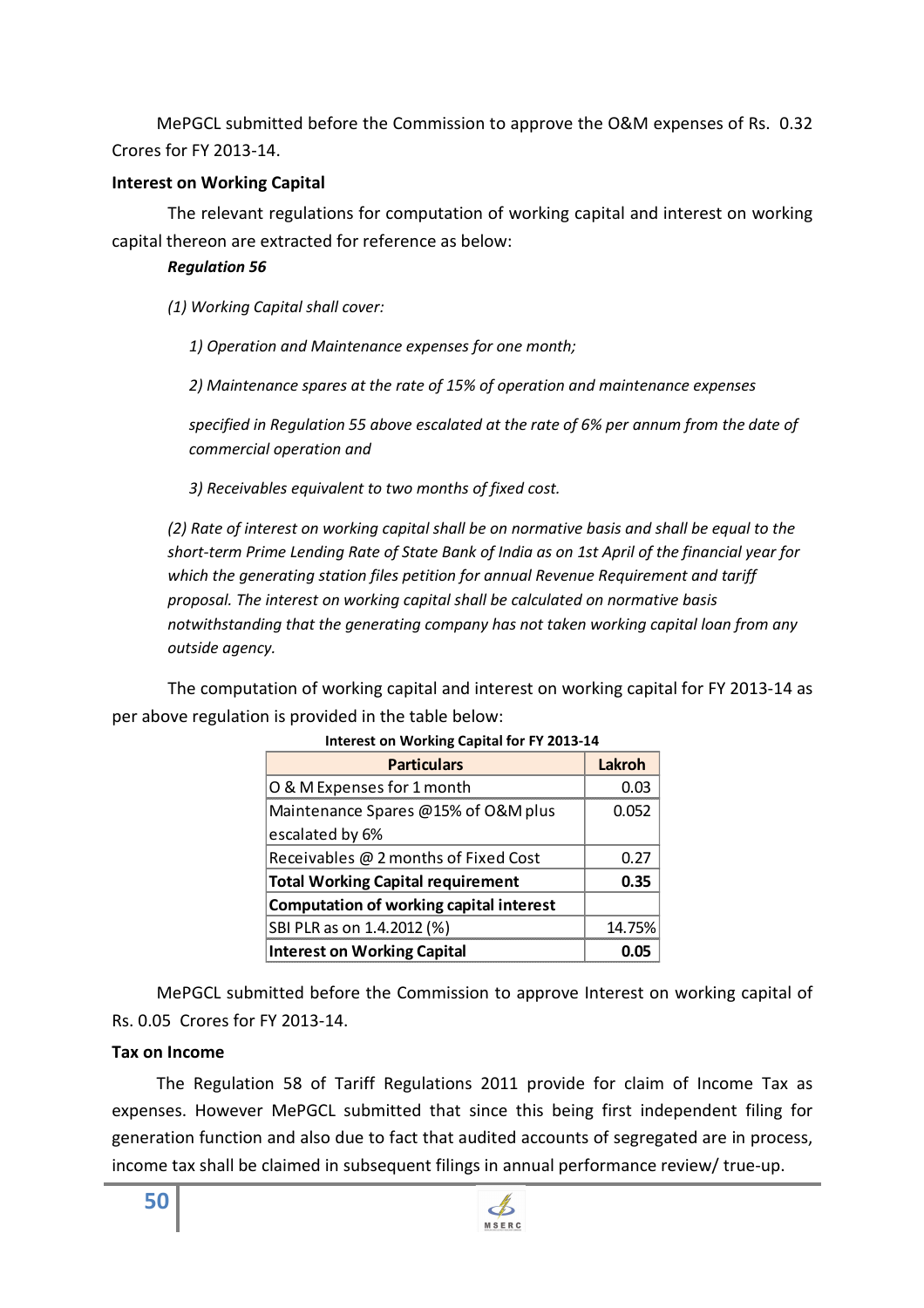MePGCL submitted before the Commission to approve the O&M expenses of Rs. 0.32 Crores for FY 2013-14.

**Interest on Working Capital**

The relevant regulations for computation of working capital and interest on working capital thereon are extracted for reference as below:

***Regulation 56***

*(1) Working Capital shall cover:*

*1) Operation and Maintenance expenses for one month;*

*2) Maintenance spares at the rate of 15% of operation and maintenance expenses specified in Regulation 55 above escalated at the rate of 6% per annum from the date of commercial operation and*

*3) Receivables equivalent to two months of fixed cost.*

*(2) Rate of interest on working capital shall be on normative basis and shall be equal to the short-term Prime Lending Rate of State Bank of India as on 1st April of the financial year for which the generating station files petition for annual Revenue Requirement and tariff proposal. The interest on working capital shall be calculated on normative basis notwithstanding that the generating company has not taken working capital loan from any outside agency.*

The computation of working capital and interest on working capital for FY 2013-14 as per above regulation is provided in the table below:

**Interest on Working Capital for FY 2013-14**

| Particulars | Lakroh |
|---|---|
| O & M Expenses for 1 month | 0.03 |
| Maintenance Spares @15% of O&M plus escalated by 6% | 0.052 |
| Receivables @ 2 months of Fixed Cost | 0.27 |
| **Total Working Capital requirement** | **0.35** |
| **Computation of working capital interest** | |
| SBI PLR as on 1.4.2012 (%) | 14.75% |
| **Interest on Working Capital** | **0.05** |

MePGCL submitted before the Commission to approve Interest on working capital of Rs. 0.05 Crores for FY 2013-14.

**Tax on Income**

The Regulation 58 of Tariff Regulations 2011 provide for claim of Income Tax as expenses. However MePGCL submitted that since this being first independent filing for generation function and also due to fact that audited accounts of segregated are in process, income tax shall be claimed in subsequent filings in annual performance review/ true-up.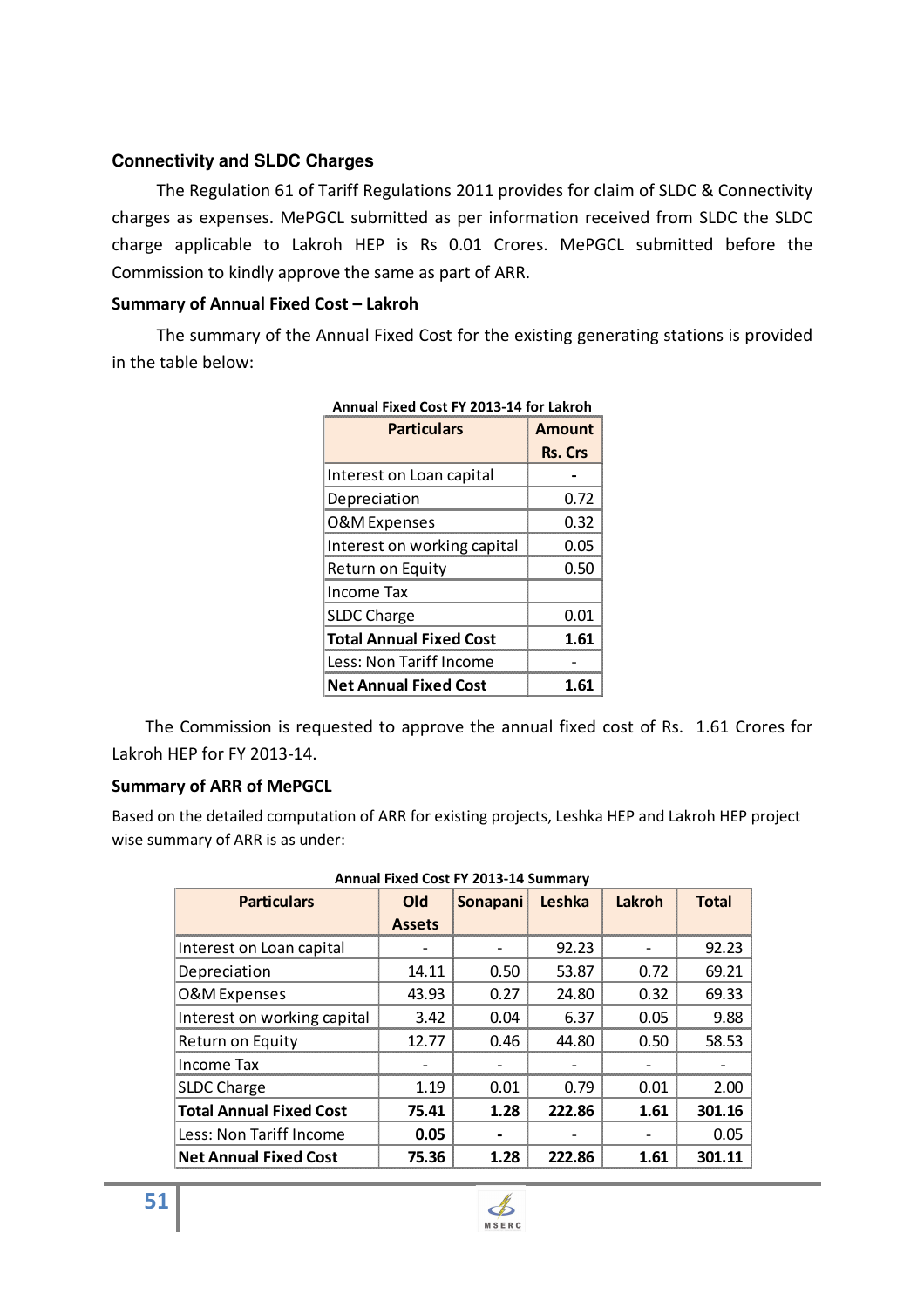### Connectivity and SLDC Charges

The Regulation 61 of Tariff Regulations 2011 provides for claim of SLDC & Connectivity charges as expenses. MePGCL submitted as per information received from SLDC the SLDC charge applicable to Lakroh HEP is Rs 0.01 Crores. MePGCL submitted before the Commission to kindly approve the same as part of ARR.

**Summary of Annual Fixed Cost – Lakroh**

The summary of the Annual Fixed Cost for the existing generating stations is provided in the table below:

**Annual Fixed Cost FY 2013-14 for Lakroh**

| Particulars | Amount Rs. Crs |
|---|---|
| Interest on Loan capital | - |
| Depreciation | 0.72 |
| O&M Expenses | 0.32 |
| Interest on working capital | 0.05 |
| Return on Equity | 0.50 |
| Income Tax | |
| SLDC Charge | 0.01 |
| **Total Annual Fixed Cost** | **1.61** |
| Less: Non Tariff Income | - |
| **Net Annual Fixed Cost** | **1.61** |

The Commission is requested to approve the annual fixed cost of Rs. 1.61 Crores for Lakroh HEP for FY 2013-14.

**Summary of ARR of MePGCL**

Based on the detailed computation of ARR for existing projects, Leshka HEP and Lakroh HEP project wise summary of ARR is as under:

**Annual Fixed Cost FY 2013-14 Summary**

| Particulars | Old Assets | Sonapani | Leshka | Lakroh | Total |
|---|---|---|---|---|---|
| Interest on Loan capital | - | - | 92.23 | - | 92.23 |
| Depreciation | 14.11 | 0.50 | 53.87 | 0.72 | 69.21 |
| O&M Expenses | 43.93 | 0.27 | 24.80 | 0.32 | 69.33 |
| Interest on working capital | 3.42 | 0.04 | 6.37 | 0.05 | 9.88 |
| Return on Equity | 12.77 | 0.46 | 44.80 | 0.50 | 58.53 |
| Income Tax | - | - | - | - | - |
| SLDC Charge | 1.19 | 0.01 | 0.79 | 0.01 | 2.00 |
| **Total Annual Fixed Cost** | **75.41** | **1.28** | **222.86** | **1.61** | **301.16** |
| Less: Non Tariff Income | **0.05** | **-** | - | - | 0.05 |
| **Net Annual Fixed Cost** | **75.36** | **1.28** | **222.86** | **1.61** | **301.11** |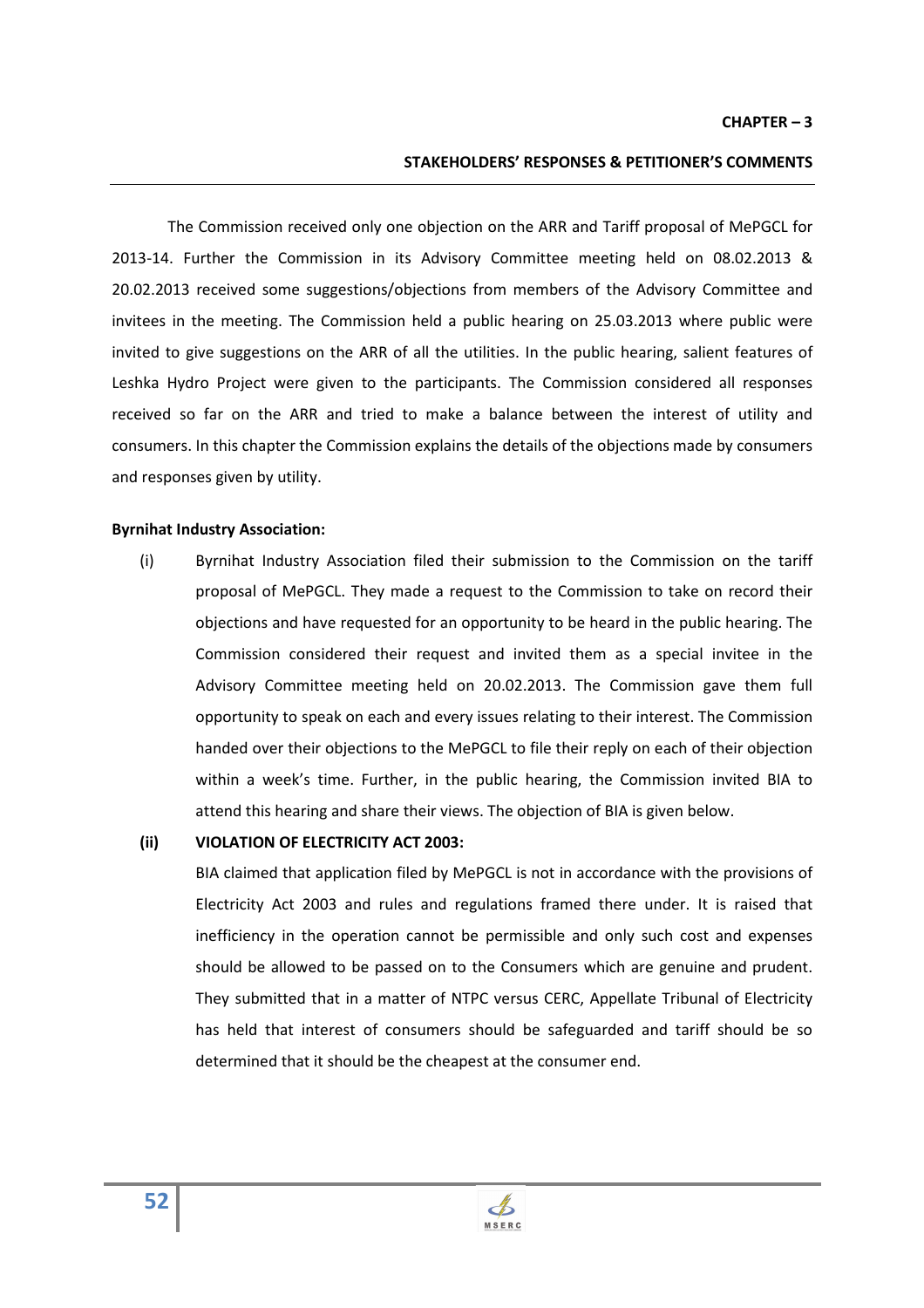# CHAPTER – 3

## STAKEHOLDERS' RESPONSES & PETITIONER'S COMMENTS

The Commission received only one objection on the ARR and Tariff proposal of MePGCL for 2013-14. Further the Commission in its Advisory Committee meeting held on 08.02.2013 & 20.02.2013 received some suggestions/objections from members of the Advisory Committee and invitees in the meeting. The Commission held a public hearing on 25.03.2013 where public were invited to give suggestions on the ARR of all the utilities. In the public hearing, salient features of Leshka Hydro Project were given to the participants. The Commission considered all responses received so far on the ARR and tried to make a balance between the interest of utility and consumers. In this chapter the Commission explains the details of the objections made by consumers and responses given by utility.

**Byrnihat Industry Association:**

(i) Byrnihat Industry Association filed their submission to the Commission on the tariff proposal of MePGCL. They made a request to the Commission to take on record their objections and have requested for an opportunity to be heard in the public hearing. The Commission considered their request and invited them as a special invitee in the Advisory Committee meeting held on 20.02.2013. The Commission gave them full opportunity to speak on each and every issues relating to their interest. The Commission handed over their objections to the MePGCL to file their reply on each of their objection within a week's time. Further, in the public hearing, the Commission invited BIA to attend this hearing and share their views. The objection of BIA is given below.

**(ii) VIOLATION OF ELECTRICITY ACT 2003:**

BIA claimed that application filed by MePGCL is not in accordance with the provisions of Electricity Act 2003 and rules and regulations framed there under. It is raised that inefficiency in the operation cannot be permissible and only such cost and expenses should be allowed to be passed on to the Consumers which are genuine and prudent. They submitted that in a matter of NTPC versus CERC, Appellate Tribunal of Electricity has held that interest of consumers should be safeguarded and tariff should be so determined that it should be the cheapest at the consumer end.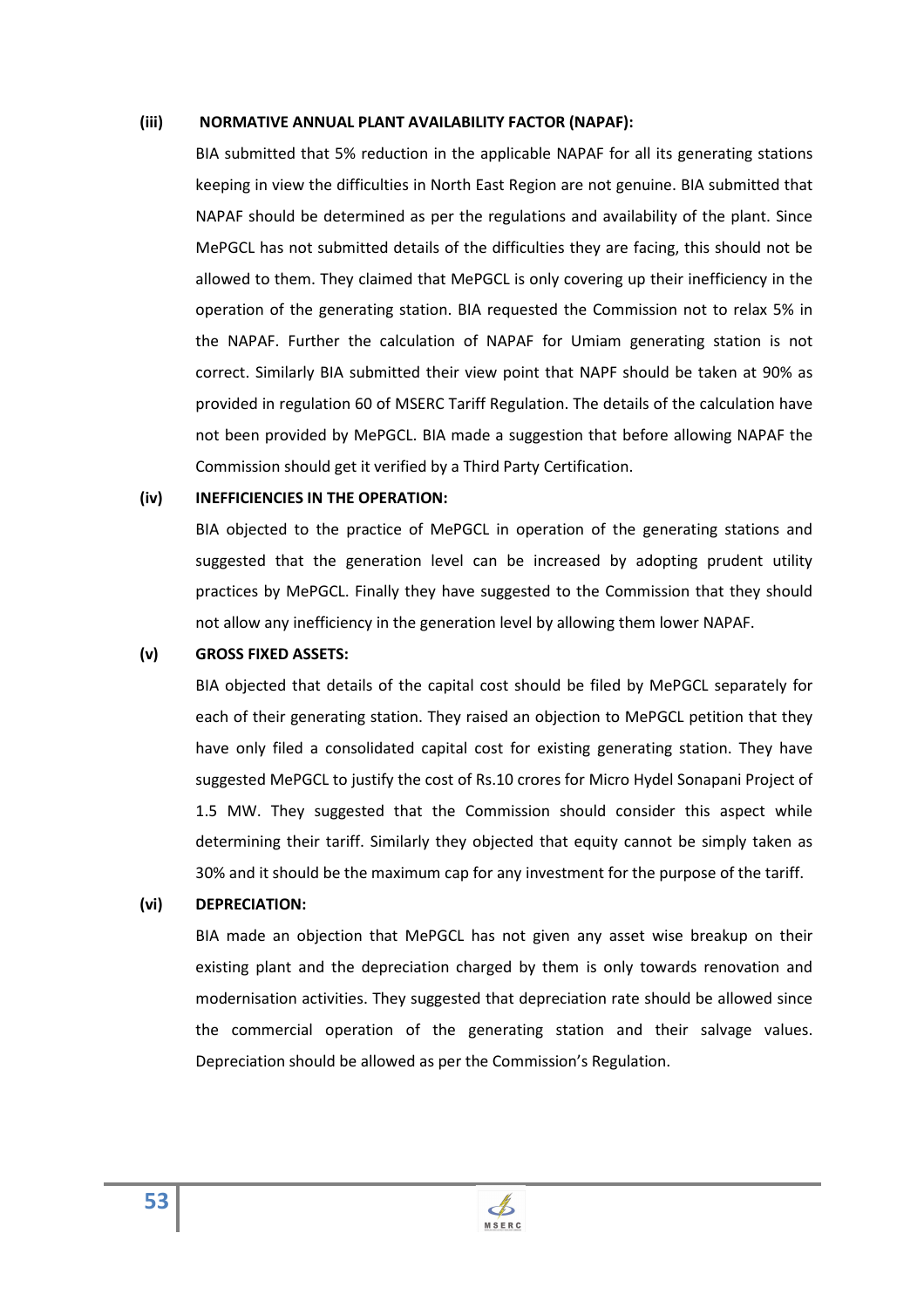**(iii) NORMATIVE ANNUAL PLANT AVAILABILITY FACTOR (NAPAF):**

BIA submitted that 5% reduction in the applicable NAPAF for all its generating stations keeping in view the difficulties in North East Region are not genuine. BIA submitted that NAPAF should be determined as per the regulations and availability of the plant. Since MePGCL has not submitted details of the difficulties they are facing, this should not be allowed to them. They claimed that MePGCL is only covering up their inefficiency in the operation of the generating station. BIA requested the Commission not to relax 5% in the NAPAF. Further the calculation of NAPAF for Umiam generating station is not correct. Similarly BIA submitted their view point that NAPF should be taken at 90% as provided in regulation 60 of MSERC Tariff Regulation. The details of the calculation have not been provided by MePGCL. BIA made a suggestion that before allowing NAPAF the Commission should get it verified by a Third Party Certification.

**(iv) INEFFICIENCIES IN THE OPERATION:**

BIA objected to the practice of MePGCL in operation of the generating stations and suggested that the generation level can be increased by adopting prudent utility practices by MePGCL. Finally they have suggested to the Commission that they should not allow any inefficiency in the generation level by allowing them lower NAPAF.

**(v) GROSS FIXED ASSETS:**

BIA objected that details of the capital cost should be filed by MePGCL separately for each of their generating station. They raised an objection to MePGCL petition that they have only filed a consolidated capital cost for existing generating station. They have suggested MePGCL to justify the cost of Rs.10 crores for Micro Hydel Sonapani Project of 1.5 MW. They suggested that the Commission should consider this aspect while determining their tariff. Similarly they objected that equity cannot be simply taken as 30% and it should be the maximum cap for any investment for the purpose of the tariff.

**(vi) DEPRECIATION:**

BIA made an objection that MePGCL has not given any asset wise breakup on their existing plant and the depreciation charged by them is only towards renovation and modernisation activities. They suggested that depreciation rate should be allowed since the commercial operation of the generating station and their salvage values. Depreciation should be allowed as per the Commission's Regulation.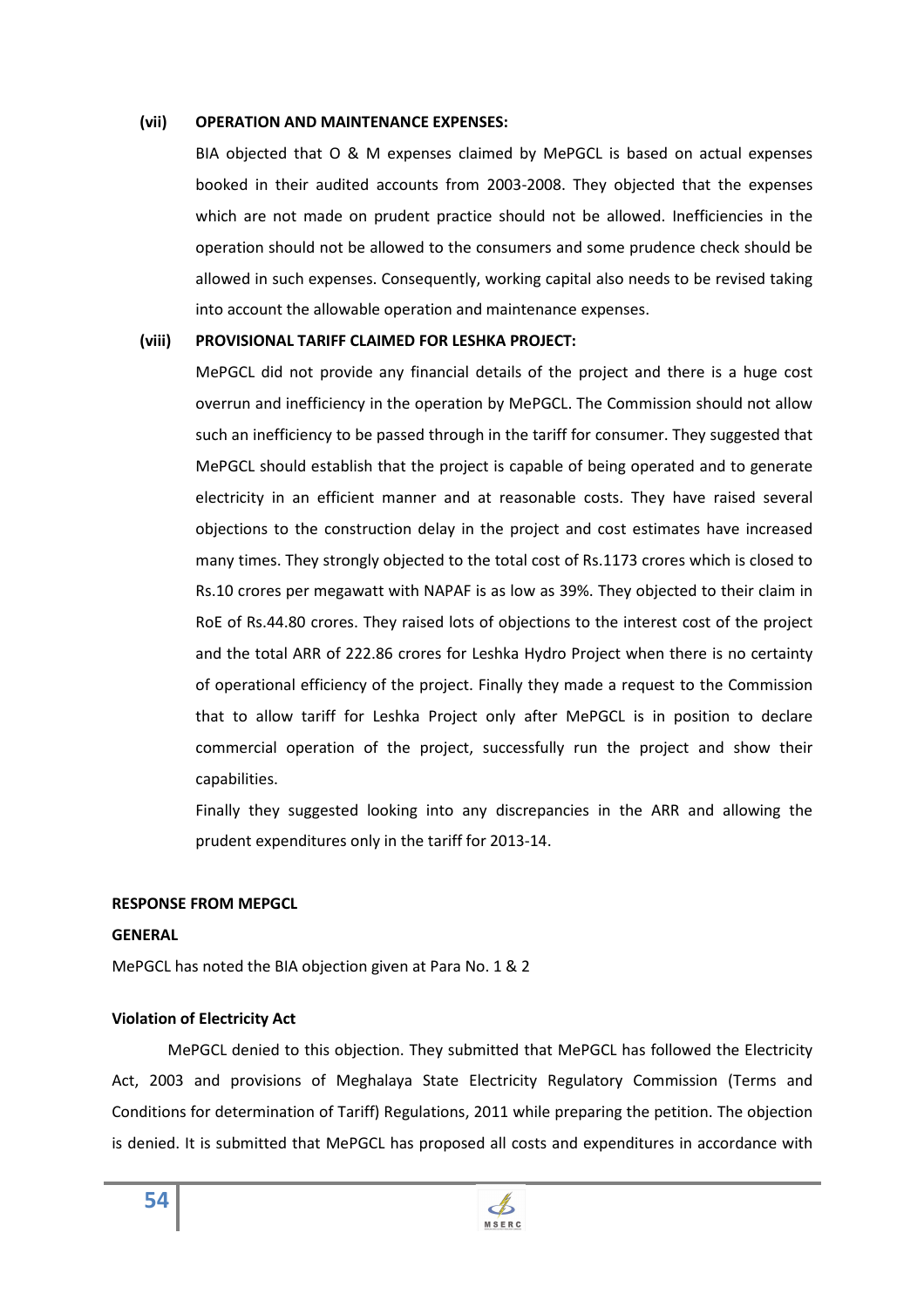**(vii) OPERATION AND MAINTENANCE EXPENSES:**

BIA objected that O & M expenses claimed by MePGCL is based on actual expenses booked in their audited accounts from 2003-2008. They objected that the expenses which are not made on prudent practice should not be allowed. Inefficiencies in the operation should not be allowed to the consumers and some prudence check should be allowed in such expenses. Consequently, working capital also needs to be revised taking into account the allowable operation and maintenance expenses.

**(viii) PROVISIONAL TARIFF CLAIMED FOR LESHKA PROJECT:**

MePGCL did not provide any financial details of the project and there is a huge cost overrun and inefficiency in the operation by MePGCL. The Commission should not allow such an inefficiency to be passed through in the tariff for consumer. They suggested that MePGCL should establish that the project is capable of being operated and to generate electricity in an efficient manner and at reasonable costs. They have raised several objections to the construction delay in the project and cost estimates have increased many times. They strongly objected to the total cost of Rs.1173 crores which is closed to Rs.10 crores per megawatt with NAPAF is as low as 39%. They objected to their claim in RoE of Rs.44.80 crores. They raised lots of objections to the interest cost of the project and the total ARR of 222.86 crores for Leshka Hydro Project when there is no certainty of operational efficiency of the project. Finally they made a request to the Commission that to allow tariff for Leshka Project only after MePGCL is in position to declare commercial operation of the project, successfully run the project and show their capabilities.

Finally they suggested looking into any discrepancies in the ARR and allowing the prudent expenditures only in the tariff for 2013-14.

**RESPONSE FROM MEPGCL**

**GENERAL**

MePGCL has noted the BIA objection given at Para No. 1 & 2

**Violation of Electricity Act**

MePGCL denied to this objection. They submitted that MePGCL has followed the Electricity Act, 2003 and provisions of Meghalaya State Electricity Regulatory Commission (Terms and Conditions for determination of Tariff) Regulations, 2011 while preparing the petition. The objection is denied. It is submitted that MePGCL has proposed all costs and expenditures in accordance with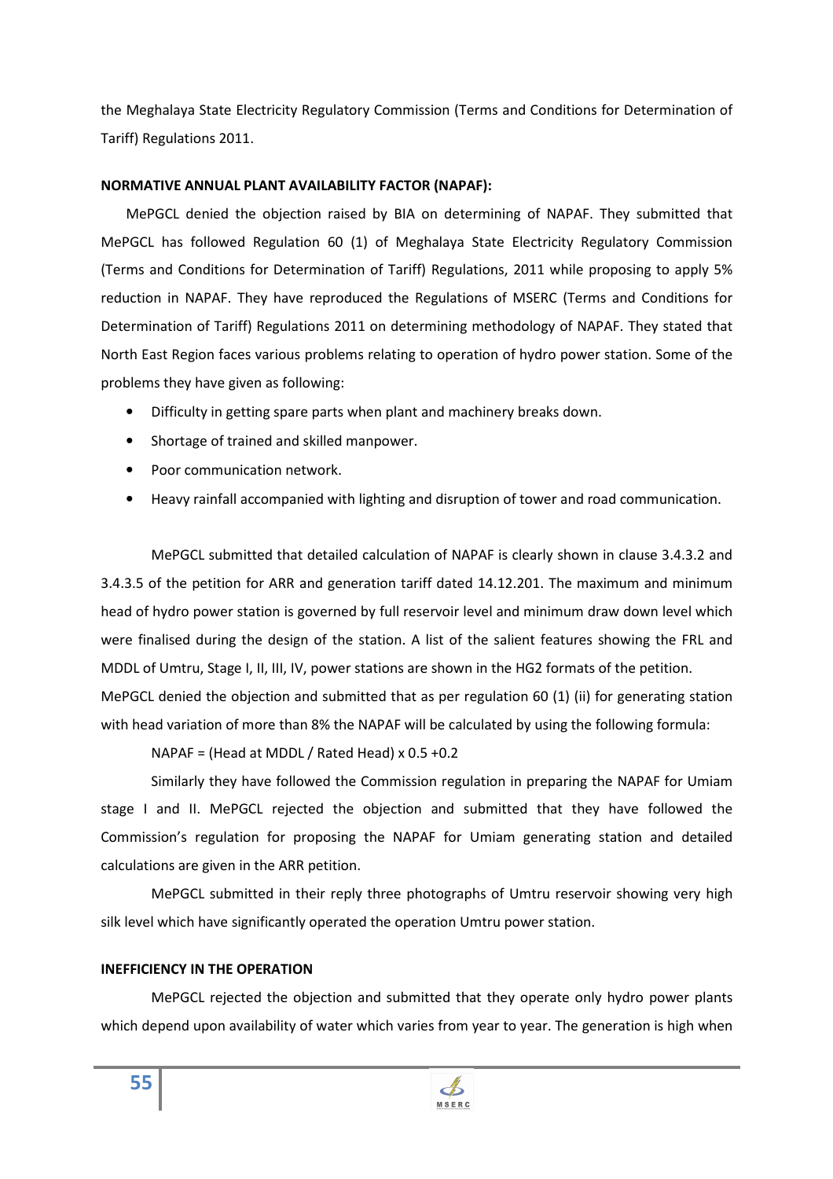the Meghalaya State Electricity Regulatory Commission (Terms and Conditions for Determination of Tariff) Regulations 2011.

**NORMATIVE ANNUAL PLANT AVAILABILITY FACTOR (NAPAF):**

MePGCL denied the objection raised by BIA on determining of NAPAF. They submitted that MePGCL has followed Regulation 60 (1) of Meghalaya State Electricity Regulatory Commission (Terms and Conditions for Determination of Tariff) Regulations, 2011 while proposing to apply 5% reduction in NAPAF. They have reproduced the Regulations of MSERC (Terms and Conditions for Determination of Tariff) Regulations 2011 on determining methodology of NAPAF. They stated that North East Region faces various problems relating to operation of hydro power station. Some of the problems they have given as following:

- Difficulty in getting spare parts when plant and machinery breaks down.
- Shortage of trained and skilled manpower.
- Poor communication network.
- Heavy rainfall accompanied with lighting and disruption of tower and road communication.

MePGCL submitted that detailed calculation of NAPAF is clearly shown in clause 3.4.3.2 and 3.4.3.5 of the petition for ARR and generation tariff dated 14.12.201. The maximum and minimum head of hydro power station is governed by full reservoir level and minimum draw down level which were finalised during the design of the station. A list of the salient features showing the FRL and MDDL of Umtru, Stage I, II, III, IV, power stations are shown in the HG2 formats of the petition.
MePGCL denied the objection and submitted that as per regulation 60 (1) (ii) for generating station with head variation of more than 8% the NAPAF will be calculated by using the following formula:

NAPAF = (Head at MDDL / Rated Head) x 0.5 +0.2

Similarly they have followed the Commission regulation in preparing the NAPAF for Umiam stage I and II. MePGCL rejected the objection and submitted that they have followed the Commission's regulation for proposing the NAPAF for Umiam generating station and detailed calculations are given in the ARR petition.

MePGCL submitted in their reply three photographs of Umtru reservoir showing very high silk level which have significantly operated the operation Umtru power station.

**INEFFICIENCY IN THE OPERATION**

MePGCL rejected the objection and submitted that they operate only hydro power plants which depend upon availability of water which varies from year to year. The generation is high when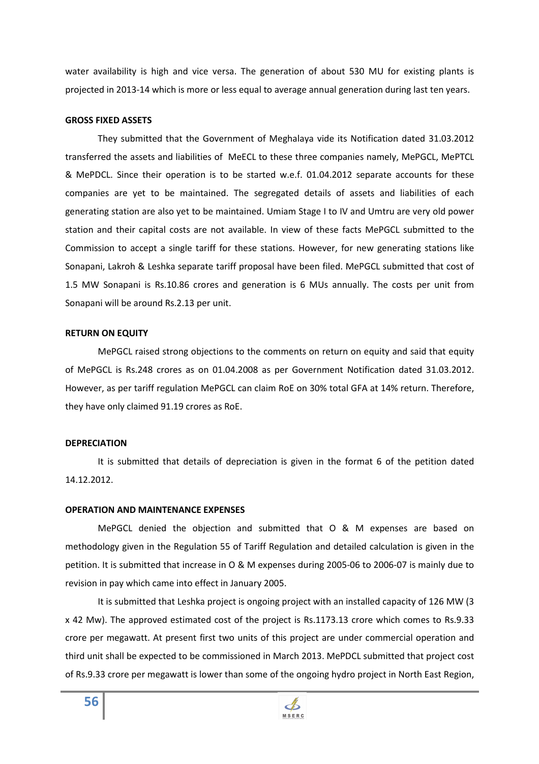water availability is high and vice versa. The generation of about 530 MU for existing plants is projected in 2013-14 which is more or less equal to average annual generation during last ten years.

**GROSS FIXED ASSETS**

They submitted that the Government of Meghalaya vide its Notification dated 31.03.2012 transferred the assets and liabilities of MeECL to these three companies namely, MePGCL, MePTCL & MePDCL. Since their operation is to be started w.e.f. 01.04.2012 separate accounts for these companies are yet to be maintained. The segregated details of assets and liabilities of each generating station are also yet to be maintained. Umiam Stage I to IV and Umtru are very old power station and their capital costs are not available. In view of these facts MePGCL submitted to the Commission to accept a single tariff for these stations. However, for new generating stations like Sonapani, Lakroh & Leshka separate tariff proposal have been filed. MePGCL submitted that cost of 1.5 MW Sonapani is Rs.10.86 crores and generation is 6 MUs annually. The costs per unit from Sonapani will be around Rs.2.13 per unit.

**RETURN ON EQUITY**

MePGCL raised strong objections to the comments on return on equity and said that equity of MePGCL is Rs.248 crores as on 01.04.2008 as per Government Notification dated 31.03.2012. However, as per tariff regulation MePGCL can claim RoE on 30% total GFA at 14% return. Therefore, they have only claimed 91.19 crores as RoE.

**DEPRECIATION**

It is submitted that details of depreciation is given in the format 6 of the petition dated 14.12.2012.

**OPERATION AND MAINTENANCE EXPENSES**

MePGCL denied the objection and submitted that O & M expenses are based on methodology given in the Regulation 55 of Tariff Regulation and detailed calculation is given in the petition. It is submitted that increase in O & M expenses during 2005-06 to 2006-07 is mainly due to revision in pay which came into effect in January 2005.

It is submitted that Leshka project is ongoing project with an installed capacity of 126 MW (3 x 42 Mw). The approved estimated cost of the project is Rs.1173.13 crore which comes to Rs.9.33 crore per megawatt. At present first two units of this project are under commercial operation and third unit shall be expected to be commissioned in March 2013. MePDCL submitted that project cost of Rs.9.33 crore per megawatt is lower than some of the ongoing hydro project in North East Region,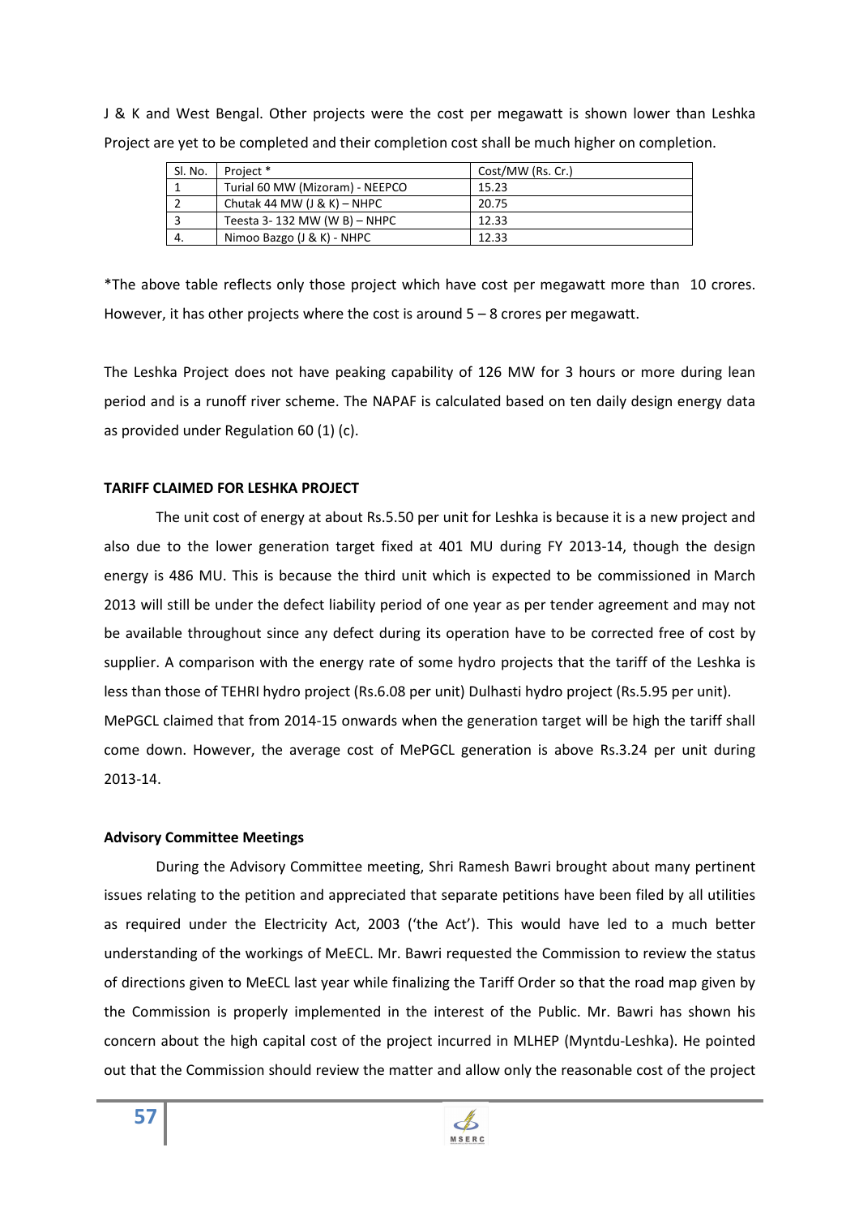J & K and West Bengal. Other projects were the cost per megawatt is shown lower than Leshka Project are yet to be completed and their completion cost shall be much higher on completion.

| Sl. No. | Project * | Cost/MW (Rs. Cr.) |
|---|---|---|
| 1 | Turial 60 MW (Mizoram) - NEEPCO | 15.23 |
| 2 | Chutak 44 MW (J & K) – NHPC | 20.75 |
| 3 | Teesta 3- 132 MW (W B) – NHPC | 12.33 |
| 4. | Nimoo Bazgo (J & K) - NHPC | 12.33 |

*The above table reflects only those project which have cost per megawatt more than 10 crores. However, it has other projects where the cost is around 5 – 8 crores per megawatt.

The Leshka Project does not have peaking capability of 126 MW for 3 hours or more during lean period and is a runoff river scheme. The NAPAF is calculated based on ten daily design energy data as provided under Regulation 60 (1) (c).

**TARIFF CLAIMED FOR LESHKA PROJECT**

The unit cost of energy at about Rs.5.50 per unit for Leshka is because it is a new project and also due to the lower generation target fixed at 401 MU during FY 2013-14, though the design energy is 486 MU. This is because the third unit which is expected to be commissioned in March 2013 will still be under the defect liability period of one year as per tender agreement and may not be available throughout since any defect during its operation have to be corrected free of cost by supplier. A comparison with the energy rate of some hydro projects that the tariff of the Leshka is less than those of TEHRI hydro project (Rs.6.08 per unit) Dulhasti hydro project (Rs.5.95 per unit). MePGCL claimed that from 2014-15 onwards when the generation target will be high the tariff shall come down. However, the average cost of MePGCL generation is above Rs.3.24 per unit during 2013-14.

**Advisory Committee Meetings**

During the Advisory Committee meeting, Shri Ramesh Bawri brought about many pertinent issues relating to the petition and appreciated that separate petitions have been filed by all utilities as required under the Electricity Act, 2003 ('the Act'). This would have led to a much better understanding of the workings of MeECL. Mr. Bawri requested the Commission to review the status of directions given to MeECL last year while finalizing the Tariff Order so that the road map given by the Commission is properly implemented in the interest of the Public. Mr. Bawri has shown his concern about the high capital cost of the project incurred in MLHEP (Myntdu-Leshka). He pointed out that the Commission should review the matter and allow only the reasonable cost of the project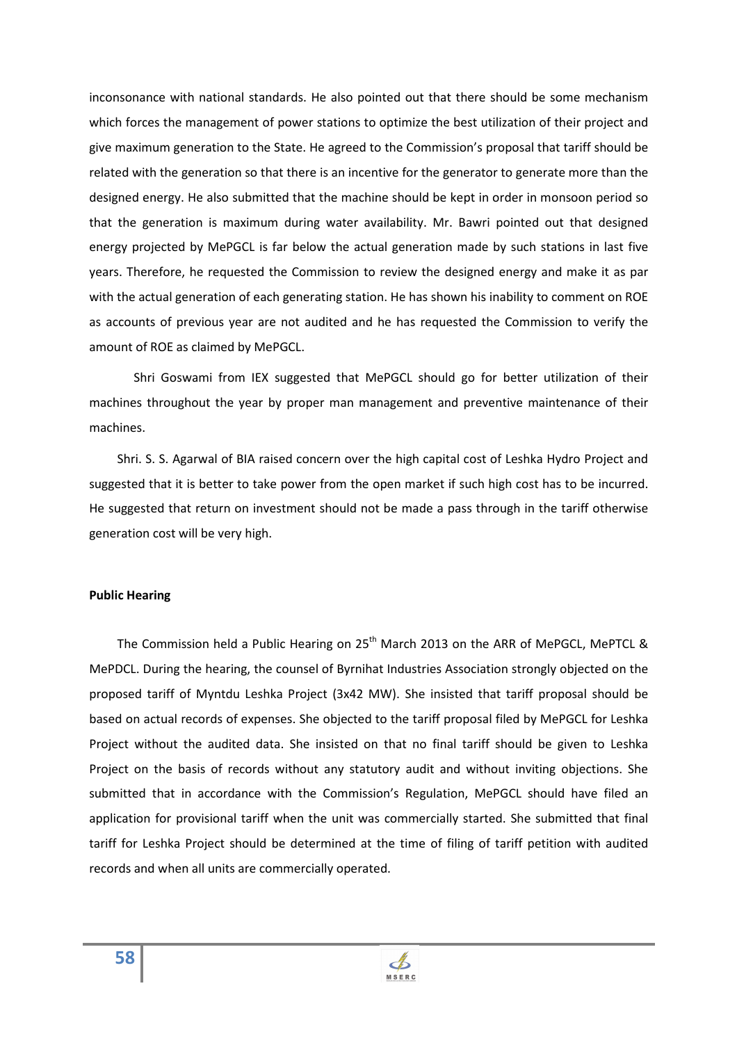inconsonance with national standards. He also pointed out that there should be some mechanism which forces the management of power stations to optimize the best utilization of their project and give maximum generation to the State. He agreed to the Commission's proposal that tariff should be related with the generation so that there is an incentive for the generator to generate more than the designed energy. He also submitted that the machine should be kept in order in monsoon period so that the generation is maximum during water availability. Mr. Bawri pointed out that designed energy projected by MePGCL is far below the actual generation made by such stations in last five years. Therefore, he requested the Commission to review the designed energy and make it as par with the actual generation of each generating station. He has shown his inability to comment on ROE as accounts of previous year are not audited and he has requested the Commission to verify the amount of ROE as claimed by MePGCL.

Shri Goswami from IEX suggested that MePGCL should go for better utilization of their machines throughout the year by proper man management and preventive maintenance of their machines.

Shri. S. S. Agarwal of BIA raised concern over the high capital cost of Leshka Hydro Project and suggested that it is better to take power from the open market if such high cost has to be incurred. He suggested that return on investment should not be made a pass through in the tariff otherwise generation cost will be very high.

**Public Hearing**

The Commission held a Public Hearing on 25th March 2013 on the ARR of MePGCL, MePTCL & MePDCL. During the hearing, the counsel of Byrnihat Industries Association strongly objected on the proposed tariff of Myntdu Leshka Project (3x42 MW). She insisted that tariff proposal should be based on actual records of expenses. She objected to the tariff proposal filed by MePGCL for Leshka Project without the audited data. She insisted on that no final tariff should be given to Leshka Project on the basis of records without any statutory audit and without inviting objections. She submitted that in accordance with the Commission's Regulation, MePGCL should have filed an application for provisional tariff when the unit was commercially started. She submitted that final tariff for Leshka Project should be determined at the time of filing of tariff petition with audited records and when all units are commercially operated.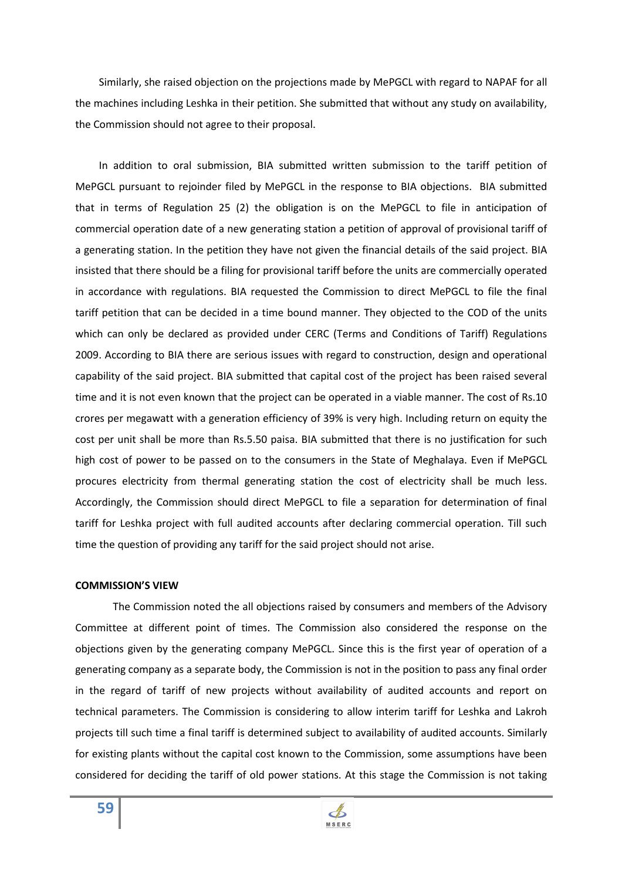Similarly, she raised objection on the projections made by MePGCL with regard to NAPAF for all the machines including Leshka in their petition. She submitted that without any study on availability, the Commission should not agree to their proposal.

In addition to oral submission, BIA submitted written submission to the tariff petition of MePGCL pursuant to rejoinder filed by MePGCL in the response to BIA objections. BIA submitted that in terms of Regulation 25 (2) the obligation is on the MePGCL to file in anticipation of commercial operation date of a new generating station a petition of approval of provisional tariff of a generating station. In the petition they have not given the financial details of the said project. BIA insisted that there should be a filing for provisional tariff before the units are commercially operated in accordance with regulations. BIA requested the Commission to direct MePGCL to file the final tariff petition that can be decided in a time bound manner. They objected to the COD of the units which can only be declared as provided under CERC (Terms and Conditions of Tariff) Regulations 2009. According to BIA there are serious issues with regard to construction, design and operational capability of the said project. BIA submitted that capital cost of the project has been raised several time and it is not even known that the project can be operated in a viable manner. The cost of Rs.10 crores per megawatt with a generation efficiency of 39% is very high. Including return on equity the cost per unit shall be more than Rs.5.50 paisa. BIA submitted that there is no justification for such high cost of power to be passed on to the consumers in the State of Meghalaya. Even if MePGCL procures electricity from thermal generating station the cost of electricity shall be much less. Accordingly, the Commission should direct MePGCL to file a separation for determination of final tariff for Leshka project with full audited accounts after declaring commercial operation. Till such time the question of providing any tariff for the said project should not arise.

**COMMISSION'S VIEW**

The Commission noted the all objections raised by consumers and members of the Advisory Committee at different point of times. The Commission also considered the response on the objections given by the generating company MePGCL. Since this is the first year of operation of a generating company as a separate body, the Commission is not in the position to pass any final order in the regard of tariff of new projects without availability of audited accounts and report on technical parameters. The Commission is considering to allow interim tariff for Leshka and Lakroh projects till such time a final tariff is determined subject to availability of audited accounts. Similarly for existing plants without the capital cost known to the Commission, some assumptions have been considered for deciding the tariff of old power stations. At this stage the Commission is not taking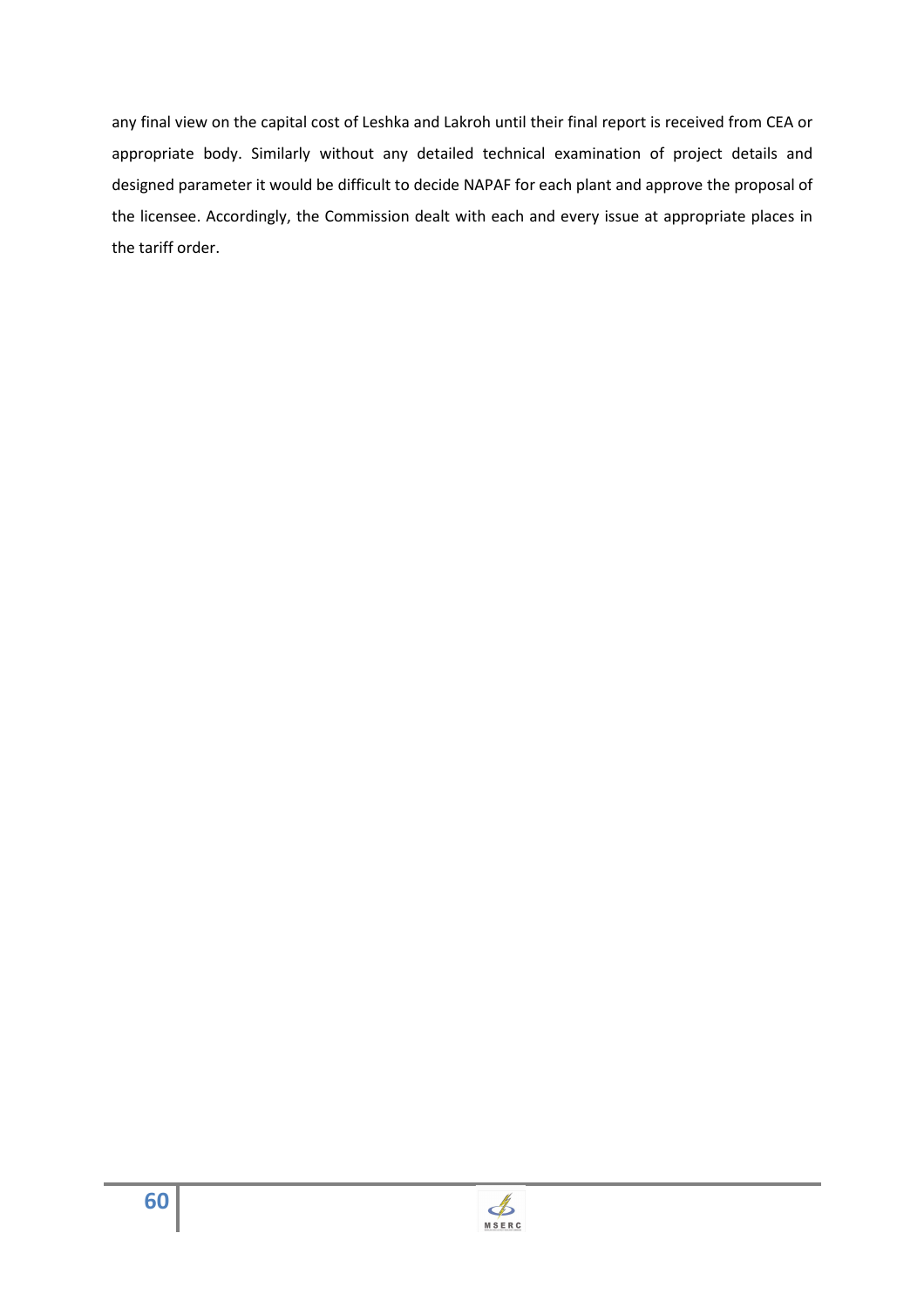any final view on the capital cost of Leshka and Lakroh until their final report is received from CEA or appropriate body. Similarly without any detailed technical examination of project details and designed parameter it would be difficult to decide NAPAF for each plant and approve the proposal of the licensee. Accordingly, the Commission dealt with each and every issue at appropriate places in the tariff order.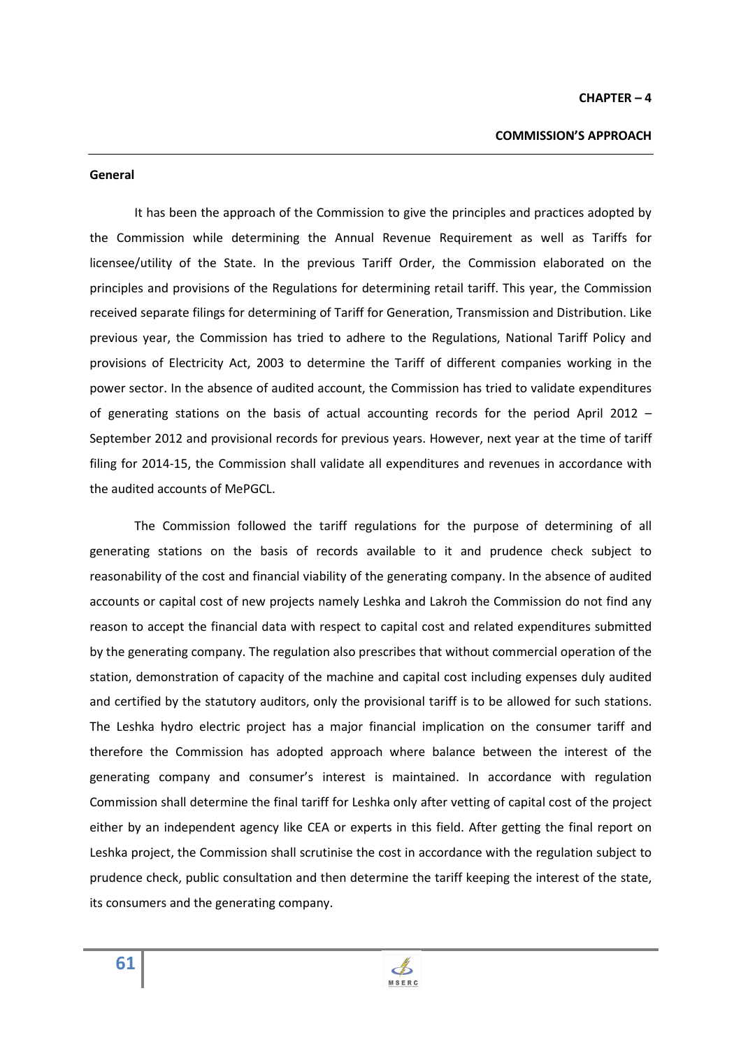# CHAPTER – 4

## COMMISSION'S APPROACH

### General

It has been the approach of the Commission to give the principles and practices adopted by the Commission while determining the Annual Revenue Requirement as well as Tariffs for licensee/utility of the State. In the previous Tariff Order, the Commission elaborated on the principles and provisions of the Regulations for determining retail tariff. This year, the Commission received separate filings for determining of Tariff for Generation, Transmission and Distribution. Like previous year, the Commission has tried to adhere to the Regulations, National Tariff Policy and provisions of Electricity Act, 2003 to determine the Tariff of different companies working in the power sector. In the absence of audited account, the Commission has tried to validate expenditures of generating stations on the basis of actual accounting records for the period April 2012 – September 2012 and provisional records for previous years. However, next year at the time of tariff filing for 2014-15, the Commission shall validate all expenditures and revenues in accordance with the audited accounts of MePGCL.

The Commission followed the tariff regulations for the purpose of determining of all generating stations on the basis of records available to it and prudence check subject to reasonability of the cost and financial viability of the generating company. In the absence of audited accounts or capital cost of new projects namely Leshka and Lakroh the Commission do not find any reason to accept the financial data with respect to capital cost and related expenditures submitted by the generating company. The regulation also prescribes that without commercial operation of the station, demonstration of capacity of the machine and capital cost including expenses duly audited and certified by the statutory auditors, only the provisional tariff is to be allowed for such stations. The Leshka hydro electric project has a major financial implication on the consumer tariff and therefore the Commission has adopted approach where balance between the interest of the generating company and consumer's interest is maintained. In accordance with regulation Commission shall determine the final tariff for Leshka only after vetting of capital cost of the project either by an independent agency like CEA or experts in this field. After getting the final report on Leshka project, the Commission shall scrutinise the cost in accordance with the regulation subject to prudence check, public consultation and then determine the tariff keeping the interest of the state, its consumers and the generating company.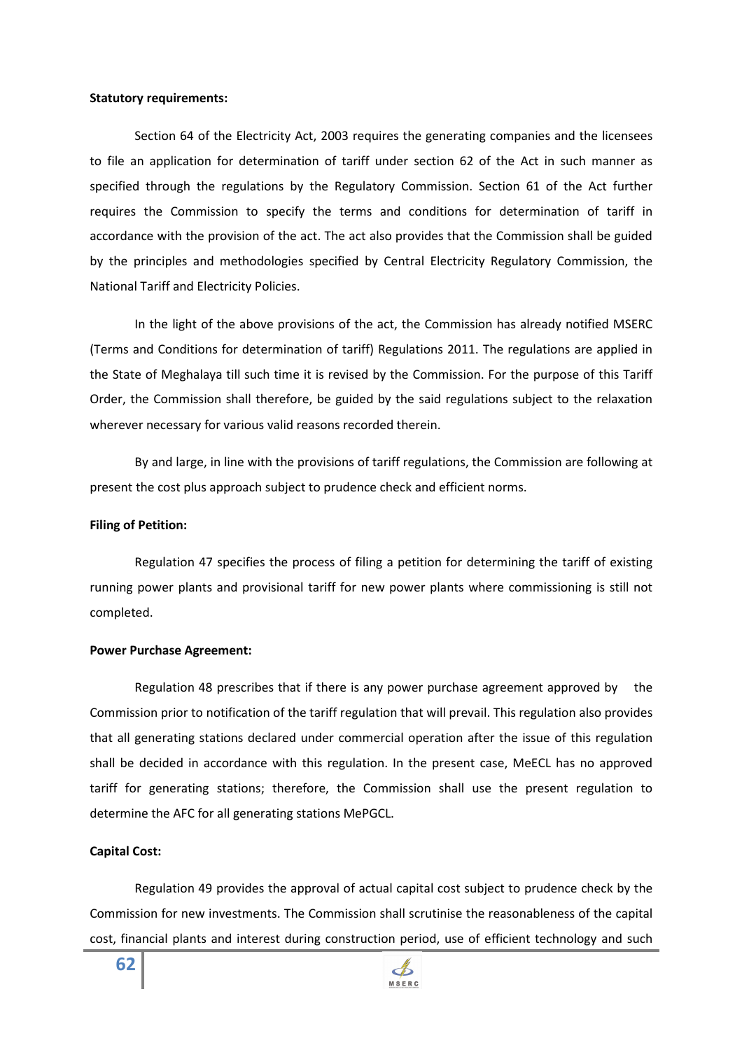**Statutory requirements:**

Section 64 of the Electricity Act, 2003 requires the generating companies and the licensees to file an application for determination of tariff under section 62 of the Act in such manner as specified through the regulations by the Regulatory Commission. Section 61 of the Act further requires the Commission to specify the terms and conditions for determination of tariff in accordance with the provision of the act. The act also provides that the Commission shall be guided by the principles and methodologies specified by Central Electricity Regulatory Commission, the National Tariff and Electricity Policies.

In the light of the above provisions of the act, the Commission has already notified MSERC (Terms and Conditions for determination of tariff) Regulations 2011. The regulations are applied in the State of Meghalaya till such time it is revised by the Commission. For the purpose of this Tariff Order, the Commission shall therefore, be guided by the said regulations subject to the relaxation wherever necessary for various valid reasons recorded therein.

By and large, in line with the provisions of tariff regulations, the Commission are following at present the cost plus approach subject to prudence check and efficient norms.

**Filing of Petition:**

Regulation 47 specifies the process of filing a petition for determining the tariff of existing running power plants and provisional tariff for new power plants where commissioning is still not completed.

**Power Purchase Agreement:**

Regulation 48 prescribes that if there is any power purchase agreement approved by the Commission prior to notification of the tariff regulation that will prevail. This regulation also provides that all generating stations declared under commercial operation after the issue of this regulation shall be decided in accordance with this regulation. In the present case, MeECL has no approved tariff for generating stations; therefore, the Commission shall use the present regulation to determine the AFC for all generating stations MePGCL.

**Capital Cost:**

Regulation 49 provides the approval of actual capital cost subject to prudence check by the Commission for new investments. The Commission shall scrutinise the reasonableness of the capital cost, financial plants and interest during construction period, use of efficient technology and such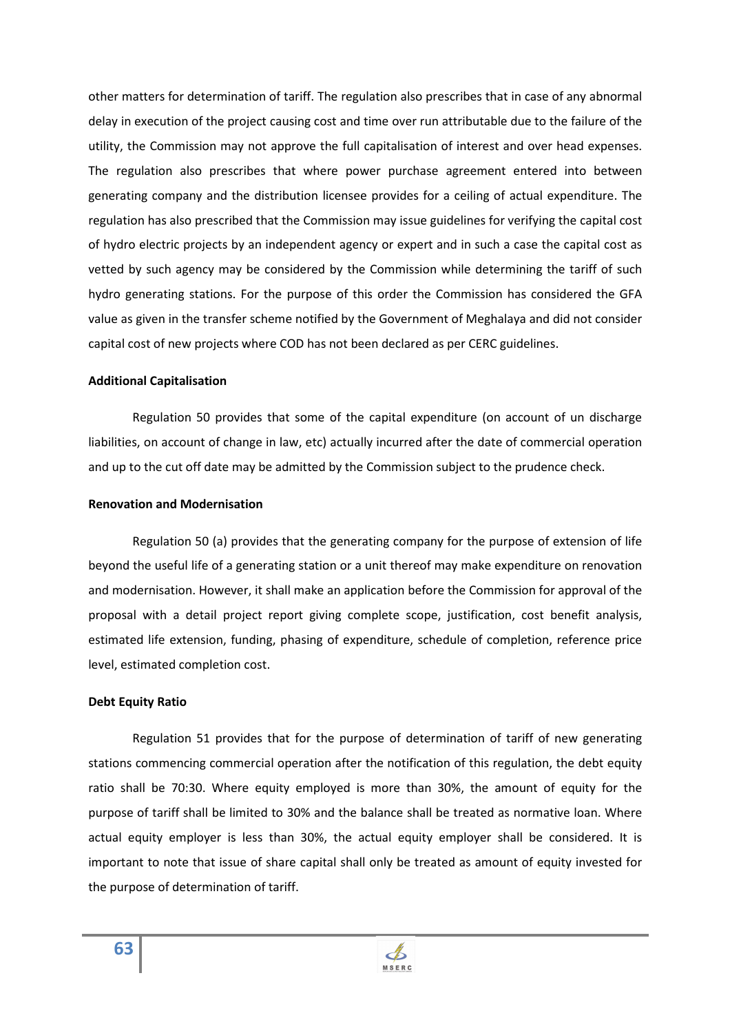other matters for determination of tariff. The regulation also prescribes that in case of any abnormal delay in execution of the project causing cost and time over run attributable due to the failure of the utility, the Commission may not approve the full capitalisation of interest and over head expenses. The regulation also prescribes that where power purchase agreement entered into between generating company and the distribution licensee provides for a ceiling of actual expenditure. The regulation has also prescribed that the Commission may issue guidelines for verifying the capital cost of hydro electric projects by an independent agency or expert and in such a case the capital cost as vetted by such agency may be considered by the Commission while determining the tariff of such hydro generating stations. For the purpose of this order the Commission has considered the GFA value as given in the transfer scheme notified by the Government of Meghalaya and did not consider capital cost of new projects where COD has not been declared as per CERC guidelines.

**Additional Capitalisation**

Regulation 50 provides that some of the capital expenditure (on account of un discharge liabilities, on account of change in law, etc) actually incurred after the date of commercial operation and up to the cut off date may be admitted by the Commission subject to the prudence check.

**Renovation and Modernisation**

Regulation 50 (a) provides that the generating company for the purpose of extension of life beyond the useful life of a generating station or a unit thereof may make expenditure on renovation and modernisation. However, it shall make an application before the Commission for approval of the proposal with a detail project report giving complete scope, justification, cost benefit analysis, estimated life extension, funding, phasing of expenditure, schedule of completion, reference price level, estimated completion cost.

**Debt Equity Ratio**

Regulation 51 provides that for the purpose of determination of tariff of new generating stations commencing commercial operation after the notification of this regulation, the debt equity ratio shall be 70:30. Where equity employed is more than 30%, the amount of equity for the purpose of tariff shall be limited to 30% and the balance shall be treated as normative loan. Where actual equity employer is less than 30%, the actual equity employer shall be considered. It is important to note that issue of share capital shall only be treated as amount of equity invested for the purpose of determination of tariff.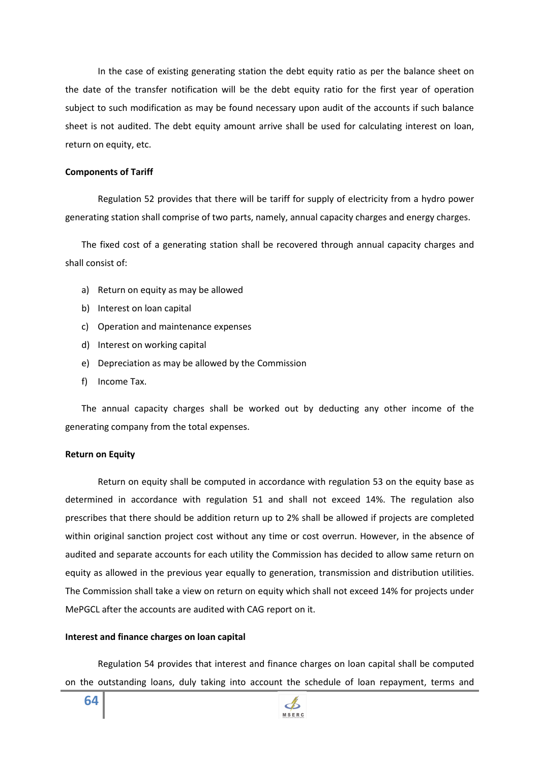In the case of existing generating station the debt equity ratio as per the balance sheet on the date of the transfer notification will be the debt equity ratio for the first year of operation subject to such modification as may be found necessary upon audit of the accounts if such balance sheet is not audited. The debt equity amount arrive shall be used for calculating interest on loan, return on equity, etc.

**Components of Tariff**

Regulation 52 provides that there will be tariff for supply of electricity from a hydro power generating station shall comprise of two parts, namely, annual capacity charges and energy charges.

The fixed cost of a generating station shall be recovered through annual capacity charges and shall consist of:

a) Return on equity as may be allowed
b) Interest on loan capital
c) Operation and maintenance expenses
d) Interest on working capital
e) Depreciation as may be allowed by the Commission
f) Income Tax.

The annual capacity charges shall be worked out by deducting any other income of the generating company from the total expenses.

**Return on Equity**

Return on equity shall be computed in accordance with regulation 53 on the equity base as determined in accordance with regulation 51 and shall not exceed 14%. The regulation also prescribes that there should be addition return up to 2% shall be allowed if projects are completed within original sanction project cost without any time or cost overrun. However, in the absence of audited and separate accounts for each utility the Commission has decided to allow same return on equity as allowed in the previous year equally to generation, transmission and distribution utilities. The Commission shall take a view on return on equity which shall not exceed 14% for projects under MePGCL after the accounts are audited with CAG report on it.

**Interest and finance charges on loan capital**

Regulation 54 provides that interest and finance charges on loan capital shall be computed on the outstanding loans, duly taking into account the schedule of loan repayment, terms and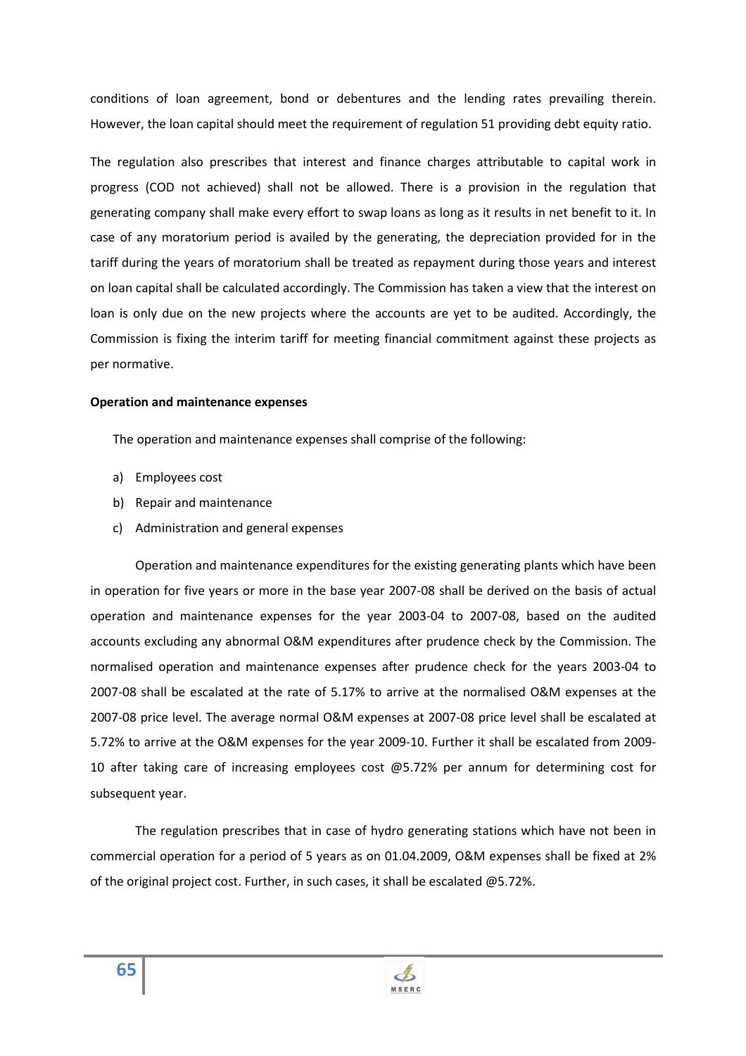conditions of loan agreement, bond or debentures and the lending rates prevailing therein. However, the loan capital should meet the requirement of regulation 51 providing debt equity ratio.

The regulation also prescribes that interest and finance charges attributable to capital work in progress (COD not achieved) shall not be allowed. There is a provision in the regulation that generating company shall make every effort to swap loans as long as it results in net benefit to it. In case of any moratorium period is availed by the generating, the depreciation provided for in the tariff during the years of moratorium shall be treated as repayment during those years and interest on loan capital shall be calculated accordingly. The Commission has taken a view that the interest on loan is only due on the new projects where the accounts are yet to be audited. Accordingly, the Commission is fixing the interim tariff for meeting financial commitment against these projects as per normative.

**Operation and maintenance expenses**

The operation and maintenance expenses shall comprise of the following:

a) Employees cost
b) Repair and maintenance
c) Administration and general expenses

Operation and maintenance expenditures for the existing generating plants which have been in operation for five years or more in the base year 2007-08 shall be derived on the basis of actual operation and maintenance expenses for the year 2003-04 to 2007-08, based on the audited accounts excluding any abnormal O&M expenditures after prudence check by the Commission. The normalised operation and maintenance expenses after prudence check for the years 2003-04 to 2007-08 shall be escalated at the rate of 5.17% to arrive at the normalised O&M expenses at the 2007-08 price level. The average normal O&M expenses at 2007-08 price level shall be escalated at 5.72% to arrive at the O&M expenses for the year 2009-10. Further it shall be escalated from 2009-10 after taking care of increasing employees cost @5.72% per annum for determining cost for subsequent year.

The regulation prescribes that in case of hydro generating stations which have not been in commercial operation for a period of 5 years as on 01.04.2009, O&M expenses shall be fixed at 2% of the original project cost. Further, in such cases, it shall be escalated @5.72%.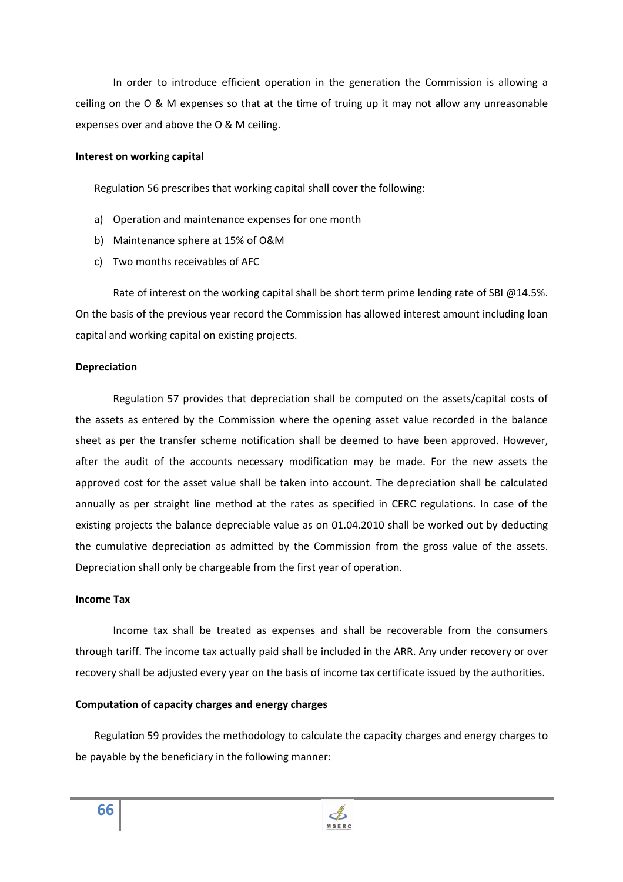In order to introduce efficient operation in the generation the Commission is allowing a ceiling on the O & M expenses so that at the time of truing up it may not allow any unreasonable expenses over and above the O & M ceiling.

**Interest on working capital**

Regulation 56 prescribes that working capital shall cover the following:

a) Operation and maintenance expenses for one month
b) Maintenance sphere at 15% of O&M
c) Two months receivables of AFC

Rate of interest on the working capital shall be short term prime lending rate of SBI @14.5%. On the basis of the previous year record the Commission has allowed interest amount including loan capital and working capital on existing projects.

**Depreciation**

Regulation 57 provides that depreciation shall be computed on the assets/capital costs of the assets as entered by the Commission where the opening asset value recorded in the balance sheet as per the transfer scheme notification shall be deemed to have been approved. However, after the audit of the accounts necessary modification may be made. For the new assets the approved cost for the asset value shall be taken into account. The depreciation shall be calculated annually as per straight line method at the rates as specified in CERC regulations. In case of the existing projects the balance depreciable value as on 01.04.2010 shall be worked out by deducting the cumulative depreciation as admitted by the Commission from the gross value of the assets. Depreciation shall only be chargeable from the first year of operation.

**Income Tax**

Income tax shall be treated as expenses and shall be recoverable from the consumers through tariff. The income tax actually paid shall be included in the ARR. Any under recovery or over recovery shall be adjusted every year on the basis of income tax certificate issued by the authorities.

**Computation of capacity charges and energy charges**

Regulation 59 provides the methodology to calculate the capacity charges and energy charges to be payable by the beneficiary in the following manner: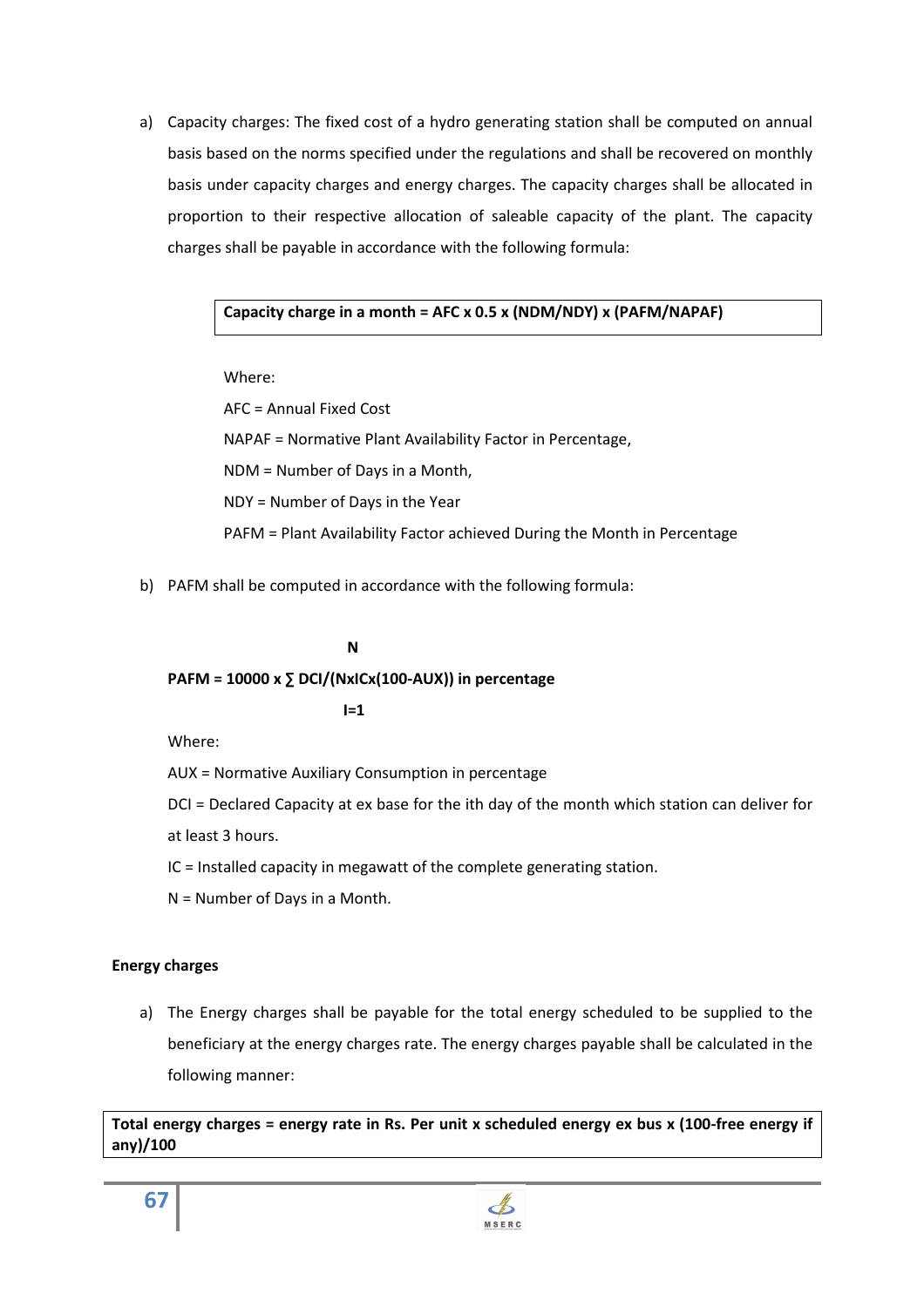a) Capacity charges: The fixed cost of a hydro generating station shall be computed on annual basis based on the norms specified under the regulations and shall be recovered on monthly basis under capacity charges and energy charges. The capacity charges shall be allocated in proportion to their respective allocation of saleable capacity of the plant. The capacity charges shall be payable in accordance with the following formula:

**Capacity charge in a month = AFC x 0.5 x (NDM/NDY) x (PAFM/NAPAF)**

Where:

AFC = Annual Fixed Cost

NAPAF = Normative Plant Availability Factor in Percentage,

NDM = Number of Days in a Month,

NDY = Number of Days in the Year

PAFM = Plant Availability Factor achieved During the Month in Percentage

b) PAFM shall be computed in accordance with the following formula:

$$\text{PAFM} = 10000 \times \sum_{I=1}^{N} \text{DCI}/(\text{N} \times \text{IC} \times (100-\text{AUX})) \text{ in percentage}$$

Where:

AUX = Normative Auxiliary Consumption in percentage

DCI = Declared Capacity at ex base for the ith day of the month which station can deliver for at least 3 hours.

IC = Installed capacity in megawatt of the complete generating station.

N = Number of Days in a Month.

**Energy charges**

a) The Energy charges shall be payable for the total energy scheduled to be supplied to the beneficiary at the energy charges rate. The energy charges payable shall be calculated in the following manner:

**Total energy charges = energy rate in Rs. Per unit x scheduled energy ex bus x (100-free energy if any)/100**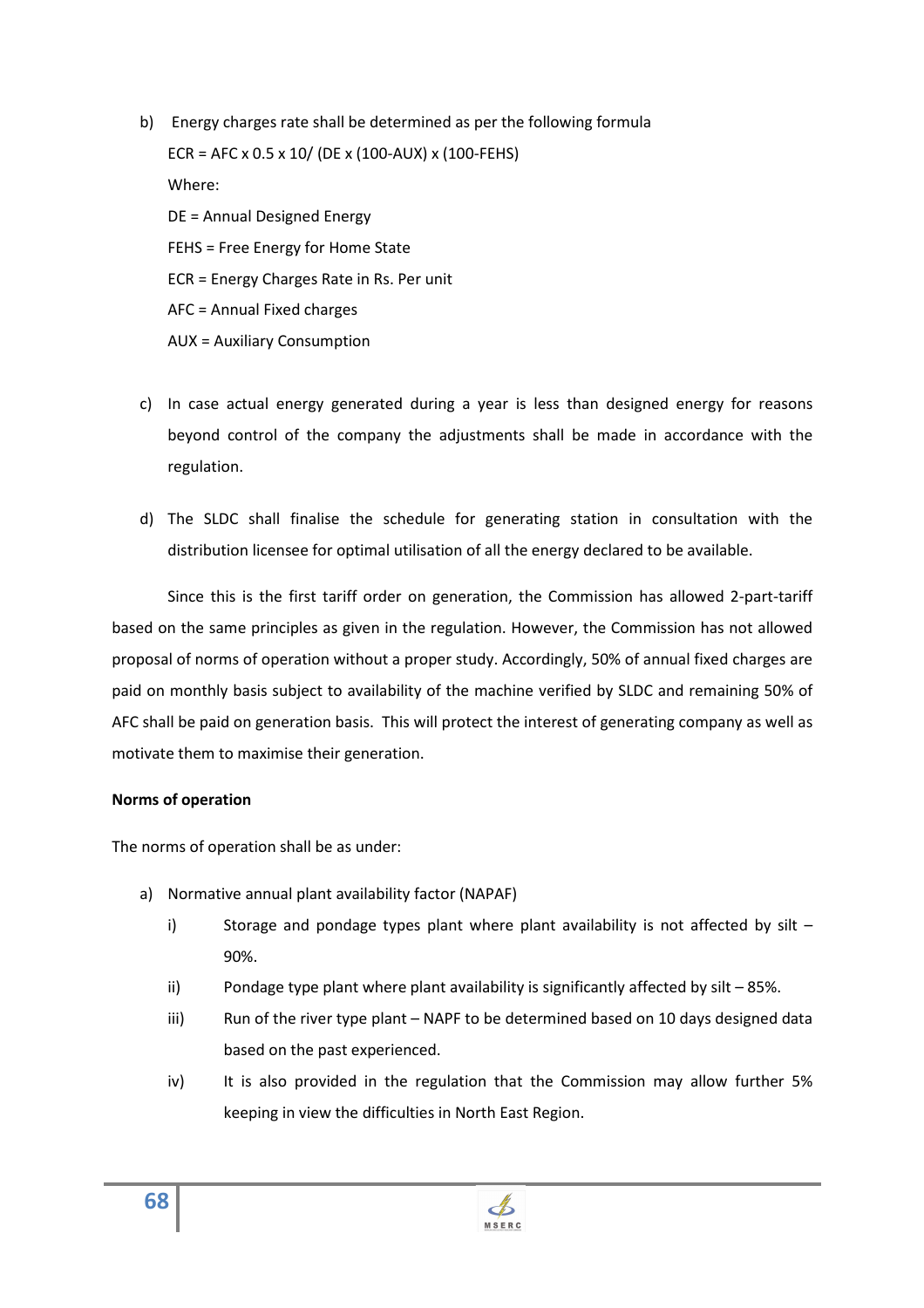b) Energy charges rate shall be determined as per the following formula

   $ECR = AFC \times 0.5 \times 10 / (DE \times (100-AUX) \times (100-FEHS)$

   Where:

   DE = Annual Designed Energy

   FEHS = Free Energy for Home State

   ECR = Energy Charges Rate in Rs. Per unit

   AFC = Annual Fixed charges

   AUX = Auxiliary Consumption

c) In case actual energy generated during a year is less than designed energy for reasons beyond control of the company the adjustments shall be made in accordance with the regulation.

d) The SLDC shall finalise the schedule for generating station in consultation with the distribution licensee for optimal utilisation of all the energy declared to be available.

Since this is the first tariff order on generation, the Commission has allowed 2-part-tariff based on the same principles as given in the regulation. However, the Commission has not allowed proposal of norms of operation without a proper study. Accordingly, 50% of annual fixed charges are paid on monthly basis subject to availability of the machine verified by SLDC and remaining 50% of AFC shall be paid on generation basis. This will protect the interest of generating company as well as motivate them to maximise their generation.

**Norms of operation**

The norms of operation shall be as under:

a) Normative annual plant availability factor (NAPAF)

   i) Storage and pondage types plant where plant availability is not affected by silt – 90%.

   ii) Pondage type plant where plant availability is significantly affected by silt – 85%.

   iii) Run of the river type plant – NAPF to be determined based on 10 days designed data based on the past experienced.

   iv) It is also provided in the regulation that the Commission may allow further 5% keeping in view the difficulties in North East Region.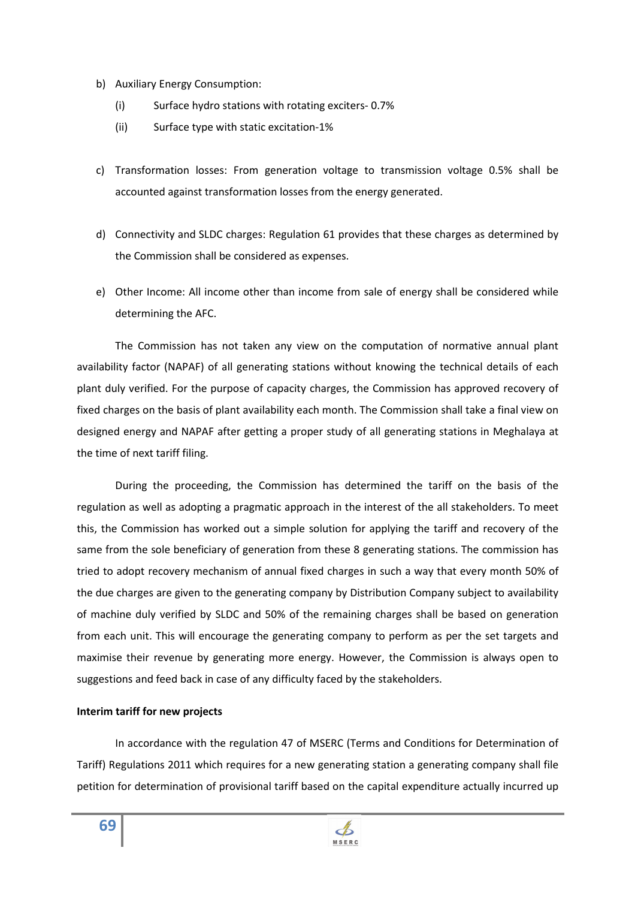b) Auxiliary Energy Consumption:

   (i) Surface hydro stations with rotating exciters- 0.7%

   (ii) Surface type with static excitation-1%

c) Transformation losses: From generation voltage to transmission voltage 0.5% shall be accounted against transformation losses from the energy generated.

d) Connectivity and SLDC charges: Regulation 61 provides that these charges as determined by the Commission shall be considered as expenses.

e) Other Income: All income other than income from sale of energy shall be considered while determining the AFC.

The Commission has not taken any view on the computation of normative annual plant availability factor (NAPAF) of all generating stations without knowing the technical details of each plant duly verified. For the purpose of capacity charges, the Commission has approved recovery of fixed charges on the basis of plant availability each month. The Commission shall take a final view on designed energy and NAPAF after getting a proper study of all generating stations in Meghalaya at the time of next tariff filing.

During the proceeding, the Commission has determined the tariff on the basis of the regulation as well as adopting a pragmatic approach in the interest of the all stakeholders. To meet this, the Commission has worked out a simple solution for applying the tariff and recovery of the same from the sole beneficiary of generation from these 8 generating stations. The commission has tried to adopt recovery mechanism of annual fixed charges in such a way that every month 50% of the due charges are given to the generating company by Distribution Company subject to availability of machine duly verified by SLDC and 50% of the remaining charges shall be based on generation from each unit. This will encourage the generating company to perform as per the set targets and maximise their revenue by generating more energy. However, the Commission is always open to suggestions and feed back in case of any difficulty faced by the stakeholders.

**Interim tariff for new projects**

In accordance with the regulation 47 of MSERC (Terms and Conditions for Determination of Tariff) Regulations 2011 which requires for a new generating station a generating company shall file petition for determination of provisional tariff based on the capital expenditure actually incurred up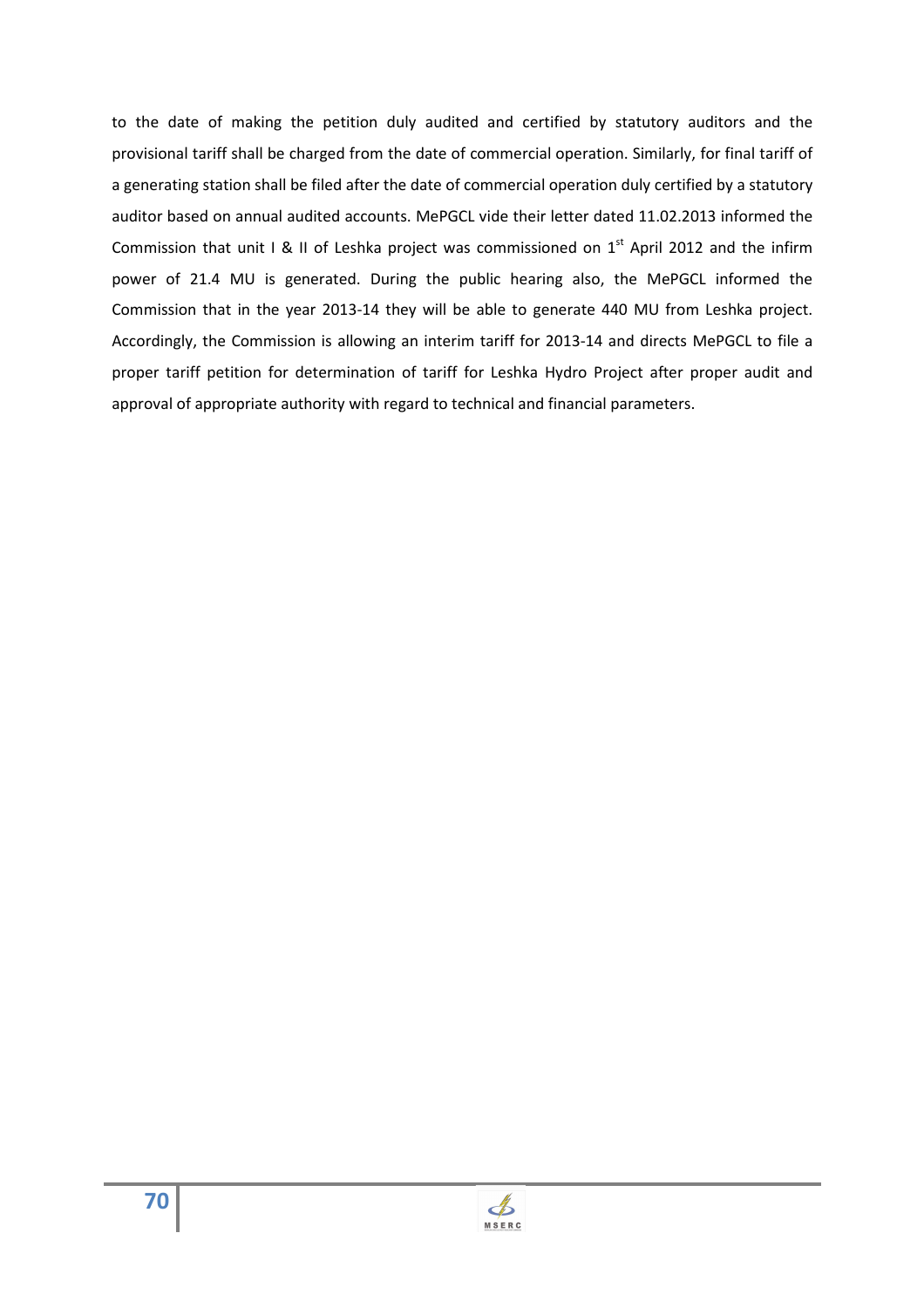to the date of making the petition duly audited and certified by statutory auditors and the provisional tariff shall be charged from the date of commercial operation. Similarly, for final tariff of a generating station shall be filed after the date of commercial operation duly certified by a statutory auditor based on annual audited accounts. MePGCL vide their letter dated 11.02.2013 informed the Commission that unit I & II of Leshka project was commissioned on 1st April 2012 and the infirm power of 21.4 MU is generated. During the public hearing also, the MePGCL informed the Commission that in the year 2013-14 they will be able to generate 440 MU from Leshka project. Accordingly, the Commission is allowing an interim tariff for 2013-14 and directs MePGCL to file a proper tariff petition for determination of tariff for Leshka Hydro Project after proper audit and approval of appropriate authority with regard to technical and financial parameters.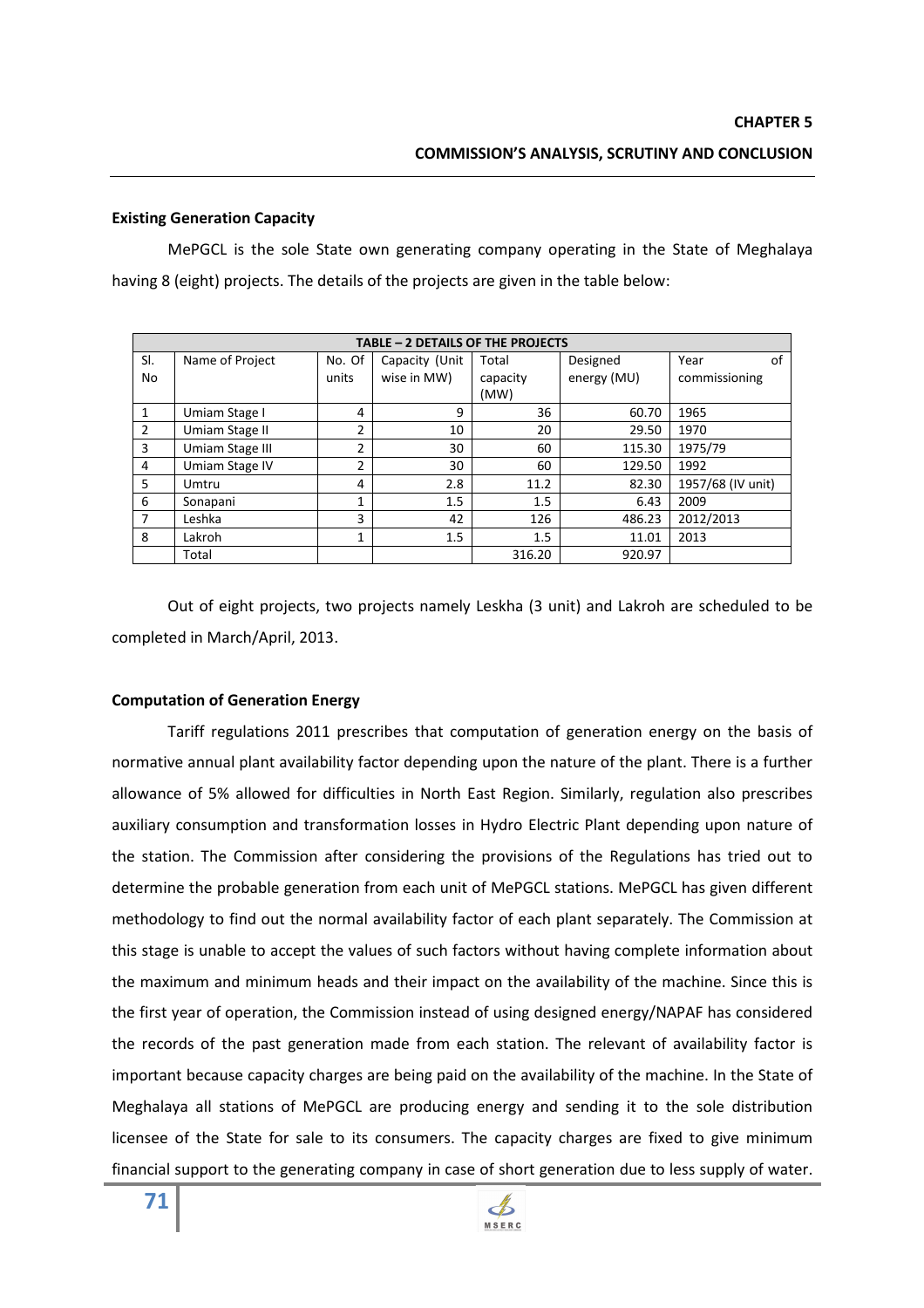# CHAPTER 5

## COMMISSION'S ANALYSIS, SCRUTINY AND CONCLUSION

**Existing Generation Capacity**

MePGCL is the sole State own generating company operating in the State of Meghalaya having 8 (eight) projects. The details of the projects are given in the table below:

| TABLE – 2 DETAILS OF THE PROJECTS | | | | | | |
|---|---|---|---|---|---|---|
| Sl. No | Name of Project | No. Of units | Capacity (Unit wise in MW) | Total capacity (MW) | Designed energy (MU) | Year of commissioning |
| 1 | Umiam Stage I | 4 | 9 | 36 | 60.70 | 1965 |
| 2 | Umiam Stage II | 2 | 10 | 20 | 29.50 | 1970 |
| 3 | Umiam Stage III | 2 | 30 | 60 | 115.30 | 1975/79 |
| 4 | Umiam Stage IV | 2 | 30 | 60 | 129.50 | 1992 |
| 5 | Umtru | 4 | 2.8 | 11.2 | 82.30 | 1957/68 (IV unit) |
| 6 | Sonapani | 1 | 1.5 | 1.5 | 6.43 | 2009 |
| 7 | Leshka | 3 | 42 | 126 | 486.23 | 2012/2013 |
| 8 | Lakroh | 1 | 1.5 | 1.5 | 11.01 | 2013 |
| | Total | | | 316.20 | 920.97 | |

Out of eight projects, two projects namely Leskha (3 unit) and Lakroh are scheduled to be completed in March/April, 2013.

**Computation of Generation Energy**

Tariff regulations 2011 prescribes that computation of generation energy on the basis of normative annual plant availability factor depending upon the nature of the plant. There is a further allowance of 5% allowed for difficulties in North East Region. Similarly, regulation also prescribes auxiliary consumption and transformation losses in Hydro Electric Plant depending upon nature of the station. The Commission after considering the provisions of the Regulations has tried out to determine the probable generation from each unit of MePGCL stations. MePGCL has given different methodology to find out the normal availability factor of each plant separately. The Commission at this stage is unable to accept the values of such factors without having complete information about the maximum and minimum heads and their impact on the availability of the machine. Since this is the first year of operation, the Commission instead of using designed energy/NAPAF has considered the records of the past generation made from each station. The relevant of availability factor is important because capacity charges are being paid on the availability of the machine. In the State of Meghalaya all stations of MePGCL are producing energy and sending it to the sole distribution licensee of the State for sale to its consumers. The capacity charges are fixed to give minimum financial support to the generating company in case of short generation due to less supply of water.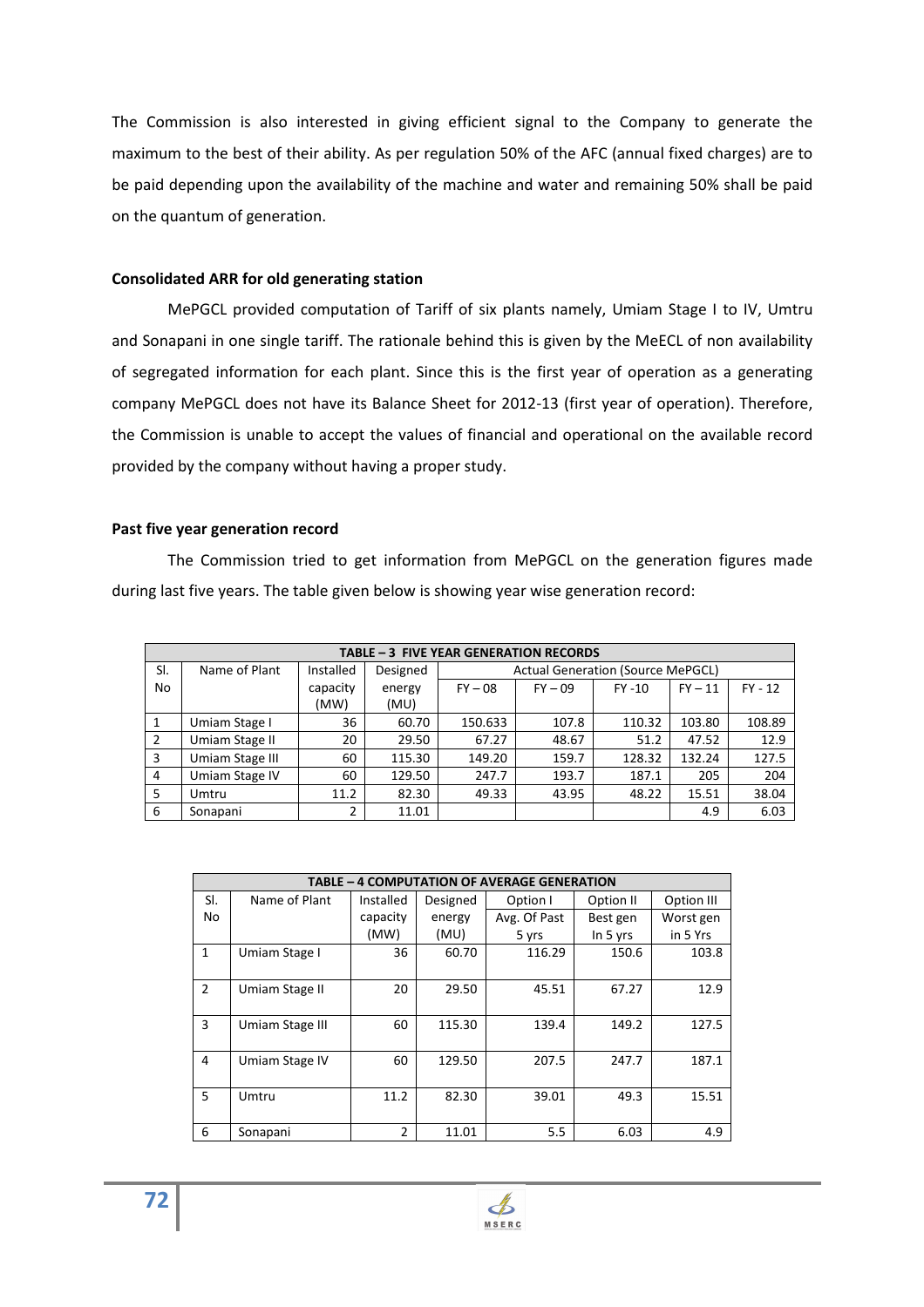The Commission is also interested in giving efficient signal to the Company to generate the maximum to the best of their ability. As per regulation 50% of the AFC (annual fixed charges) are to be paid depending upon the availability of the machine and water and remaining 50% shall be paid on the quantum of generation.

**Consolidated ARR for old generating station**

MePGCL provided computation of Tariff of six plants namely, Umiam Stage I to IV, Umtru and Sonapani in one single tariff. The rationale behind this is given by the MeECL of non availability of segregated information for each plant. Since this is the first year of operation as a generating company MePGCL does not have its Balance Sheet for 2012-13 (first year of operation). Therefore, the Commission is unable to accept the values of financial and operational on the available record provided by the company without having a proper study.

**Past five year generation record**

The Commission tried to get information from MePGCL on the generation figures made during last five years. The table given below is showing year wise generation record:

| TABLE – 3 FIVE YEAR GENERATION RECORDS | | | | | | | | |
|---|---|---|---|---|---|---|---|---|
| Sl. No | Name of Plant | Installed capacity (MW) | Designed energy (MU) | Actual Generation (Source MePGCL) | | | | |
| | | | | FY – 08 | FY – 09 | FY -10 | FY – 11 | FY - 12 |
| 1 | Umiam Stage I | 36 | 60.70 | 150.633 | 107.8 | 110.32 | 103.80 | 108.89 |
| 2 | Umiam Stage II | 20 | 29.50 | 67.27 | 48.67 | 51.2 | 47.52 | 12.9 |
| 3 | Umiam Stage III | 60 | 115.30 | 149.20 | 159.7 | 128.32 | 132.24 | 127.5 |
| 4 | Umiam Stage IV | 60 | 129.50 | 247.7 | 193.7 | 187.1 | 205 | 204 |
| 5 | Umtru | 11.2 | 82.30 | 49.33 | 43.95 | 48.22 | 15.51 | 38.04 |
| 6 | Sonapani | 2 | 11.01 | | | | 4.9 | 6.03 |

| TABLE – 4 COMPUTATION OF AVERAGE GENERATION | | | | | | |
|---|---|---|---|---|---|---|
| Sl. No | Name of Plant | Installed capacity (MW) | Designed energy (MU) | Option I Avg. Of Past 5 yrs | Option II Best gen In 5 yrs | Option III Worst gen in 5 Yrs |
| 1 | Umiam Stage I | 36 | 60.70 | 116.29 | 150.6 | 103.8 |
| 2 | Umiam Stage II | 20 | 29.50 | 45.51 | 67.27 | 12.9 |
| 3 | Umiam Stage III | 60 | 115.30 | 139.4 | 149.2 | 127.5 |
| 4 | Umiam Stage IV | 60 | 129.50 | 207.5 | 247.7 | 187.1 |
| 5 | Umtru | 11.2 | 82.30 | 39.01 | 49.3 | 15.51 |
| 6 | Sonapani | 2 | 11.01 | 5.5 | 6.03 | 4.9 |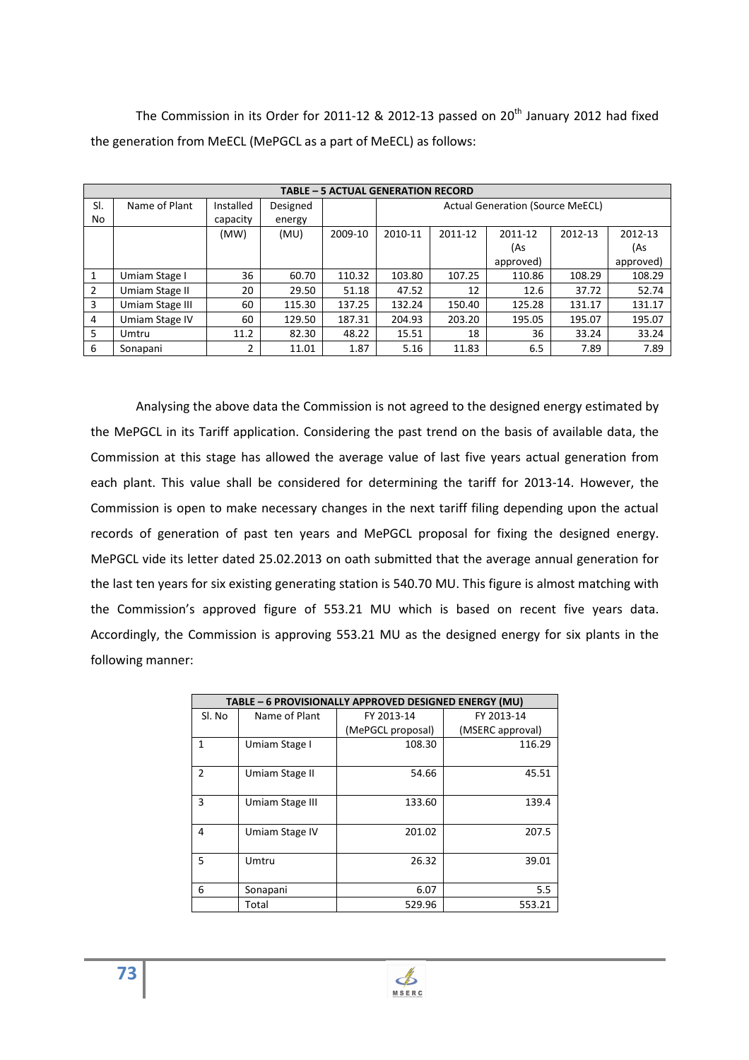The Commission in its Order for 2011-12 & 2012-13 passed on 20th January 2012 had fixed the generation from MeECL (MePGCL as a part of MeECL) as follows:

| **TABLE – 5 ACTUAL GENERATION RECORD** | | | | | | | | | | |
|---|---|---|---|---|---|---|---|---|---|---|
| Sl. No | Name of Plant | Installed capacity | Designed energy | | Actual Generation (Source MeECL) | | | | | |
| | | (MW) | (MU) | 2009-10 | 2010-11 | 2011-12 | 2011-12 (As approved) | 2012-13 | 2012-13 (As approved) |
| 1 | Umiam Stage I | 36 | 60.70 | 110.32 | 103.80 | 107.25 | 110.86 | 108.29 | 108.29 |
| 2 | Umiam Stage II | 20 | 29.50 | 51.18 | 47.52 | 12 | 12.6 | 37.72 | 52.74 |
| 3 | Umiam Stage III | 60 | 115.30 | 137.25 | 132.24 | 150.40 | 125.28 | 131.17 | 131.17 |
| 4 | Umiam Stage IV | 60 | 129.50 | 187.31 | 204.93 | 203.20 | 195.05 | 195.07 | 195.07 |
| 5 | Umtru | 11.2 | 82.30 | 48.22 | 15.51 | 18 | 36 | 33.24 | 33.24 |
| 6 | Sonapani | 2 | 11.01 | 1.87 | 5.16 | 11.83 | 6.5 | 7.89 | 7.89 |

Analysing the above data the Commission is not agreed to the designed energy estimated by the MePGCL in its Tariff application. Considering the past trend on the basis of available data, the Commission at this stage has allowed the average value of last five years actual generation from each plant. This value shall be considered for determining the tariff for 2013-14. However, the Commission is open to make necessary changes in the next tariff filing depending upon the actual records of generation of past ten years and MePGCL proposal for fixing the designed energy. MePGCL vide its letter dated 25.02.2013 on oath submitted that the average annual generation for the last ten years for six existing generating station is 540.70 MU. This figure is almost matching with the Commission's approved figure of 553.21 MU which is based on recent five years data. Accordingly, the Commission is approving 553.21 MU as the designed energy for six plants in the following manner:

| **TABLE – 6 PROVISIONALLY APPROVED DESIGNED ENERGY (MU)** | | | |
|---|---|---|---|
| Sl. No | Name of Plant | FY 2013-14 (MePGCL proposal) | FY 2013-14 (MSERC approval) |
| 1 | Umiam Stage I | 108.30 | 116.29 |
| 2 | Umiam Stage II | 54.66 | 45.51 |
| 3 | Umiam Stage III | 133.60 | 139.4 |
| 4 | Umiam Stage IV | 201.02 | 207.5 |
| 5 | Umtru | 26.32 | 39.01 |
| 6 | Sonapani | 6.07 | 5.5 |
| | Total | 529.96 | 553.21 |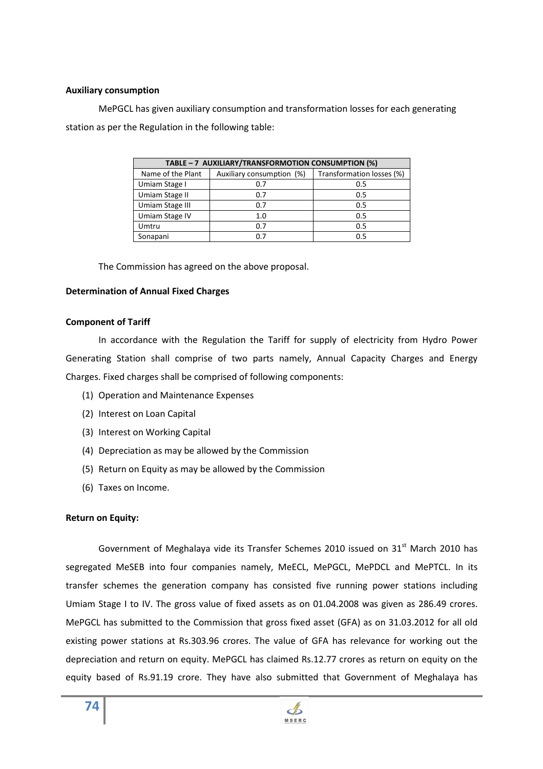**Auxiliary consumption**

MePGCL has given auxiliary consumption and transformation losses for each generating station as per the Regulation in the following table:

| TABLE – 7 AUXILIARY/TRANSFORMOTION CONSUMPTION (%) | | |
|---|---|---|
| Name of the Plant | Auxiliary consumption (%) | Transformation losses (%) |
| Umiam Stage I | 0.7 | 0.5 |
| Umiam Stage II | 0.7 | 0.5 |
| Umiam Stage III | 0.7 | 0.5 |
| Umiam Stage IV | 1.0 | 0.5 |
| Umtru | 0.7 | 0.5 |
| Sonapani | 0.7 | 0.5 |

The Commission has agreed on the above proposal.

**Determination of Annual Fixed Charges**

**Component of Tariff**

In accordance with the Regulation the Tariff for supply of electricity from Hydro Power Generating Station shall comprise of two parts namely, Annual Capacity Charges and Energy Charges. Fixed charges shall be comprised of following components:

(1) Operation and Maintenance Expenses

(2) Interest on Loan Capital

(3) Interest on Working Capital

(4) Depreciation as may be allowed by the Commission

(5) Return on Equity as may be allowed by the Commission

(6) Taxes on Income.

**Return on Equity:**

Government of Meghalaya vide its Transfer Schemes 2010 issued on 31st March 2010 has segregated MeSEB into four companies namely, MeECL, MePGCL, MePDCL and MePTCL. In its transfer schemes the generation company has consisted five running power stations including Umiam Stage I to IV. The gross value of fixed assets as on 01.04.2008 was given as 286.49 crores. MePGCL has submitted to the Commission that gross fixed asset (GFA) as on 31.03.2012 for all old existing power stations at Rs.303.96 crores. The value of GFA has relevance for working out the depreciation and return on equity. MePGCL has claimed Rs.12.77 crores as return on equity on the equity based of Rs.91.19 crore. They have also submitted that Government of Meghalaya has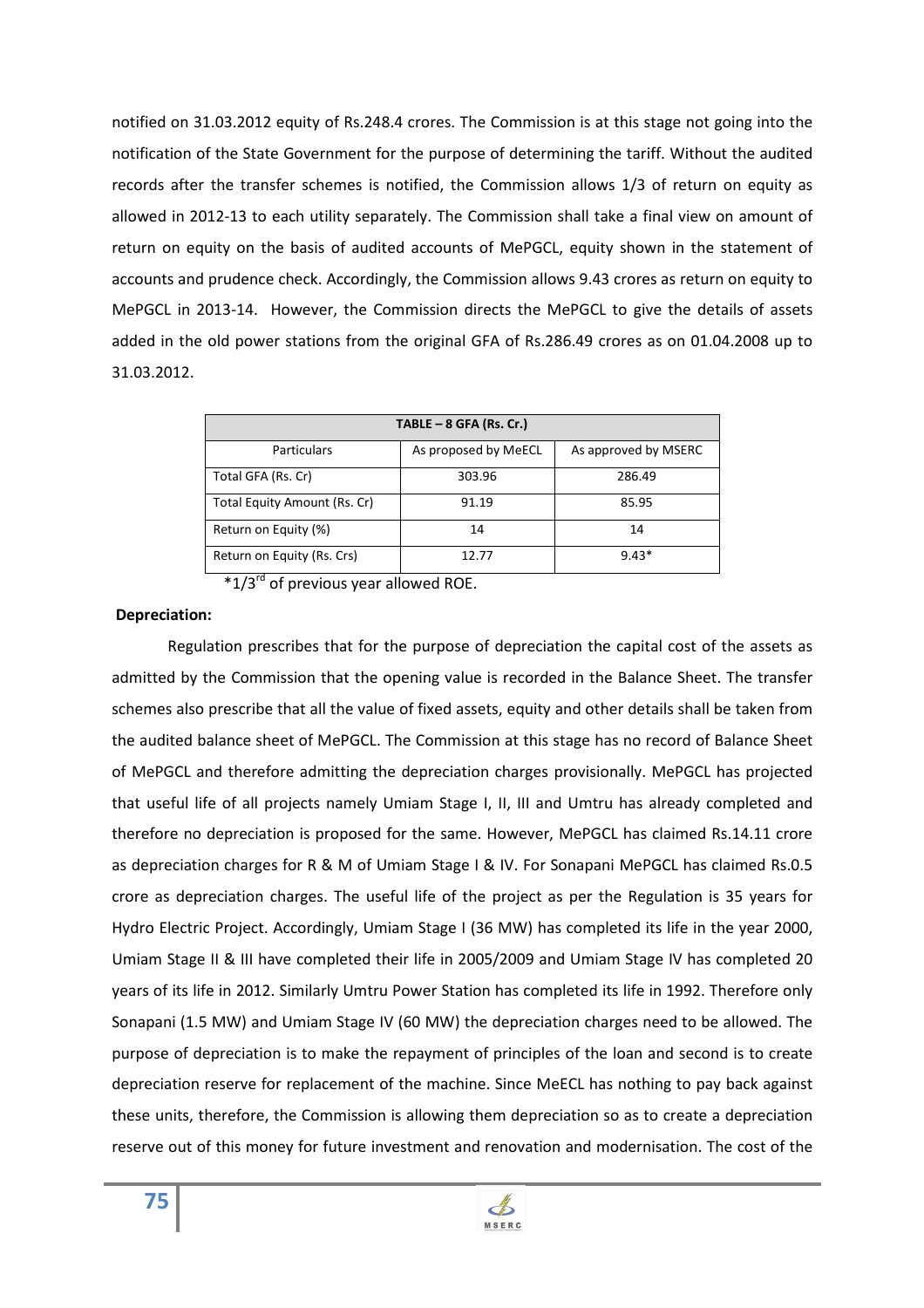notified on 31.03.2012 equity of Rs.248.4 crores. The Commission is at this stage not going into the notification of the State Government for the purpose of determining the tariff. Without the audited records after the transfer schemes is notified, the Commission allows 1/3 of return on equity as allowed in 2012-13 to each utility separately. The Commission shall take a final view on amount of return on equity on the basis of audited accounts of MePGCL, equity shown in the statement of accounts and prudence check. Accordingly, the Commission allows 9.43 crores as return on equity to MePGCL in 2013-14. However, the Commission directs the MePGCL to give the details of assets added in the old power stations from the original GFA of Rs.286.49 crores as on 01.04.2008 up to 31.03.2012.

| TABLE – 8 GFA (Rs. Cr.) | | |
|---|---|---|
| Particulars | As proposed by MeECL | As approved by MSERC |
| Total GFA (Rs. Cr) | 303.96 | 286.49 |
| Total Equity Amount (Rs. Cr) | 91.19 | 85.95 |
| Return on Equity (%) | 14 | 14 |
| Return on Equity (Rs. Crs) | 12.77 | 9.43* |

*1/3rd of previous year allowed ROE.

**Depreciation:**

Regulation prescribes that for the purpose of depreciation the capital cost of the assets as admitted by the Commission that the opening value is recorded in the Balance Sheet. The transfer schemes also prescribe that all the value of fixed assets, equity and other details shall be taken from the audited balance sheet of MePGCL. The Commission at this stage has no record of Balance Sheet of MePGCL and therefore admitting the depreciation charges provisionally. MePGCL has projected that useful life of all projects namely Umiam Stage I, II, III and Umtru has already completed and therefore no depreciation is proposed for the same. However, MePGCL has claimed Rs.14.11 crore as depreciation charges for R & M of Umiam Stage I & IV. For Sonapani MePGCL has claimed Rs.0.5 crore as depreciation charges. The useful life of the project as per the Regulation is 35 years for Hydro Electric Project. Accordingly, Umiam Stage I (36 MW) has completed its life in the year 2000, Umiam Stage II & III have completed their life in 2005/2009 and Umiam Stage IV has completed 20 years of its life in 2012. Similarly Umtru Power Station has completed its life in 1992. Therefore only Sonapani (1.5 MW) and Umiam Stage IV (60 MW) the depreciation charges need to be allowed. The purpose of depreciation is to make the repayment of principles of the loan and second is to create depreciation reserve for replacement of the machine. Since MeECL has nothing to pay back against these units, therefore, the Commission is allowing them depreciation so as to create a depreciation reserve out of this money for future investment and renovation and modernisation. The cost of the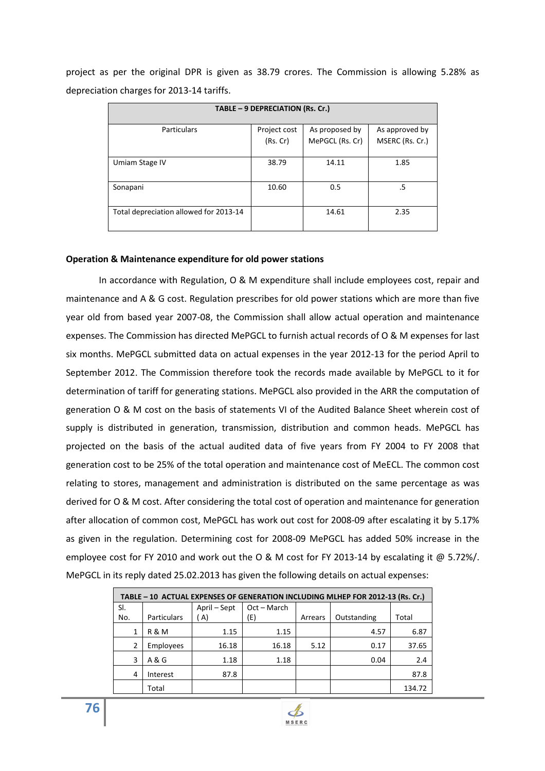project as per the original DPR is given as 38.79 crores. The Commission is allowing 5.28% as depreciation charges for 2013-14 tariffs.

| TABLE – 9 DEPRECIATION (Rs. Cr.) | | | |
|---|---|---|---|
| Particulars | Project cost (Rs. Cr) | As proposed by MePGCL (Rs. Cr) | As approved by MSERC (Rs. Cr.) |
| Umiam Stage IV | 38.79 | 14.11 | 1.85 |
| Sonapani | 10.60 | 0.5 | .5 |
| Total depreciation allowed for 2013-14 | | 14.61 | 2.35 |

**Operation & Maintenance expenditure for old power stations**

In accordance with Regulation, O & M expenditure shall include employees cost, repair and maintenance and A & G cost. Regulation prescribes for old power stations which are more than five year old from based year 2007-08, the Commission shall allow actual operation and maintenance expenses. The Commission has directed MePGCL to furnish actual records of O & M expenses for last six months. MePGCL submitted data on actual expenses in the year 2012-13 for the period April to September 2012. The Commission therefore took the records made available by MePGCL to it for determination of tariff for generating stations. MePGCL also provided in the ARR the computation of generation O & M cost on the basis of statements VI of the Audited Balance Sheet wherein cost of supply is distributed in generation, transmission, distribution and common heads. MePGCL has projected on the basis of the actual audited data of five years from FY 2004 to FY 2008 that generation cost to be 25% of the total operation and maintenance cost of MeECL. The common cost relating to stores, management and administration is distributed on the same percentage as was derived for O & M cost. After considering the total cost of operation and maintenance for generation after allocation of common cost, MePGCL has work out cost for 2008-09 after escalating it by 5.17% as given in the regulation. Determining cost for 2008-09 MePGCL has added 50% increase in the employee cost for FY 2010 and work out the O & M cost for FY 2013-14 by escalating it @ 5.72%/. MePGCL in its reply dated 25.02.2013 has given the following details on actual expenses:

| TABLE – 10 ACTUAL EXPENSES OF GENERATION INCLUDING MLHEP FOR 2012-13 (Rs. Cr.) | | | | | | |
|---|---|---|---|---|---|---|
| Sl. No. | Particulars | April – Sept ( A) | Oct – March (E) | Arrears | Outstanding | Total |
| 1 | R & M | 1.15 | 1.15 | | 4.57 | 6.87 |
| 2 | Employees | 16.18 | 16.18 | 5.12 | 0.17 | 37.65 |
| 3 | A & G | 1.18 | 1.18 | | 0.04 | 2.4 |
| 4 | Interest | 87.8 | | | | 87.8 |
| | Total | | | | | 134.72 |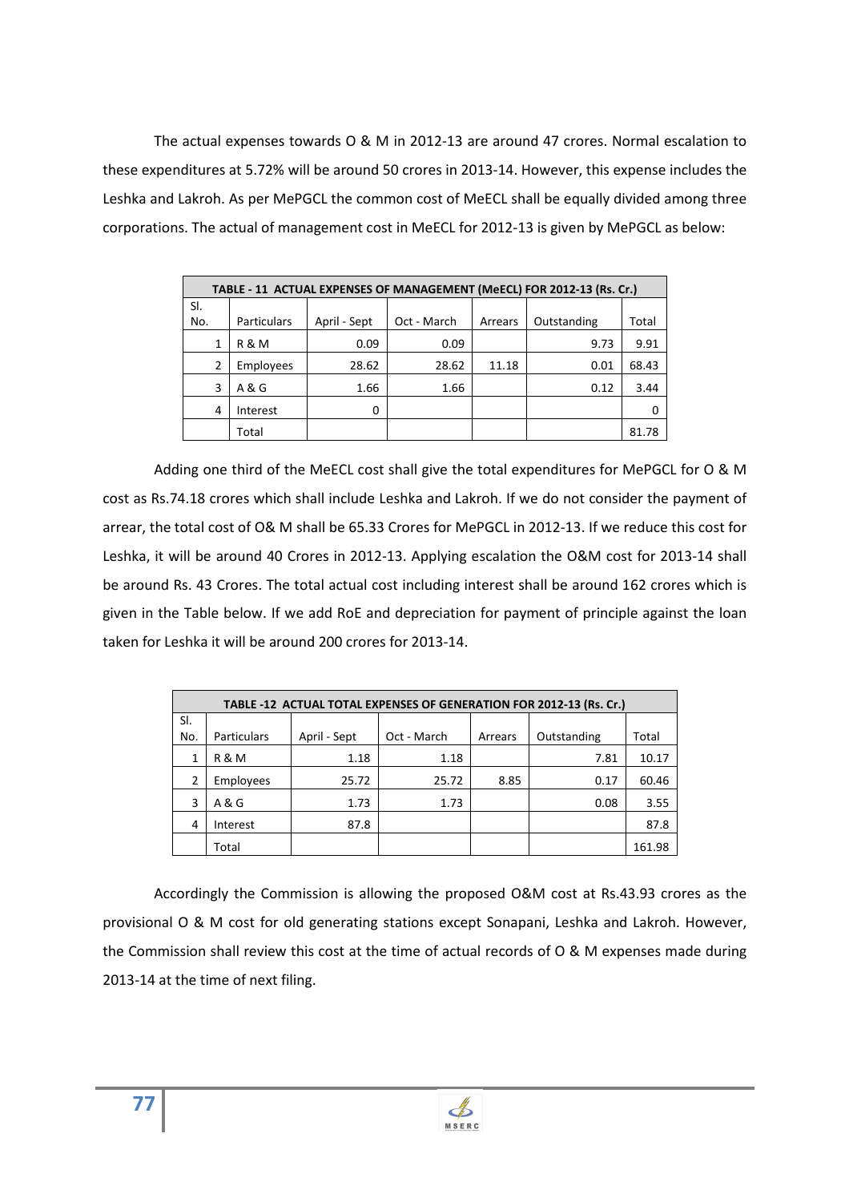The actual expenses towards O & M in 2012-13 are around 47 crores. Normal escalation to these expenditures at 5.72% will be around 50 crores in 2013-14. However, this expense includes the Leshka and Lakroh. As per MePGCL the common cost of MeECL shall be equally divided among three corporations. The actual of management cost in MeECL for 2012-13 is given by MePGCL as below:

| TABLE - 11 ACTUAL EXPENSES OF MANAGEMENT (MeECL) FOR 2012-13 (Rs. Cr.) | | | | | | |
|---|---|---|---|---|---|---|
| Sl. No. | Particulars | April - Sept | Oct - March | Arrears | Outstanding | Total |
| 1 | R & M | 0.09 | 0.09 | | 9.73 | 9.91 |
| 2 | Employees | 28.62 | 28.62 | 11.18 | 0.01 | 68.43 |
| 3 | A & G | 1.66 | 1.66 | | 0.12 | 3.44 |
| 4 | Interest | 0 | | | | 0 |
| | Total | | | | | 81.78 |

Adding one third of the MeECL cost shall give the total expenditures for MePGCL for O & M cost as Rs.74.18 crores which shall include Leshka and Lakroh. If we do not consider the payment of arrear, the total cost of O& M shall be 65.33 Crores for MePGCL in 2012-13. If we reduce this cost for Leshka, it will be around 40 Crores in 2012-13. Applying escalation the O&M cost for 2013-14 shall be around Rs. 43 Crores. The total actual cost including interest shall be around 162 crores which is given in the Table below. If we add RoE and depreciation for payment of principle against the loan taken for Leshka it will be around 200 crores for 2013-14.

| TABLE -12 ACTUAL TOTAL EXPENSES OF GENERATION FOR 2012-13 (Rs. Cr.) | | | | | | |
|---|---|---|---|---|---|---|
| Sl. No. | Particulars | April - Sept | Oct - March | Arrears | Outstanding | Total |
| 1 | R & M | 1.18 | 1.18 | | 7.81 | 10.17 |
| 2 | Employees | 25.72 | 25.72 | 8.85 | 0.17 | 60.46 |
| 3 | A & G | 1.73 | 1.73 | | 0.08 | 3.55 |
| 4 | Interest | 87.8 | | | | 87.8 |
| | Total | | | | | 161.98 |

Accordingly the Commission is allowing the proposed O&M cost at Rs.43.93 crores as the provisional O & M cost for old generating stations except Sonapani, Leshka and Lakroh. However, the Commission shall review this cost at the time of actual records of O & M expenses made during 2013-14 at the time of next filing.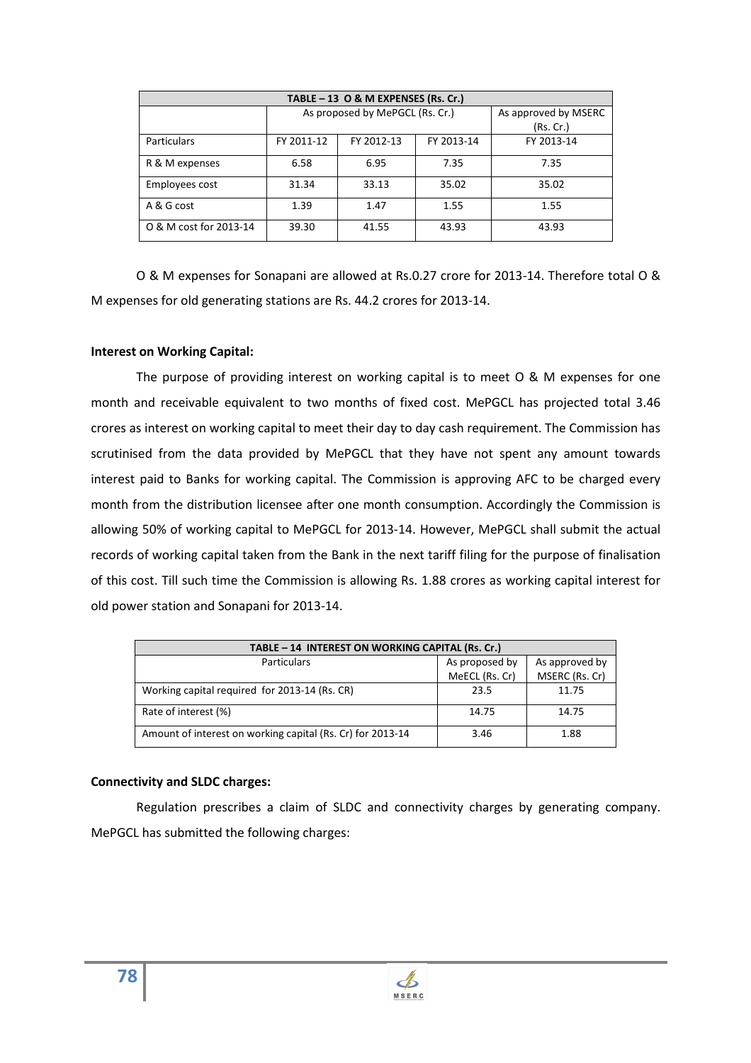| TABLE – 13 O & M EXPENSES (Rs. Cr.) | | | | |
|---|---|---|---|---|
| | As proposed by MePGCL (Rs. Cr.) | | | As approved by MSERC (Rs. Cr.) |
| Particulars | FY 2011-12 | FY 2012-13 | FY 2013-14 | FY 2013-14 |
| R & M expenses | 6.58 | 6.95 | 7.35 | 7.35 |
| Employees cost | 31.34 | 33.13 | 35.02 | 35.02 |
| A & G cost | 1.39 | 1.47 | 1.55 | 1.55 |
| O & M cost for 2013-14 | 39.30 | 41.55 | 43.93 | 43.93 |

O & M expenses for Sonapani are allowed at Rs.0.27 crore for 2013-14. Therefore total O & M expenses for old generating stations are Rs. 44.2 crores for 2013-14.

**Interest on Working Capital:**

The purpose of providing interest on working capital is to meet O & M expenses for one month and receivable equivalent to two months of fixed cost. MePGCL has projected total 3.46 crores as interest on working capital to meet their day to day cash requirement. The Commission has scrutinised from the data provided by MePGCL that they have not spent any amount towards interest paid to Banks for working capital. The Commission is approving AFC to be charged every month from the distribution licensee after one month consumption. Accordingly the Commission is allowing 50% of working capital to MePGCL for 2013-14. However, MePGCL shall submit the actual records of working capital taken from the Bank in the next tariff filing for the purpose of finalisation of this cost. Till such time the Commission is allowing Rs. 1.88 crores as working capital interest for old power station and Sonapani for 2013-14.

| TABLE – 14 INTEREST ON WORKING CAPITAL (Rs. Cr.) | | |
|---|---|---|
| Particulars | As proposed by MeECL (Rs. Cr) | As approved by MSERC (Rs. Cr) |
| Working capital required for 2013-14 (Rs. CR) | 23.5 | 11.75 |
| Rate of interest (%) | 14.75 | 14.75 |
| Amount of interest on working capital (Rs. Cr) for 2013-14 | 3.46 | 1.88 |

**Connectivity and SLDC charges:**

Regulation prescribes a claim of SLDC and connectivity charges by generating company. MePGCL has submitted the following charges: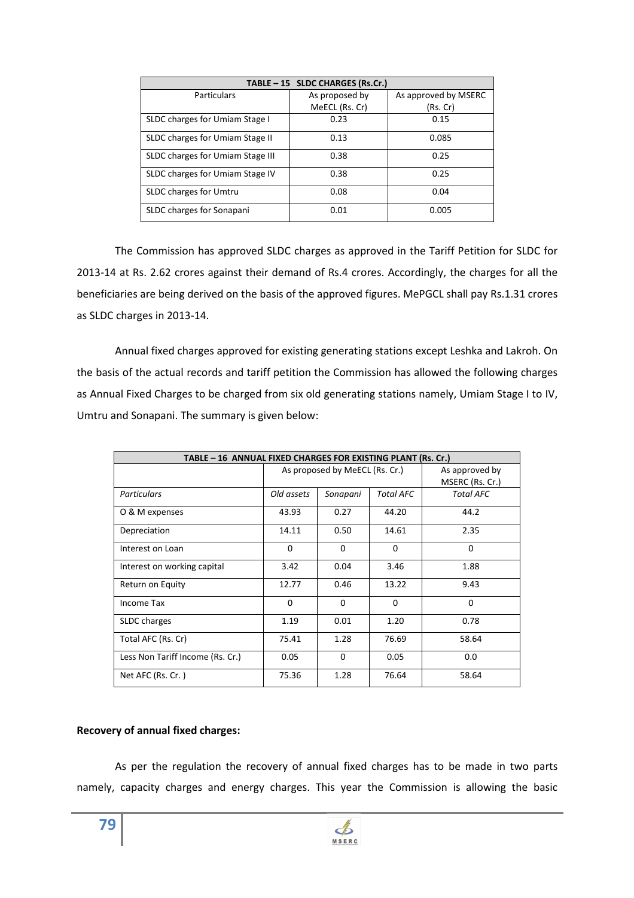| TABLE – 15 SLDC CHARGES (Rs.Cr.) | | |
|---|---|---|
| Particulars | As proposed by MeECL (Rs. Cr) | As approved by MSERC (Rs. Cr) |
| SLDC charges for Umiam Stage I | 0.23 | 0.15 |
| SLDC charges for Umiam Stage II | 0.13 | 0.085 |
| SLDC charges for Umiam Stage III | 0.38 | 0.25 |
| SLDC charges for Umiam Stage IV | 0.38 | 0.25 |
| SLDC charges for Umtru | 0.08 | 0.04 |
| SLDC charges for Sonapani | 0.01 | 0.005 |

The Commission has approved SLDC charges as approved in the Tariff Petition for SLDC for 2013-14 at Rs. 2.62 crores against their demand of Rs.4 crores. Accordingly, the charges for all the beneficiaries are being derived on the basis of the approved figures. MePGCL shall pay Rs.1.31 crores as SLDC charges in 2013-14.

Annual fixed charges approved for existing generating stations except Leshka and Lakroh. On the basis of the actual records and tariff petition the Commission has allowed the following charges as Annual Fixed Charges to be charged from six old generating stations namely, Umiam Stage I to IV, Umtru and Sonapani. The summary is given below:

| TABLE – 16 ANNUAL FIXED CHARGES FOR EXISTING PLANT (Rs. Cr.) | | | | |
|---|---|---|---|---|
| | As proposed by MeECL (Rs. Cr.) | | | As approved by MSERC (Rs. Cr.) |
| *Particulars* | *Old assets* | *Sonapani* | *Total AFC* | *Total AFC* |
| O & M expenses | 43.93 | 0.27 | 44.20 | 44.2 |
| Depreciation | 14.11 | 0.50 | 14.61 | 2.35 |
| Interest on Loan | 0 | 0 | 0 | 0 |
| Interest on working capital | 3.42 | 0.04 | 3.46 | 1.88 |
| Return on Equity | 12.77 | 0.46 | 13.22 | 9.43 |
| Income Tax | 0 | 0 | 0 | 0 |
| SLDC charges | 1.19 | 0.01 | 1.20 | 0.78 |
| Total AFC (Rs. Cr) | 75.41 | 1.28 | 76.69 | 58.64 |
| Less Non Tariff Income (Rs. Cr.) | 0.05 | 0 | 0.05 | 0.0 |
| Net AFC (Rs. Cr. ) | 75.36 | 1.28 | 76.64 | 58.64 |

**Recovery of annual fixed charges:**

As per the regulation the recovery of annual fixed charges has to be made in two parts namely, capacity charges and energy charges. This year the Commission is allowing the basic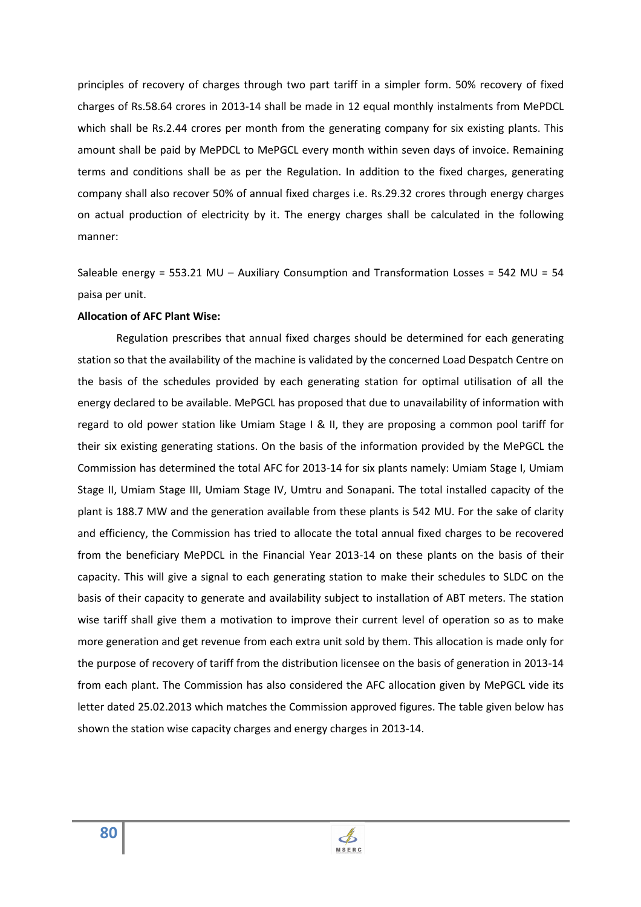principles of recovery of charges through two part tariff in a simpler form. 50% recovery of fixed charges of Rs.58.64 crores in 2013-14 shall be made in 12 equal monthly instalments from MePDCL which shall be Rs.2.44 crores per month from the generating company for six existing plants. This amount shall be paid by MePDCL to MePGCL every month within seven days of invoice. Remaining terms and conditions shall be as per the Regulation. In addition to the fixed charges, generating company shall also recover 50% of annual fixed charges i.e. Rs.29.32 crores through energy charges on actual production of electricity by it. The energy charges shall be calculated in the following manner:

Saleable energy = 553.21 MU – Auxiliary Consumption and Transformation Losses = 542 MU = 54 paisa per unit.

**Allocation of AFC Plant Wise:**

Regulation prescribes that annual fixed charges should be determined for each generating station so that the availability of the machine is validated by the concerned Load Despatch Centre on the basis of the schedules provided by each generating station for optimal utilisation of all the energy declared to be available. MePGCL has proposed that due to unavailability of information with regard to old power station like Umiam Stage I & II, they are proposing a common pool tariff for their six existing generating stations. On the basis of the information provided by the MePGCL the Commission has determined the total AFC for 2013-14 for six plants namely: Umiam Stage I, Umiam Stage II, Umiam Stage III, Umiam Stage IV, Umtru and Sonapani. The total installed capacity of the plant is 188.7 MW and the generation available from these plants is 542 MU. For the sake of clarity and efficiency, the Commission has tried to allocate the total annual fixed charges to be recovered from the beneficiary MePDCL in the Financial Year 2013-14 on these plants on the basis of their capacity. This will give a signal to each generating station to make their schedules to SLDC on the basis of their capacity to generate and availability subject to installation of ABT meters. The station wise tariff shall give them a motivation to improve their current level of operation so as to make more generation and get revenue from each extra unit sold by them. This allocation is made only for the purpose of recovery of tariff from the distribution licensee on the basis of generation in 2013-14 from each plant. The Commission has also considered the AFC allocation given by MePGCL vide its letter dated 25.02.2013 which matches the Commission approved figures. The table given below has shown the station wise capacity charges and energy charges in 2013-14.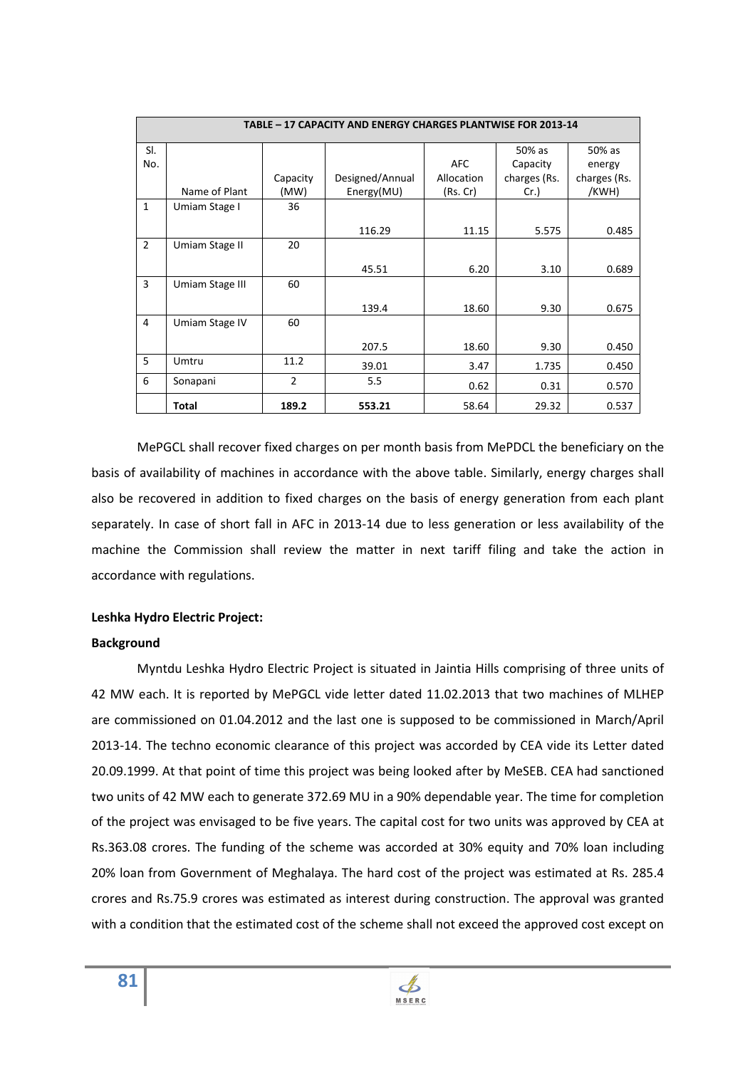| TABLE – 17 CAPACITY AND ENERGY CHARGES PLANTWISE FOR 2013-14 | | | | | | |
|---|---|---|---|---|---|---|
| Sl. No. | Name of Plant | Capacity (MW) | Designed/Annual Energy(MU) | AFC Allocation (Rs. Cr) | 50% as Capacity charges (Rs. Cr.) | 50% as energy charges (Rs. /KWH) |
| 1 | Umiam Stage I | 36 | 116.29 | 11.15 | 5.575 | 0.485 |
| 2 | Umiam Stage II | 20 | 45.51 | 6.20 | 3.10 | 0.689 |
| 3 | Umiam Stage III | 60 | 139.4 | 18.60 | 9.30 | 0.675 |
| 4 | Umiam Stage IV | 60 | 207.5 | 18.60 | 9.30 | 0.450 |
| 5 | Umtru | 11.2 | 39.01 | 3.47 | 1.735 | 0.450 |
| 6 | Sonapani | 2 | 5.5 | 0.62 | 0.31 | 0.570 |
| | **Total** | **189.2** | **553.21** | 58.64 | 29.32 | 0.537 |

MePGCL shall recover fixed charges on per month basis from MePDCL the beneficiary on the basis of availability of machines in accordance with the above table. Similarly, energy charges shall also be recovered in addition to fixed charges on the basis of energy generation from each plant separately. In case of short fall in AFC in 2013-14 due to less generation or less availability of the machine the Commission shall review the matter in next tariff filing and take the action in accordance with regulations.

**Leshka Hydro Electric Project:**

**Background**

Myntdu Leshka Hydro Electric Project is situated in Jaintia Hills comprising of three units of 42 MW each. It is reported by MePGCL vide letter dated 11.02.2013 that two machines of MLHEP are commissioned on 01.04.2012 and the last one is supposed to be commissioned in March/April 2013-14. The techno economic clearance of this project was accorded by CEA vide its Letter dated 20.09.1999. At that point of time this project was being looked after by MeSEB. CEA had sanctioned two units of 42 MW each to generate 372.69 MU in a 90% dependable year. The time for completion of the project was envisaged to be five years. The capital cost for two units was approved by CEA at Rs.363.08 crores. The funding of the scheme was accorded at 30% equity and 70% loan including 20% loan from Government of Meghalaya. The hard cost of the project was estimated at Rs. 285.4 crores and Rs.75.9 crores was estimated as interest during construction. The approval was granted with a condition that the estimated cost of the scheme shall not exceed the approved cost except on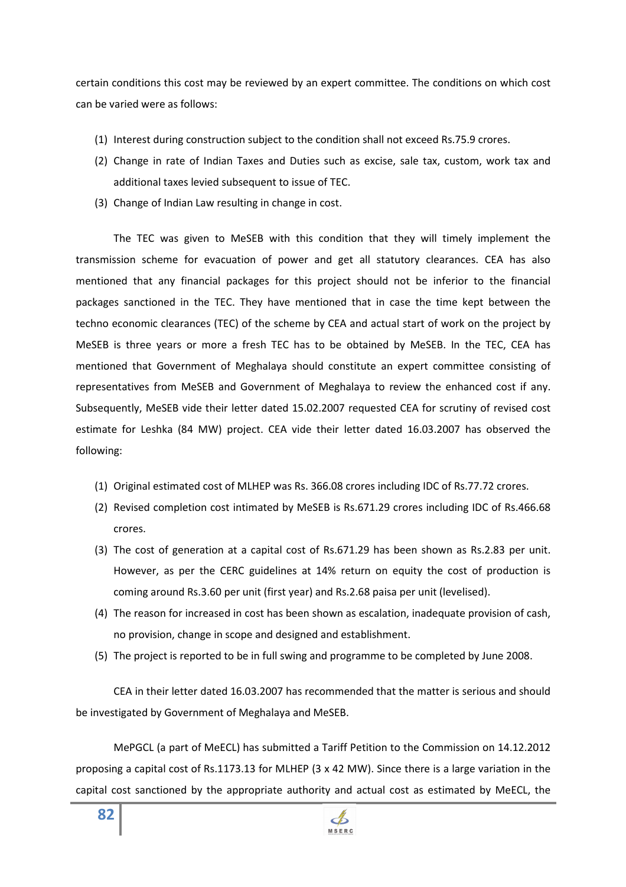certain conditions this cost may be reviewed by an expert committee. The conditions on which cost can be varied were as follows:

(1) Interest during construction subject to the condition shall not exceed Rs.75.9 crores.

(2) Change in rate of Indian Taxes and Duties such as excise, sale tax, custom, work tax and additional taxes levied subsequent to issue of TEC.

(3) Change of Indian Law resulting in change in cost.

The TEC was given to MeSEB with this condition that they will timely implement the transmission scheme for evacuation of power and get all statutory clearances. CEA has also mentioned that any financial packages for this project should not be inferior to the financial packages sanctioned in the TEC. They have mentioned that in case the time kept between the techno economic clearances (TEC) of the scheme by CEA and actual start of work on the project by MeSEB is three years or more a fresh TEC has to be obtained by MeSEB. In the TEC, CEA has mentioned that Government of Meghalaya should constitute an expert committee consisting of representatives from MeSEB and Government of Meghalaya to review the enhanced cost if any. Subsequently, MeSEB vide their letter dated 15.02.2007 requested CEA for scrutiny of revised cost estimate for Leshka (84 MW) project. CEA vide their letter dated 16.03.2007 has observed the following:

(1) Original estimated cost of MLHEP was Rs. 366.08 crores including IDC of Rs.77.72 crores.

(2) Revised completion cost intimated by MeSEB is Rs.671.29 crores including IDC of Rs.466.68 crores.

(3) The cost of generation at a capital cost of Rs.671.29 has been shown as Rs.2.83 per unit. However, as per the CERC guidelines at 14% return on equity the cost of production is coming around Rs.3.60 per unit (first year) and Rs.2.68 paisa per unit (levelised).

(4) The reason for increased in cost has been shown as escalation, inadequate provision of cash, no provision, change in scope and designed and establishment.

(5) The project is reported to be in full swing and programme to be completed by June 2008.

CEA in their letter dated 16.03.2007 has recommended that the matter is serious and should be investigated by Government of Meghalaya and MeSEB.

MePGCL (a part of MeECL) has submitted a Tariff Petition to the Commission on 14.12.2012 proposing a capital cost of Rs.1173.13 for MLHEP (3 x 42 MW). Since there is a large variation in the capital cost sanctioned by the appropriate authority and actual cost as estimated by MeECL, the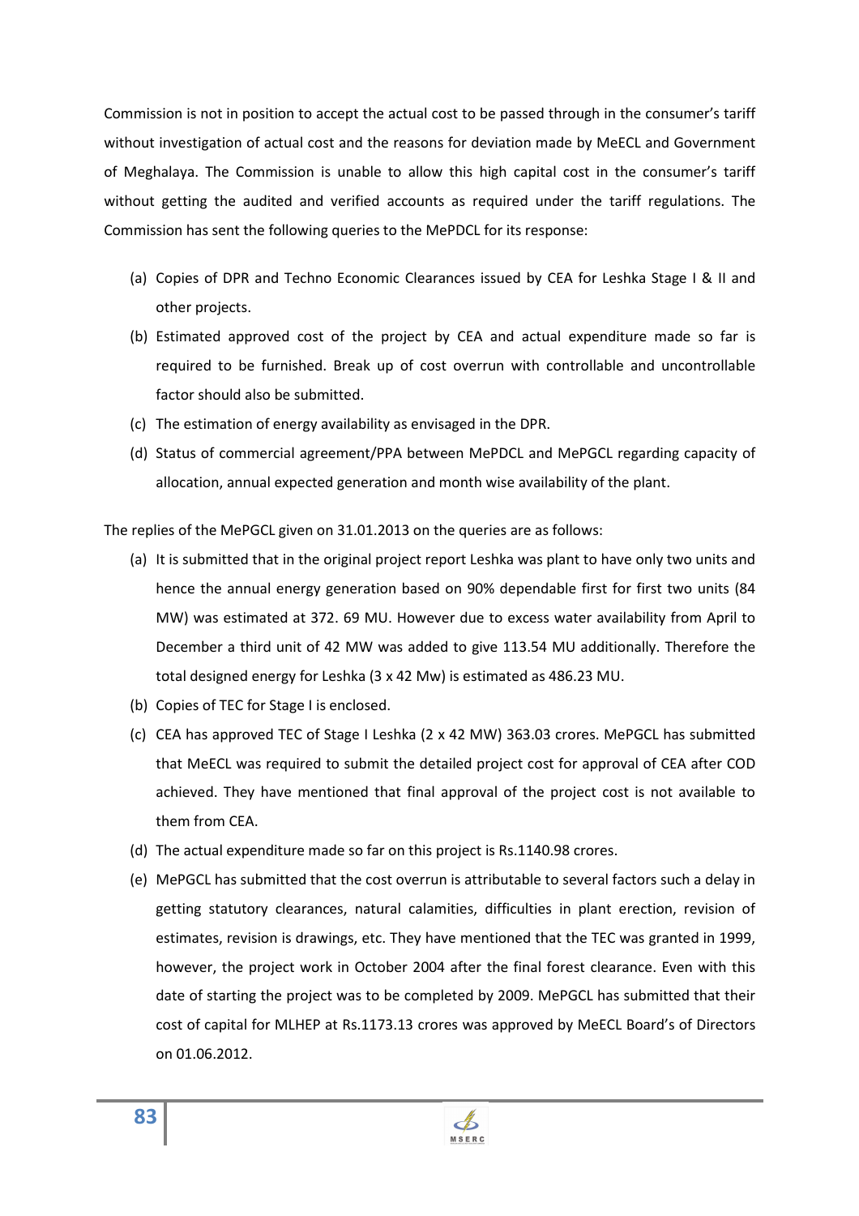Commission is not in position to accept the actual cost to be passed through in the consumer's tariff without investigation of actual cost and the reasons for deviation made by MeECL and Government of Meghalaya. The Commission is unable to allow this high capital cost in the consumer's tariff without getting the audited and verified accounts as required under the tariff regulations. The Commission has sent the following queries to the MePDCL for its response:

(a) Copies of DPR and Techno Economic Clearances issued by CEA for Leshka Stage I & II and other projects.
(b) Estimated approved cost of the project by CEA and actual expenditure made so far is required to be furnished. Break up of cost overrun with controllable and uncontrollable factor should also be submitted.
(c) The estimation of energy availability as envisaged in the DPR.
(d) Status of commercial agreement/PPA between MePDCL and MePGCL regarding capacity of allocation, annual expected generation and month wise availability of the plant.

The replies of the MePGCL given on 31.01.2013 on the queries are as follows:

(a) It is submitted that in the original project report Leshka was plant to have only two units and hence the annual energy generation based on 90% dependable first for first two units (84 MW) was estimated at 372. 69 MU. However due to excess water availability from April to December a third unit of 42 MW was added to give 113.54 MU additionally. Therefore the total designed energy for Leshka (3 x 42 Mw) is estimated as 486.23 MU.
(b) Copies of TEC for Stage I is enclosed.
(c) CEA has approved TEC of Stage I Leshka (2 x 42 MW) 363.03 crores. MePGCL has submitted that MeECL was required to submit the detailed project cost for approval of CEA after COD achieved. They have mentioned that final approval of the project cost is not available to them from CEA.
(d) The actual expenditure made so far on this project is Rs.1140.98 crores.
(e) MePGCL has submitted that the cost overrun is attributable to several factors such a delay in getting statutory clearances, natural calamities, difficulties in plant erection, revision of estimates, revision is drawings, etc. They have mentioned that the TEC was granted in 1999, however, the project work in October 2004 after the final forest clearance. Even with this date of starting the project was to be completed by 2009. MePGCL has submitted that their cost of capital for MLHEP at Rs.1173.13 crores was approved by MeECL Board's of Directors on 01.06.2012.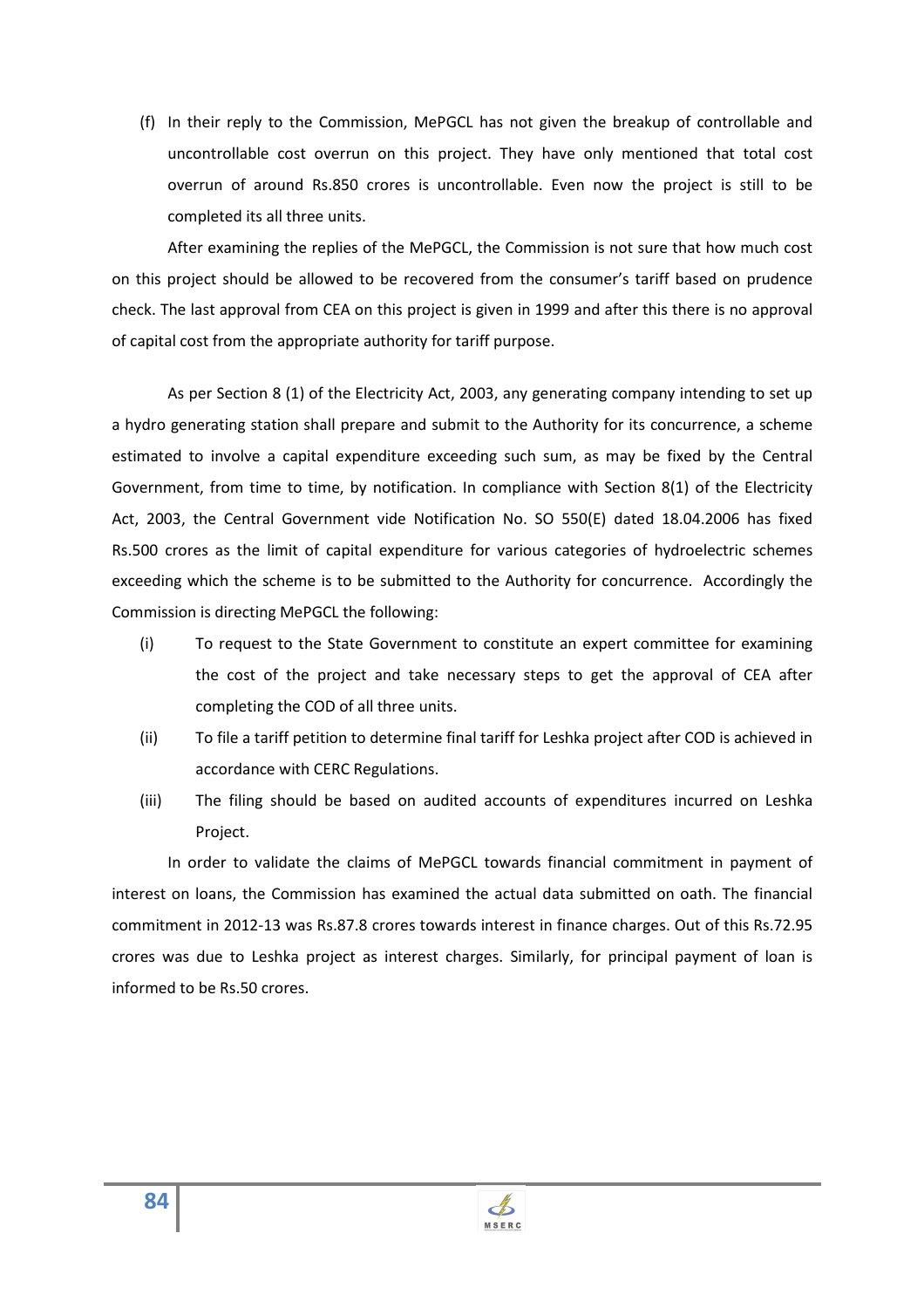(f) In their reply to the Commission, MePGCL has not given the breakup of controllable and uncontrollable cost overrun on this project. They have only mentioned that total cost overrun of around Rs.850 crores is uncontrollable. Even now the project is still to be completed its all three units.

After examining the replies of the MePGCL, the Commission is not sure that how much cost on this project should be allowed to be recovered from the consumer's tariff based on prudence check. The last approval from CEA on this project is given in 1999 and after this there is no approval of capital cost from the appropriate authority for tariff purpose.

As per Section 8 (1) of the Electricity Act, 2003, any generating company intending to set up a hydro generating station shall prepare and submit to the Authority for its concurrence, a scheme estimated to involve a capital expenditure exceeding such sum, as may be fixed by the Central Government, from time to time, by notification. In compliance with Section 8(1) of the Electricity Act, 2003, the Central Government vide Notification No. SO 550(E) dated 18.04.2006 has fixed Rs.500 crores as the limit of capital expenditure for various categories of hydroelectric schemes exceeding which the scheme is to be submitted to the Authority for concurrence. Accordingly the Commission is directing MePGCL the following:

(i) To request to the State Government to constitute an expert committee for examining the cost of the project and take necessary steps to get the approval of CEA after completing the COD of all three units.

(ii) To file a tariff petition to determine final tariff for Leshka project after COD is achieved in accordance with CERC Regulations.

(iii) The filing should be based on audited accounts of expenditures incurred on Leshka Project.

In order to validate the claims of MePGCL towards financial commitment in payment of interest on loans, the Commission has examined the actual data submitted on oath. The financial commitment in 2012-13 was Rs.87.8 crores towards interest in finance charges. Out of this Rs.72.95 crores was due to Leshka project as interest charges. Similarly, for principal payment of loan is informed to be Rs.50 crores.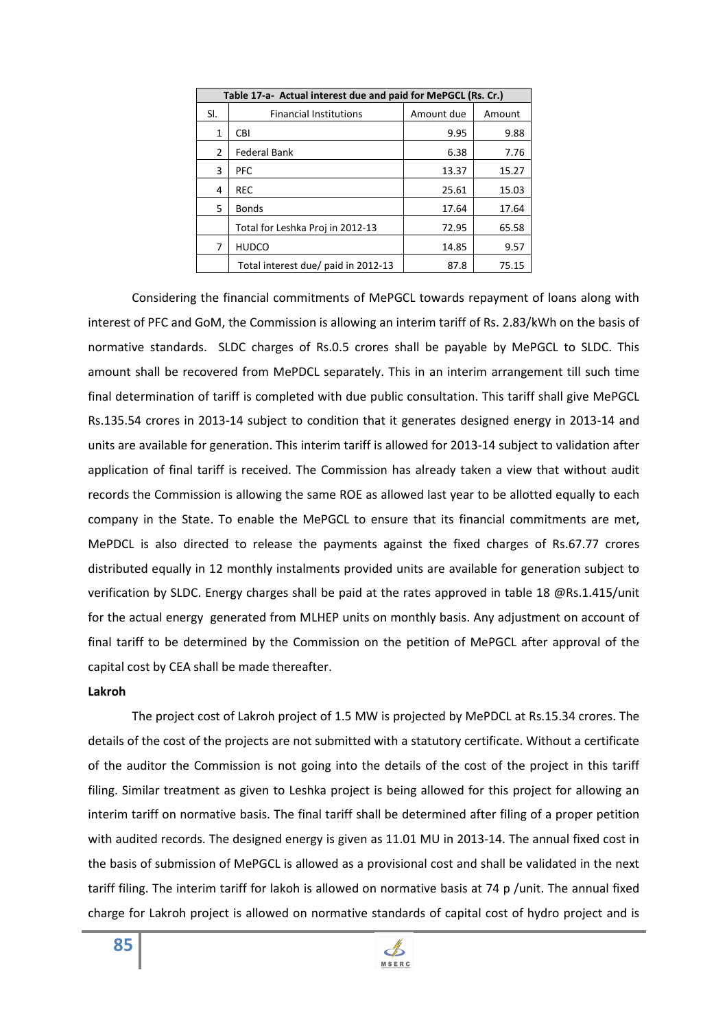| Table 17-a- Actual interest due and paid for MePGCL (Rs. Cr.) | | | |
|---|---|---|---|
| Sl. | Financial Institutions | Amount due | Amount |
| 1 | CBI | 9.95 | 9.88 |
| 2 | Federal Bank | 6.38 | 7.76 |
| 3 | PFC | 13.37 | 15.27 |
| 4 | REC | 25.61 | 15.03 |
| 5 | Bonds | 17.64 | 17.64 |
| | Total for Leshka Proj in 2012-13 | 72.95 | 65.58 |
| 7 | HUDCO | 14.85 | 9.57 |
| | Total interest due/ paid in 2012-13 | 87.8 | 75.15 |

Considering the financial commitments of MePGCL towards repayment of loans along with interest of PFC and GoM, the Commission is allowing an interim tariff of Rs. 2.83/kWh on the basis of normative standards. SLDC charges of Rs.0.5 crores shall be payable by MePGCL to SLDC. This amount shall be recovered from MePDCL separately. This in an interim arrangement till such time final determination of tariff is completed with due public consultation. This tariff shall give MePGCL Rs.135.54 crores in 2013-14 subject to condition that it generates designed energy in 2013-14 and units are available for generation. This interim tariff is allowed for 2013-14 subject to validation after application of final tariff is received. The Commission has already taken a view that without audit records the Commission is allowing the same ROE as allowed last year to be allotted equally to each company in the State. To enable the MePGCL to ensure that its financial commitments are met, MePDCL is also directed to release the payments against the fixed charges of Rs.67.77 crores distributed equally in 12 monthly instalments provided units are available for generation subject to verification by SLDC. Energy charges shall be paid at the rates approved in table 18 @Rs.1.415/unit for the actual energy generated from MLHEP units on monthly basis. Any adjustment on account of final tariff to be determined by the Commission on the petition of MePGCL after approval of the capital cost by CEA shall be made thereafter.

**Lakroh**

The project cost of Lakroh project of 1.5 MW is projected by MePDCL at Rs.15.34 crores. The details of the cost of the projects are not submitted with a statutory certificate. Without a certificate of the auditor the Commission is not going into the details of the cost of the project in this tariff filing. Similar treatment as given to Leshka project is being allowed for this project for allowing an interim tariff on normative basis. The final tariff shall be determined after filing of a proper petition with audited records. The designed energy is given as 11.01 MU in 2013-14. The annual fixed cost in the basis of submission of MePGCL is allowed as a provisional cost and shall be validated in the next tariff filing. The interim tariff for lakoh is allowed on normative basis at 74 p /unit. The annual fixed charge for Lakroh project is allowed on normative standards of capital cost of hydro project and is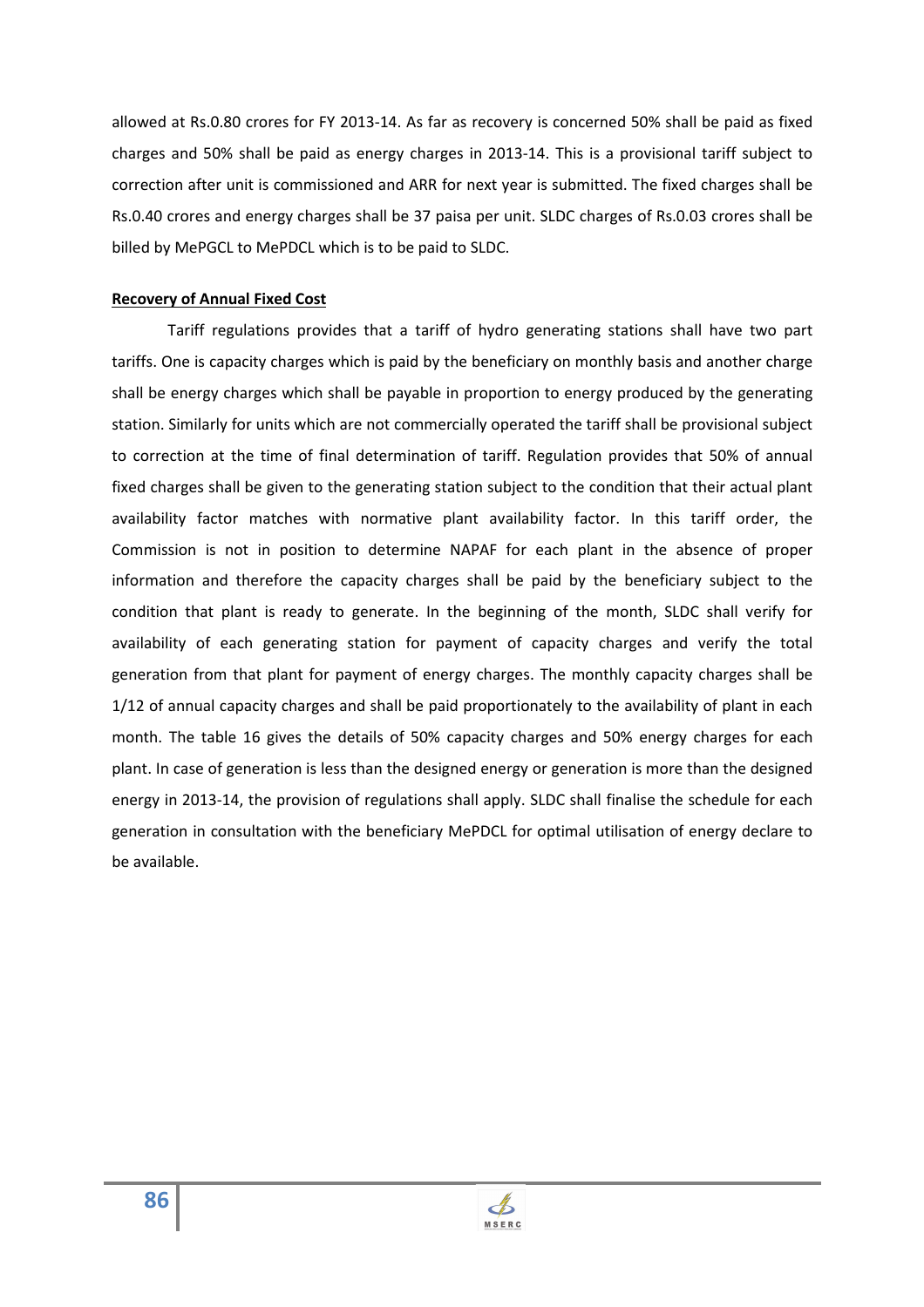allowed at Rs.0.80 crores for FY 2013-14. As far as recovery is concerned 50% shall be paid as fixed charges and 50% shall be paid as energy charges in 2013-14. This is a provisional tariff subject to correction after unit is commissioned and ARR for next year is submitted. The fixed charges shall be Rs.0.40 crores and energy charges shall be 37 paisa per unit. SLDC charges of Rs.0.03 crores shall be billed by MePGCL to MePDCL which is to be paid to SLDC.

**Recovery of Annual Fixed Cost**

Tariff regulations provides that a tariff of hydro generating stations shall have two part tariffs. One is capacity charges which is paid by the beneficiary on monthly basis and another charge shall be energy charges which shall be payable in proportion to energy produced by the generating station. Similarly for units which are not commercially operated the tariff shall be provisional subject to correction at the time of final determination of tariff. Regulation provides that 50% of annual fixed charges shall be given to the generating station subject to the condition that their actual plant availability factor matches with normative plant availability factor. In this tariff order, the Commission is not in position to determine NAPAF for each plant in the absence of proper information and therefore the capacity charges shall be paid by the beneficiary subject to the condition that plant is ready to generate. In the beginning of the month, SLDC shall verify for availability of each generating station for payment of capacity charges and verify the total generation from that plant for payment of energy charges. The monthly capacity charges shall be 1/12 of annual capacity charges and shall be paid proportionately to the availability of plant in each month. The table 16 gives the details of 50% capacity charges and 50% energy charges for each plant. In case of generation is less than the designed energy or generation is more than the designed energy in 2013-14, the provision of regulations shall apply. SLDC shall finalise the schedule for each generation in consultation with the beneficiary MePDCL for optimal utilisation of energy declare to be available.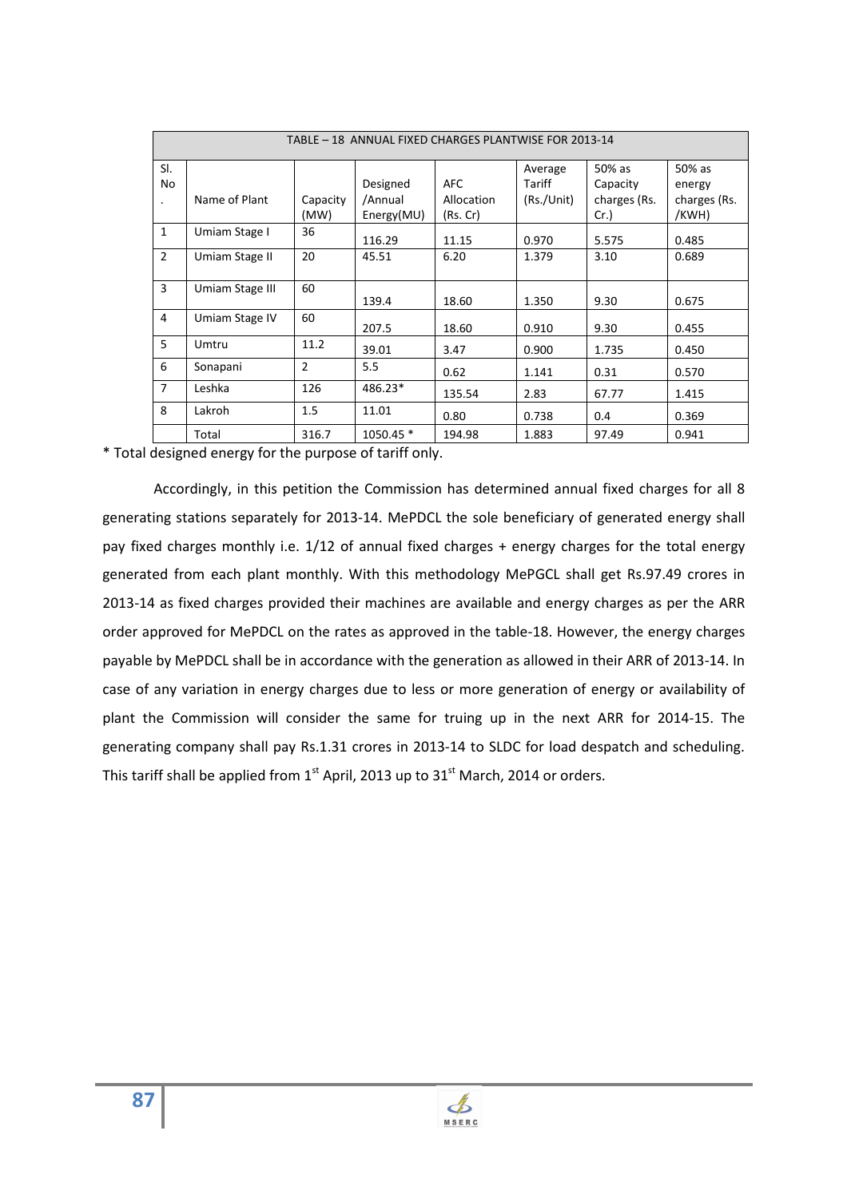| TABLE – 18 ANNUAL FIXED CHARGES PLANTWISE FOR 2013-14 | | | | | | | |
|---|---|---|---|---|---|---|---|
| Sl. No. | Name of Plant | Capacity (MW) | Designed /Annual Energy(MU) | AFC Allocation (Rs. Cr) | Average Tariff (Rs./Unit) | 50% as Capacity charges (Rs. Cr.) | 50% as energy charges (Rs. /KWH) |
| 1 | Umiam Stage I | 36 | 116.29 | 11.15 | 0.970 | 5.575 | 0.485 |
| 2 | Umiam Stage II | 20 | 45.51 | 6.20 | 1.379 | 3.10 | 0.689 |
| 3 | Umiam Stage III | 60 | 139.4 | 18.60 | 1.350 | 9.30 | 0.675 |
| 4 | Umiam Stage IV | 60 | 207.5 | 18.60 | 0.910 | 9.30 | 0.455 |
| 5 | Umtru | 11.2 | 39.01 | 3.47 | 0.900 | 1.735 | 0.450 |
| 6 | Sonapani | 2 | 5.5 | 0.62 | 1.141 | 0.31 | 0.570 |
| 7 | Leshka | 126 | 486.23* | 135.54 | 2.83 | 67.77 | 1.415 |
| 8 | Lakroh | 1.5 | 11.01 | 0.80 | 0.738 | 0.4 | 0.369 |
| | Total | 316.7 | 1050.45 * | 194.98 | 1.883 | 97.49 | 0.941 |

* Total designed energy for the purpose of tariff only.

Accordingly, in this petition the Commission has determined annual fixed charges for all 8 generating stations separately for 2013-14. MePDCL the sole beneficiary of generated energy shall pay fixed charges monthly i.e. 1/12 of annual fixed charges + energy charges for the total energy generated from each plant monthly. With this methodology MePGCL shall get Rs.97.49 crores in 2013-14 as fixed charges provided their machines are available and energy charges as per the ARR order approved for MePDCL on the rates as approved in the table-18. However, the energy charges payable by MePDCL shall be in accordance with the generation as allowed in their ARR of 2013-14. In case of any variation in energy charges due to less or more generation of energy or availability of plant the Commission will consider the same for truing up in the next ARR for 2014-15. The generating company shall pay Rs.1.31 crores in 2013-14 to SLDC for load despatch and scheduling. This tariff shall be applied from 1st April, 2013 up to 31st March, 2014 or orders.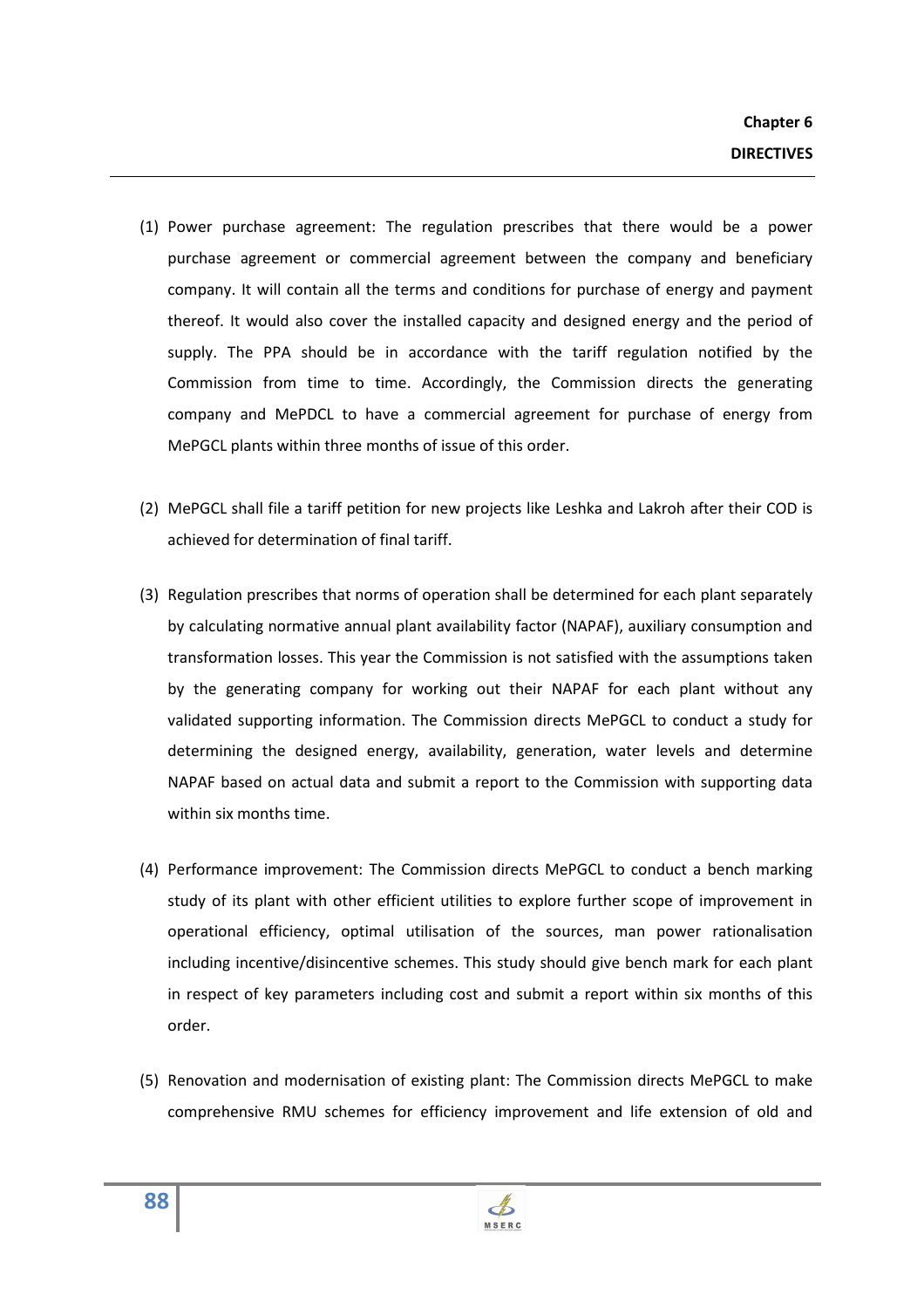# Chapter 6
## DIRECTIVES

(1) Power purchase agreement: The regulation prescribes that there would be a power purchase agreement or commercial agreement between the company and beneficiary company. It will contain all the terms and conditions for purchase of energy and payment thereof. It would also cover the installed capacity and designed energy and the period of supply. The PPA should be in accordance with the tariff regulation notified by the Commission from time to time. Accordingly, the Commission directs the generating company and MePDCL to have a commercial agreement for purchase of energy from MePGCL plants within three months of issue of this order.

(2) MePGCL shall file a tariff petition for new projects like Leshka and Lakroh after their COD is achieved for determination of final tariff.

(3) Regulation prescribes that norms of operation shall be determined for each plant separately by calculating normative annual plant availability factor (NAPAF), auxiliary consumption and transformation losses. This year the Commission is not satisfied with the assumptions taken by the generating company for working out their NAPAF for each plant without any validated supporting information. The Commission directs MePGCL to conduct a study for determining the designed energy, availability, generation, water levels and determine NAPAF based on actual data and submit a report to the Commission with supporting data within six months time.

(4) Performance improvement: The Commission directs MePGCL to conduct a bench marking study of its plant with other efficient utilities to explore further scope of improvement in operational efficiency, optimal utilisation of the sources, man power rationalisation including incentive/disincentive schemes. This study should give bench mark for each plant in respect of key parameters including cost and submit a report within six months of this order.

(5) Renovation and modernisation of existing plant: The Commission directs MePGCL to make comprehensive RMU schemes for efficiency improvement and life extension of old and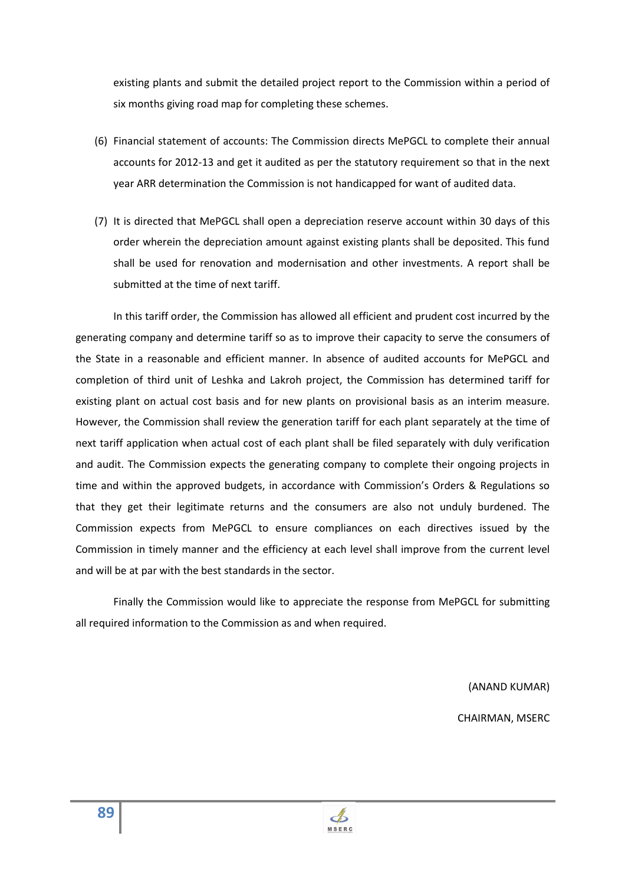existing plants and submit the detailed project report to the Commission within a period of six months giving road map for completing these schemes.

(6) Financial statement of accounts: The Commission directs MePGCL to complete their annual accounts for 2012-13 and get it audited as per the statutory requirement so that in the next year ARR determination the Commission is not handicapped for want of audited data.

(7) It is directed that MePGCL shall open a depreciation reserve account within 30 days of this order wherein the depreciation amount against existing plants shall be deposited. This fund shall be used for renovation and modernisation and other investments. A report shall be submitted at the time of next tariff.

In this tariff order, the Commission has allowed all efficient and prudent cost incurred by the generating company and determine tariff so as to improve their capacity to serve the consumers of the State in a reasonable and efficient manner. In absence of audited accounts for MePGCL and completion of third unit of Leshka and Lakroh project, the Commission has determined tariff for existing plant on actual cost basis and for new plants on provisional basis as an interim measure. However, the Commission shall review the generation tariff for each plant separately at the time of next tariff application when actual cost of each plant shall be filed separately with duly verification and audit. The Commission expects the generating company to complete their ongoing projects in time and within the approved budgets, in accordance with Commission's Orders & Regulations so that they get their legitimate returns and the consumers are also not unduly burdened. The Commission expects from MePGCL to ensure compliances on each directives issued by the Commission in timely manner and the efficiency at each level shall improve from the current level and will be at par with the best standards in the sector.

Finally the Commission would like to appreciate the response from MePGCL for submitting all required information to the Commission as and when required.

(ANAND KUMAR)

CHAIRMAN, MSERC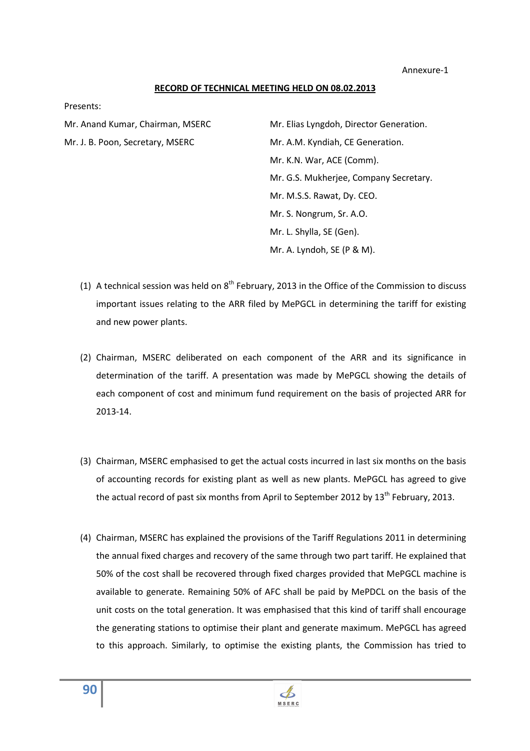Annexure-1

## RECORD OF TECHNICAL MEETING HELD ON 08.02.2013

Presents:

Mr. Anand Kumar, Chairman, MSERC

Mr. J. B. Poon, Secretary, MSERC

Mr. Elias Lyngdoh, Director Generation.

Mr. A.M. Kyndiah, CE Generation.

Mr. K.N. War, ACE (Comm).

Mr. G.S. Mukherjee, Company Secretary.

Mr. M.S.S. Rawat, Dy. CEO.

Mr. S. Nongrum, Sr. A.O.

Mr. L. Shylla, SE (Gen).

Mr. A. Lyndoh, SE (P & M).

(1) A technical session was held on 8th February, 2013 in the Office of the Commission to discuss important issues relating to the ARR filed by MePGCL in determining the tariff for existing and new power plants.

(2) Chairman, MSERC deliberated on each component of the ARR and its significance in determination of the tariff. A presentation was made by MePGCL showing the details of each component of cost and minimum fund requirement on the basis of projected ARR for 2013-14.

(3) Chairman, MSERC emphasised to get the actual costs incurred in last six months on the basis of accounting records for existing plant as well as new plants. MePGCL has agreed to give the actual record of past six months from April to September 2012 by 13th February, 2013.

(4) Chairman, MSERC has explained the provisions of the Tariff Regulations 2011 in determining the annual fixed charges and recovery of the same through two part tariff. He explained that 50% of the cost shall be recovered through fixed charges provided that MePGCL machine is available to generate. Remaining 50% of AFC shall be paid by MePDCL on the basis of the unit costs on the total generation. It was emphasised that this kind of tariff shall encourage the generating stations to optimise their plant and generate maximum. MePGCL has agreed to this approach. Similarly, to optimise the existing plants, the Commission has tried to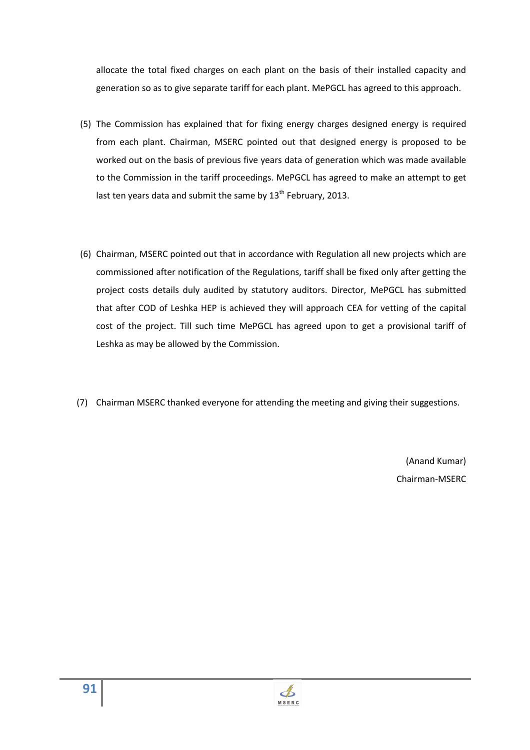allocate the total fixed charges on each plant on the basis of their installed capacity and generation so as to give separate tariff for each plant. MePGCL has agreed to this approach.

(5) The Commission has explained that for fixing energy charges designed energy is required from each plant. Chairman, MSERC pointed out that designed energy is proposed to be worked out on the basis of previous five years data of generation which was made available to the Commission in the tariff proceedings. MePGCL has agreed to make an attempt to get last ten years data and submit the same by 13th February, 2013.

(6) Chairman, MSERC pointed out that in accordance with Regulation all new projects which are commissioned after notification of the Regulations, tariff shall be fixed only after getting the project costs details duly audited by statutory auditors. Director, MePGCL has submitted that after COD of Leshka HEP is achieved they will approach CEA for vetting of the capital cost of the project. Till such time MePGCL has agreed upon to get a provisional tariff of Leshka as may be allowed by the Commission.

(7) Chairman MSERC thanked everyone for attending the meeting and giving their suggestions.

(Anand Kumar)
Chairman-MSERC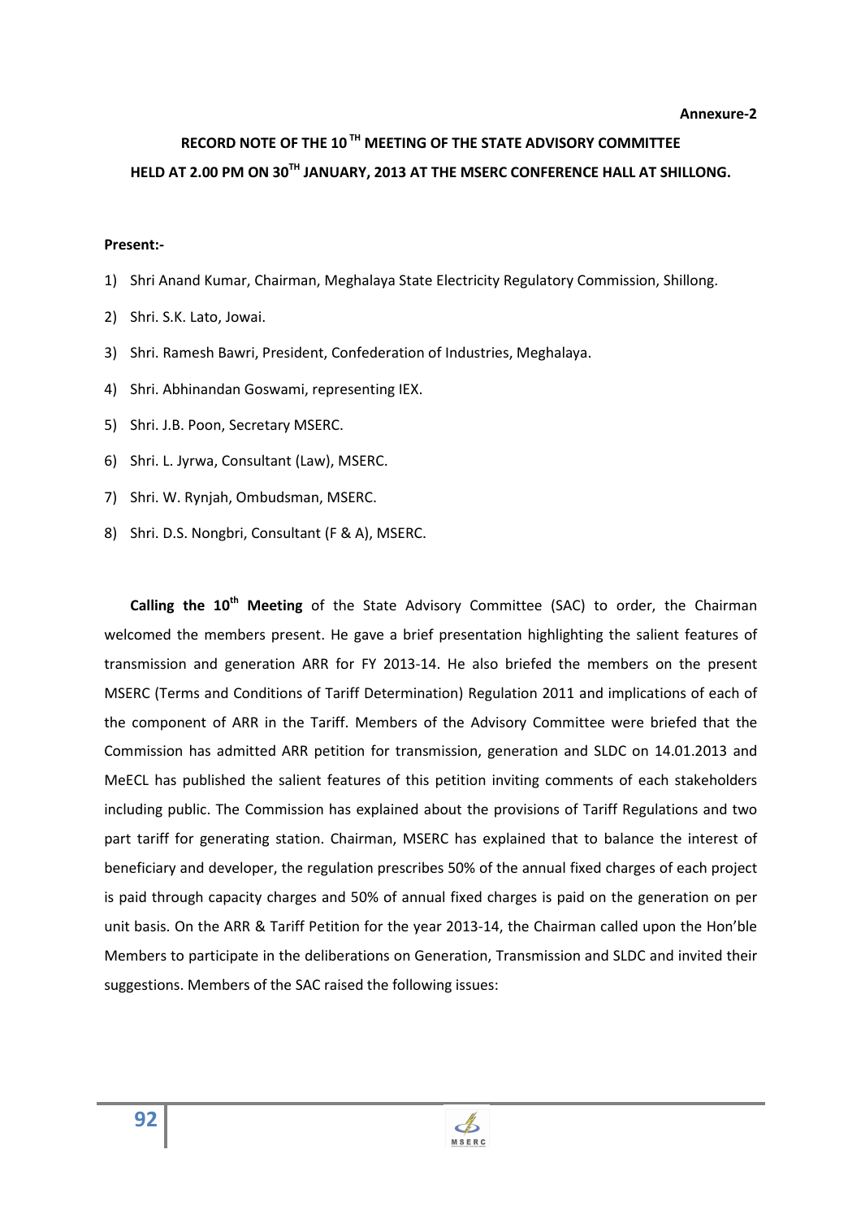**Annexure-2**

# RECORD NOTE OF THE 10$^{TH}$ MEETING OF THE STATE ADVISORY COMMITTEE HELD AT 2.00 PM ON 30$^{TH}$ JANUARY, 2013 AT THE MSERC CONFERENCE HALL AT SHILLONG.

**Present:-**

1) Shri Anand Kumar, Chairman, Meghalaya State Electricity Regulatory Commission, Shillong.
2) Shri. S.K. Lato, Jowai.
3) Shri. Ramesh Bawri, President, Confederation of Industries, Meghalaya.
4) Shri. Abhinandan Goswami, representing IEX.
5) Shri. J.B. Poon, Secretary MSERC.
6) Shri. L. Jyrwa, Consultant (Law), MSERC.
7) Shri. W. Rynjah, Ombudsman, MSERC.
8) Shri. D.S. Nongbri, Consultant (F & A), MSERC.

**Calling the 10$^{th}$ Meeting** of the State Advisory Committee (SAC) to order, the Chairman welcomed the members present. He gave a brief presentation highlighting the salient features of transmission and generation ARR for FY 2013-14. He also briefed the members on the present MSERC (Terms and Conditions of Tariff Determination) Regulation 2011 and implications of each of the component of ARR in the Tariff. Members of the Advisory Committee were briefed that the Commission has admitted ARR petition for transmission, generation and SLDC on 14.01.2013 and MeECL has published the salient features of this petition inviting comments of each stakeholders including public. The Commission has explained about the provisions of Tariff Regulations and two part tariff for generating station. Chairman, MSERC has explained that to balance the interest of beneficiary and developer, the regulation prescribes 50% of the annual fixed charges of each project is paid through capacity charges and 50% of annual fixed charges is paid on the generation on per unit basis. On the ARR & Tariff Petition for the year 2013-14, the Chairman called upon the Hon'ble Members to participate in the deliberations on Generation, Transmission and SLDC and invited their suggestions. Members of the SAC raised the following issues: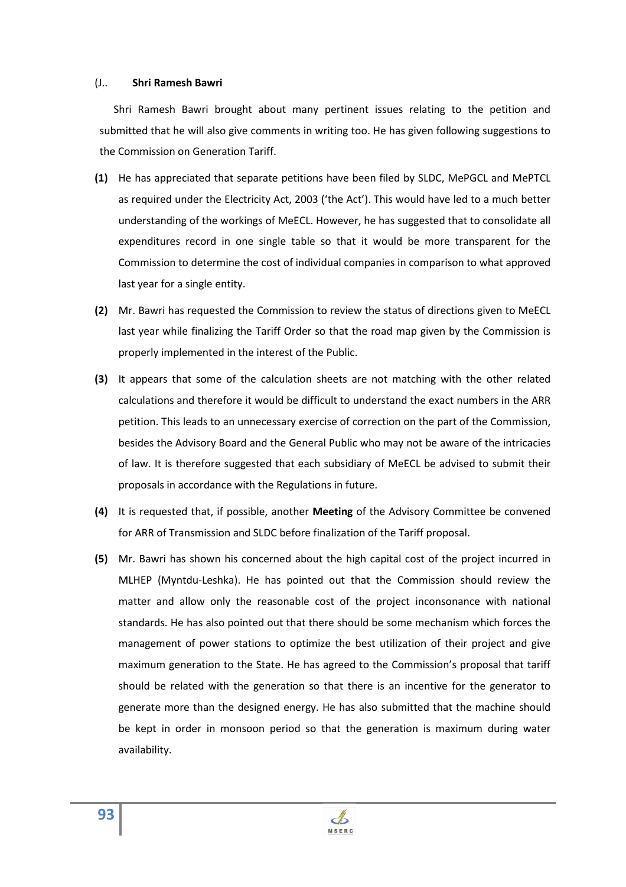(J.. **Shri Ramesh Bawri**

Shri Ramesh Bawri brought about many pertinent issues relating to the petition and submitted that he will also give comments in writing too. He has given following suggestions to the Commission on Generation Tariff.

**(1)** He has appreciated that separate petitions have been filed by SLDC, MePGCL and MePTCL as required under the Electricity Act, 2003 ('the Act'). This would have led to a much better understanding of the workings of MeECL. However, he has suggested that to consolidate all expenditures record in one single table so that it would be more transparent for the Commission to determine the cost of individual companies in comparison to what approved last year for a single entity.

**(2)** Mr. Bawri has requested the Commission to review the status of directions given to MeECL last year while finalizing the Tariff Order so that the road map given by the Commission is properly implemented in the interest of the Public.

**(3)** It appears that some of the calculation sheets are not matching with the other related calculations and therefore it would be difficult to understand the exact numbers in the ARR petition. This leads to an unnecessary exercise of correction on the part of the Commission, besides the Advisory Board and the General Public who may not be aware of the intricacies of law. It is therefore suggested that each subsidiary of MeECL be advised to submit their proposals in accordance with the Regulations in future.

**(4)** It is requested that, if possible, another **Meeting** of the Advisory Committee be convened for ARR of Transmission and SLDC before finalization of the Tariff proposal.

**(5)** Mr. Bawri has shown his concerned about the high capital cost of the project incurred in MLHEP (Myntdu-Leshka). He has pointed out that the Commission should review the matter and allow only the reasonable cost of the project inconsonance with national standards. He has also pointed out that there should be some mechanism which forces the management of power stations to optimize the best utilization of their project and give maximum generation to the State. He has agreed to the Commission's proposal that tariff should be related with the generation so that there is an incentive for the generator to generate more than the designed energy. He has also submitted that the machine should be kept in order in monsoon period so that the generation is maximum during water availability.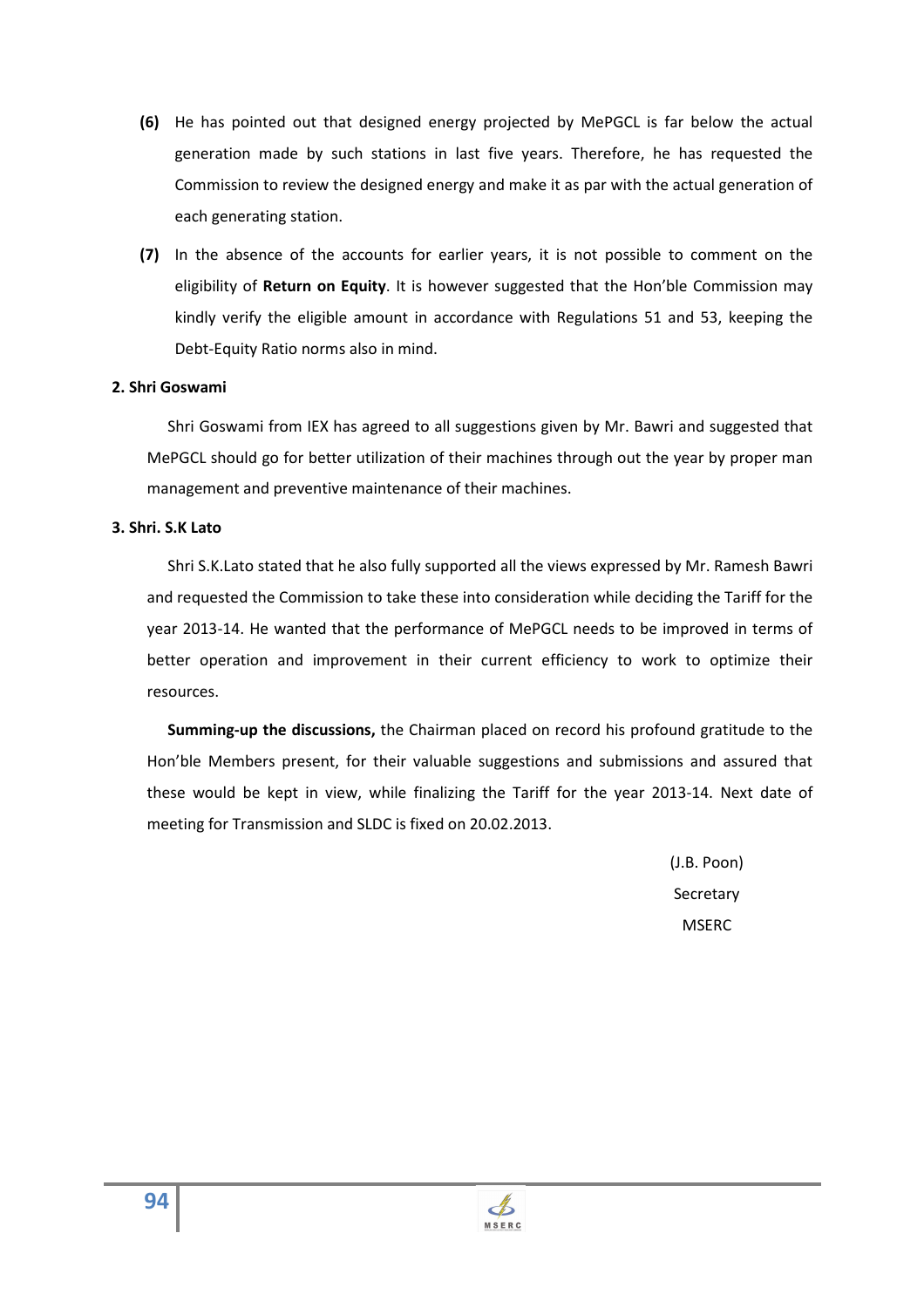**(6)** He has pointed out that designed energy projected by MePGCL is far below the actual generation made by such stations in last five years. Therefore, he has requested the Commission to review the designed energy and make it as par with the actual generation of each generating station.

**(7)** In the absence of the accounts for earlier years, it is not possible to comment on the eligibility of **Return on Equity**. It is however suggested that the Hon'ble Commission may kindly verify the eligible amount in accordance with Regulations 51 and 53, keeping the Debt-Equity Ratio norms also in mind.

**2. Shri Goswami**

Shri Goswami from IEX has agreed to all suggestions given by Mr. Bawri and suggested that MePGCL should go for better utilization of their machines through out the year by proper man management and preventive maintenance of their machines.

**3. Shri. S.K Lato**

Shri S.K.Lato stated that he also fully supported all the views expressed by Mr. Ramesh Bawri and requested the Commission to take these into consideration while deciding the Tariff for the year 2013-14. He wanted that the performance of MePGCL needs to be improved in terms of better operation and improvement in their current efficiency to work to optimize their resources.

**Summing-up the discussions,** the Chairman placed on record his profound gratitude to the Hon'ble Members present, for their valuable suggestions and submissions and assured that these would be kept in view, while finalizing the Tariff for the year 2013-14. Next date of meeting for Transmission and SLDC is fixed on 20.02.2013.

(J.B. Poon)
Secretary
MSERC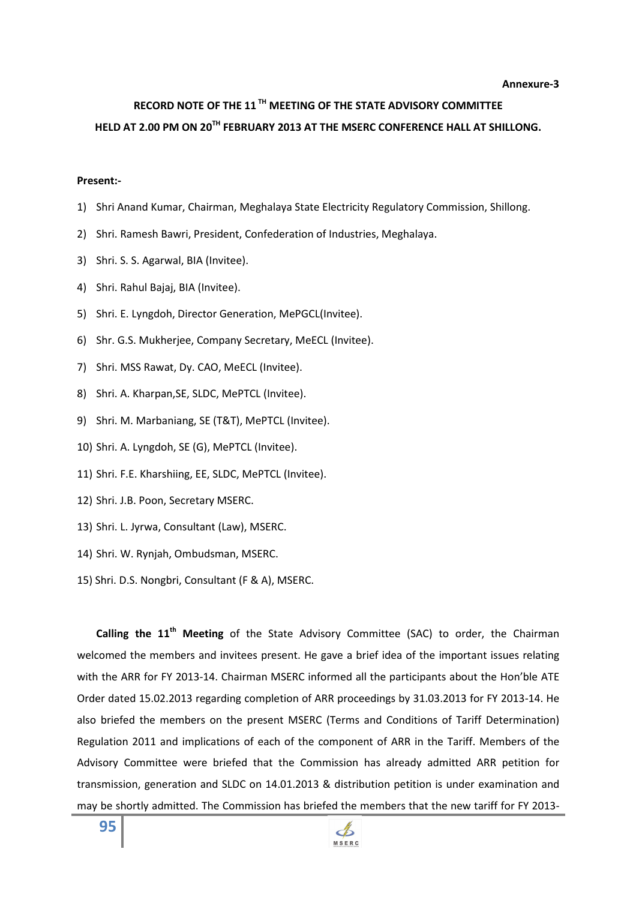**Annexure-3**

## RECORD NOTE OF THE 11[TH] MEETING OF THE STATE ADVISORY COMMITTEE HELD AT 2.00 PM ON 20[TH] FEBRUARY 2013 AT THE MSERC CONFERENCE HALL AT SHILLONG.

**Present:-**

1) Shri Anand Kumar, Chairman, Meghalaya State Electricity Regulatory Commission, Shillong.
2) Shri. Ramesh Bawri, President, Confederation of Industries, Meghalaya.
3) Shri. S. S. Agarwal, BIA (Invitee).
4) Shri. Rahul Bajaj, BIA (Invitee).
5) Shri. E. Lyngdoh, Director Generation, MePGCL(Invitee).
6) Shr. G.S. Mukherjee, Company Secretary, MeECL (Invitee).
7) Shri. MSS Rawat, Dy. CAO, MeECL (Invitee).
8) Shri. A. Kharpan,SE, SLDC, MePTCL (Invitee).
9) Shri. M. Marbaniang, SE (T&T), MePTCL (Invitee).
10) Shri. A. Lyngdoh, SE (G), MePTCL (Invitee).
11) Shri. F.E. Kharshiing, EE, SLDC, MePTCL (Invitee).
12) Shri. J.B. Poon, Secretary MSERC.
13) Shri. L. Jyrwa, Consultant (Law), MSERC.
14) Shri. W. Rynjah, Ombudsman, MSERC.
15) Shri. D.S. Nongbri, Consultant (F & A), MSERC.

**Calling the 11[th] Meeting** of the State Advisory Committee (SAC) to order, the Chairman welcomed the members and invitees present. He gave a brief idea of the important issues relating with the ARR for FY 2013-14. Chairman MSERC informed all the participants about the Hon'ble ATE Order dated 15.02.2013 regarding completion of ARR proceedings by 31.03.2013 for FY 2013-14. He also briefed the members on the present MSERC (Terms and Conditions of Tariff Determination) Regulation 2011 and implications of each of the component of ARR in the Tariff. Members of the Advisory Committee were briefed that the Commission has already admitted ARR petition for transmission, generation and SLDC on 14.01.2013 & distribution petition is under examination and may be shortly admitted. The Commission has briefed the members that the new tariff for FY 2013-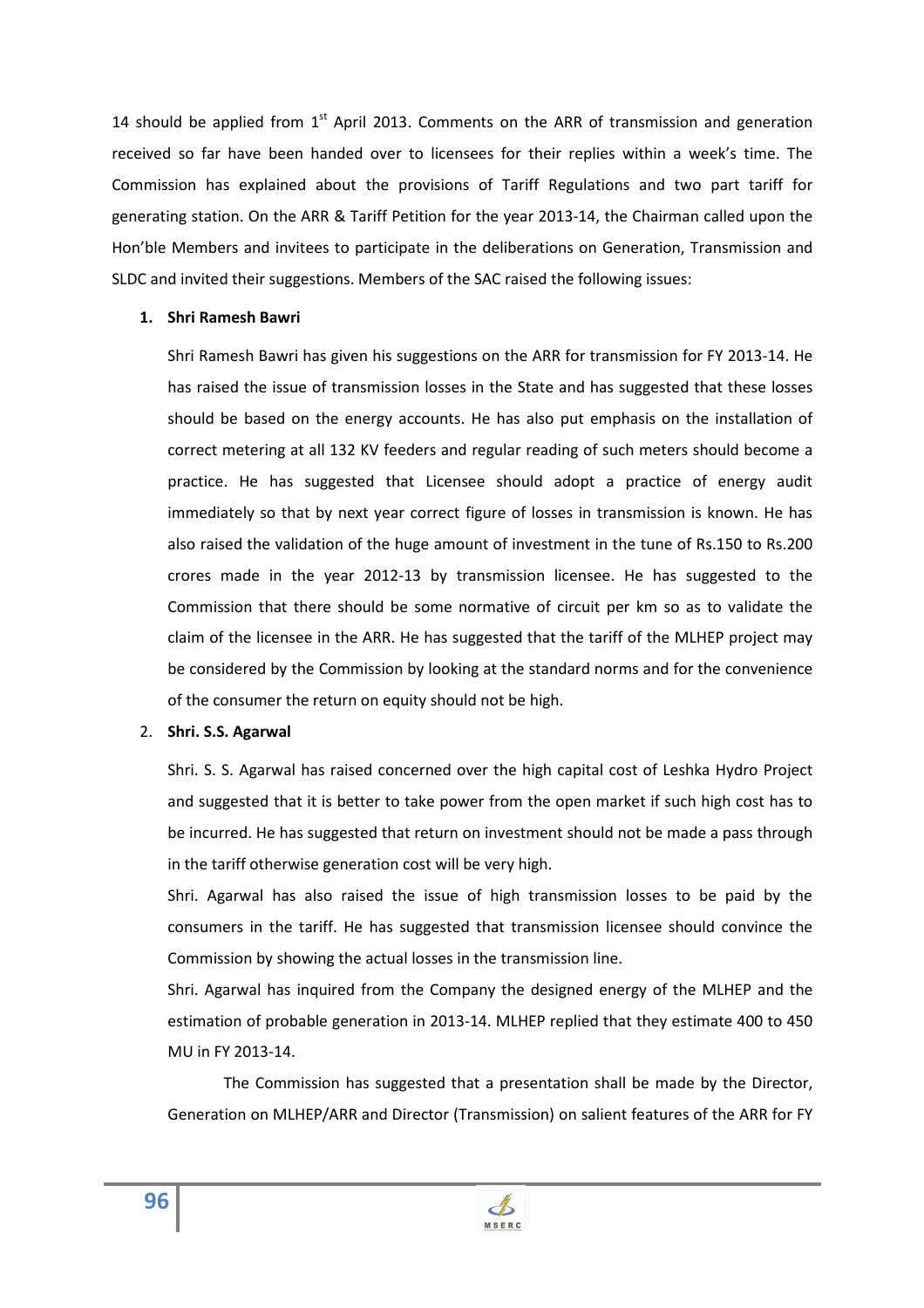14 should be applied from 1st April 2013. Comments on the ARR of transmission and generation received so far have been handed over to licensees for their replies within a week's time. The Commission has explained about the provisions of Tariff Regulations and two part tariff for generating station. On the ARR & Tariff Petition for the year 2013-14, the Chairman called upon the Hon'ble Members and invitees to participate in the deliberations on Generation, Transmission and SLDC and invited their suggestions. Members of the SAC raised the following issues:

1. **Shri Ramesh Bawri**

   Shri Ramesh Bawri has given his suggestions on the ARR for transmission for FY 2013-14. He has raised the issue of transmission losses in the State and has suggested that these losses should be based on the energy accounts. He has also put emphasis on the installation of correct metering at all 132 KV feeders and regular reading of such meters should become a practice. He has suggested that Licensee should adopt a practice of energy audit immediately so that by next year correct figure of losses in transmission is known. He has also raised the validation of the huge amount of investment in the tune of Rs.150 to Rs.200 crores made in the year 2012-13 by transmission licensee. He has suggested to the Commission that there should be some normative of circuit per km so as to validate the claim of the licensee in the ARR. He has suggested that the tariff of the MLHEP project may be considered by the Commission by looking at the standard norms and for the convenience of the consumer the return on equity should not be high.

2. **Shri. S.S. Agarwal**

   Shri. S. S. Agarwal has raised concerned over the high capital cost of Leshka Hydro Project and suggested that it is better to take power from the open market if such high cost has to be incurred. He has suggested that return on investment should not be made a pass through in the tariff otherwise generation cost will be very high.

   Shri. Agarwal has also raised the issue of high transmission losses to be paid by the consumers in the tariff. He has suggested that transmission licensee should convince the Commission by showing the actual losses in the transmission line.

   Shri. Agarwal has inquired from the Company the designed energy of the MLHEP and the estimation of probable generation in 2013-14. MLHEP replied that they estimate 400 to 450 MU in FY 2013-14.

   The Commission has suggested that a presentation shall be made by the Director, Generation on MLHEP/ARR and Director (Transmission) on salient features of the ARR for FY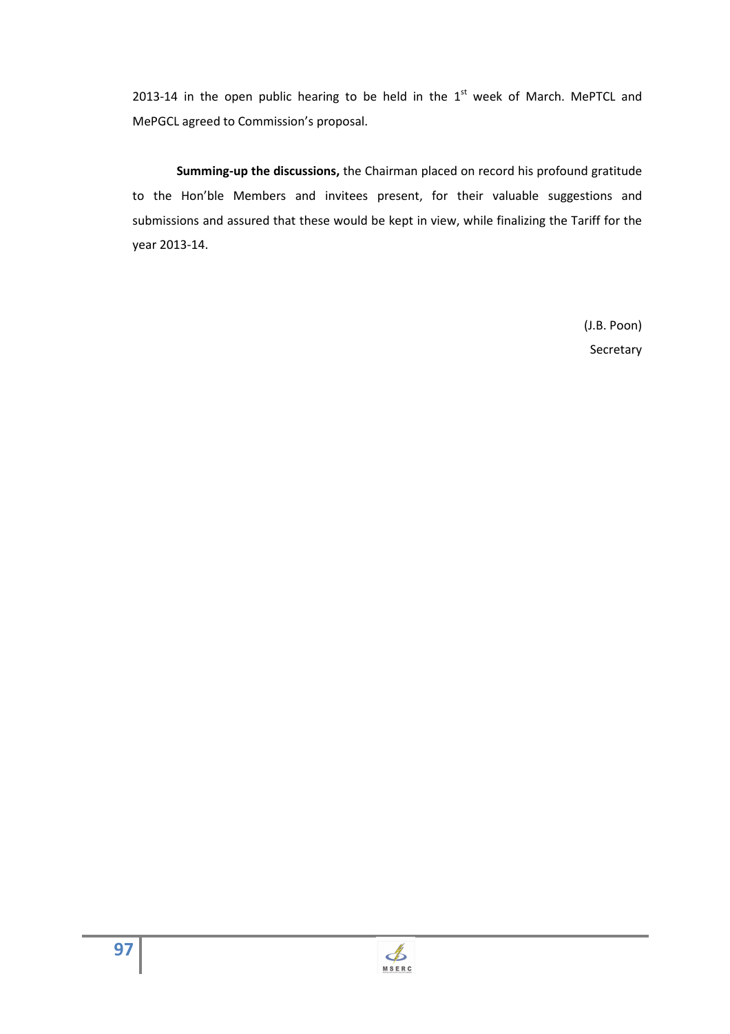2013-14 in the open public hearing to be held in the 1st week of March. MePTCL and MePGCL agreed to Commission's proposal.

**Summing-up the discussions,** the Chairman placed on record his profound gratitude to the Hon'ble Members and invitees present, for their valuable suggestions and submissions and assured that these would be kept in view, while finalizing the Tariff for the year 2013-14.

(J.B. Poon)

Secretary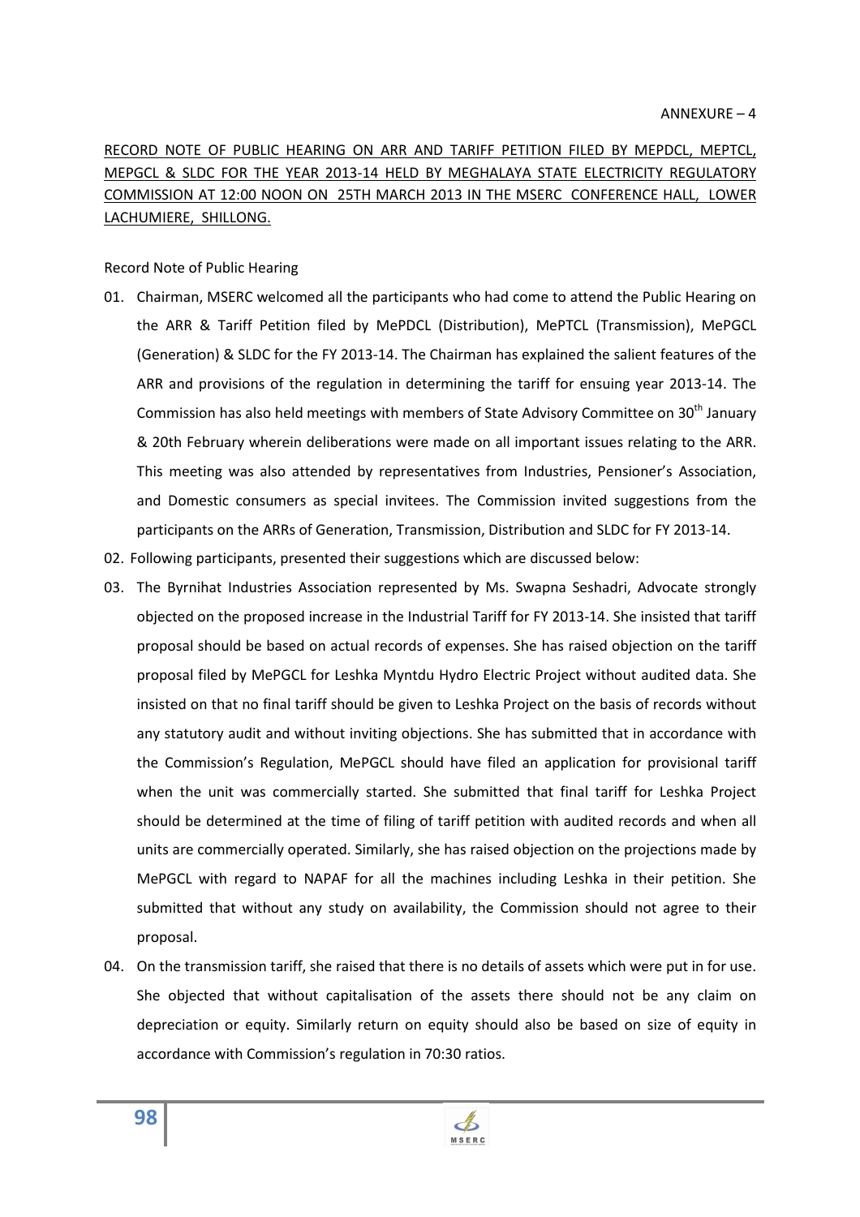ANNEXURE – 4

RECORD NOTE OF PUBLIC HEARING ON ARR AND TARIFF PETITION FILED BY MEPDCL, MEPTCL, MEPGCL & SLDC FOR THE YEAR 2013-14 HELD BY MEGHALAYA STATE ELECTRICITY REGULATORY COMMISSION AT 12:00 NOON ON 25TH MARCH 2013 IN THE MSERC CONFERENCE HALL, LOWER LACHUMIERE, SHILLONG.

Record Note of Public Hearing

01. Chairman, MSERC welcomed all the participants who had come to attend the Public Hearing on the ARR & Tariff Petition filed by MePDCL (Distribution), MePTCL (Transmission), MePGCL (Generation) & SLDC for the FY 2013-14. The Chairman has explained the salient features of the ARR and provisions of the regulation in determining the tariff for ensuing year 2013-14. The Commission has also held meetings with members of State Advisory Committee on 30th January & 20th February wherein deliberations were made on all important issues relating to the ARR. This meeting was also attended by representatives from Industries, Pensioner's Association, and Domestic consumers as special invitees. The Commission invited suggestions from the participants on the ARRs of Generation, Transmission, Distribution and SLDC for FY 2013-14.

02. Following participants, presented their suggestions which are discussed below:

03. The Byrnihat Industries Association represented by Ms. Swapna Seshadri, Advocate strongly objected on the proposed increase in the Industrial Tariff for FY 2013-14. She insisted that tariff proposal should be based on actual records of expenses. She has raised objection on the tariff proposal filed by MePGCL for Leshka Myntdu Hydro Electric Project without audited data. She insisted on that no final tariff should be given to Leshka Project on the basis of records without any statutory audit and without inviting objections. She has submitted that in accordance with the Commission's Regulation, MePGCL should have filed an application for provisional tariff when the unit was commercially started. She submitted that final tariff for Leshka Project should be determined at the time of filing of tariff petition with audited records and when all units are commercially operated. Similarly, she has raised objection on the projections made by MePGCL with regard to NAPAF for all the machines including Leshka in their petition. She submitted that without any study on availability, the Commission should not agree to their proposal.

04. On the transmission tariff, she raised that there is no details of assets which were put in for use. She objected that without capitalisation of the assets there should not be any claim on depreciation or equity. Similarly return on equity should also be based on size of equity in accordance with Commission's regulation in 70:30 ratios.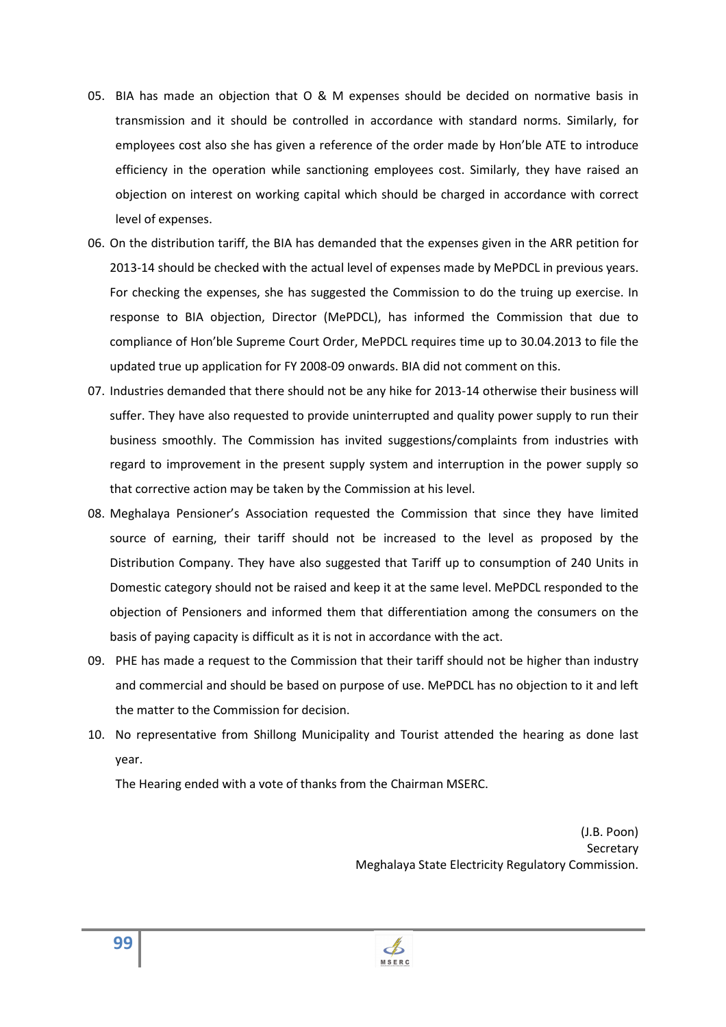05. BIA has made an objection that O & M expenses should be decided on normative basis in transmission and it should be controlled in accordance with standard norms. Similarly, for employees cost also she has given a reference of the order made by Hon'ble ATE to introduce efficiency in the operation while sanctioning employees cost. Similarly, they have raised an objection on interest on working capital which should be charged in accordance with correct level of expenses.

06. On the distribution tariff, the BIA has demanded that the expenses given in the ARR petition for 2013-14 should be checked with the actual level of expenses made by MePDCL in previous years. For checking the expenses, she has suggested the Commission to do the truing up exercise. In response to BIA objection, Director (MePDCL), has informed the Commission that due to compliance of Hon'ble Supreme Court Order, MePDCL requires time up to 30.04.2013 to file the updated true up application for FY 2008-09 onwards. BIA did not comment on this.

07. Industries demanded that there should not be any hike for 2013-14 otherwise their business will suffer. They have also requested to provide uninterrupted and quality power supply to run their business smoothly. The Commission has invited suggestions/complaints from industries with regard to improvement in the present supply system and interruption in the power supply so that corrective action may be taken by the Commission at his level.

08. Meghalaya Pensioner's Association requested the Commission that since they have limited source of earning, their tariff should not be increased to the level as proposed by the Distribution Company. They have also suggested that Tariff up to consumption of 240 Units in Domestic category should not be raised and keep it at the same level. MePDCL responded to the objection of Pensioners and informed them that differentiation among the consumers on the basis of paying capacity is difficult as it is not in accordance with the act.

09. PHE has made a request to the Commission that their tariff should not be higher than industry and commercial and should be based on purpose of use. MePDCL has no objection to it and left the matter to the Commission for decision.

10. No representative from Shillong Municipality and Tourist attended the hearing as done last year.

The Hearing ended with a vote of thanks from the Chairman MSERC.

(J.B. Poon)
Secretary
Meghalaya State Electricity Regulatory Commission.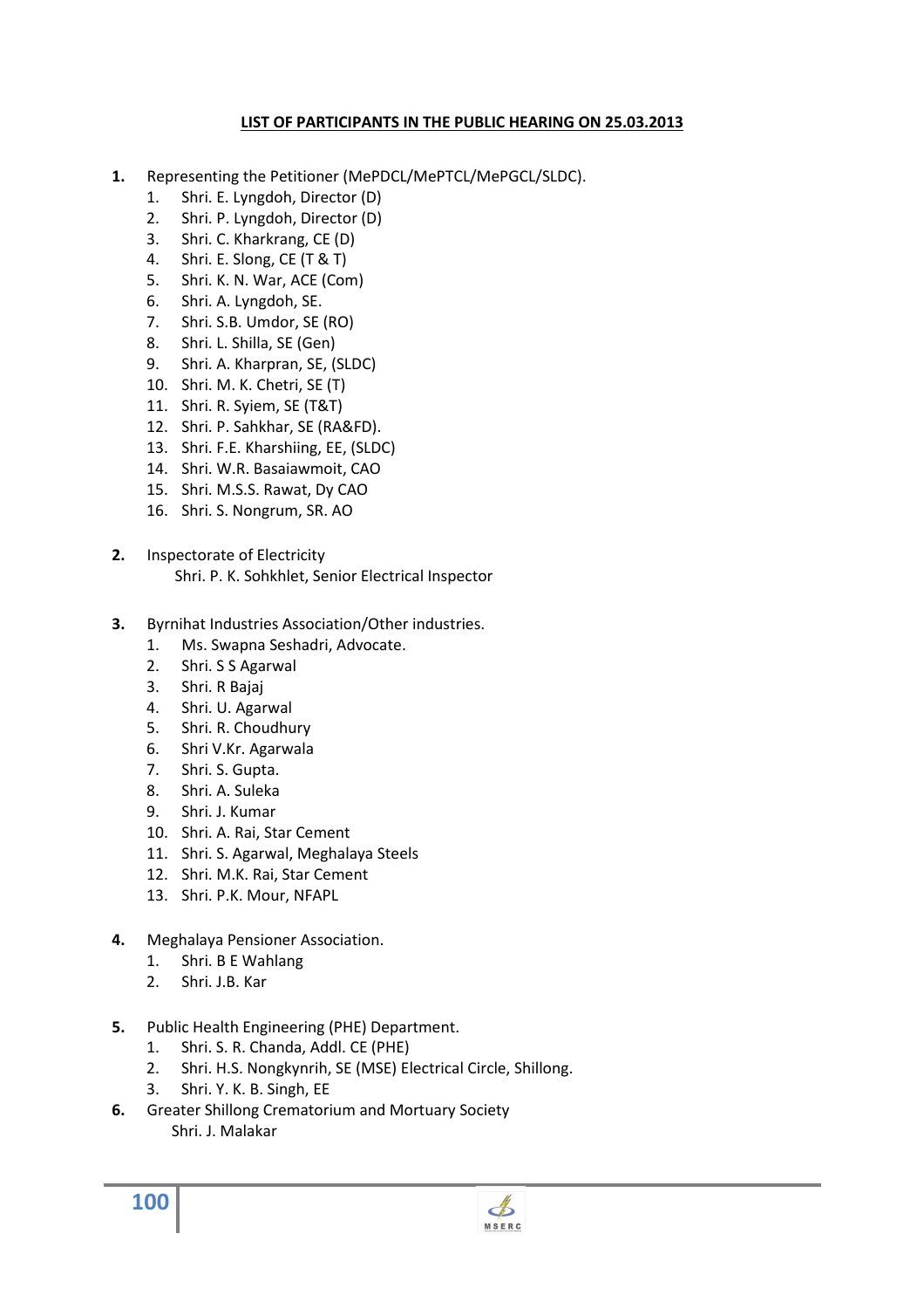**LIST OF PARTICIPANTS IN THE PUBLIC HEARING ON 25.03.2013**

1. Representing the Petitioner (MePDCL/MePTCL/MePGCL/SLDC).
   1. Shri. E. Lyngdoh, Director (D)
   2. Shri. P. Lyngdoh, Director (D)
   3. Shri. C. Kharkrang, CE (D)
   4. Shri. E. Slong, CE (T & T)
   5. Shri. K. N. War, ACE (Com)
   6. Shri. A. Lyngdoh, SE.
   7. Shri. S.B. Umdor, SE (RO)
   8. Shri. L. Shilla, SE (Gen)
   9. Shri. A. Kharpran, SE, (SLDC)
   10. Shri. M. K. Chetri, SE (T)
   11. Shri. R. Syiem, SE (T&T)
   12. Shri. P. Sahkhar, SE (RA&FD).
   13. Shri. F.E. Kharshiing, EE, (SLDC)
   14. Shri. W.R. Basaiawmoit, CAO
   15. Shri. M.S.S. Rawat, Dy CAO
   16. Shri. S. Nongrum, SR. AO

2. Inspectorate of Electricity
   Shri. P. K. Sohkhlet, Senior Electrical Inspector

3. Byrnihat Industries Association/Other industries.
   1. Ms. Swapna Seshadri, Advocate.
   2. Shri. S S Agarwal
   3. Shri. R Bajaj
   4. Shri. U. Agarwal
   5. Shri. R. Choudhury
   6. Shri V.Kr. Agarwala
   7. Shri. S. Gupta.
   8. Shri. A. Suleka
   9. Shri. J. Kumar
   10. Shri. A. Rai, Star Cement
   11. Shri. S. Agarwal, Meghalaya Steels
   12. Shri. M.K. Rai, Star Cement
   13. Shri. P.K. Mour, NFAPL

4. Meghalaya Pensioner Association.
   1. Shri. B E Wahlang
   2. Shri. J.B. Kar

5. Public Health Engineering (PHE) Department.
   1. Shri. S. R. Chanda, Addl. CE (PHE)
   2. Shri. H.S. Nongkynrih, SE (MSE) Electrical Circle, Shillong.
   3. Shri. Y. K. B. Singh, EE

6. Greater Shillong Crematorium and Mortuary Society
   Shri. J. Malakar